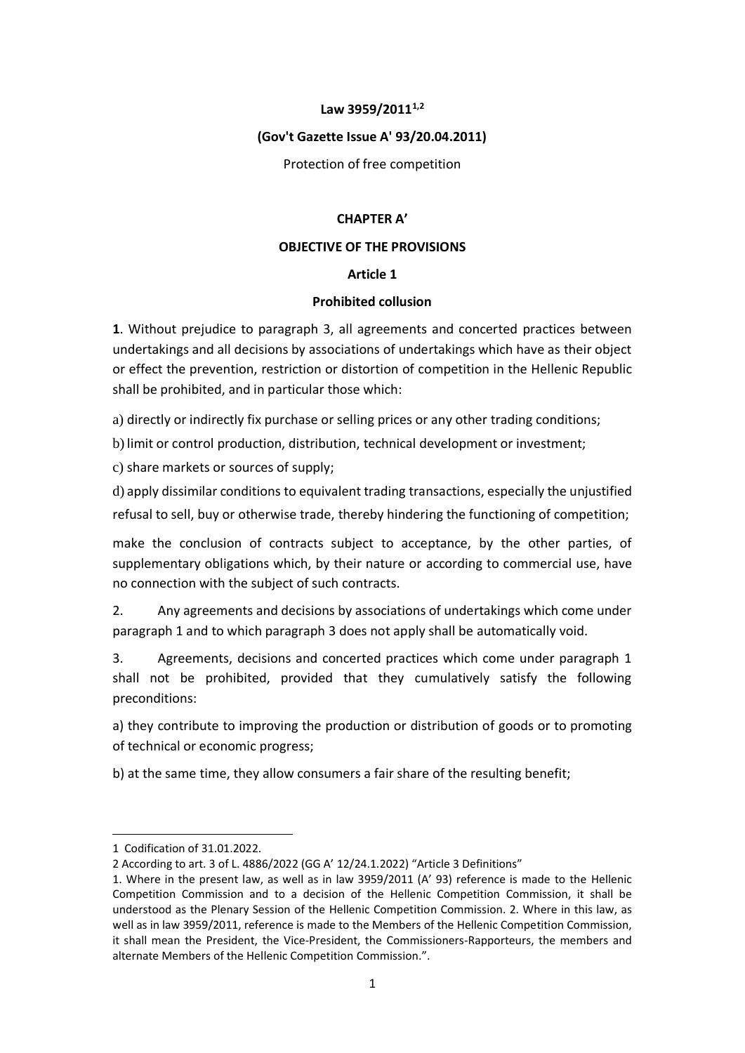**Law 3959/2011[1,2]**

**(Gov't Gazette Issue A' 93/20.04.2011)**

Protection of free competition

## CHAPTER A'

## OBJECTIVE OF THE PROVISIONS

### Article 1

### Prohibited collusion

**1**. Without prejudice to paragraph 3, all agreements and concerted practices between undertakings and all decisions by associations of undertakings which have as their object or effect the prevention, restriction or distortion of competition in the Hellenic Republic shall be prohibited, and in particular those which:

a) directly or indirectly fix purchase or selling prices or any other trading conditions;

b) limit or control production, distribution, technical development or investment;

c) share markets or sources of supply;

d) apply dissimilar conditions to equivalent trading transactions, especially the unjustified refusal to sell, buy or otherwise trade, thereby hindering the functioning of competition;

make the conclusion of contracts subject to acceptance, by the other parties, of supplementary obligations which, by their nature or according to commercial use, have no connection with the subject of such contracts.

2. Any agreements and decisions by associations of undertakings which come under paragraph 1 and to which paragraph 3 does not apply shall be automatically void.

3. Agreements, decisions and concerted practices which come under paragraph 1 shall not be prohibited, provided that they cumulatively satisfy the following preconditions:

a) they contribute to improving the production or distribution of goods or to promoting of technical or economic progress;

b) at the same time, they allow consumers a fair share of the resulting benefit;

---

1 Codification of 31.01.2022.

2 According to art. 3 of L. 4886/2022 (GG A' 12/24.1.2022) "Article 3 Definitions"

1. Where in the present law, as well as in law 3959/2011 (A' 93) reference is made to the Hellenic Competition Commission and to a decision of the Hellenic Competition Commission, it shall be understood as the Plenary Session of the Hellenic Competition Commission. 2. Where in this law, as well as in law 3959/2011, reference is made to the Members of the Hellenic Competition Commission, it shall mean the President, the Vice-President, the Commissioners-Rapporteurs, the members and alternate Members of the Hellenic Competition Commission.".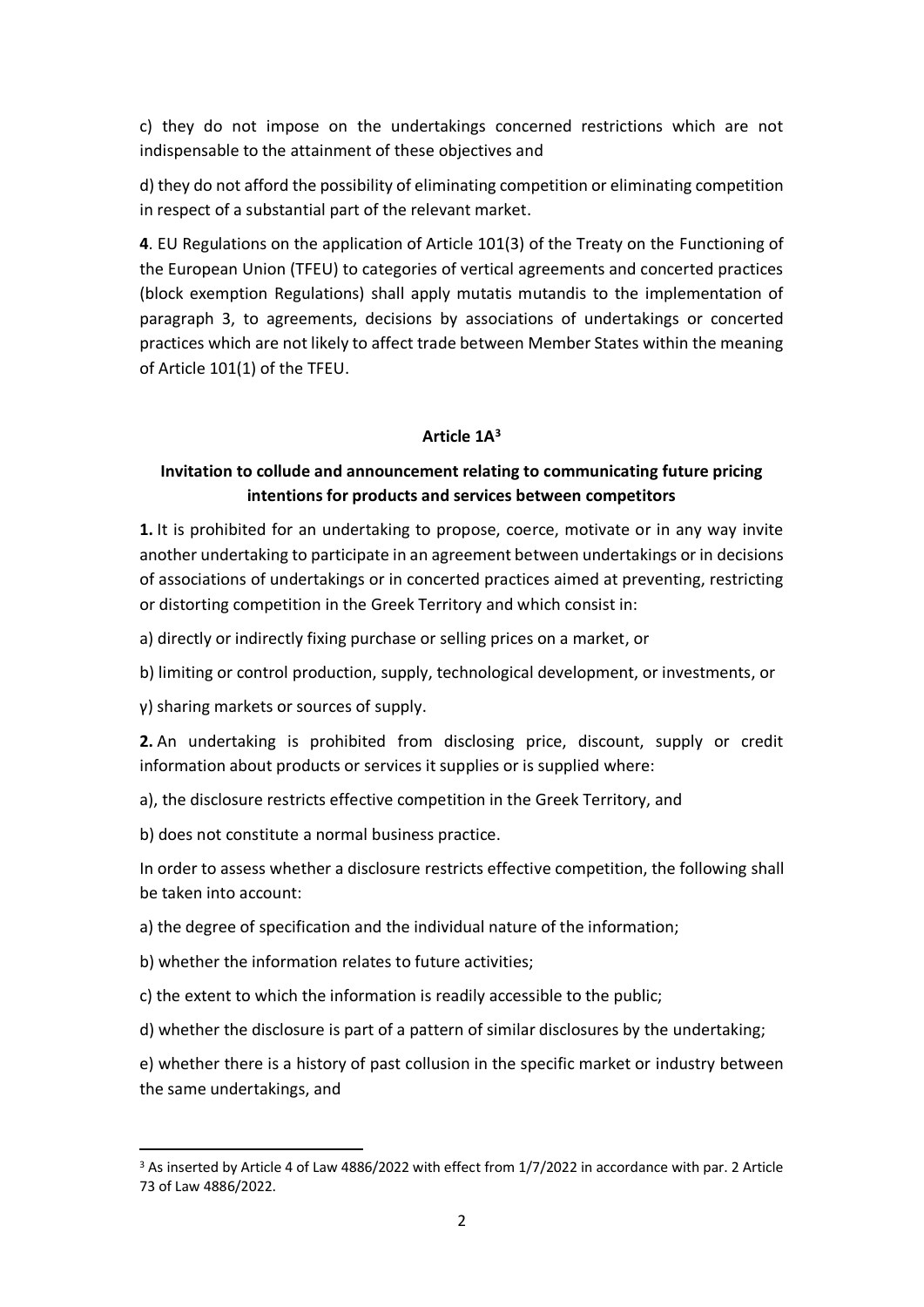c) they do not impose on the undertakings concerned restrictions which are not indispensable to the attainment of these objectives and

d) they do not afford the possibility of eliminating competition or eliminating competition in respect of a substantial part of the relevant market.

**4**. EU Regulations on the application of Article 101(3) of the Treaty on the Functioning of the European Union (TFEU) to categories of vertical agreements and concerted practices (block exemption Regulations) shall apply mutatis mutandis to the implementation of paragraph 3, to agreements, decisions by associations of undertakings or concerted practices which are not likely to affect trade between Member States within the meaning of Article 101(1) of the TFEU.

### Article 1A[3]

### Invitation to collude and announcement relating to communicating future pricing intentions for products and services between competitors

**1.** It is prohibited for an undertaking to propose, coerce, motivate or in any way invite another undertaking to participate in an agreement between undertakings or in decisions of associations of undertakings or in concerted practices aimed at preventing, restricting or distorting competition in the Greek Territory and which consist in:

a) directly or indirectly fixing purchase or selling prices on a market, or

b) limiting or control production, supply, technological development, or investments, or

γ) sharing markets or sources of supply.

**2.** An undertaking is prohibited from disclosing price, discount, supply or credit information about products or services it supplies or is supplied where:

a), the disclosure restricts effective competition in the Greek Territory, and

b) does not constitute a normal business practice.

In order to assess whether a disclosure restricts effective competition, the following shall be taken into account:

a) the degree of specification and the individual nature of the information;

b) whether the information relates to future activities;

c) the extent to which the information is readily accessible to the public;

d) whether the disclosure is part of a pattern of similar disclosures by the undertaking;

e) whether there is a history of past collusion in the specific market or industry between the same undertakings, and

---

[3] As inserted by Article 4 of Law 4886/2022 with effect from 1/7/2022 in accordance with par. 2 Article 73 of Law 4886/2022.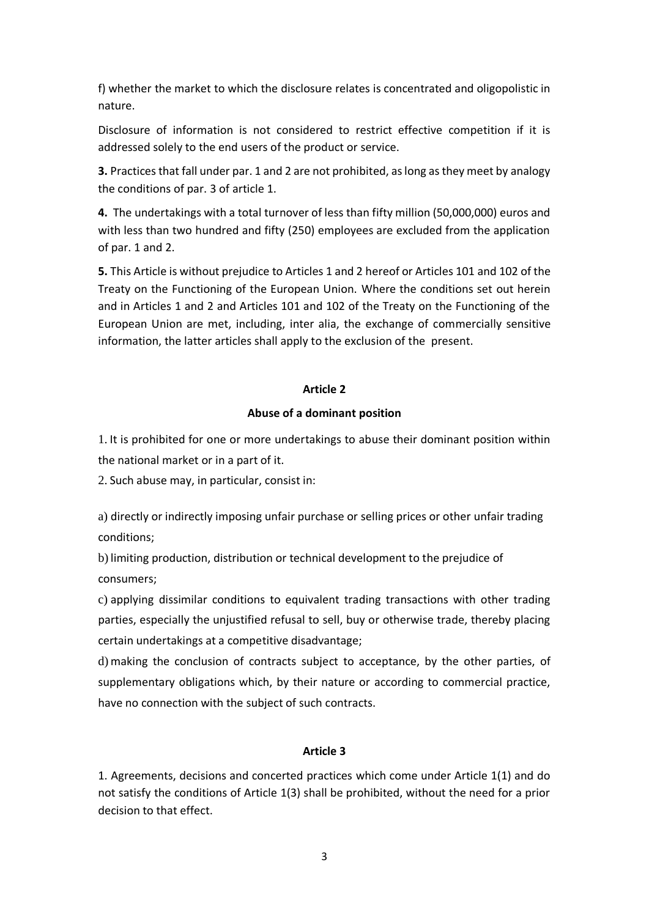f) whether the market to which the disclosure relates is concentrated and oligopolistic in nature.

Disclosure of information is not considered to restrict effective competition if it is addressed solely to the end users of the product or service.

**3.** Practices that fall under par. 1 and 2 are not prohibited, as long as they meet by analogy the conditions of par. 3 of article 1.

**4.** The undertakings with a total turnover of less than fifty million (50,000,000) euros and with less than two hundred and fifty (250) employees are excluded from the application of par. 1 and 2.

**5.** This Article is without prejudice to Articles 1 and 2 hereof or Articles 101 and 102 of the Treaty on the Functioning of the European Union. Where the conditions set out herein and in Articles 1 and 2 and Articles 101 and 102 of the Treaty on the Functioning of the European Union are met, including, inter alia, the exchange of commercially sensitive information, the latter articles shall apply to the exclusion of the present.

### Article 2

### Abuse of a dominant position

1. It is prohibited for one or more undertakings to abuse their dominant position within the national market or in a part of it.

2. Such abuse may, in particular, consist in:

a) directly or indirectly imposing unfair purchase or selling prices or other unfair trading conditions;

b) limiting production, distribution or technical development to the prejudice of consumers;

c) applying dissimilar conditions to equivalent trading transactions with other trading parties, especially the unjustified refusal to sell, buy or otherwise trade, thereby placing certain undertakings at a competitive disadvantage;

d) making the conclusion of contracts subject to acceptance, by the other parties, of supplementary obligations which, by their nature or according to commercial practice, have no connection with the subject of such contracts.

### Article 3

1. Agreements, decisions and concerted practices which come under Article 1(1) and do not satisfy the conditions of Article 1(3) shall be prohibited, without the need for a prior decision to that effect.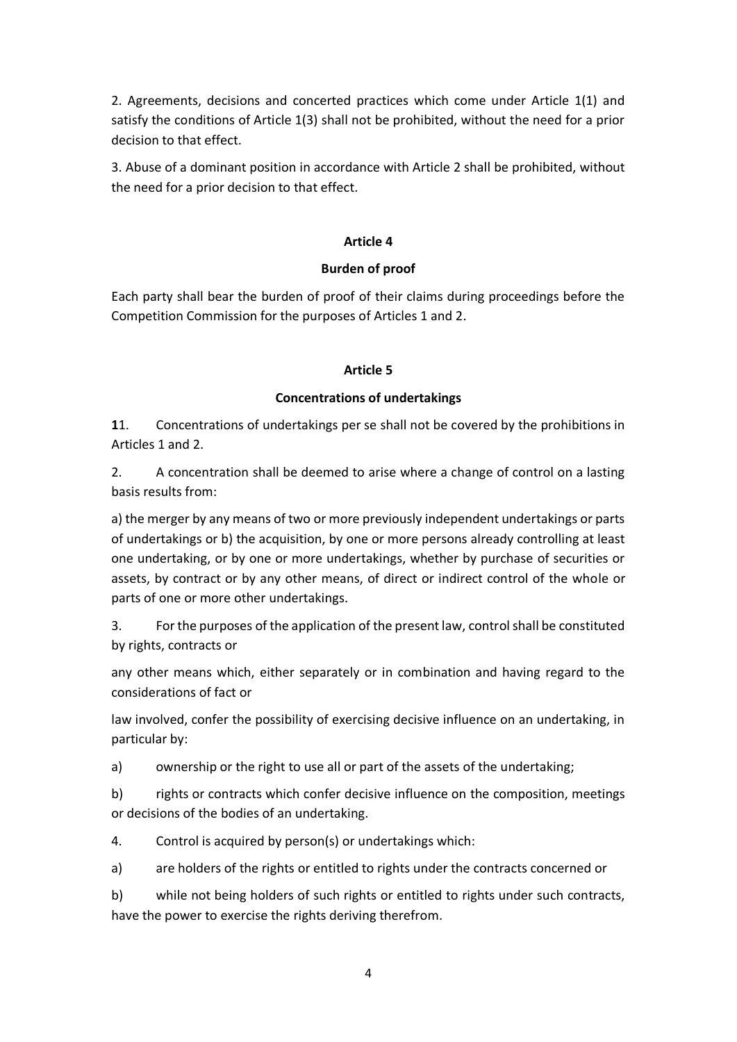2. Agreements, decisions and concerted practices which come under Article 1(1) and satisfy the conditions of Article 1(3) shall not be prohibited, without the need for a prior decision to that effect.

3. Abuse of a dominant position in accordance with Article 2 shall be prohibited, without the need for a prior decision to that effect.

## Article 4

### Burden of proof

Each party shall bear the burden of proof of their claims during proceedings before the Competition Commission for the purposes of Articles 1 and 2.

## Article 5

### Concentrations of undertakings

**1**1. Concentrations of undertakings per se shall not be covered by the prohibitions in Articles 1 and 2.

2. A concentration shall be deemed to arise where a change of control on a lasting basis results from:

a) the merger by any means of two or more previously independent undertakings or parts of undertakings or b) the acquisition, by one or more persons already controlling at least one undertaking, or by one or more undertakings, whether by purchase of securities or assets, by contract or by any other means, of direct or indirect control of the whole or parts of one or more other undertakings.

3. For the purposes of the application of the present law, control shall be constituted by rights, contracts or

any other means which, either separately or in combination and having regard to the considerations of fact or

law involved, confer the possibility of exercising decisive influence on an undertaking, in particular by:

a) ownership or the right to use all or part of the assets of the undertaking;

b) rights or contracts which confer decisive influence on the composition, meetings or decisions of the bodies of an undertaking.

4. Control is acquired by person(s) or undertakings which:

a) are holders of the rights or entitled to rights under the contracts concerned or

b) while not being holders of such rights or entitled to rights under such contracts, have the power to exercise the rights deriving therefrom.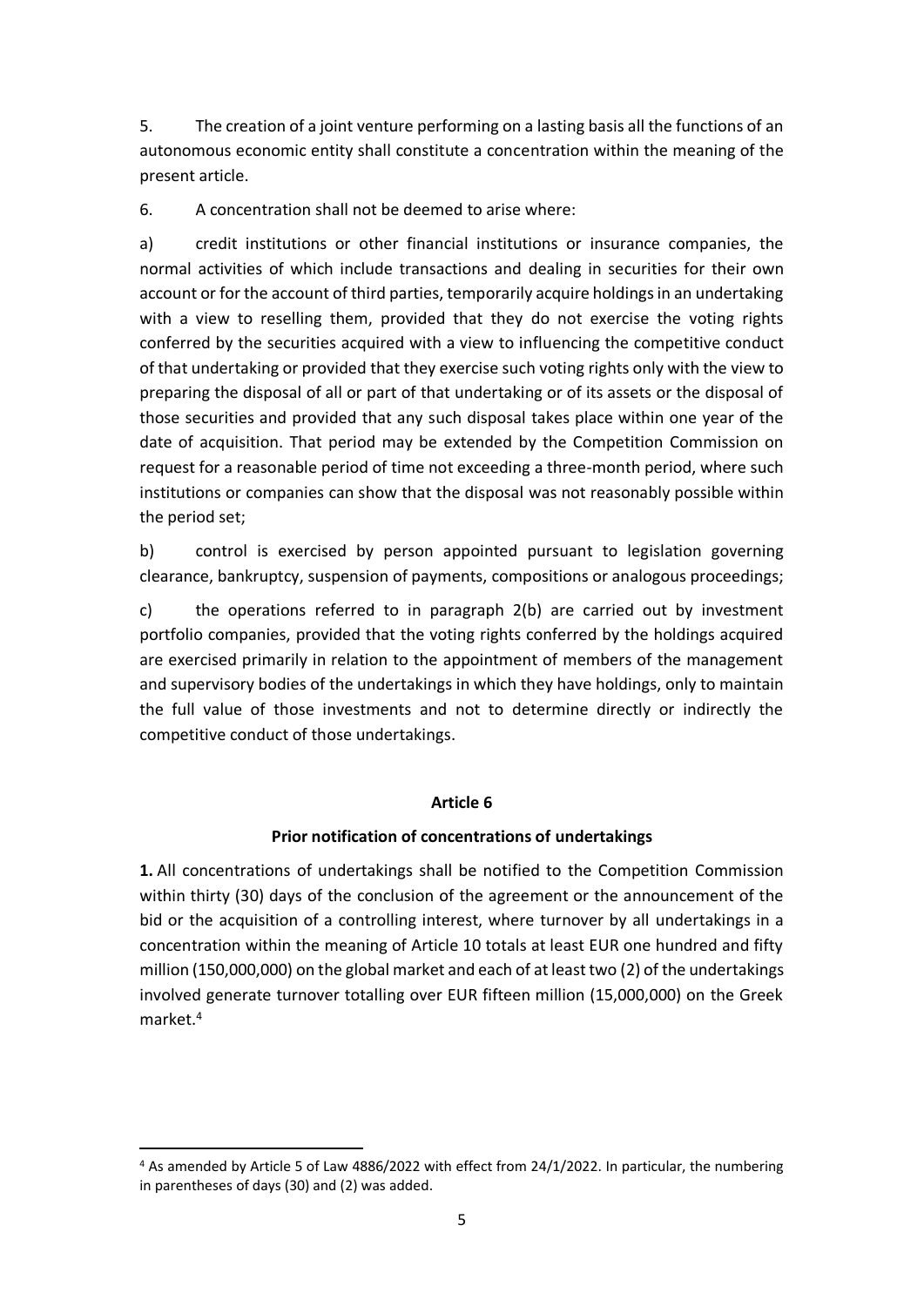5. The creation of a joint venture performing on a lasting basis all the functions of an autonomous economic entity shall constitute a concentration within the meaning of the present article.

6. A concentration shall not be deemed to arise where:

a) credit institutions or other financial institutions or insurance companies, the normal activities of which include transactions and dealing in securities for their own account or for the account of third parties, temporarily acquire holdings in an undertaking with a view to reselling them, provided that they do not exercise the voting rights conferred by the securities acquired with a view to influencing the competitive conduct of that undertaking or provided that they exercise such voting rights only with the view to preparing the disposal of all or part of that undertaking or of its assets or the disposal of those securities and provided that any such disposal takes place within one year of the date of acquisition. That period may be extended by the Competition Commission on request for a reasonable period of time not exceeding a three-month period, where such institutions or companies can show that the disposal was not reasonably possible within the period set;

b) control is exercised by person appointed pursuant to legislation governing clearance, bankruptcy, suspension of payments, compositions or analogous proceedings;

c) the operations referred to in paragraph 2(b) are carried out by investment portfolio companies, provided that the voting rights conferred by the holdings acquired are exercised primarily in relation to the appointment of members of the management and supervisory bodies of the undertakings in which they have holdings, only to maintain the full value of those investments and not to determine directly or indirectly the competitive conduct of those undertakings.

## Article 6

### Prior notification of concentrations of undertakings

**1.** All concentrations of undertakings shall be notified to the Competition Commission within thirty (30) days of the conclusion of the agreement or the announcement of the bid or the acquisition of a controlling interest, where turnover by all undertakings in a concentration within the meaning of Article 10 totals at least EUR one hundred and fifty million (150,000,000) on the global market and each of at least two (2) of the undertakings involved generate turnover totalling over EUR fifteen million (15,000,000) on the Greek market.[4]

---

[4] As amended by Article 5 of Law 4886/2022 with effect from 24/1/2022. In particular, the numbering in parentheses of days (30) and (2) was added.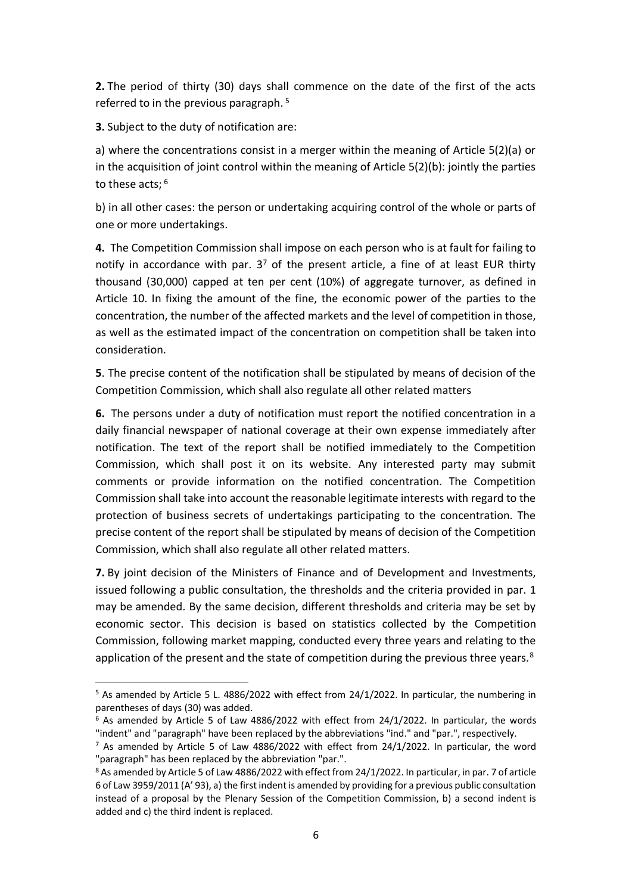**2.** The period of thirty (30) days shall commence on the date of the first of the acts referred to in the previous paragraph. [5]

**3.** Subject to the duty of notification are:

a) where the concentrations consist in a merger within the meaning of Article 5(2)(a) or in the acquisition of joint control within the meaning of Article 5(2)(b): jointly the parties to these acts; [6]

b) in all other cases: the person or undertaking acquiring control of the whole or parts of one or more undertakings.

**4.** The Competition Commission shall impose on each person who is at fault for failing to notify in accordance with par. 3[7] of the present article, a fine of at least EUR thirty thousand (30,000) capped at ten per cent (10%) of aggregate turnover, as defined in Article 10. In fixing the amount of the fine, the economic power of the parties to the concentration, the number of the affected markets and the level of competition in those, as well as the estimated impact of the concentration on competition shall be taken into consideration.

**5**. The precise content of the notification shall be stipulated by means of decision of the Competition Commission, which shall also regulate all other related matters

**6.** The persons under a duty of notification must report the notified concentration in a daily financial newspaper of national coverage at their own expense immediately after notification. The text of the report shall be notified immediately to the Competition Commission, which shall post it on its website. Any interested party may submit comments or provide information on the notified concentration. The Competition Commission shall take into account the reasonable legitimate interests with regard to the protection of business secrets of undertakings participating to the concentration. The precise content of the report shall be stipulated by means of decision of the Competition Commission, which shall also regulate all other related matters.

**7.** By joint decision of the Ministers of Finance and of Development and Investments, issued following a public consultation, the thresholds and the criteria provided in par. 1 may be amended. By the same decision, different thresholds and criteria may be set by economic sector. This decision is based on statistics collected by the Competition Commission, following market mapping, conducted every three years and relating to the application of the present and the state of competition during the previous three years.[8]

---

[5] As amended by Article 5 L. 4886/2022 with effect from 24/1/2022. In particular, the numbering in parentheses of days (30) was added.

[6] As amended by Article 5 of Law 4886/2022 with effect from 24/1/2022. In particular, the words "indent" and "paragraph" have been replaced by the abbreviations "ind." and "par.", respectively.

[7] As amended by Article 5 of Law 4886/2022 with effect from 24/1/2022. In particular, the word "paragraph" has been replaced by the abbreviation "par.".

[8] As amended by Article 5 of Law 4886/2022 with effect from 24/1/2022. In particular, in par. 7 of article 6 of Law 3959/2011 (A' 93), a) the first indent is amended by providing for a previous public consultation instead of a proposal by the Plenary Session of the Competition Commission, b) a second indent is added and c) the third indent is replaced.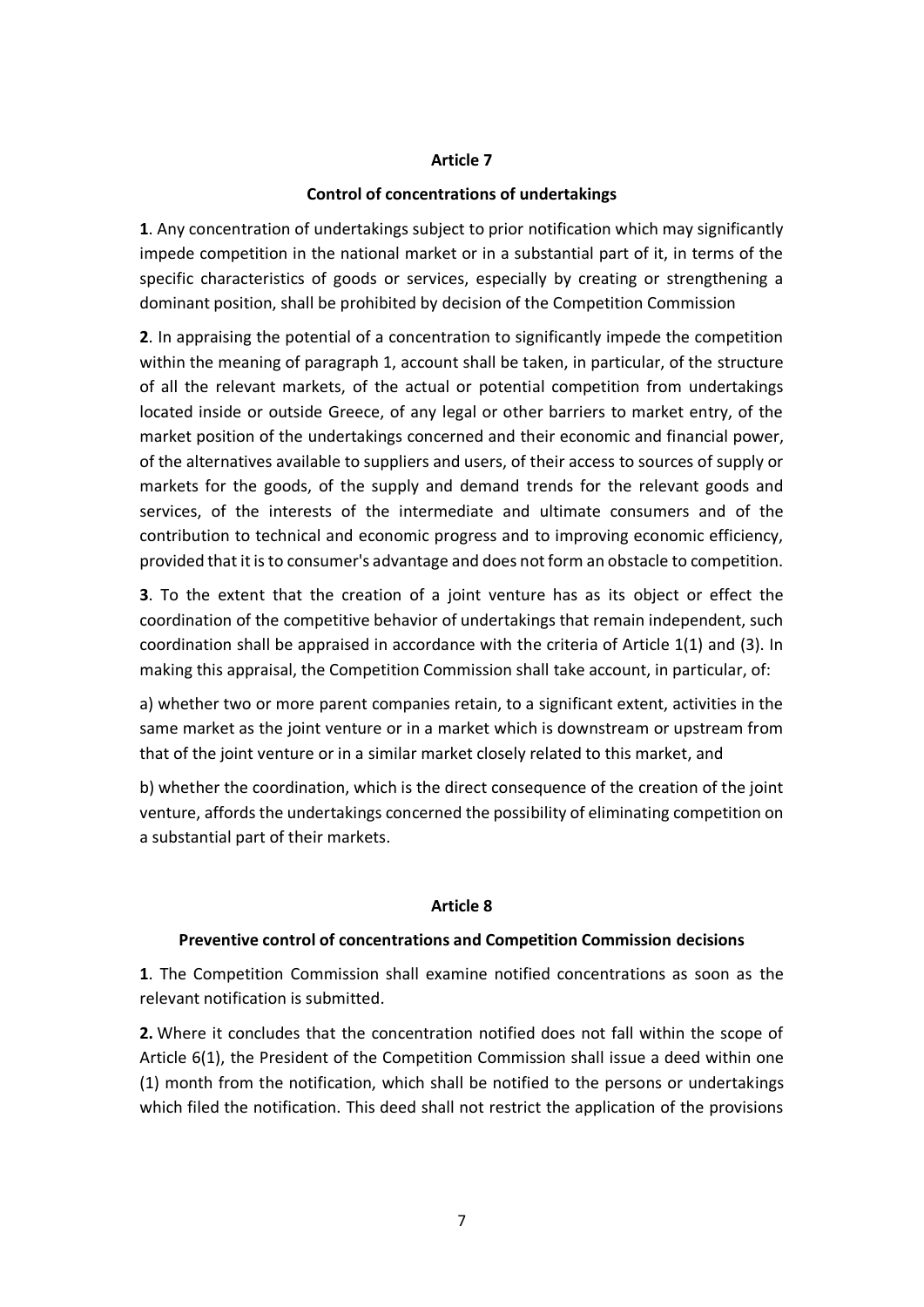## Article 7

### Control of concentrations of undertakings

**1**. Any concentration of undertakings subject to prior notification which may significantly impede competition in the national market or in a substantial part of it, in terms of the specific characteristics of goods or services, especially by creating or strengthening a dominant position, shall be prohibited by decision of the Competition Commission

**2**. In appraising the potential of a concentration to significantly impede the competition within the meaning of paragraph 1, account shall be taken, in particular, of the structure of all the relevant markets, of the actual or potential competition from undertakings located inside or outside Greece, of any legal or other barriers to market entry, of the market position of the undertakings concerned and their economic and financial power, of the alternatives available to suppliers and users, of their access to sources of supply or markets for the goods, of the supply and demand trends for the relevant goods and services, of the interests of the intermediate and ultimate consumers and of the contribution to technical and economic progress and to improving economic efficiency, provided that it is to consumer's advantage and does not form an obstacle to competition.

**3**. To the extent that the creation of a joint venture has as its object or effect the coordination of the competitive behavior of undertakings that remain independent, such coordination shall be appraised in accordance with the criteria of Article 1(1) and (3). In making this appraisal, the Competition Commission shall take account, in particular, of:

a) whether two or more parent companies retain, to a significant extent, activities in the same market as the joint venture or in a market which is downstream or upstream from that of the joint venture or in a similar market closely related to this market, and

b) whether the coordination, which is the direct consequence of the creation of the joint venture, affords the undertakings concerned the possibility of eliminating competition on a substantial part of their markets.

## Article 8

### Preventive control of concentrations and Competition Commission decisions

**1**. The Competition Commission shall examine notified concentrations as soon as the relevant notification is submitted.

**2.** Where it concludes that the concentration notified does not fall within the scope of Article 6(1), the President of the Competition Commission shall issue a deed within one (1) month from the notification, which shall be notified to the persons or undertakings which filed the notification. This deed shall not restrict the application of the provisions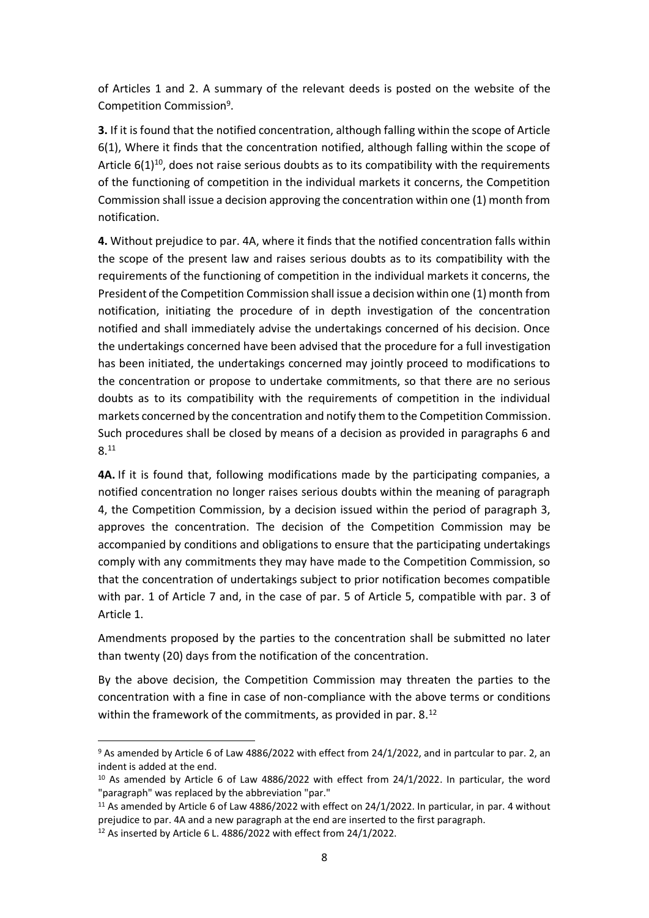of Articles 1 and 2. A summary of the relevant deeds is posted on the website of the Competition Commission[9].

**3.** If it is found that the notified concentration, although falling within the scope of Article 6(1), Where it finds that the concentration notified, although falling within the scope of Article 6(1)[10], does not raise serious doubts as to its compatibility with the requirements of the functioning of competition in the individual markets it concerns, the Competition Commission shall issue a decision approving the concentration within one (1) month from notification.

**4.** Without prejudice to par. 4A, where it finds that the notified concentration falls within the scope of the present law and raises serious doubts as to its compatibility with the requirements of the functioning of competition in the individual markets it concerns, the President of the Competition Commission shall issue a decision within one (1) month from notification, initiating the procedure of in depth investigation of the concentration notified and shall immediately advise the undertakings concerned of his decision. Once the undertakings concerned have been advised that the procedure for a full investigation has been initiated, the undertakings concerned may jointly proceed to modifications to the concentration or propose to undertake commitments, so that there are no serious doubts as to its compatibility with the requirements of competition in the individual markets concerned by the concentration and notify them to the Competition Commission. Such procedures shall be closed by means of a decision as provided in paragraphs 6 and 8.[11]

**4A.** If it is found that, following modifications made by the participating companies, a notified concentration no longer raises serious doubts within the meaning of paragraph 4, the Competition Commission, by a decision issued within the period of paragraph 3, approves the concentration. The decision of the Competition Commission may be accompanied by conditions and obligations to ensure that the participating undertakings comply with any commitments they may have made to the Competition Commission, so that the concentration of undertakings subject to prior notification becomes compatible with par. 1 of Article 7 and, in the case of par. 5 of Article 5, compatible with par. 3 of Article 1.

Amendments proposed by the parties to the concentration shall be submitted no later than twenty (20) days from the notification of the concentration.

By the above decision, the Competition Commission may threaten the parties to the concentration with a fine in case of non-compliance with the above terms or conditions within the framework of the commitments, as provided in par. 8.[12]

---

[9] As amended by Article 6 of Law 4886/2022 with effect from 24/1/2022, and in partcular to par. 2, an indent is added at the end.

[10] As amended by Article 6 of Law 4886/2022 with effect from 24/1/2022. In particular, the word "paragraph" was replaced by the abbreviation "par."

[11] As amended by Article 6 of Law 4886/2022 with effect on 24/1/2022. In particular, in par. 4 without prejudice to par. 4A and a new paragraph at the end are inserted to the first paragraph.

[12] As inserted by Article 6 L. 4886/2022 with effect from 24/1/2022.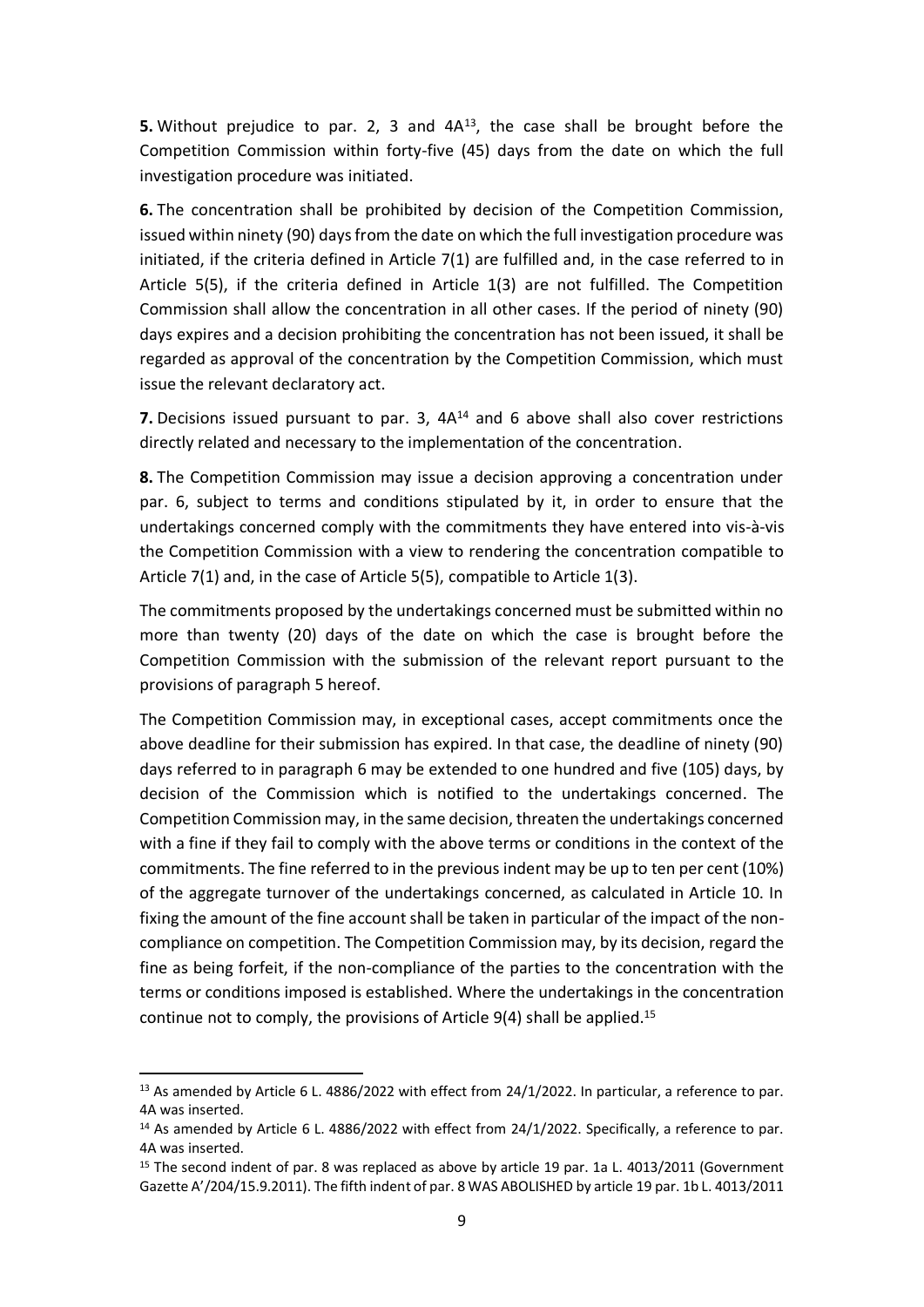**5.** Without prejudice to par. 2, 3 and 4A[13], the case shall be brought before the Competition Commission within forty-five (45) days from the date on which the full investigation procedure was initiated.

**6.** The concentration shall be prohibited by decision of the Competition Commission, issued within ninety (90) days from the date on which the full investigation procedure was initiated, if the criteria defined in Article 7(1) are fulfilled and, in the case referred to in Article 5(5), if the criteria defined in Article 1(3) are not fulfilled. The Competition Commission shall allow the concentration in all other cases. If the period of ninety (90) days expires and a decision prohibiting the concentration has not been issued, it shall be regarded as approval of the concentration by the Competition Commission, which must issue the relevant declaratory act.

**7.** Decisions issued pursuant to par. 3, 4A[14] and 6 above shall also cover restrictions directly related and necessary to the implementation of the concentration.

**8.** The Competition Commission may issue a decision approving a concentration under par. 6, subject to terms and conditions stipulated by it, in order to ensure that the undertakings concerned comply with the commitments they have entered into vis-à-vis the Competition Commission with a view to rendering the concentration compatible to Article 7(1) and, in the case of Article 5(5), compatible to Article 1(3).

The commitments proposed by the undertakings concerned must be submitted within no more than twenty (20) days of the date on which the case is brought before the Competition Commission with the submission of the relevant report pursuant to the provisions of paragraph 5 hereof.

The Competition Commission may, in exceptional cases, accept commitments once the above deadline for their submission has expired. In that case, the deadline of ninety (90) days referred to in paragraph 6 may be extended to one hundred and five (105) days, by decision of the Commission which is notified to the undertakings concerned. The Competition Commission may, in the same decision, threaten the undertakings concerned with a fine if they fail to comply with the above terms or conditions in the context of the commitments. The fine referred to in the previous indent may be up to ten per cent (10%) of the aggregate turnover of the undertakings concerned, as calculated in Article 10. In fixing the amount of the fine account shall be taken in particular of the impact of the non-compliance on competition. The Competition Commission may, by its decision, regard the fine as being forfeit, if the non-compliance of the parties to the concentration with the terms or conditions imposed is established. Where the undertakings in the concentration continue not to comply, the provisions of Article 9(4) shall be applied.[15]

---

[13] As amended by Article 6 L. 4886/2022 with effect from 24/1/2022. In particular, a reference to par. 4A was inserted.

[14] As amended by Article 6 L. 4886/2022 with effect from 24/1/2022. Specifically, a reference to par. 4A was inserted.

[15] The second indent of par. 8 was replaced as above by article 19 par. 1a L. 4013/2011 (Government Gazette A'/204/15.9.2011). The fifth indent of par. 8 WAS ABOLISHED by article 19 par. 1b L. 4013/2011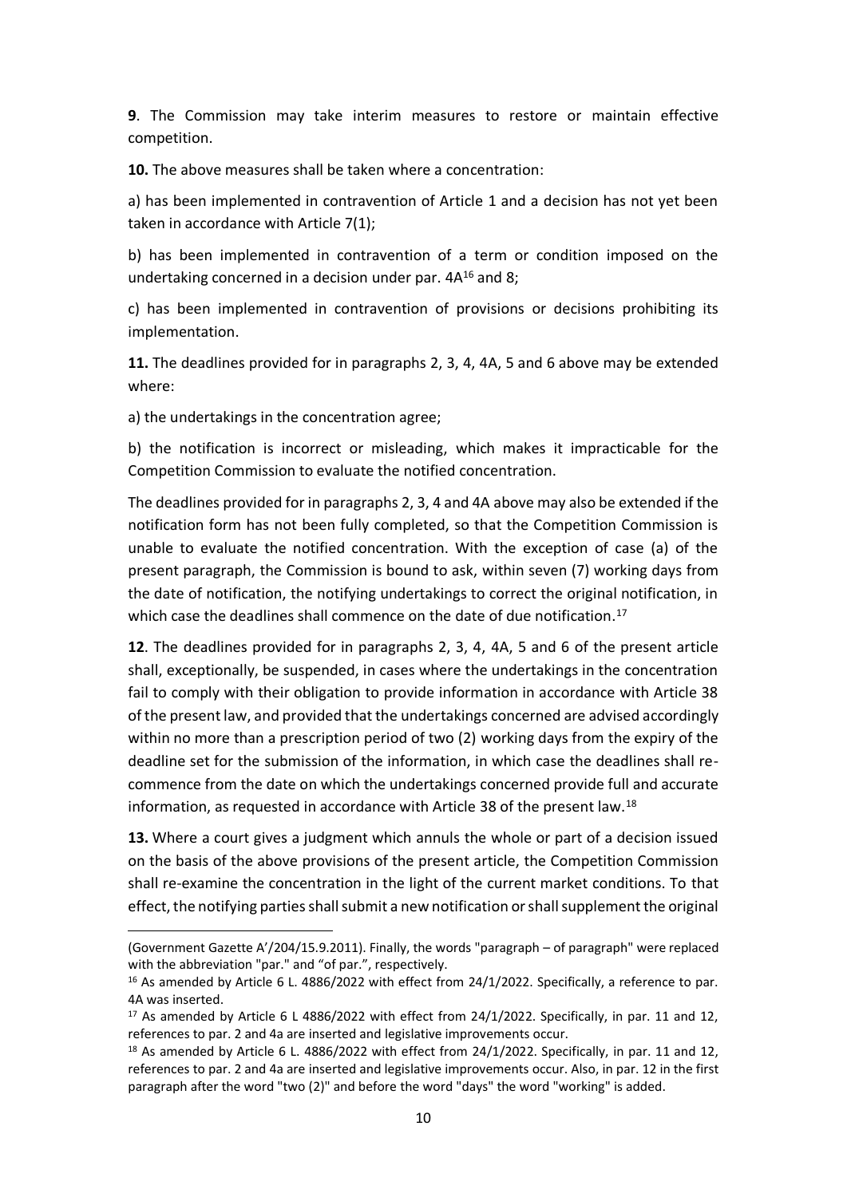**9**. The Commission may take interim measures to restore or maintain effective competition.

**10.** The above measures shall be taken where a concentration:

a) has been implemented in contravention of Article 1 and a decision has not yet been taken in accordance with Article 7(1);

b) has been implemented in contravention of a term or condition imposed on the undertaking concerned in a decision under par. 4A[16] and 8;

c) has been implemented in contravention of provisions or decisions prohibiting its implementation.

**11.** The deadlines provided for in paragraphs 2, 3, 4, 4A, 5 and 6 above may be extended where:

a) the undertakings in the concentration agree;

b) the notification is incorrect or misleading, which makes it impracticable for the Competition Commission to evaluate the notified concentration.

The deadlines provided for in paragraphs 2, 3, 4 and 4A above may also be extended if the notification form has not been fully completed, so that the Competition Commission is unable to evaluate the notified concentration. With the exception of case (a) of the present paragraph, the Commission is bound to ask, within seven (7) working days from the date of notification, the notifying undertakings to correct the original notification, in which case the deadlines shall commence on the date of due notification.[17]

**12**. The deadlines provided for in paragraphs 2, 3, 4, 4A, 5 and 6 of the present article shall, exceptionally, be suspended, in cases where the undertakings in the concentration fail to comply with their obligation to provide information in accordance with Article 38 of the present law, and provided that the undertakings concerned are advised accordingly within no more than a prescription period of two (2) working days from the expiry of the deadline set for the submission of the information, in which case the deadlines shall re-commence from the date on which the undertakings concerned provide full and accurate information, as requested in accordance with Article 38 of the present law.[18]

**13.** Where a court gives a judgment which annuls the whole or part of a decision issued on the basis of the above provisions of the present article, the Competition Commission shall re-examine the concentration in the light of the current market conditions. To that effect, the notifying parties shall submit a new notification or shall supplement the original

---

(Government Gazette A'/204/15.9.2011). Finally, the words "paragraph – of paragraph" were replaced with the abbreviation "par." and "of par.", respectively.

[16] As amended by Article 6 L. 4886/2022 with effect from 24/1/2022. Specifically, a reference to par. 4A was inserted.

[17] As amended by Article 6 L 4886/2022 with effect from 24/1/2022. Specifically, in par. 11 and 12, references to par. 2 and 4a are inserted and legislative improvements occur.

[18] As amended by Article 6 L. 4886/2022 with effect from 24/1/2022. Specifically, in par. 11 and 12, references to par. 2 and 4a are inserted and legislative improvements occur. Also, in par. 12 in the first paragraph after the word "two (2)" and before the word "days" the word "working" is added.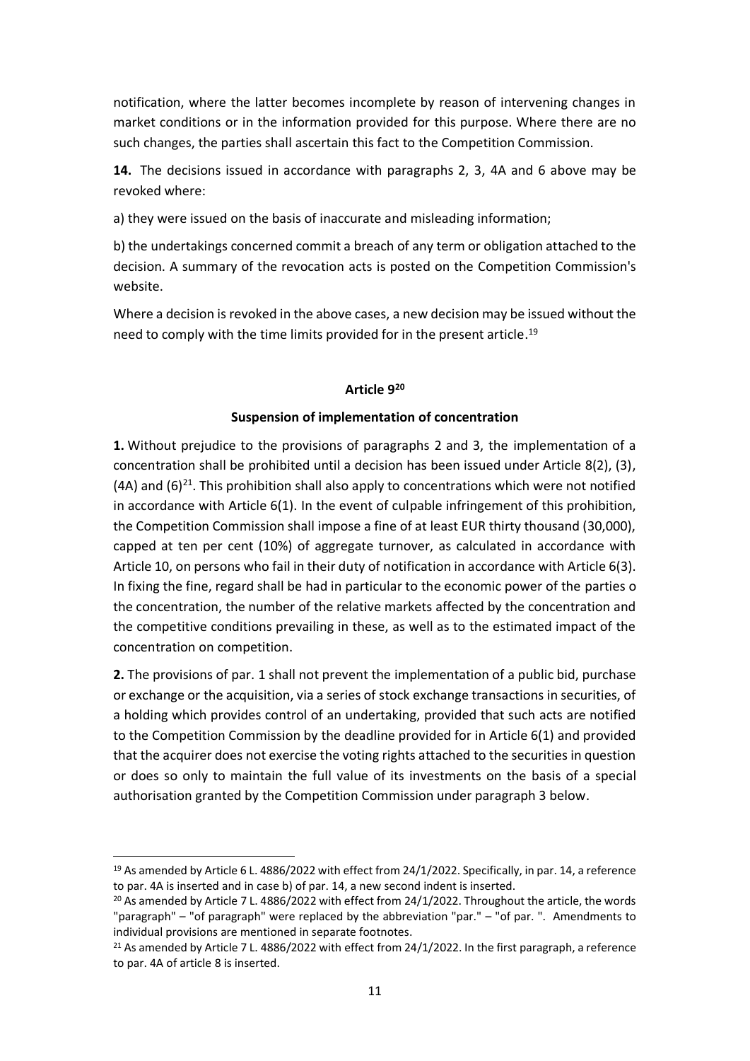notification, where the latter becomes incomplete by reason of intervening changes in market conditions or in the information provided for this purpose. Where there are no such changes, the parties shall ascertain this fact to the Competition Commission.

**14.** The decisions issued in accordance with paragraphs 2, 3, 4A and 6 above may be revoked where:

a) they were issued on the basis of inaccurate and misleading information;

b) the undertakings concerned commit a breach of any term or obligation attached to the decision. A summary of the revocation acts is posted on the Competition Commission's website.

Where a decision is revoked in the above cases, a new decision may be issued without the need to comply with the time limits provided for in the present article.[19]

#### Article 9[20]

#### Suspension of implementation of concentration

**1.** Without prejudice to the provisions of paragraphs 2 and 3, the implementation of a concentration shall be prohibited until a decision has been issued under Article 8(2), (3), (4A) and (6)[21]. This prohibition shall also apply to concentrations which were not notified in accordance with Article 6(1). In the event of culpable infringement of this prohibition, the Competition Commission shall impose a fine of at least EUR thirty thousand (30,000), capped at ten per cent (10%) of aggregate turnover, as calculated in accordance with Article 10, on persons who fail in their duty of notification in accordance with Article 6(3). In fixing the fine, regard shall be had in particular to the economic power of the parties o the concentration, the number of the relative markets affected by the concentration and the competitive conditions prevailing in these, as well as to the estimated impact of the concentration on competition.

**2.** The provisions of par. 1 shall not prevent the implementation of a public bid, purchase or exchange or the acquisition, via a series of stock exchange transactions in securities, of a holding which provides control of an undertaking, provided that such acts are notified to the Competition Commission by the deadline provided for in Article 6(1) and provided that the acquirer does not exercise the voting rights attached to the securities in question or does so only to maintain the full value of its investments on the basis of a special authorisation granted by the Competition Commission under paragraph 3 below.

---

[19] As amended by Article 6 L. 4886/2022 with effect from 24/1/2022. Specifically, in par. 14, a reference to par. 4A is inserted and in case b) of par. 14, a new second indent is inserted.

[20] As amended by Article 7 L. 4886/2022 with effect from 24/1/2022. Throughout the article, the words "paragraph" – "of paragraph" were replaced by the abbreviation "par." – "of par. ". Amendments to individual provisions are mentioned in separate footnotes.

[21] As amended by Article 7 L. 4886/2022 with effect from 24/1/2022. In the first paragraph, a reference to par. 4A of article 8 is inserted.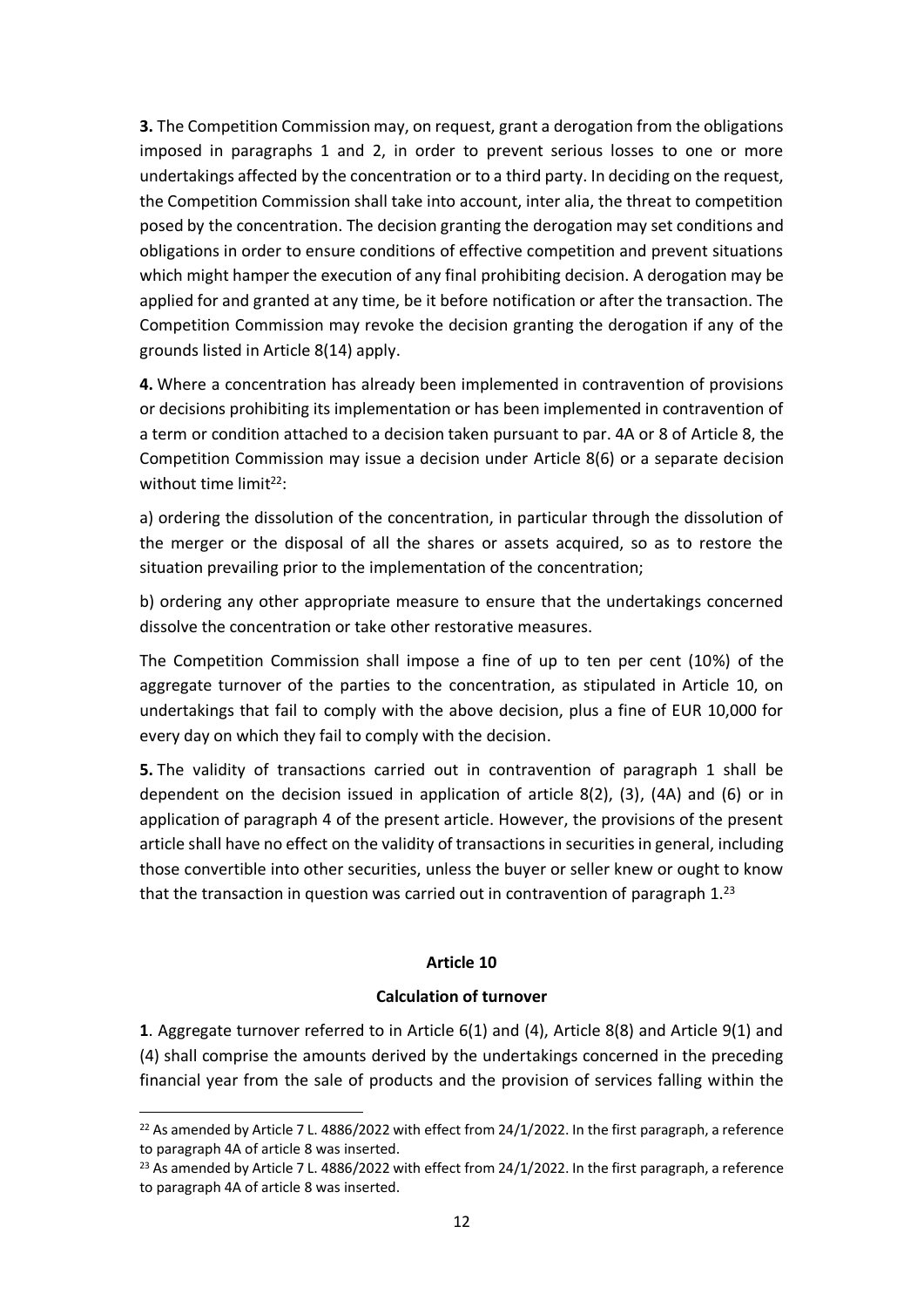**3.** The Competition Commission may, on request, grant a derogation from the obligations imposed in paragraphs 1 and 2, in order to prevent serious losses to one or more undertakings affected by the concentration or to a third party. In deciding on the request, the Competition Commission shall take into account, inter alia, the threat to competition posed by the concentration. The decision granting the derogation may set conditions and obligations in order to ensure conditions of effective competition and prevent situations which might hamper the execution of any final prohibiting decision. A derogation may be applied for and granted at any time, be it before notification or after the transaction. The Competition Commission may revoke the decision granting the derogation if any of the grounds listed in Article 8(14) apply.

**4.** Where a concentration has already been implemented in contravention of provisions or decisions prohibiting its implementation or has been implemented in contravention of a term or condition attached to a decision taken pursuant to par. 4A or 8 of Article 8, the Competition Commission may issue a decision under Article 8(6) or a separate decision without time limit[22]:

a) ordering the dissolution of the concentration, in particular through the dissolution of the merger or the disposal of all the shares or assets acquired, so as to restore the situation prevailing prior to the implementation of the concentration;

b) ordering any other appropriate measure to ensure that the undertakings concerned dissolve the concentration or take other restorative measures.

The Competition Commission shall impose a fine of up to ten per cent (10%) of the aggregate turnover of the parties to the concentration, as stipulated in Article 10, on undertakings that fail to comply with the above decision, plus a fine of EUR 10,000 for every day on which they fail to comply with the decision.

**5.** The validity of transactions carried out in contravention of paragraph 1 shall be dependent on the decision issued in application of article 8(2), (3), (4A) and (6) or in application of paragraph 4 of the present article. However, the provisions of the present article shall have no effect on the validity of transactions in securities in general, including those convertible into other securities, unless the buyer or seller knew or ought to know that the transaction in question was carried out in contravention of paragraph 1.[23]

### Article 10

### Calculation of turnover

**1**. Aggregate turnover referred to in Article 6(1) and (4), Article 8(8) and Article 9(1) and (4) shall comprise the amounts derived by the undertakings concerned in the preceding financial year from the sale of products and the provision of services falling within the

---

[22] As amended by Article 7 L. 4886/2022 with effect from 24/1/2022. In the first paragraph, a reference to paragraph 4A of article 8 was inserted.

[23] As amended by Article 7 L. 4886/2022 with effect from 24/1/2022. In the first paragraph, a reference to paragraph 4A of article 8 was inserted.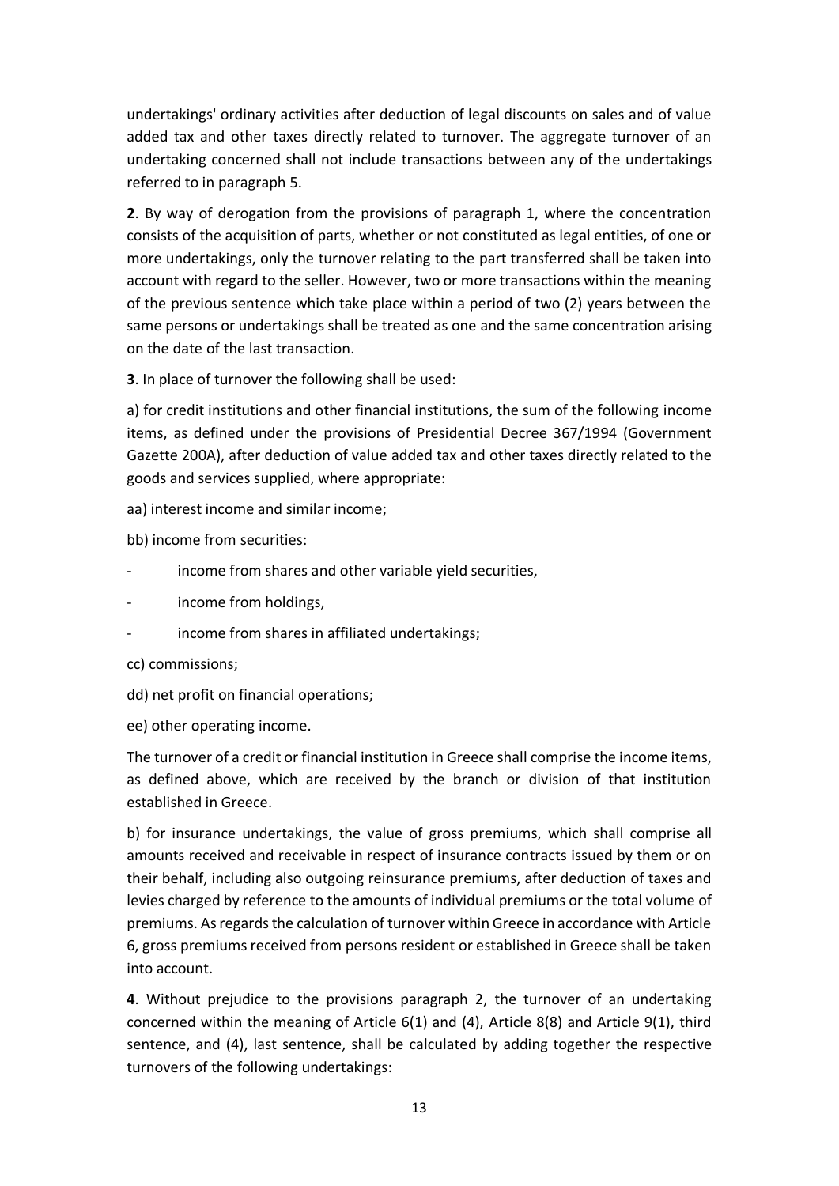undertakings' ordinary activities after deduction of legal discounts on sales and of value added tax and other taxes directly related to turnover. The aggregate turnover of an undertaking concerned shall not include transactions between any of the undertakings referred to in paragraph 5.

**2**. By way of derogation from the provisions of paragraph 1, where the concentration consists of the acquisition of parts, whether or not constituted as legal entities, of one or more undertakings, only the turnover relating to the part transferred shall be taken into account with regard to the seller. However, two or more transactions within the meaning of the previous sentence which take place within a period of two (2) years between the same persons or undertakings shall be treated as one and the same concentration arising on the date of the last transaction.

**3**. In place of turnover the following shall be used:

a) for credit institutions and other financial institutions, the sum of the following income items, as defined under the provisions of Presidential Decree 367/1994 (Government Gazette 200A), after deduction of value added tax and other taxes directly related to the goods and services supplied, where appropriate:

aa) interest income and similar income;

bb) income from securities:

- income from shares and other variable yield securities,
- income from holdings,
- income from shares in affiliated undertakings;

cc) commissions;

dd) net profit on financial operations;

ee) other operating income.

The turnover of a credit or financial institution in Greece shall comprise the income items, as defined above, which are received by the branch or division of that institution established in Greece.

b) for insurance undertakings, the value of gross premiums, which shall comprise all amounts received and receivable in respect of insurance contracts issued by them or on their behalf, including also outgoing reinsurance premiums, after deduction of taxes and levies charged by reference to the amounts of individual premiums or the total volume of premiums. As regards the calculation of turnover within Greece in accordance with Article 6, gross premiums received from persons resident or established in Greece shall be taken into account.

**4**. Without prejudice to the provisions paragraph 2, the turnover of an undertaking concerned within the meaning of Article 6(1) and (4), Article 8(8) and Article 9(1), third sentence, and (4), last sentence, shall be calculated by adding together the respective turnovers of the following undertakings: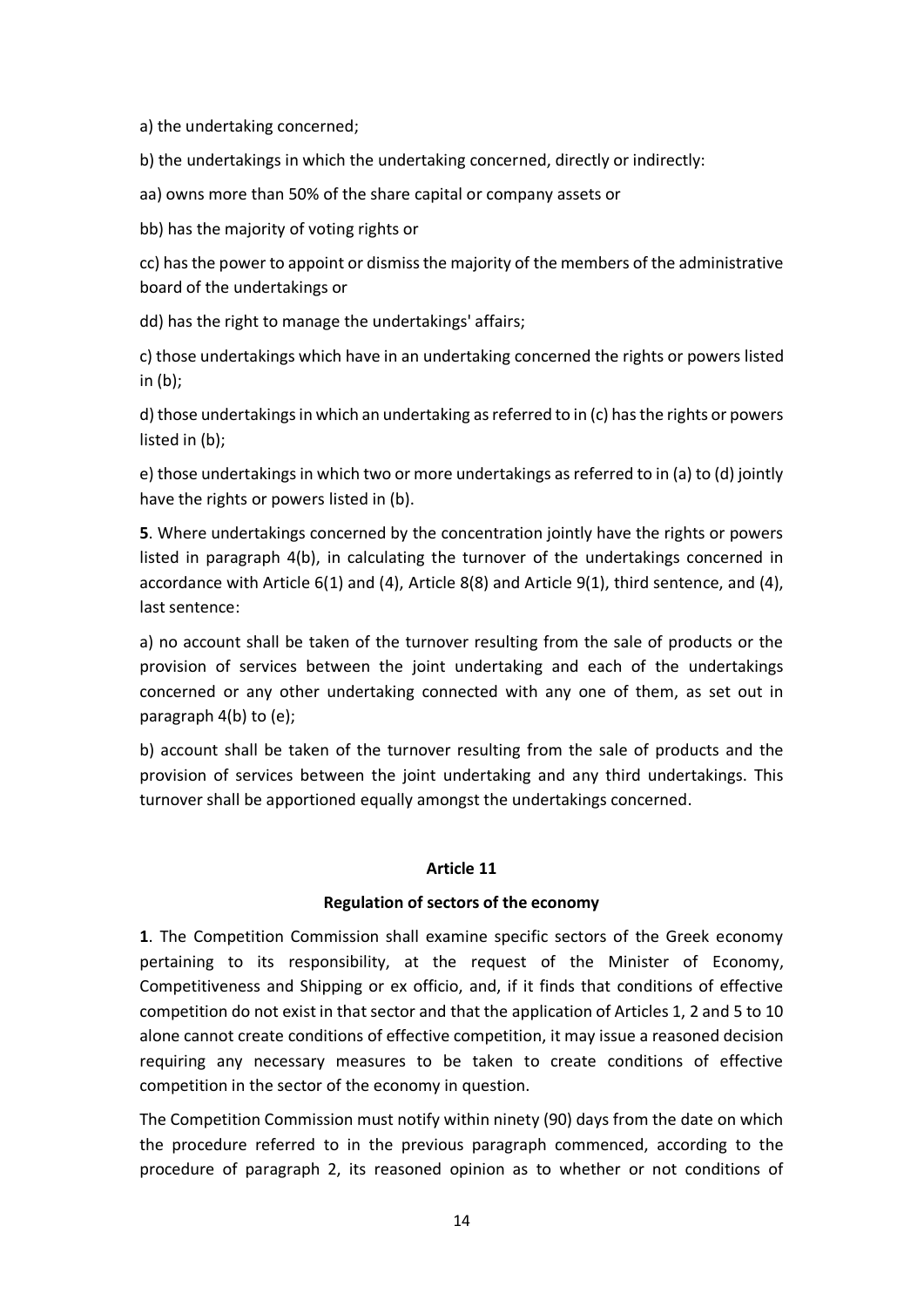a) the undertaking concerned;

b) the undertakings in which the undertaking concerned, directly or indirectly:

aa) owns more than 50% of the share capital or company assets or

bb) has the majority of voting rights or

cc) has the power to appoint or dismiss the majority of the members of the administrative board of the undertakings or

dd) has the right to manage the undertakings' affairs;

c) those undertakings which have in an undertaking concerned the rights or powers listed in (b);

d) those undertakings in which an undertaking as referred to in (c) has the rights or powers listed in (b);

e) those undertakings in which two or more undertakings as referred to in (a) to (d) jointly have the rights or powers listed in (b).

**5**. Where undertakings concerned by the concentration jointly have the rights or powers listed in paragraph 4(b), in calculating the turnover of the undertakings concerned in accordance with Article 6(1) and (4), Article 8(8) and Article 9(1), third sentence, and (4), last sentence:

a) no account shall be taken of the turnover resulting from the sale of products or the provision of services between the joint undertaking and each of the undertakings concerned or any other undertaking connected with any one of them, as set out in paragraph 4(b) to (e);

b) account shall be taken of the turnover resulting from the sale of products and the provision of services between the joint undertaking and any third undertakings. This turnover shall be apportioned equally amongst the undertakings concerned.

### Article 11

### Regulation of sectors of the economy

**1**. The Competition Commission shall examine specific sectors of the Greek economy pertaining to its responsibility, at the request of the Minister of Economy, Competitiveness and Shipping or ex officio, and, if it finds that conditions of effective competition do not exist in that sector and that the application of Articles 1, 2 and 5 to 10 alone cannot create conditions of effective competition, it may issue a reasoned decision requiring any necessary measures to be taken to create conditions of effective competition in the sector of the economy in question.

The Competition Commission must notify within ninety (90) days from the date on which the procedure referred to in the previous paragraph commenced, according to the procedure of paragraph 2, its reasoned opinion as to whether or not conditions of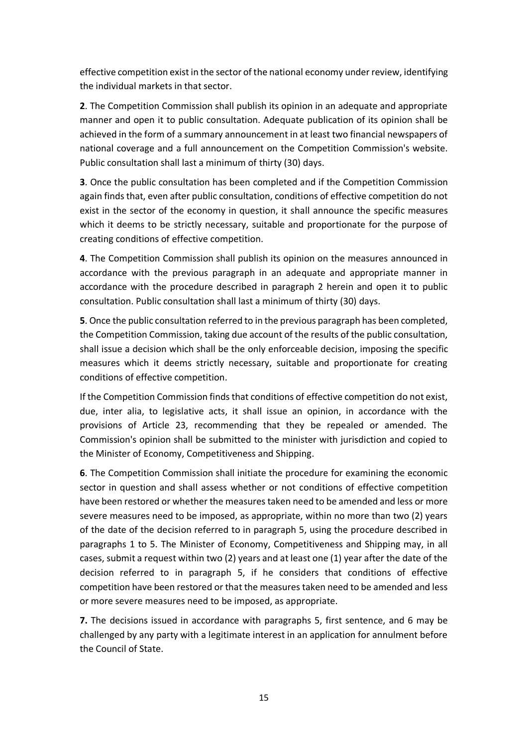effective competition exist in the sector of the national economy under review, identifying the individual markets in that sector.

**2**. The Competition Commission shall publish its opinion in an adequate and appropriate manner and open it to public consultation. Adequate publication of its opinion shall be achieved in the form of a summary announcement in at least two financial newspapers of national coverage and a full announcement on the Competition Commission's website. Public consultation shall last a minimum of thirty (30) days.

**3**. Once the public consultation has been completed and if the Competition Commission again finds that, even after public consultation, conditions of effective competition do not exist in the sector of the economy in question, it shall announce the specific measures which it deems to be strictly necessary, suitable and proportionate for the purpose of creating conditions of effective competition.

**4**. The Competition Commission shall publish its opinion on the measures announced in accordance with the previous paragraph in an adequate and appropriate manner in accordance with the procedure described in paragraph 2 herein and open it to public consultation. Public consultation shall last a minimum of thirty (30) days.

**5**. Once the public consultation referred to in the previous paragraph has been completed, the Competition Commission, taking due account of the results of the public consultation, shall issue a decision which shall be the only enforceable decision, imposing the specific measures which it deems strictly necessary, suitable and proportionate for creating conditions of effective competition.

If the Competition Commission finds that conditions of effective competition do not exist, due, inter alia, to legislative acts, it shall issue an opinion, in accordance with the provisions of Article 23, recommending that they be repealed or amended. The Commission's opinion shall be submitted to the minister with jurisdiction and copied to the Minister of Economy, Competitiveness and Shipping.

**6**. The Competition Commission shall initiate the procedure for examining the economic sector in question and shall assess whether or not conditions of effective competition have been restored or whether the measures taken need to be amended and less or more severe measures need to be imposed, as appropriate, within no more than two (2) years of the date of the decision referred to in paragraph 5, using the procedure described in paragraphs 1 to 5. The Minister of Economy, Competitiveness and Shipping may, in all cases, submit a request within two (2) years and at least one (1) year after the date of the decision referred to in paragraph 5, if he considers that conditions of effective competition have been restored or that the measures taken need to be amended and less or more severe measures need to be imposed, as appropriate.

**7.** The decisions issued in accordance with paragraphs 5, first sentence, and 6 may be challenged by any party with a legitimate interest in an application for annulment before the Council of State.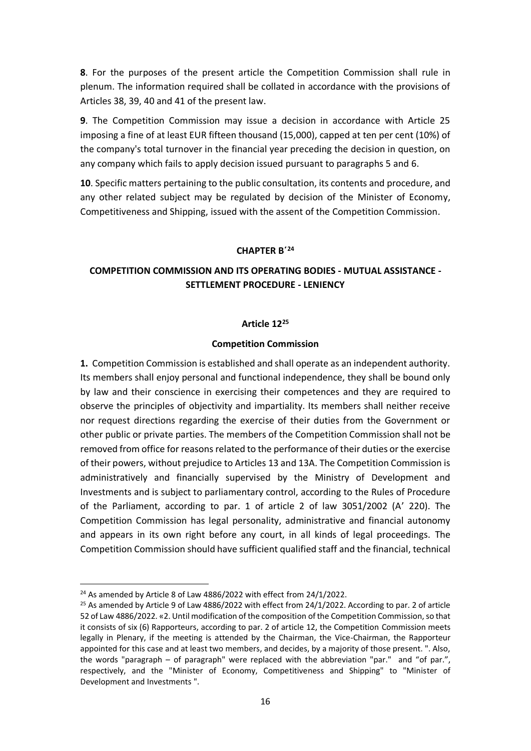**8**. For the purposes of the present article the Competition Commission shall rule in plenum. The information required shall be collated in accordance with the provisions of Articles 38, 39, 40 and 41 of the present law.

**9**. The Competition Commission may issue a decision in accordance with Article 25 imposing a fine of at least EUR fifteen thousand (15,000), capped at ten per cent (10%) of the company's total turnover in the financial year preceding the decision in question, on any company which fails to apply decision issued pursuant to paragraphs 5 and 6.

**10**. Specific matters pertaining to the public consultation, its contents and procedure, and any other related subject may be regulated by decision of the Minister of Economy, Competitiveness and Shipping, issued with the assent of the Competition Commission.

## CHAPTER B΄[24]

## COMPETITION COMMISSION AND ITS OPERATING BODIES - MUTUAL ASSISTANCE - SETTLEMENT PROCEDURE - LENIENCY

### Article 12[25]

### Competition Commission

**1.** Competition Commission is established and shall operate as an independent authority. Its members shall enjoy personal and functional independence, they shall be bound only by law and their conscience in exercising their competences and they are required to observe the principles of objectivity and impartiality. Its members shall neither receive nor request directions regarding the exercise of their duties from the Government or other public or private parties. The members of the Competition Commission shall not be removed from office for reasons related to the performance of their duties or the exercise of their powers, without prejudice to Articles 13 and 13A. The Competition Commission is administratively and financially supervised by the Ministry of Development and Investments and is subject to parliamentary control, according to the Rules of Procedure of the Parliament, according to par. 1 of article 2 of law 3051/2002 (A' 220). The Competition Commission has legal personality, administrative and financial autonomy and appears in its own right before any court, in all kinds of legal proceedings. The Competition Commission should have sufficient qualified staff and the financial, technical

---

[24] As amended by Article 8 of Law 4886/2022 with effect from 24/1/2022.

[25] As amended by Article 9 of Law 4886/2022 with effect from 24/1/2022. According to par. 2 of article 52 of Law 4886/2022. «2. Until modification of the composition of the Competition Commission, so that it consists of six (6) Rapporteurs, according to par. 2 of article 12, the Competition Commission meets legally in Plenary, if the meeting is attended by the Chairman, the Vice-Chairman, the Rapporteur appointed for this case and at least two members, and decides, by a majority of those present. ". Also, the words "paragraph – of paragraph" were replaced with the abbreviation "par." and "of par.", respectively, and the "Minister of Economy, Competitiveness and Shipping" to "Minister of Development and Investments ".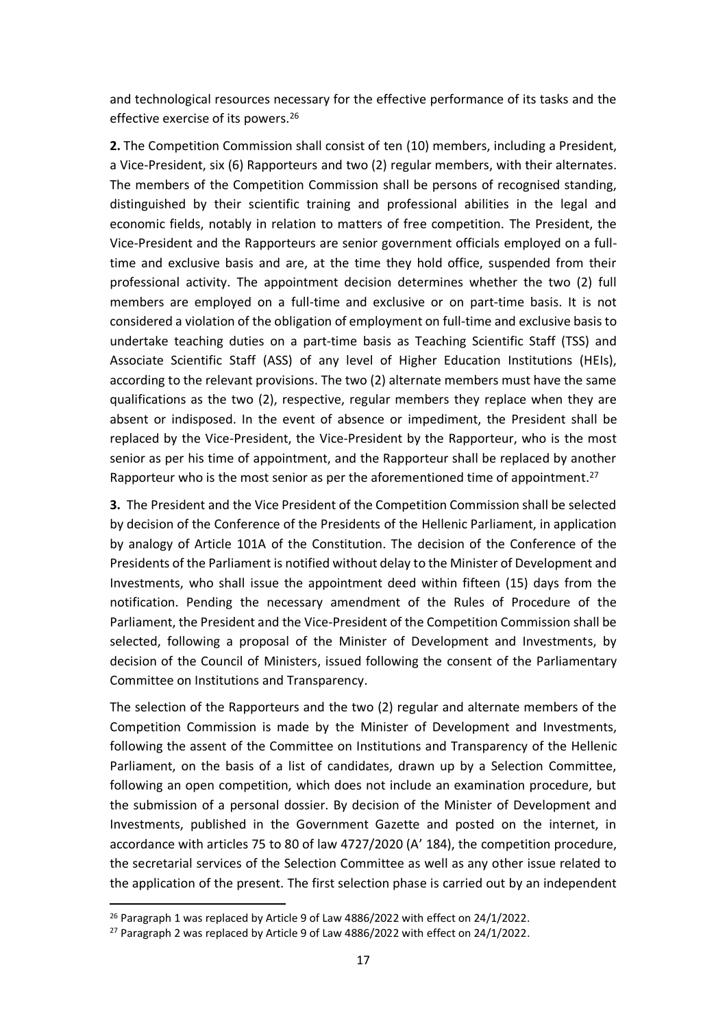and technological resources necessary for the effective performance of its tasks and the effective exercise of its powers.[26]

**2.** The Competition Commission shall consist of ten (10) members, including a President, a Vice-President, six (6) Rapporteurs and two (2) regular members, with their alternates. The members of the Competition Commission shall be persons of recognised standing, distinguished by their scientific training and professional abilities in the legal and economic fields, notably in relation to matters of free competition. The President, the Vice-President and the Rapporteurs are senior government officials employed on a full-time and exclusive basis and are, at the time they hold office, suspended from their professional activity. The appointment decision determines whether the two (2) full members are employed on a full-time and exclusive or on part-time basis. It is not considered a violation of the obligation of employment on full-time and exclusive basis to undertake teaching duties on a part-time basis as Teaching Scientific Staff (TSS) and Associate Scientific Staff (ASS) of any level of Higher Education Institutions (HEIs), according to the relevant provisions. The two (2) alternate members must have the same qualifications as the two (2), respective, regular members they replace when they are absent or indisposed. In the event of absence or impediment, the President shall be replaced by the Vice-President, the Vice-President by the Rapporteur, who is the most senior as per his time of appointment, and the Rapporteur shall be replaced by another Rapporteur who is the most senior as per the aforementioned time of appointment.[27]

**3.** The President and the Vice President of the Competition Commission shall be selected by decision of the Conference of the Presidents of the Hellenic Parliament, in application by analogy of Article 101A of the Constitution. The decision of the Conference of the Presidents of the Parliament is notified without delay to the Minister of Development and Investments, who shall issue the appointment deed within fifteen (15) days from the notification. Pending the necessary amendment of the Rules of Procedure of the Parliament, the President and the Vice-President of the Competition Commission shall be selected, following a proposal of the Minister of Development and Investments, by decision of the Council of Ministers, issued following the consent of the Parliamentary Committee on Institutions and Transparency.

The selection of the Rapporteurs and the two (2) regular and alternate members of the Competition Commission is made by the Minister of Development and Investments, following the assent of the Committee on Institutions and Transparency of the Hellenic Parliament, on the basis of a list of candidates, drawn up by a Selection Committee, following an open competition, which does not include an examination procedure, but the submission of a personal dossier. By decision of the Minister of Development and Investments, published in the Government Gazette and posted on the internet, in accordance with articles 75 to 80 of law 4727/2020 (A' 184), the competition procedure, the secretarial services of the Selection Committee as well as any other issue related to the application of the present. The first selection phase is carried out by an independent

[26] Paragraph 1 was replaced by Article 9 of Law 4886/2022 with effect on 24/1/2022.

[27] Paragraph 2 was replaced by Article 9 of Law 4886/2022 with effect on 24/1/2022.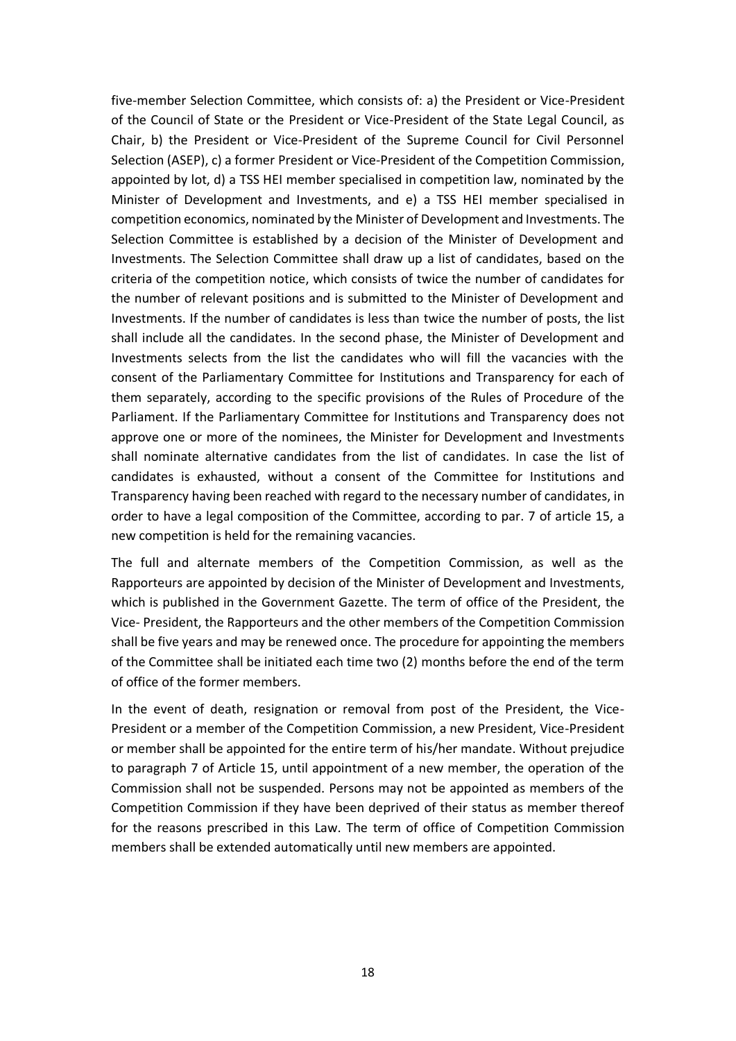five-member Selection Committee, which consists of: a) the President or Vice-President of the Council of State or the President or Vice-President of the State Legal Council, as Chair, b) the President or Vice-President of the Supreme Council for Civil Personnel Selection (ASEP), c) a former President or Vice-President of the Competition Commission, appointed by lot, d) a TSS HEI member specialised in competition law, nominated by the Minister of Development and Investments, and e) a TSS HEI member specialised in competition economics, nominated by the Minister of Development and Investments. The Selection Committee is established by a decision of the Minister of Development and Investments. The Selection Committee shall draw up a list of candidates, based on the criteria of the competition notice, which consists of twice the number of candidates for the number of relevant positions and is submitted to the Minister of Development and Investments. If the number of candidates is less than twice the number of posts, the list shall include all the candidates. In the second phase, the Minister of Development and Investments selects from the list the candidates who will fill the vacancies with the consent of the Parliamentary Committee for Institutions and Transparency for each of them separately, according to the specific provisions of the Rules of Procedure of the Parliament. If the Parliamentary Committee for Institutions and Transparency does not approve one or more of the nominees, the Minister for Development and Investments shall nominate alternative candidates from the list of candidates. In case the list of candidates is exhausted, without a consent of the Committee for Institutions and Transparency having been reached with regard to the necessary number of candidates, in order to have a legal composition of the Committee, according to par. 7 of article 15, a new competition is held for the remaining vacancies.

The full and alternate members of the Competition Commission, as well as the Rapporteurs are appointed by decision of the Minister of Development and Investments, which is published in the Government Gazette. The term of office of the President, the Vice- President, the Rapporteurs and the other members of the Competition Commission shall be five years and may be renewed once. The procedure for appointing the members of the Committee shall be initiated each time two (2) months before the end of the term of office of the former members.

In the event of death, resignation or removal from post of the President, the Vice-President or a member of the Competition Commission, a new President, Vice-President or member shall be appointed for the entire term of his/her mandate. Without prejudice to paragraph 7 of Article 15, until appointment of a new member, the operation of the Commission shall not be suspended. Persons may not be appointed as members of the Competition Commission if they have been deprived of their status as member thereof for the reasons prescribed in this Law. The term of office of Competition Commission members shall be extended automatically until new members are appointed.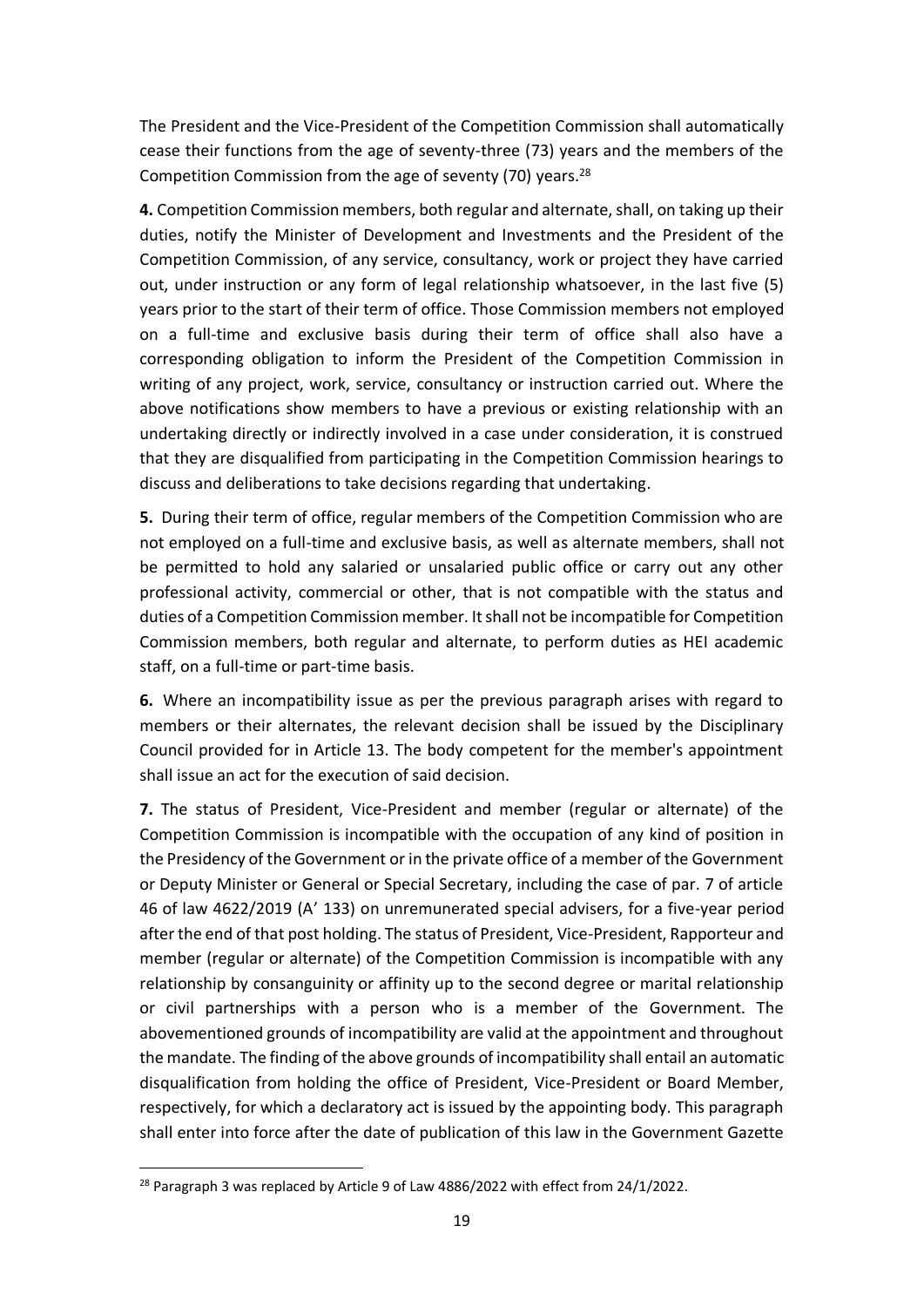The President and the Vice-President of the Competition Commission shall automatically cease their functions from the age of seventy-three (73) years and the members of the Competition Commission from the age of seventy (70) years.[28]

**4.** Competition Commission members, both regular and alternate, shall, on taking up their duties, notify the Minister of Development and Investments and the President of the Competition Commission, of any service, consultancy, work or project they have carried out, under instruction or any form of legal relationship whatsoever, in the last five (5) years prior to the start of their term of office. Those Commission members not employed on a full-time and exclusive basis during their term of office shall also have a corresponding obligation to inform the President of the Competition Commission in writing of any project, work, service, consultancy or instruction carried out. Where the above notifications show members to have a previous or existing relationship with an undertaking directly or indirectly involved in a case under consideration, it is construed that they are disqualified from participating in the Competition Commission hearings to discuss and deliberations to take decisions regarding that undertaking.

**5.** During their term of office, regular members of the Competition Commission who are not employed on a full-time and exclusive basis, as well as alternate members, shall not be permitted to hold any salaried or unsalaried public office or carry out any other professional activity, commercial or other, that is not compatible with the status and duties of a Competition Commission member. It shall not be incompatible for Competition Commission members, both regular and alternate, to perform duties as HEI academic staff, on a full-time or part-time basis.

**6.** Where an incompatibility issue as per the previous paragraph arises with regard to members or their alternates, the relevant decision shall be issued by the Disciplinary Council provided for in Article 13. The body competent for the member's appointment shall issue an act for the execution of said decision.

**7.** The status of President, Vice-President and member (regular or alternate) of the Competition Commission is incompatible with the occupation of any kind of position in the Presidency of the Government or in the private office of a member of the Government or Deputy Minister or General or Special Secretary, including the case of par. 7 of article 46 of law 4622/2019 (A' 133) on unremunerated special advisers, for a five-year period after the end of that post holding. The status of President, Vice-President, Rapporteur and member (regular or alternate) of the Competition Commission is incompatible with any relationship by consanguinity or affinity up to the second degree or marital relationship or civil partnerships with a person who is a member of the Government. The abovementioned grounds of incompatibility are valid at the appointment and throughout the mandate. The finding of the above grounds of incompatibility shall entail an automatic disqualification from holding the office of President, Vice-President or Board Member, respectively, for which a declaratory act is issued by the appointing body. This paragraph shall enter into force after the date of publication of this law in the Government Gazette

[28] Paragraph 3 was replaced by Article 9 of Law 4886/2022 with effect from 24/1/2022.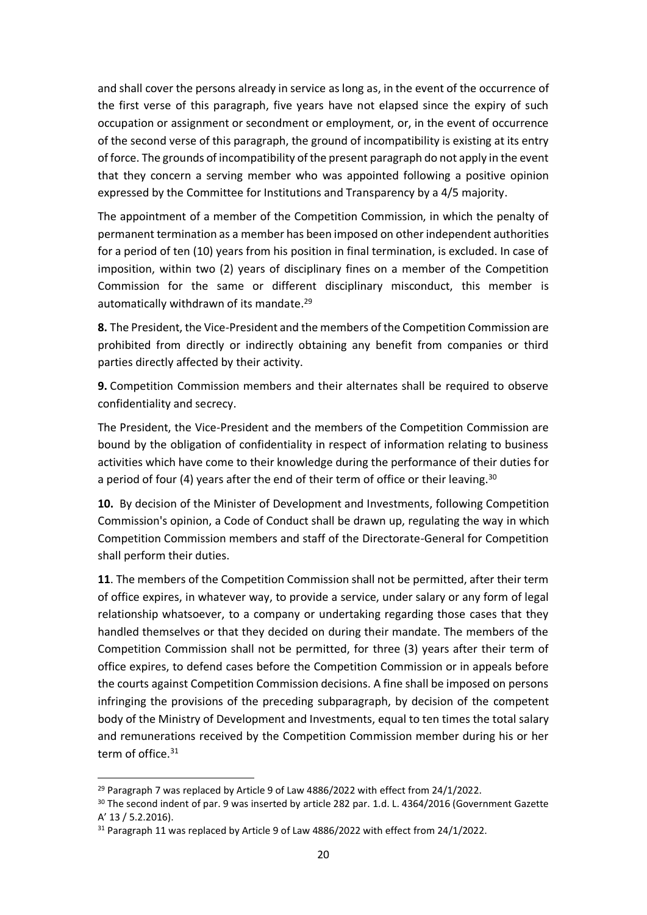and shall cover the persons already in service as long as, in the event of the occurrence of the first verse of this paragraph, five years have not elapsed since the expiry of such occupation or assignment or secondment or employment, or, in the event of occurrence of the second verse of this paragraph, the ground of incompatibility is existing at its entry of force. The grounds of incompatibility of the present paragraph do not apply in the event that they concern a serving member who was appointed following a positive opinion expressed by the Committee for Institutions and Transparency by a 4/5 majority.

The appointment of a member of the Competition Commission, in which the penalty of permanent termination as a member has been imposed on other independent authorities for a period of ten (10) years from his position in final termination, is excluded. In case of imposition, within two (2) years of disciplinary fines on a member of the Competition Commission for the same or different disciplinary misconduct, this member is automatically withdrawn of its mandate.[29]

**8.** The President, the Vice-President and the members of the Competition Commission are prohibited from directly or indirectly obtaining any benefit from companies or third parties directly affected by their activity.

**9.** Competition Commission members and their alternates shall be required to observe confidentiality and secrecy.

The President, the Vice-President and the members of the Competition Commission are bound by the obligation of confidentiality in respect of information relating to business activities which have come to their knowledge during the performance of their duties for a period of four (4) years after the end of their term of office or their leaving.[30]

**10.** By decision of the Minister of Development and Investments, following Competition Commission's opinion, a Code of Conduct shall be drawn up, regulating the way in which Competition Commission members and staff of the Directorate-General for Competition shall perform their duties.

**11**. The members of the Competition Commission shall not be permitted, after their term of office expires, in whatever way, to provide a service, under salary or any form of legal relationship whatsoever, to a company or undertaking regarding those cases that they handled themselves or that they decided on during their mandate. The members of the Competition Commission shall not be permitted, for three (3) years after their term of office expires, to defend cases before the Competition Commission or in appeals before the courts against Competition Commission decisions. A fine shall be imposed on persons infringing the provisions of the preceding subparagraph, by decision of the competent body of the Ministry of Development and Investments, equal to ten times the total salary and remunerations received by the Competition Commission member during his or her term of office.[31]

---

[29] Paragraph 7 was replaced by Article 9 of Law 4886/2022 with effect from 24/1/2022.

[30] The second indent of par. 9 was inserted by article 282 par. 1.d. L. 4364/2016 (Government Gazette A' 13 / 5.2.2016).

[31] Paragraph 11 was replaced by Article 9 of Law 4886/2022 with effect from 24/1/2022.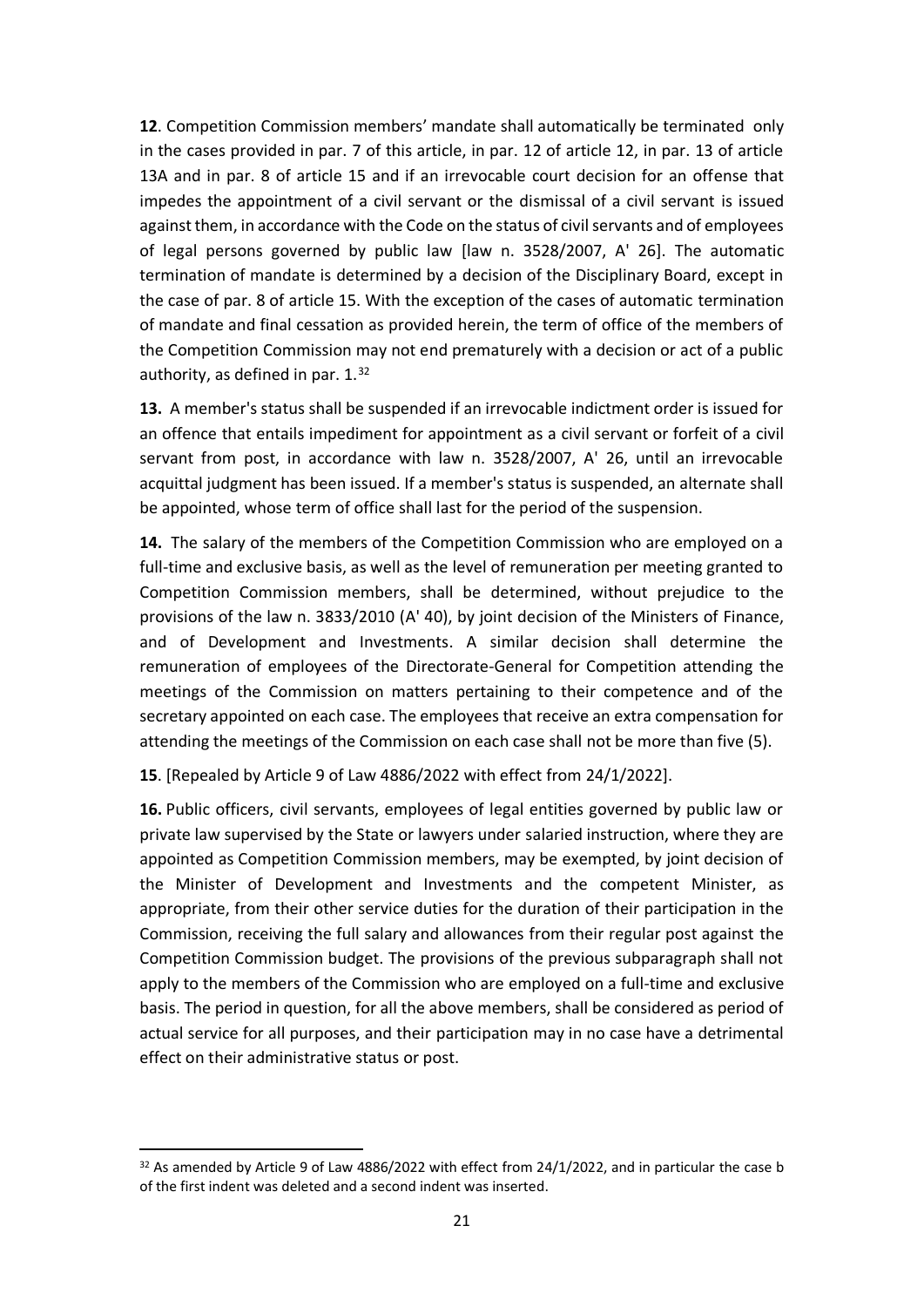**12**. Competition Commission members' mandate shall automatically be terminated only in the cases provided in par. 7 of this article, in par. 12 of article 12, in par. 13 of article 13A and in par. 8 of article 15 and if an irrevocable court decision for an offense that impedes the appointment of a civil servant or the dismissal of a civil servant is issued against them, in accordance with the Code on the status of civil servants and of employees of legal persons governed by public law [law n. 3528/2007, A' 26]. The automatic termination of mandate is determined by a decision of the Disciplinary Board, except in the case of par. 8 of article 15. With the exception of the cases of automatic termination of mandate and final cessation as provided herein, the term of office of the members of the Competition Commission may not end prematurely with a decision or act of a public authority, as defined in par. 1.[32]

**13.** A member's status shall be suspended if an irrevocable indictment order is issued for an offence that entails impediment for appointment as a civil servant or forfeit of a civil servant from post, in accordance with law n. 3528/2007, A' 26, until an irrevocable acquittal judgment has been issued. If a member's status is suspended, an alternate shall be appointed, whose term of office shall last for the period of the suspension.

**14.** The salary of the members of the Competition Commission who are employed on a full-time and exclusive basis, as well as the level of remuneration per meeting granted to Competition Commission members, shall be determined, without prejudice to the provisions of the law n. 3833/2010 (A' 40), by joint decision of the Ministers of Finance, and of Development and Investments. A similar decision shall determine the remuneration of employees of the Directorate-General for Competition attending the meetings of the Commission on matters pertaining to their competence and of the secretary appointed on each case. The employees that receive an extra compensation for attending the meetings of the Commission on each case shall not be more than five (5).

**15**. [Repealed by Article 9 of Law 4886/2022 with effect from 24/1/2022].

**16.** Public officers, civil servants, employees of legal entities governed by public law or private law supervised by the State or lawyers under salaried instruction, where they are appointed as Competition Commission members, may be exempted, by joint decision of the Minister of Development and Investments and the competent Minister, as appropriate, from their other service duties for the duration of their participation in the Commission, receiving the full salary and allowances from their regular post against the Competition Commission budget. The provisions of the previous subparagraph shall not apply to the members of the Commission who are employed on a full-time and exclusive basis. The period in question, for all the above members, shall be considered as period of actual service for all purposes, and their participation may in no case have a detrimental effect on their administrative status or post.

---

[32] As amended by Article 9 of Law 4886/2022 with effect from 24/1/2022, and in particular the case b of the first indent was deleted and a second indent was inserted.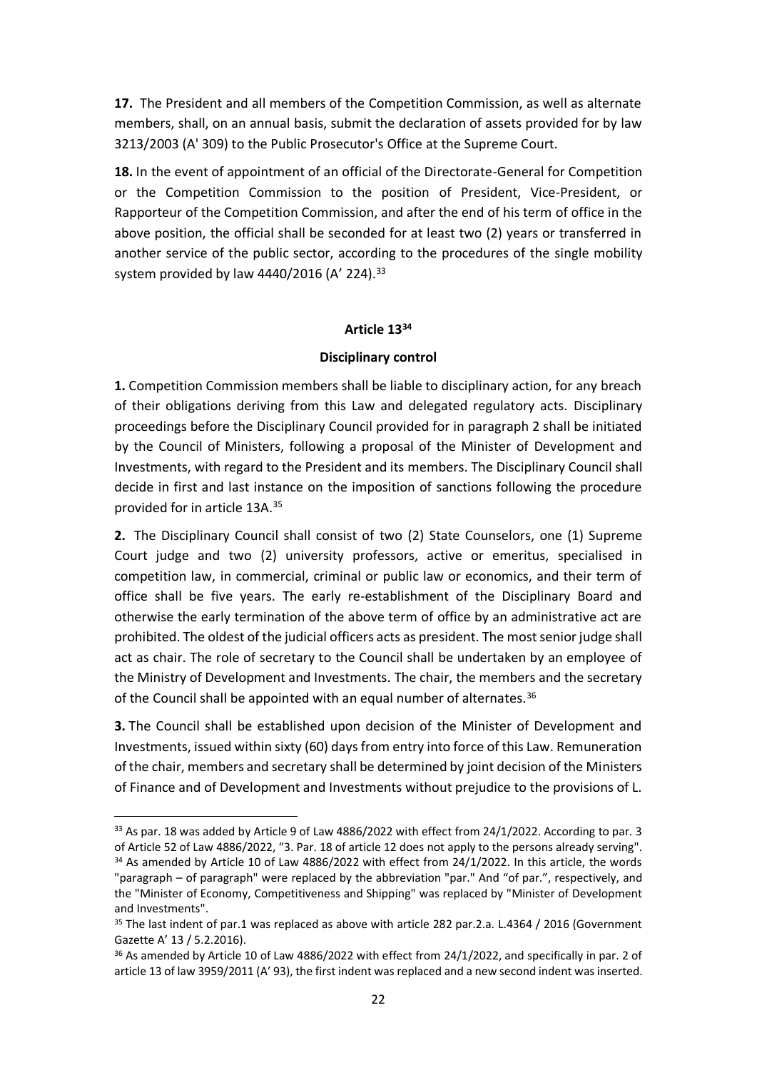**17.** The President and all members of the Competition Commission, as well as alternate members, shall, on an annual basis, submit the declaration of assets provided for by law 3213/2003 (A' 309) to the Public Prosecutor's Office at the Supreme Court.

**18.** In the event of appointment of an official of the Directorate-General for Competition or the Competition Commission to the position of President, Vice-President, or Rapporteur of the Competition Commission, and after the end of his term of office in the above position, the official shall be seconded for at least two (2) years or transferred in another service of the public sector, according to the procedures of the single mobility system provided by law 4440/2016 (A' 224).[33]

#### Article 13[34]

#### Disciplinary control

**1.** Competition Commission members shall be liable to disciplinary action, for any breach of their obligations deriving from this Law and delegated regulatory acts. Disciplinary proceedings before the Disciplinary Council provided for in paragraph 2 shall be initiated by the Council of Ministers, following a proposal of the Minister of Development and Investments, with regard to the President and its members. The Disciplinary Council shall decide in first and last instance on the imposition of sanctions following the procedure provided for in article 13A.[35]

**2.** The Disciplinary Council shall consist of two (2) State Counselors, one (1) Supreme Court judge and two (2) university professors, active or emeritus, specialised in competition law, in commercial, criminal or public law or economics, and their term of office shall be five years. The early re-establishment of the Disciplinary Board and otherwise the early termination of the above term of office by an administrative act are prohibited. The oldest of the judicial officers acts as president. The most senior judge shall act as chair. The role of secretary to the Council shall be undertaken by an employee of the Ministry of Development and Investments. The chair, the members and the secretary of the Council shall be appointed with an equal number of alternates.[36]

**3.** The Council shall be established upon decision of the Minister of Development and Investments, issued within sixty (60) days from entry into force of this Law. Remuneration of the chair, members and secretary shall be determined by joint decision of the Ministers of Finance and of Development and Investments without prejudice to the provisions of L.

---

[33] As par. 18 was added by Article 9 of Law 4886/2022 with effect from 24/1/2022. According to par. 3 of Article 52 of Law 4886/2022, "3. Par. 18 of article 12 does not apply to the persons already serving".

[34] As amended by Article 10 of Law 4886/2022 with effect from 24/1/2022. In this article, the words "paragraph – of paragraph" were replaced by the abbreviation "par." And "of par.", respectively, and the "Minister of Economy, Competitiveness and Shipping" was replaced by "Minister of Development and Investments".

[35] The last indent of par.1 was replaced as above with article 282 par.2.a. L.4364 / 2016 (Government Gazette A' 13 / 5.2.2016).

[36] As amended by Article 10 of Law 4886/2022 with effect from 24/1/2022, and specifically in par. 2 of article 13 of law 3959/2011 (A' 93), the first indent was replaced and a new second indent was inserted.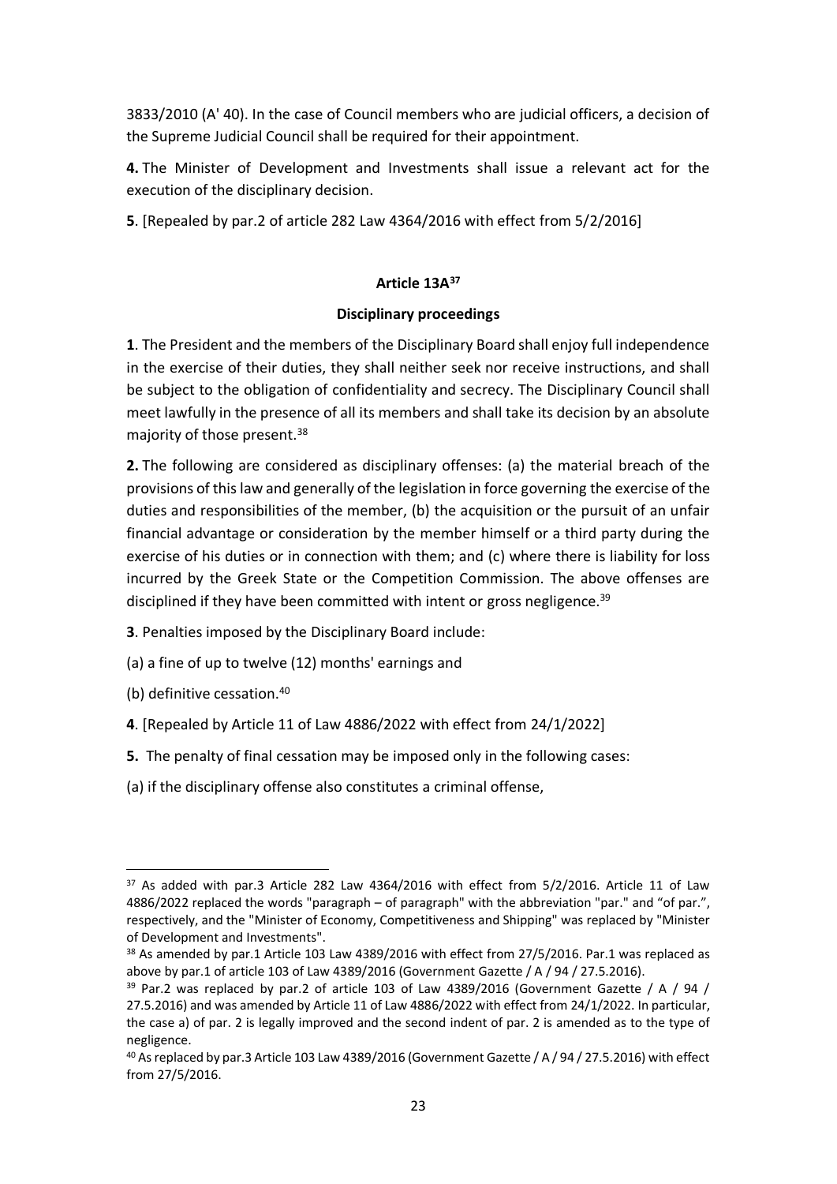3833/2010 (A' 40). In the case of Council members who are judicial officers, a decision of the Supreme Judicial Council shall be required for their appointment.

**4.** The Minister of Development and Investments shall issue a relevant act for the execution of the disciplinary decision.

**5**. [Repealed by par.2 of article 282 Law 4364/2016 with effect from 5/2/2016]

### Article 13A[37]

### Disciplinary proceedings

**1**. The President and the members of the Disciplinary Board shall enjoy full independence in the exercise of their duties, they shall neither seek nor receive instructions, and shall be subject to the obligation of confidentiality and secrecy. The Disciplinary Council shall meet lawfully in the presence of all its members and shall take its decision by an absolute majority of those present.[38]

**2.** The following are considered as disciplinary offenses: (a) the material breach of the provisions of this law and generally of the legislation in force governing the exercise of the duties and responsibilities of the member, (b) the acquisition or the pursuit of an unfair financial advantage or consideration by the member himself or a third party during the exercise of his duties or in connection with them; and (c) where there is liability for loss incurred by the Greek State or the Competition Commission. The above offenses are disciplined if they have been committed with intent or gross negligence.[39]

**3**. Penalties imposed by the Disciplinary Board include:

(a) a fine of up to twelve (12) months' earnings and

(b) definitive cessation.[40]

**4**. [Repealed by Article 11 of Law 4886/2022 with effect from 24/1/2022]

**5.** The penalty of final cessation may be imposed only in the following cases:

(a) if the disciplinary offense also constitutes a criminal offense,

---

[37] As added with par.3 Article 282 Law 4364/2016 with effect from 5/2/2016. Article 11 of Law 4886/2022 replaced the words "paragraph – of paragraph" with the abbreviation "par." and "of par.", respectively, and the "Minister of Economy, Competitiveness and Shipping" was replaced by "Minister of Development and Investments".

[38] As amended by par.1 Article 103 Law 4389/2016 with effect from 27/5/2016. Par.1 was replaced as above by par.1 of article 103 of Law 4389/2016 (Government Gazette / A / 94 / 27.5.2016).

[39] Par.2 was replaced by par.2 of article 103 of Law 4389/2016 (Government Gazette / A / 94 / 27.5.2016) and was amended by Article 11 of Law 4886/2022 with effect from 24/1/2022. In particular, the case a) of par. 2 is legally improved and the second indent of par. 2 is amended as to the type of negligence.

[40] As replaced by par.3 Article 103 Law 4389/2016 (Government Gazette / A / 94 / 27.5.2016) with effect from 27/5/2016.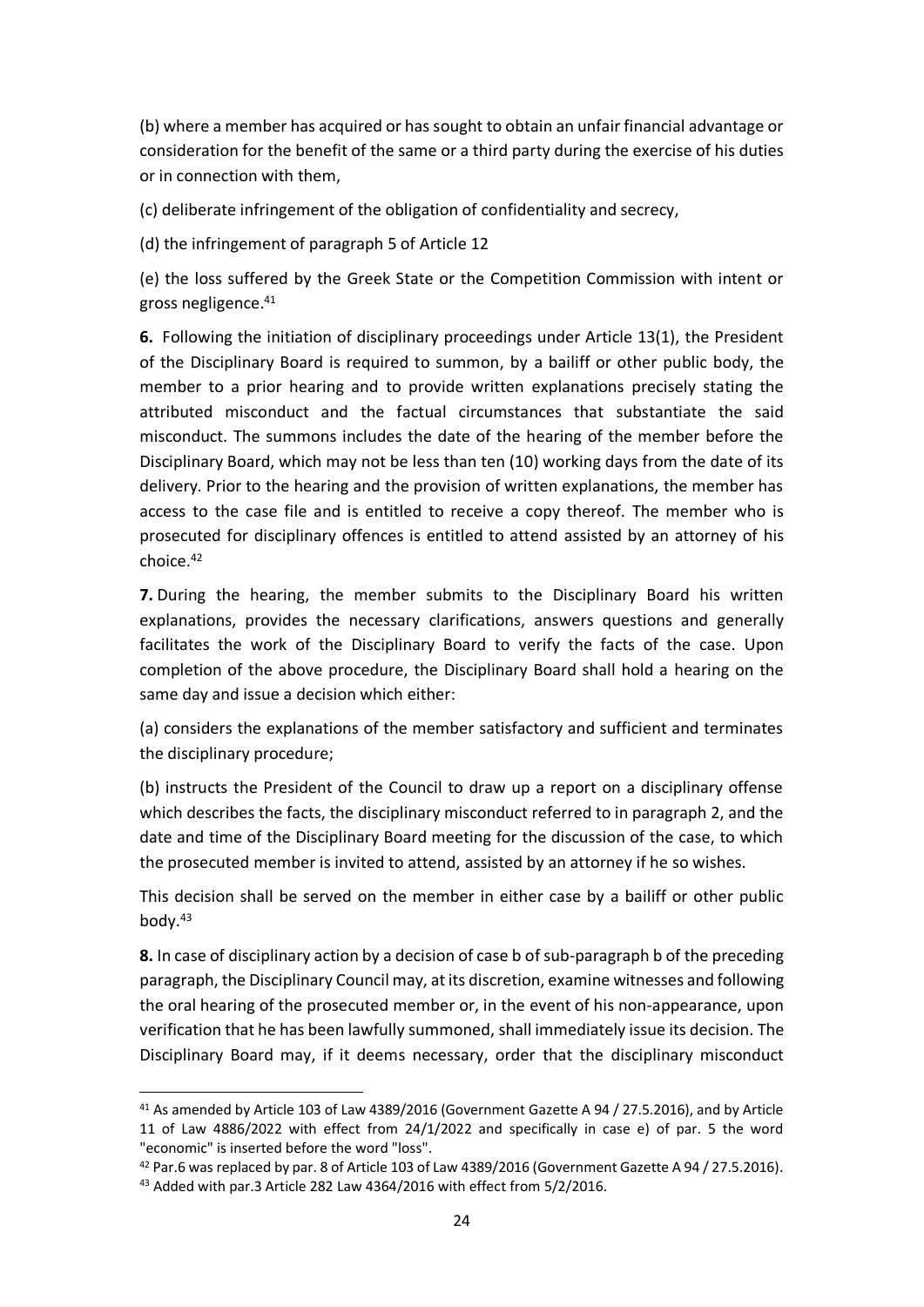(b) where a member has acquired or has sought to obtain an unfair financial advantage or consideration for the benefit of the same or a third party during the exercise of his duties or in connection with them,

(c) deliberate infringement of the obligation of confidentiality and secrecy,

(d) the infringement of paragraph 5 of Article 12

(e) the loss suffered by the Greek State or the Competition Commission with intent or gross negligence.[41]

**6.** Following the initiation of disciplinary proceedings under Article 13(1), the President of the Disciplinary Board is required to summon, by a bailiff or other public body, the member to a prior hearing and to provide written explanations precisely stating the attributed misconduct and the factual circumstances that substantiate the said misconduct. The summons includes the date of the hearing of the member before the Disciplinary Board, which may not be less than ten (10) working days from the date of its delivery. Prior to the hearing and the provision of written explanations, the member has access to the case file and is entitled to receive a copy thereof. The member who is prosecuted for disciplinary offences is entitled to attend assisted by an attorney of his choice.[42]

**7.** During the hearing, the member submits to the Disciplinary Board his written explanations, provides the necessary clarifications, answers questions and generally facilitates the work of the Disciplinary Board to verify the facts of the case. Upon completion of the above procedure, the Disciplinary Board shall hold a hearing on the same day and issue a decision which either:

(a) considers the explanations of the member satisfactory and sufficient and terminates the disciplinary procedure;

(b) instructs the President of the Council to draw up a report on a disciplinary offense which describes the facts, the disciplinary misconduct referred to in paragraph 2, and the date and time of the Disciplinary Board meeting for the discussion of the case, to which the prosecuted member is invited to attend, assisted by an attorney if he so wishes.

This decision shall be served on the member in either case by a bailiff or other public body.[43]

**8.** In case of disciplinary action by a decision of case b of sub-paragraph b of the preceding paragraph, the Disciplinary Council may, at its discretion, examine witnesses and following the oral hearing of the prosecuted member or, in the event of his non-appearance, upon verification that he has been lawfully summoned, shall immediately issue its decision. The Disciplinary Board may, if it deems necessary, order that the disciplinary misconduct

---

[41] As amended by Article 103 of Law 4389/2016 (Government Gazette A 94 / 27.5.2016), and by Article 11 of Law 4886/2022 with effect from 24/1/2022 and specifically in case e) of par. 5 the word "economic" is inserted before the word "loss".

[42] Par.6 was replaced by par. 8 of Article 103 of Law 4389/2016 (Government Gazette A 94 / 27.5.2016).

[43] Added with par.3 Article 282 Law 4364/2016 with effect from 5/2/2016.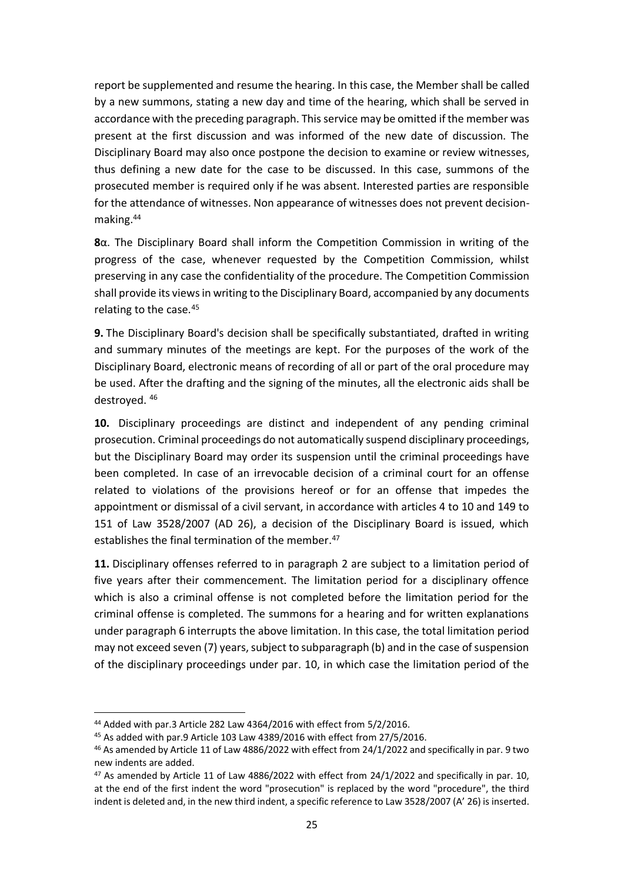report be supplemented and resume the hearing. In this case, the Member shall be called by a new summons, stating a new day and time of the hearing, which shall be served in accordance with the preceding paragraph. This service may be omitted if the member was present at the first discussion and was informed of the new date of discussion. The Disciplinary Board may also once postpone the decision to examine or review witnesses, thus defining a new date for the case to be discussed. In this case, summons of the prosecuted member is required only if he was absent. Interested parties are responsible for the attendance of witnesses. Non appearance of witnesses does not prevent decision-making.[44]

**8**α. The Disciplinary Board shall inform the Competition Commission in writing of the progress of the case, whenever requested by the Competition Commission, whilst preserving in any case the confidentiality of the procedure. The Competition Commission shall provide its views in writing to the Disciplinary Board, accompanied by any documents relating to the case.[45]

**9.** The Disciplinary Board's decision shall be specifically substantiated, drafted in writing and summary minutes of the meetings are kept. For the purposes of the work of the Disciplinary Board, electronic means of recording of all or part of the oral procedure may be used. After the drafting and the signing of the minutes, all the electronic aids shall be destroyed. [46]

**10.** Disciplinary proceedings are distinct and independent of any pending criminal prosecution. Criminal proceedings do not automatically suspend disciplinary proceedings, but the Disciplinary Board may order its suspension until the criminal proceedings have been completed. In case of an irrevocable decision of a criminal court for an offense related to violations of the provisions hereof or for an offense that impedes the appointment or dismissal of a civil servant, in accordance with articles 4 to 10 and 149 to 151 of Law 3528/2007 (AD 26), a decision of the Disciplinary Board is issued, which establishes the final termination of the member.[47]

**11.** Disciplinary offenses referred to in paragraph 2 are subject to a limitation period of five years after their commencement. The limitation period for a disciplinary offence which is also a criminal offense is not completed before the limitation period for the criminal offense is completed. The summons for a hearing and for written explanations under paragraph 6 interrupts the above limitation. In this case, the total limitation period may not exceed seven (7) years, subject to subparagraph (b) and in the case of suspension of the disciplinary proceedings under par. 10, in which case the limitation period of the

---

[44] Added with par.3 Article 282 Law 4364/2016 with effect from 5/2/2016.

[45] As added with par.9 Article 103 Law 4389/2016 with effect from 27/5/2016.

[46] As amended by Article 11 of Law 4886/2022 with effect from 24/1/2022 and specifically in par. 9 two new indents are added.

[47] As amended by Article 11 of Law 4886/2022 with effect from 24/1/2022 and specifically in par. 10, at the end of the first indent the word "prosecution" is replaced by the word "procedure", the third indent is deleted and, in the new third indent, a specific reference to Law 3528/2007 (A' 26) is inserted.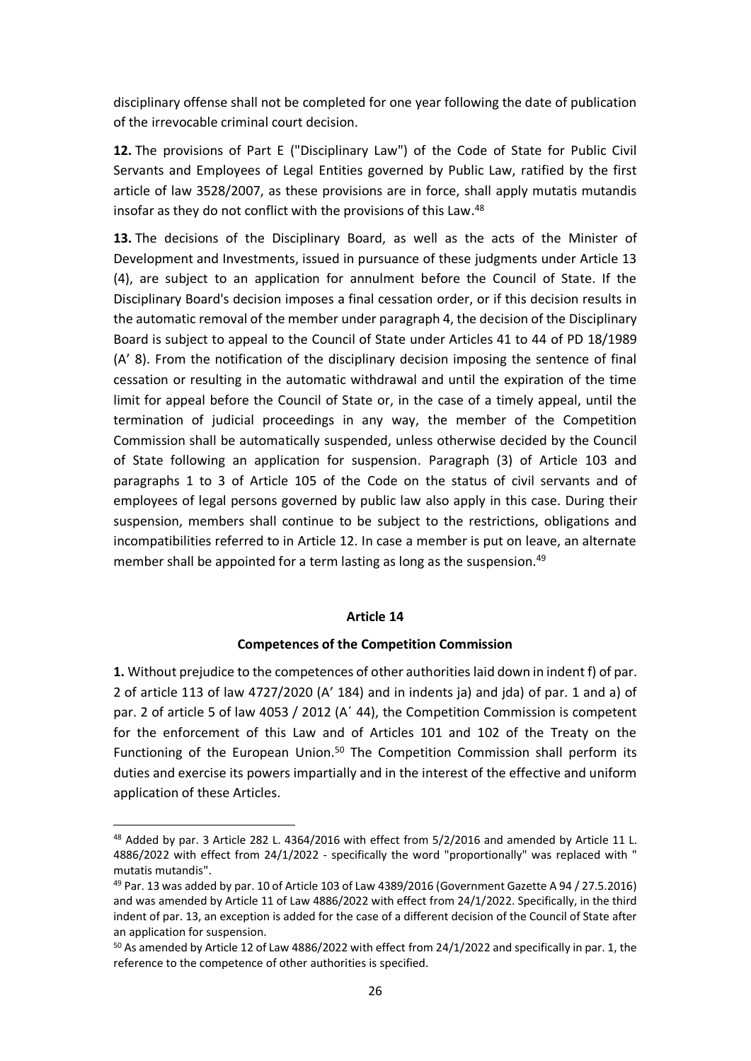disciplinary offense shall not be completed for one year following the date of publication of the irrevocable criminal court decision.

**12.** The provisions of Part E ("Disciplinary Law") of the Code of State for Public Civil Servants and Employees of Legal Entities governed by Public Law, ratified by the first article of law 3528/2007, as these provisions are in force, shall apply mutatis mutandis insofar as they do not conflict with the provisions of this Law.[48]

**13.** The decisions of the Disciplinary Board, as well as the acts of the Minister of Development and Investments, issued in pursuance of these judgments under Article 13 (4), are subject to an application for annulment before the Council of State. If the Disciplinary Board's decision imposes a final cessation order, or if this decision results in the automatic removal of the member under paragraph 4, the decision of the Disciplinary Board is subject to appeal to the Council of State under Articles 41 to 44 of PD 18/1989 (A' 8). From the notification of the disciplinary decision imposing the sentence of final cessation or resulting in the automatic withdrawal and until the expiration of the time limit for appeal before the Council of State or, in the case of a timely appeal, until the termination of judicial proceedings in any way, the member of the Competition Commission shall be automatically suspended, unless otherwise decided by the Council of State following an application for suspension. Paragraph (3) of Article 103 and paragraphs 1 to 3 of Article 105 of the Code on the status of civil servants and of employees of legal persons governed by public law also apply in this case. During their suspension, members shall continue to be subject to the restrictions, obligations and incompatibilities referred to in Article 12. In case a member is put on leave, an alternate member shall be appointed for a term lasting as long as the suspension.[49]

## Article 14

### Competences of the Competition Commission

**1.** Without prejudice to the competences of other authorities laid down in indent f) of par. 2 of article 113 of law 4727/2020 (A' 184) and in indents ja) and jda) of par. 1 and a) of par. 2 of article 5 of law 4053 / 2012 (A΄ 44), the Competition Commission is competent for the enforcement of this Law and of Articles 101 and 102 of the Treaty on the Functioning of the European Union.[50] The Competition Commission shall perform its duties and exercise its powers impartially and in the interest of the effective and uniform application of these Articles.

---

[48] Added by par. 3 Article 282 L. 4364/2016 with effect from 5/2/2016 and amended by Article 11 L. 4886/2022 with effect from 24/1/2022 - specifically the word "proportionally" was replaced with " mutatis mutandis".

[49] Par. 13 was added by par. 10 of Article 103 of Law 4389/2016 (Government Gazette A 94 / 27.5.2016) and was amended by Article 11 of Law 4886/2022 with effect from 24/1/2022. Specifically, in the third indent of par. 13, an exception is added for the case of a different decision of the Council of State after an application for suspension.

[50] As amended by Article 12 of Law 4886/2022 with effect from 24/1/2022 and specifically in par. 1, the reference to the competence of other authorities is specified.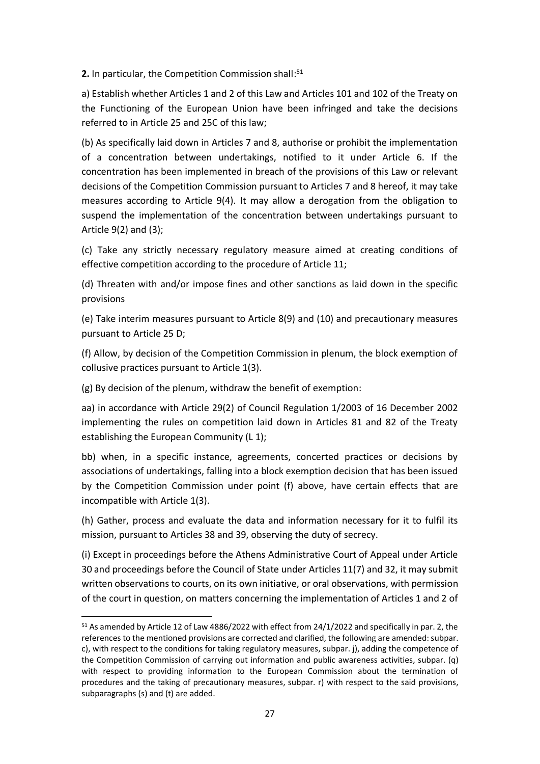**2.** In particular, the Competition Commission shall:[51]

a) Establish whether Articles 1 and 2 of this Law and Articles 101 and 102 of the Treaty on the Functioning of the European Union have been infringed and take the decisions referred to in Article 25 and 25C of this law;

(b) As specifically laid down in Articles 7 and 8, authorise or prohibit the implementation of a concentration between undertakings, notified to it under Article 6. If the concentration has been implemented in breach of the provisions of this Law or relevant decisions of the Competition Commission pursuant to Articles 7 and 8 hereof, it may take measures according to Article 9(4). It may allow a derogation from the obligation to suspend the implementation of the concentration between undertakings pursuant to Article 9(2) and (3);

(c) Take any strictly necessary regulatory measure aimed at creating conditions of effective competition according to the procedure of Article 11;

(d) Threaten with and/or impose fines and other sanctions as laid down in the specific provisions

(e) Take interim measures pursuant to Article 8(9) and (10) and precautionary measures pursuant to Article 25 D;

(f) Allow, by decision of the Competition Commission in plenum, the block exemption of collusive practices pursuant to Article 1(3).

(g) By decision of the plenum, withdraw the benefit of exemption:

aa) in accordance with Article 29(2) of Council Regulation 1/2003 of 16 December 2002 implementing the rules on competition laid down in Articles 81 and 82 of the Treaty establishing the European Community (L 1);

bb) when, in a specific instance, agreements, concerted practices or decisions by associations of undertakings, falling into a block exemption decision that has been issued by the Competition Commission under point (f) above, have certain effects that are incompatible with Article 1(3).

(h) Gather, process and evaluate the data and information necessary for it to fulfil its mission, pursuant to Articles 38 and 39, observing the duty of secrecy.

(i) Except in proceedings before the Athens Administrative Court of Appeal under Article 30 and proceedings before the Council of State under Articles 11(7) and 32, it may submit written observations to courts, on its own initiative, or oral observations, with permission of the court in question, on matters concerning the implementation of Articles 1 and 2 of

---

[51] As amended by Article 12 of Law 4886/2022 with effect from 24/1/2022 and specifically in par. 2, the references to the mentioned provisions are corrected and clarified, the following are amended: subpar. c), with respect to the conditions for taking regulatory measures, subpar. j), adding the competence of the Competition Commission of carrying out information and public awareness activities, subpar. (q) with respect to providing information to the European Commission about the termination of procedures and the taking of precautionary measures, subpar. r) with respect to the said provisions, subparagraphs (s) and (t) are added.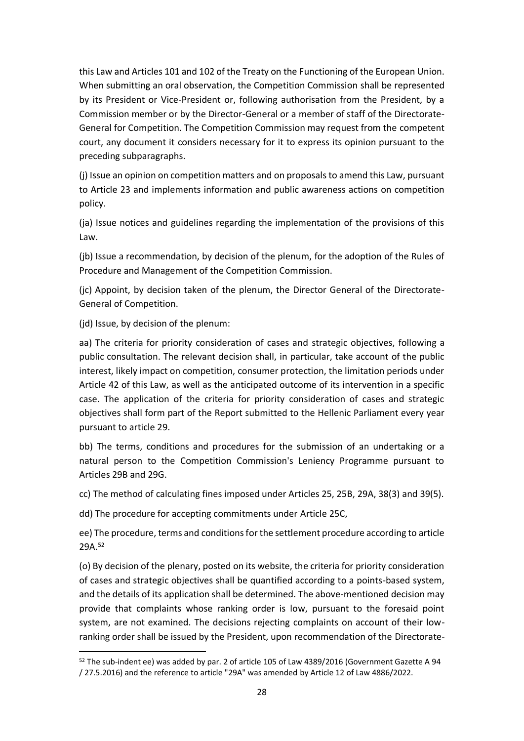this Law and Articles 101 and 102 of the Treaty on the Functioning of the European Union. When submitting an oral observation, the Competition Commission shall be represented by its President or Vice-President or, following authorisation from the President, by a Commission member or by the Director-General or a member of staff of the Directorate-General for Competition. The Competition Commission may request from the competent court, any document it considers necessary for it to express its opinion pursuant to the preceding subparagraphs.

(j) Issue an opinion on competition matters and on proposals to amend this Law, pursuant to Article 23 and implements information and public awareness actions on competition policy.

(ja) Issue notices and guidelines regarding the implementation of the provisions of this Law.

(jb) Issue a recommendation, by decision of the plenum, for the adoption of the Rules of Procedure and Management of the Competition Commission.

(jc) Appoint, by decision taken of the plenum, the Director General of the Directorate-General of Competition.

(jd) Issue, by decision of the plenum:

aa) The criteria for priority consideration of cases and strategic objectives, following a public consultation. The relevant decision shall, in particular, take account of the public interest, likely impact on competition, consumer protection, the limitation periods under Article 42 of this Law, as well as the anticipated outcome of its intervention in a specific case. The application of the criteria for priority consideration of cases and strategic objectives shall form part of the Report submitted to the Hellenic Parliament every year pursuant to article 29.

bb) The terms, conditions and procedures for the submission of an undertaking or a natural person to the Competition Commission's Leniency Programme pursuant to Articles 29B and 29G.

cc) The method of calculating fines imposed under Articles 25, 25B, 29A, 38(3) and 39(5).

dd) The procedure for accepting commitments under Article 25C,

ee) The procedure, terms and conditions for the settlement procedure according to article 29A.[52]

(o) By decision of the plenary, posted on its website, the criteria for priority consideration of cases and strategic objectives shall be quantified according to a points-based system, and the details of its application shall be determined. The above-mentioned decision may provide that complaints whose ranking order is low, pursuant to the foresaid point system, are not examined. The decisions rejecting complaints on account of their low-ranking order shall be issued by the President, upon recommendation of the Directorate-

---

[52] The sub-indent ee) was added by par. 2 of article 105 of Law 4389/2016 (Government Gazette A 94 / 27.5.2016) and the reference to article "29A" was amended by Article 12 of Law 4886/2022.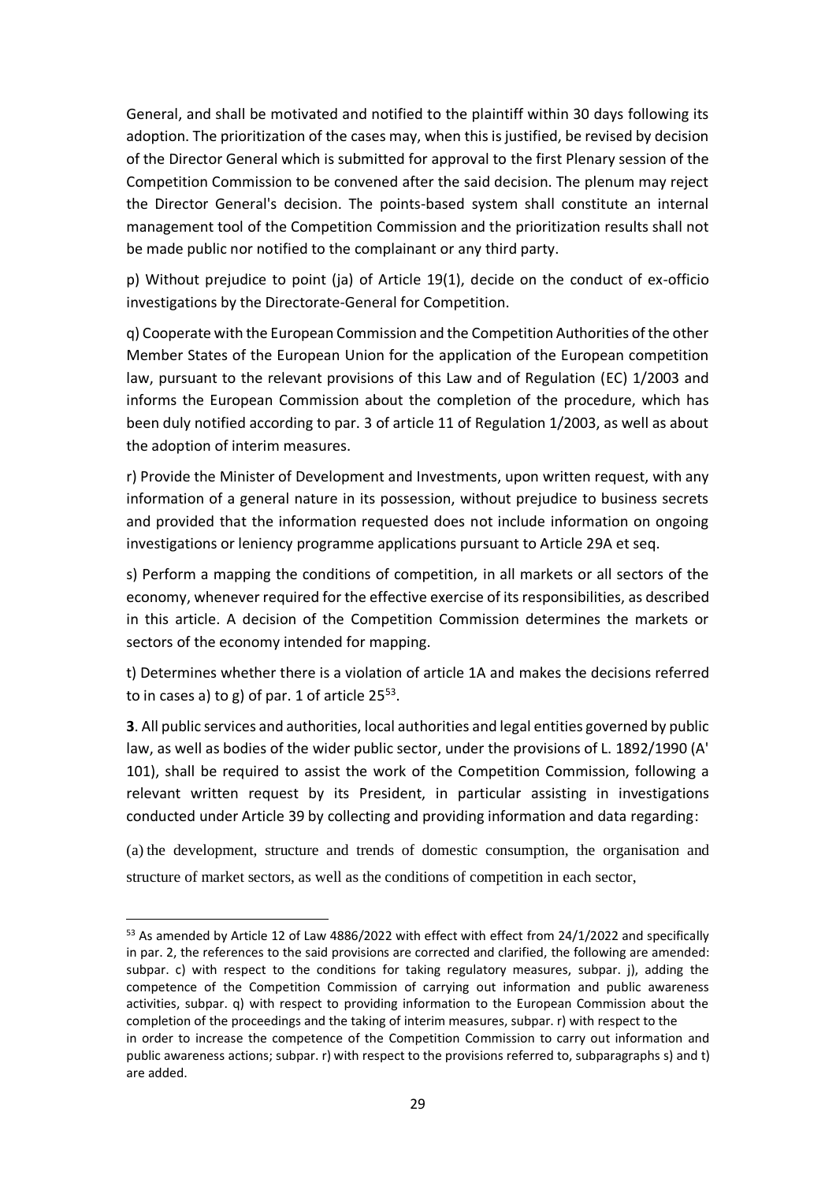General, and shall be motivated and notified to the plaintiff within 30 days following its adoption. The prioritization of the cases may, when this is justified, be revised by decision of the Director General which is submitted for approval to the first Plenary session of the Competition Commission to be convened after the said decision. The plenum may reject the Director General's decision. The points-based system shall constitute an internal management tool of the Competition Commission and the prioritization results shall not be made public nor notified to the complainant or any third party.

p) Without prejudice to point (ja) of Article 19(1), decide on the conduct of ex-officio investigations by the Directorate-General for Competition.

q) Cooperate with the European Commission and the Competition Authorities of the other Member States of the European Union for the application of the European competition law, pursuant to the relevant provisions of this Law and of Regulation (EC) 1/2003 and informs the European Commission about the completion of the procedure, which has been duly notified according to par. 3 of article 11 of Regulation 1/2003, as well as about the adoption of interim measures.

r) Provide the Minister of Development and Investments, upon written request, with any information of a general nature in its possession, without prejudice to business secrets and provided that the information requested does not include information on ongoing investigations or leniency programme applications pursuant to Article 29A et seq.

s) Perform a mapping the conditions of competition, in all markets or all sectors of the economy, whenever required for the effective exercise of its responsibilities, as described in this article. A decision of the Competition Commission determines the markets or sectors of the economy intended for mapping.

t) Determines whether there is a violation of article 1A and makes the decisions referred to in cases a) to g) of par. 1 of article 25[53].

**3**. All public services and authorities, local authorities and legal entities governed by public law, as well as bodies of the wider public sector, under the provisions of L. 1892/1990 (A' 101), shall be required to assist the work of the Competition Commission, following a relevant written request by its President, in particular assisting in investigations conducted under Article 39 by collecting and providing information and data regarding:

(a) the development, structure and trends of domestic consumption, the organisation and structure of market sectors, as well as the conditions of competition in each sector,

---

[53] As amended by Article 12 of Law 4886/2022 with effect with effect from 24/1/2022 and specifically in par. 2, the references to the said provisions are corrected and clarified, the following are amended: subpar. c) with respect to the conditions for taking regulatory measures, subpar. j), adding the competence of the Competition Commission of carrying out information and public awareness activities, subpar. q) with respect to providing information to the European Commission about the completion of the proceedings and the taking of interim measures, subpar. r) with respect to the in order to increase the competence of the Competition Commission to carry out information and public awareness actions; subpar. r) with respect to the provisions referred to, subparagraphs s) and t) are added.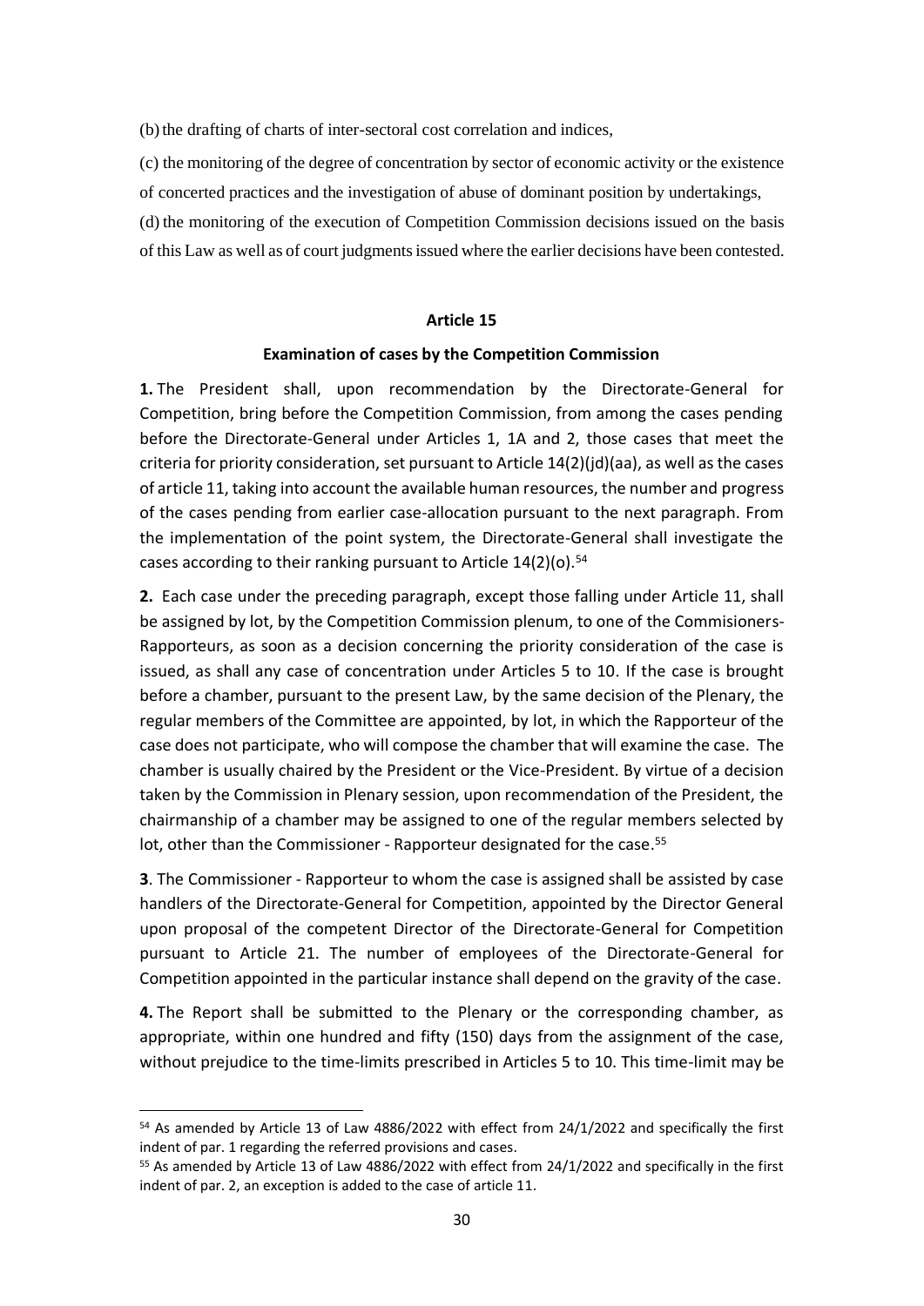(b) the drafting of charts of inter-sectoral cost correlation and indices,

(c) the monitoring of the degree of concentration by sector of economic activity or the existence of concerted practices and the investigation of abuse of dominant position by undertakings,

(d) the monitoring of the execution of Competition Commission decisions issued on the basis of this Law as well as of court judgments issued where the earlier decisions have been contested.

## Article 15

### Examination of cases by the Competition Commission

**1.** The President shall, upon recommendation by the Directorate-General for Competition, bring before the Competition Commission, from among the cases pending before the Directorate-General under Articles 1, 1A and 2, those cases that meet the criteria for priority consideration, set pursuant to Article 14(2)(jd)(aa), as well as the cases of article 11, taking into account the available human resources, the number and progress of the cases pending from earlier case-allocation pursuant to the next paragraph. From the implementation of the point system, the Directorate-General shall investigate the cases according to their ranking pursuant to Article 14(2)(o).[54]

**2.** Each case under the preceding paragraph, except those falling under Article 11, shall be assigned by lot, by the Competition Commission plenum, to one of the Commisioners-Rapporteurs, as soon as a decision concerning the priority consideration of the case is issued, as shall any case of concentration under Articles 5 to 10. If the case is brought before a chamber, pursuant to the present Law, by the same decision of the Plenary, the regular members of the Committee are appointed, by lot, in which the Rapporteur of the case does not participate, who will compose the chamber that will examine the case. The chamber is usually chaired by the President or the Vice-President. By virtue of a decision taken by the Commission in Plenary session, upon recommendation of the President, the chairmanship of a chamber may be assigned to one of the regular members selected by lot, other than the Commissioner - Rapporteur designated for the case.[55]

**3**. The Commissioner - Rapporteur to whom the case is assigned shall be assisted by case handlers of the Directorate-General for Competition, appointed by the Director General upon proposal of the competent Director of the Directorate-General for Competition pursuant to Article 21. The number of employees of the Directorate-General for Competition appointed in the particular instance shall depend on the gravity of the case.

**4.** The Report shall be submitted to the Plenary or the corresponding chamber, as appropriate, within one hundred and fifty (150) days from the assignment of the case, without prejudice to the time-limits prescribed in Articles 5 to 10. This time-limit may be

---

[54] As amended by Article 13 of Law 4886/2022 with effect from 24/1/2022 and specifically the first indent of par. 1 regarding the referred provisions and cases.

[55] As amended by Article 13 of Law 4886/2022 with effect from 24/1/2022 and specifically in the first indent of par. 2, an exception is added to the case of article 11.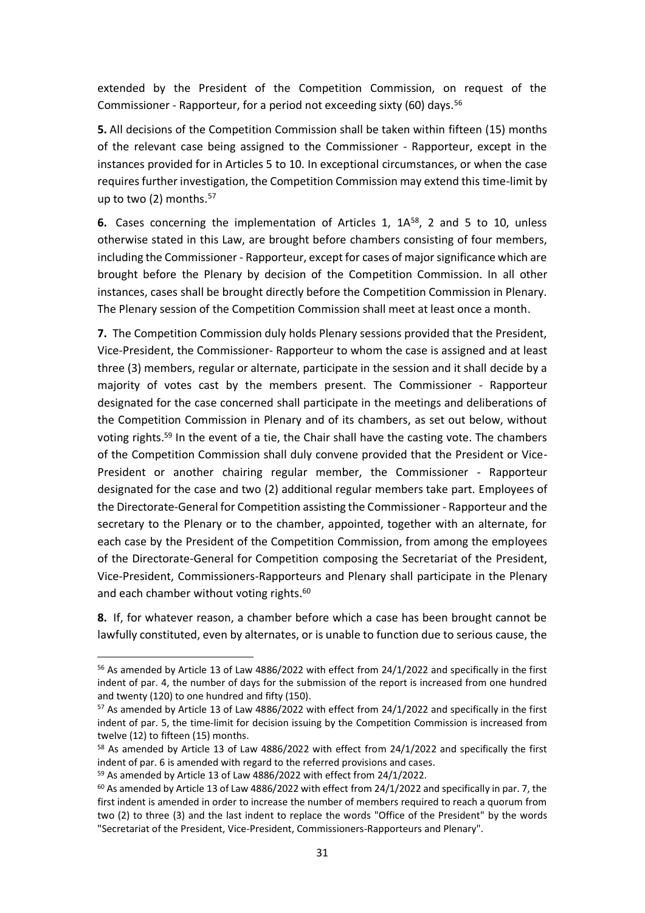extended by the President of the Competition Commission, on request of the Commissioner - Rapporteur, for a period not exceeding sixty (60) days.[56]

**5.** All decisions of the Competition Commission shall be taken within fifteen (15) months of the relevant case being assigned to the Commissioner - Rapporteur, except in the instances provided for in Articles 5 to 10. In exceptional circumstances, or when the case requires further investigation, the Competition Commission may extend this time-limit by up to two (2) months.[57]

**6.** Cases concerning the implementation of Articles 1, 1A[58], 2 and 5 to 10, unless otherwise stated in this Law, are brought before chambers consisting of four members, including the Commissioner - Rapporteur, except for cases of major significance which are brought before the Plenary by decision of the Competition Commission. In all other instances, cases shall be brought directly before the Competition Commission in Plenary. The Plenary session of the Competition Commission shall meet at least once a month.

**7.** The Competition Commission duly holds Plenary sessions provided that the President, Vice-President, the Commissioner- Rapporteur to whom the case is assigned and at least three (3) members, regular or alternate, participate in the session and it shall decide by a majority of votes cast by the members present. The Commissioner - Rapporteur designated for the case concerned shall participate in the meetings and deliberations of the Competition Commission in Plenary and of its chambers, as set out below, without voting rights.[59] In the event of a tie, the Chair shall have the casting vote. The chambers of the Competition Commission shall duly convene provided that the President or Vice-President or another chairing regular member, the Commissioner - Rapporteur designated for the case and two (2) additional regular members take part. Employees of the Directorate-General for Competition assisting the Commissioner - Rapporteur and the secretary to the Plenary or to the chamber, appointed, together with an alternate, for each case by the President of the Competition Commission, from among the employees of the Directorate-General for Competition composing the Secretariat of the President, Vice-President, Commissioners-Rapporteurs and Plenary shall participate in the Plenary and each chamber without voting rights.[60]

**8.** If, for whatever reason, a chamber before which a case has been brought cannot be lawfully constituted, even by alternates, or is unable to function due to serious cause, the

---

[56] As amended by Article 13 of Law 4886/2022 with effect from 24/1/2022 and specifically in the first indent of par. 4, the number of days for the submission of the report is increased from one hundred and twenty (120) to one hundred and fifty (150).

[57] As amended by Article 13 of Law 4886/2022 with effect from 24/1/2022 and specifically in the first indent of par. 5, the time-limit for decision issuing by the Competition Commission is increased from twelve (12) to fifteen (15) months.

[58] As amended by Article 13 of Law 4886/2022 with effect from 24/1/2022 and specifically the first indent of par. 6 is amended with regard to the referred provisions and cases.

[59] As amended by Article 13 of Law 4886/2022 with effect from 24/1/2022.

[60] As amended by Article 13 of Law 4886/2022 with effect from 24/1/2022 and specifically in par. 7, the first indent is amended in order to increase the number of members required to reach a quorum from two (2) to three (3) and the last indent to replace the words "Office of the President" by the words "Secretariat of the President, Vice-President, Commissioners-Rapporteurs and Plenary".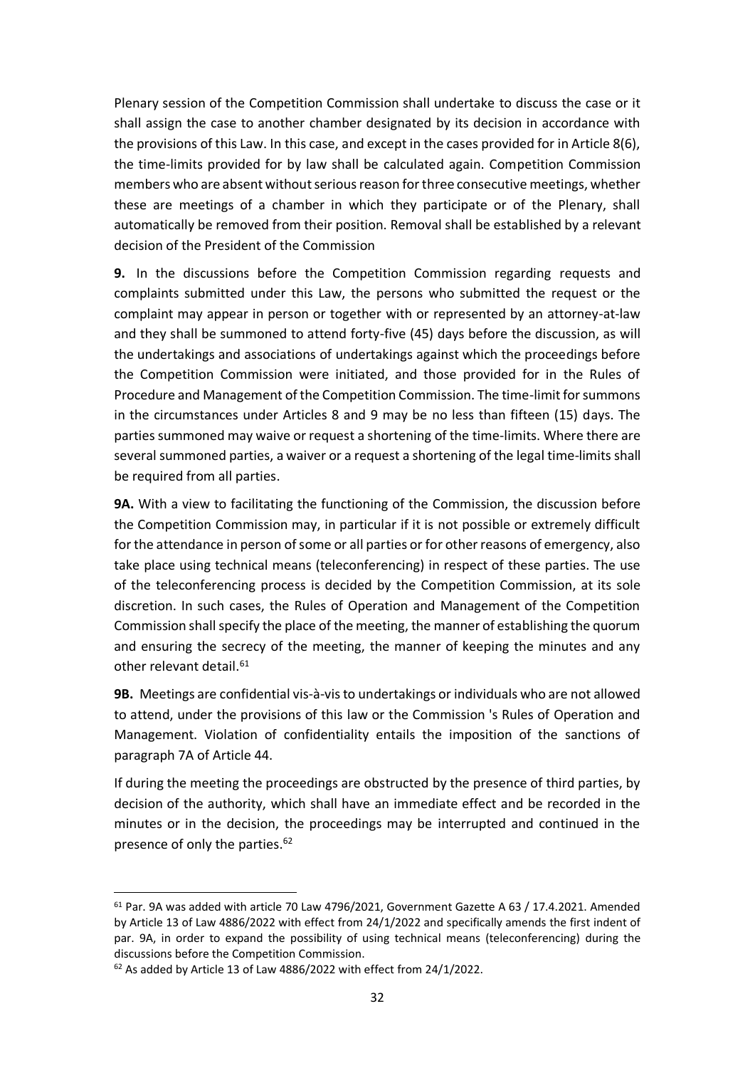Plenary session of the Competition Commission shall undertake to discuss the case or it shall assign the case to another chamber designated by its decision in accordance with the provisions of this Law. In this case, and except in the cases provided for in Article 8(6), the time-limits provided for by law shall be calculated again. Competition Commission members who are absent without serious reason for three consecutive meetings, whether these are meetings of a chamber in which they participate or of the Plenary, shall automatically be removed from their position. Removal shall be established by a relevant decision of the President of the Commission

**9.** In the discussions before the Competition Commission regarding requests and complaints submitted under this Law, the persons who submitted the request or the complaint may appear in person or together with or represented by an attorney-at-law and they shall be summoned to attend forty-five (45) days before the discussion, as will the undertakings and associations of undertakings against which the proceedings before the Competition Commission were initiated, and those provided for in the Rules of Procedure and Management of the Competition Commission. The time-limit for summons in the circumstances under Articles 8 and 9 may be no less than fifteen (15) days. The parties summoned may waive or request a shortening of the time-limits. Where there are several summoned parties, a waiver or a request a shortening of the legal time-limits shall be required from all parties.

**9A.** With a view to facilitating the functioning of the Commission, the discussion before the Competition Commission may, in particular if it is not possible or extremely difficult for the attendance in person of some or all parties or for other reasons of emergency, also take place using technical means (teleconferencing) in respect of these parties. The use of the teleconferencing process is decided by the Competition Commission, at its sole discretion. In such cases, the Rules of Operation and Management of the Competition Commission shall specify the place of the meeting, the manner of establishing the quorum and ensuring the secrecy of the meeting, the manner of keeping the minutes and any other relevant detail.[61]

**9B.** Meetings are confidential vis-à-vis to undertakings or individuals who are not allowed to attend, under the provisions of this law or the Commission 's Rules of Operation and Management. Violation of confidentiality entails the imposition of the sanctions of paragraph 7A of Article 44.

If during the meeting the proceedings are obstructed by the presence of third parties, by decision of the authority, which shall have an immediate effect and be recorded in the minutes or in the decision, the proceedings may be interrupted and continued in the presence of only the parties.[62]

---

[61] Par. 9A was added with article 70 Law 4796/2021, Government Gazette A 63 / 17.4.2021. Amended by Article 13 of Law 4886/2022 with effect from 24/1/2022 and specifically amends the first indent of par. 9A, in order to expand the possibility of using technical means (teleconferencing) during the discussions before the Competition Commission.

[62] As added by Article 13 of Law 4886/2022 with effect from 24/1/2022.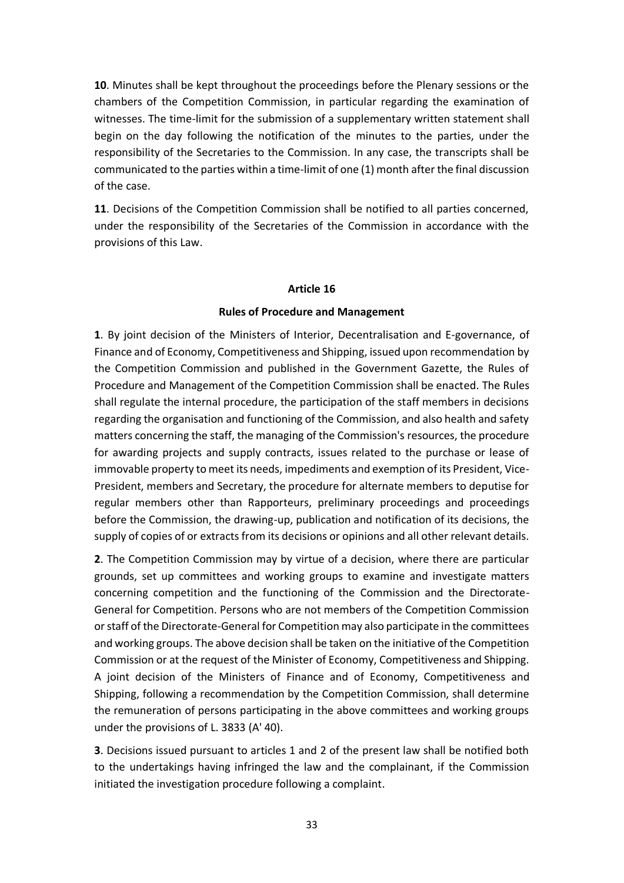**10**. Minutes shall be kept throughout the proceedings before the Plenary sessions or the chambers of the Competition Commission, in particular regarding the examination of witnesses. The time-limit for the submission of a supplementary written statement shall begin on the day following the notification of the minutes to the parties, under the responsibility of the Secretaries to the Commission. In any case, the transcripts shall be communicated to the parties within a time-limit of one (1) month after the final discussion of the case.

**11**. Decisions of the Competition Commission shall be notified to all parties concerned, under the responsibility of the Secretaries of the Commission in accordance with the provisions of this Law.

## Article 16

### Rules of Procedure and Management

**1**. By joint decision of the Ministers of Interior, Decentralisation and E-governance, of Finance and of Economy, Competitiveness and Shipping, issued upon recommendation by the Competition Commission and published in the Government Gazette, the Rules of Procedure and Management of the Competition Commission shall be enacted. The Rules shall regulate the internal procedure, the participation of the staff members in decisions regarding the organisation and functioning of the Commission, and also health and safety matters concerning the staff, the managing of the Commission's resources, the procedure for awarding projects and supply contracts, issues related to the purchase or lease of immovable property to meet its needs, impediments and exemption of its President, Vice-President, members and Secretary, the procedure for alternate members to deputise for regular members other than Rapporteurs, preliminary proceedings and proceedings before the Commission, the drawing-up, publication and notification of its decisions, the supply of copies of or extracts from its decisions or opinions and all other relevant details.

**2**. The Competition Commission may by virtue of a decision, where there are particular grounds, set up committees and working groups to examine and investigate matters concerning competition and the functioning of the Commission and the Directorate-General for Competition. Persons who are not members of the Competition Commission or staff of the Directorate-General for Competition may also participate in the committees and working groups. The above decision shall be taken on the initiative of the Competition Commission or at the request of the Minister of Economy, Competitiveness and Shipping. A joint decision of the Ministers of Finance and of Economy, Competitiveness and Shipping, following a recommendation by the Competition Commission, shall determine the remuneration of persons participating in the above committees and working groups under the provisions of L. 3833 (A' 40).

**3**. Decisions issued pursuant to articles 1 and 2 of the present law shall be notified both to the undertakings having infringed the law and the complainant, if the Commission initiated the investigation procedure following a complaint.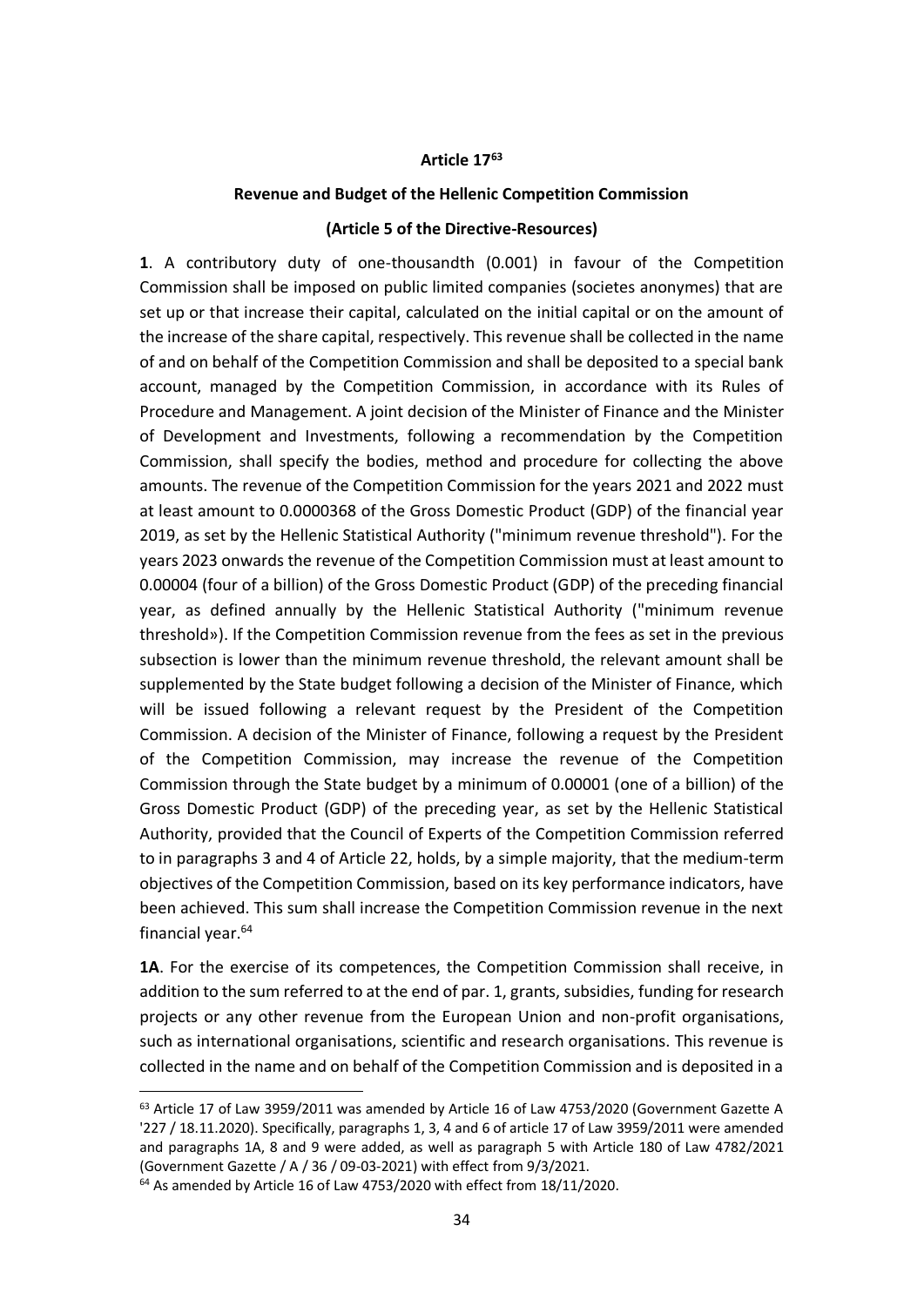## Article 17[63]

### Revenue and Budget of the Hellenic Competition Commission

### (Article 5 of the Directive-Resources)

**1**. A contributory duty of one-thousandth (0.001) in favour of the Competition Commission shall be imposed on public limited companies (societes anonymes) that are set up or that increase their capital, calculated on the initial capital or on the amount of the increase of the share capital, respectively. This revenue shall be collected in the name of and on behalf of the Competition Commission and shall be deposited to a special bank account, managed by the Competition Commission, in accordance with its Rules of Procedure and Management. A joint decision of the Minister of Finance and the Minister of Development and Investments, following a recommendation by the Competition Commission, shall specify the bodies, method and procedure for collecting the above amounts. The revenue of the Competition Commission for the years 2021 and 2022 must at least amount to 0.0000368 of the Gross Domestic Product (GDP) of the financial year 2019, as set by the Hellenic Statistical Authority ("minimum revenue threshold"). For the years 2023 onwards the revenue of the Competition Commission must at least amount to 0.00004 (four of a billion) of the Gross Domestic Product (GDP) of the preceding financial year, as defined annually by the Hellenic Statistical Authority ("minimum revenue threshold»). If the Competition Commission revenue from the fees as set in the previous subsection is lower than the minimum revenue threshold, the relevant amount shall be supplemented by the State budget following a decision of the Minister of Finance, which will be issued following a relevant request by the President of the Competition Commission. A decision of the Minister of Finance, following a request by the President of the Competition Commission, may increase the revenue of the Competition Commission through the State budget by a minimum of 0.00001 (one of a billion) of the Gross Domestic Product (GDP) of the preceding year, as set by the Hellenic Statistical Authority, provided that the Council of Experts of the Competition Commission referred to in paragraphs 3 and 4 of Article 22, holds, by a simple majority, that the medium-term objectives of the Competition Commission, based on its key performance indicators, have been achieved. This sum shall increase the Competition Commission revenue in the next financial year.[64]

**1A**. For the exercise of its competences, the Competition Commission shall receive, in addition to the sum referred to at the end of par. 1, grants, subsidies, funding for research projects or any other revenue from the European Union and non-profit organisations, such as international organisations, scientific and research organisations. This revenue is collected in the name and on behalf of the Competition Commission and is deposited in a

[63] Article 17 of Law 3959/2011 was amended by Article 16 of Law 4753/2020 (Government Gazette A '227 / 18.11.2020). Specifically, paragraphs 1, 3, 4 and 6 of article 17 of Law 3959/2011 were amended and paragraphs 1A, 8 and 9 were added, as well as paragraph 5 with Article 180 of Law 4782/2021 (Government Gazette / A / 36 / 09-03-2021) with effect from 9/3/2021.

[64] As amended by Article 16 of Law 4753/2020 with effect from 18/11/2020.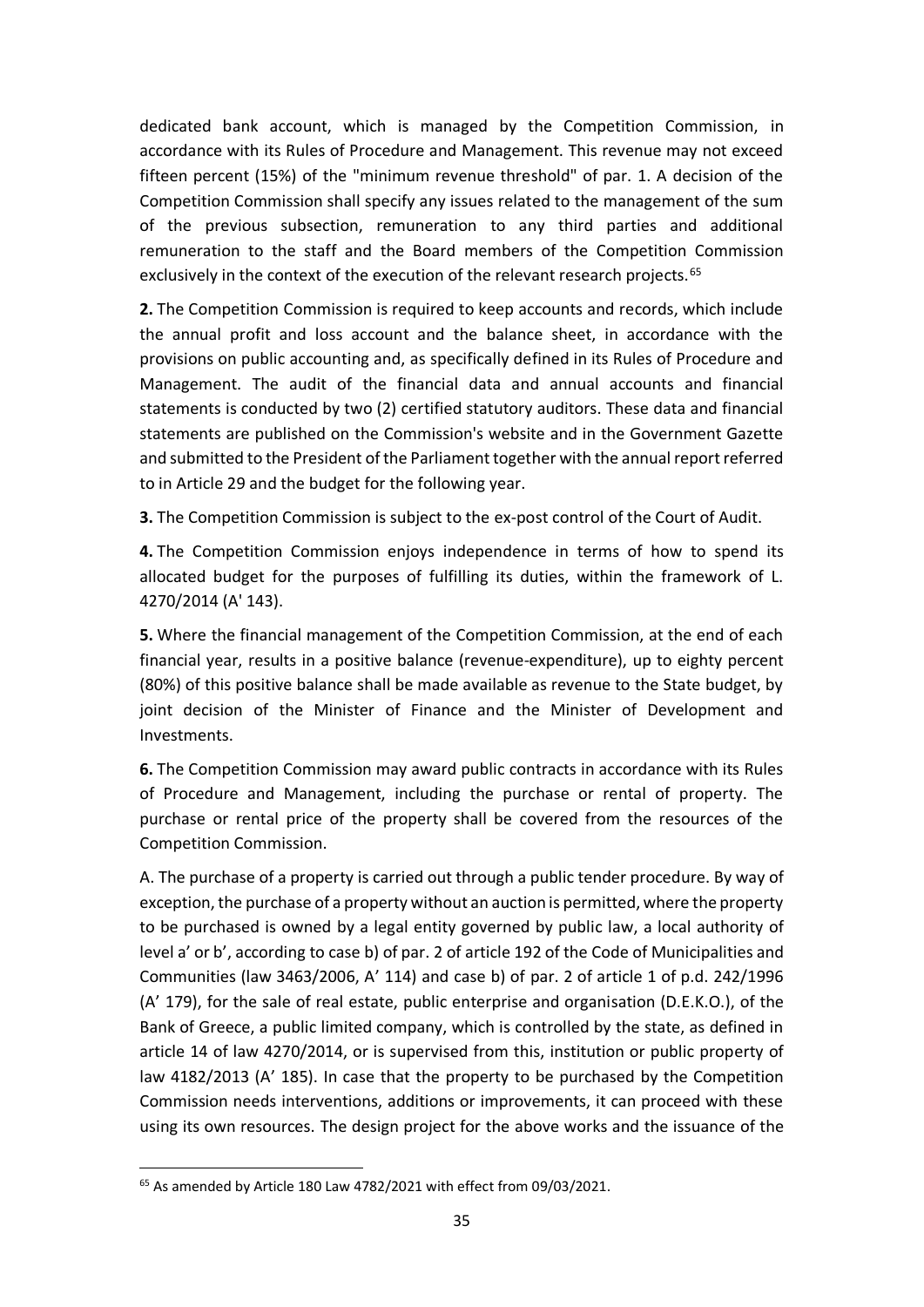dedicated bank account, which is managed by the Competition Commission, in accordance with its Rules of Procedure and Management. This revenue may not exceed fifteen percent (15%) of the "minimum revenue threshold" of par. 1. A decision of the Competition Commission shall specify any issues related to the management of the sum of the previous subsection, remuneration to any third parties and additional remuneration to the staff and the Board members of the Competition Commission exclusively in the context of the execution of the relevant research projects.[65]

**2.** The Competition Commission is required to keep accounts and records, which include the annual profit and loss account and the balance sheet, in accordance with the provisions on public accounting and, as specifically defined in its Rules of Procedure and Management. The audit of the financial data and annual accounts and financial statements is conducted by two (2) certified statutory auditors. These data and financial statements are published on the Commission's website and in the Government Gazette and submitted to the President of the Parliament together with the annual report referred to in Article 29 and the budget for the following year.

**3.** The Competition Commission is subject to the ex-post control of the Court of Audit.

**4.** The Competition Commission enjoys independence in terms of how to spend its allocated budget for the purposes of fulfilling its duties, within the framework of L. 4270/2014 (A' 143).

**5.** Where the financial management of the Competition Commission, at the end of each financial year, results in a positive balance (revenue-expenditure), up to eighty percent (80%) of this positive balance shall be made available as revenue to the State budget, by joint decision of the Minister of Finance and the Minister of Development and Investments.

**6.** The Competition Commission may award public contracts in accordance with its Rules of Procedure and Management, including the purchase or rental of property. The purchase or rental price of the property shall be covered from the resources of the Competition Commission.

A. The purchase of a property is carried out through a public tender procedure. By way of exception, the purchase of a property without an auction is permitted, where the property to be purchased is owned by a legal entity governed by public law, a local authority of level a' or b', according to case b) of par. 2 of article 192 of the Code of Municipalities and Communities (law 3463/2006, A' 114) and case b) of par. 2 of article 1 of p.d. 242/1996 (A' 179), for the sale of real estate, public enterprise and organisation (D.E.K.O.), of the Bank of Greece, a public limited company, which is controlled by the state, as defined in article 14 of law 4270/2014, or is supervised from this, institution or public property of law 4182/2013 (A' 185). In case that the property to be purchased by the Competition Commission needs interventions, additions or improvements, it can proceed with these using its own resources. The design project for the above works and the issuance of the

[65] As amended by Article 180 Law 4782/2021 with effect from 09/03/2021.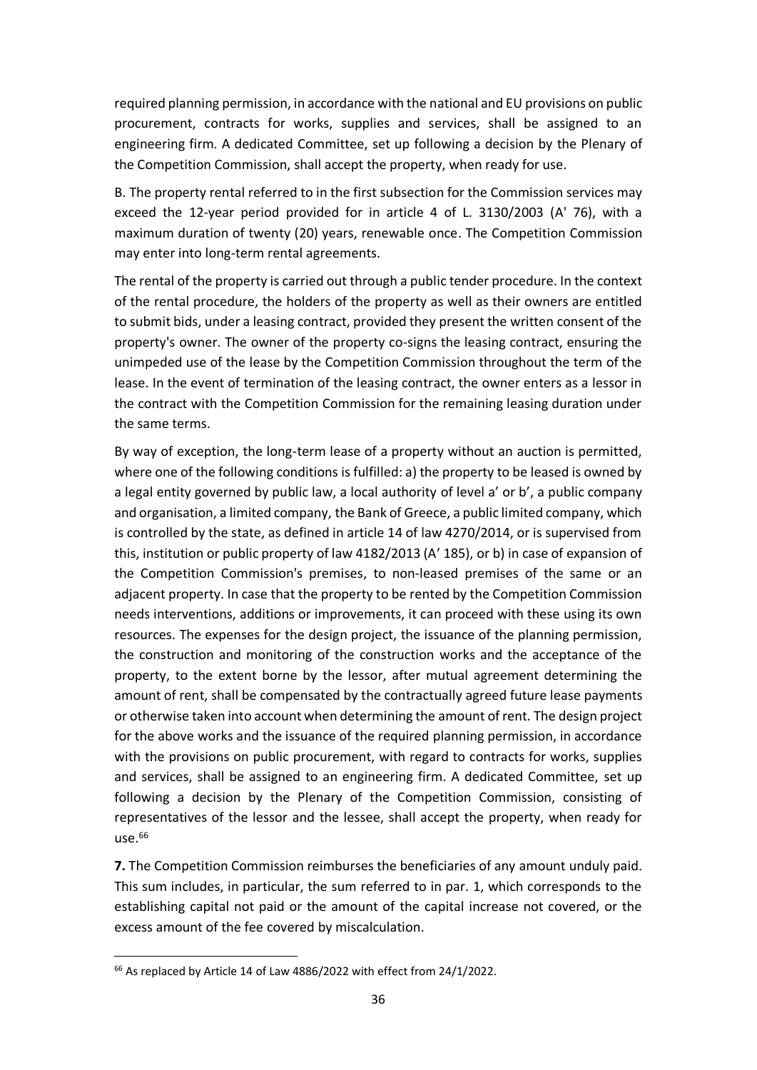required planning permission, in accordance with the national and EU provisions on public procurement, contracts for works, supplies and services, shall be assigned to an engineering firm. A dedicated Committee, set up following a decision by the Plenary of the Competition Commission, shall accept the property, when ready for use.

B. The property rental referred to in the first subsection for the Commission services may exceed the 12-year period provided for in article 4 of L. 3130/2003 (A' 76), with a maximum duration of twenty (20) years, renewable once. The Competition Commission may enter into long-term rental agreements.

The rental of the property is carried out through a public tender procedure. In the context of the rental procedure, the holders of the property as well as their owners are entitled to submit bids, under a leasing contract, provided they present the written consent of the property's owner. The owner of the property co-signs the leasing contract, ensuring the unimpeded use of the lease by the Competition Commission throughout the term of the lease. In the event of termination of the leasing contract, the owner enters as a lessor in the contract with the Competition Commission for the remaining leasing duration under the same terms.

By way of exception, the long-term lease of a property without an auction is permitted, where one of the following conditions is fulfilled: a) the property to be leased is owned by a legal entity governed by public law, a local authority of level a' or b', a public company and organisation, a limited company, the Bank of Greece, a public limited company, which is controlled by the state, as defined in article 14 of law 4270/2014, or is supervised from this, institution or public property of law 4182/2013 (A' 185), or b) in case of expansion of the Competition Commission's premises, to non-leased premises of the same or an adjacent property. In case that the property to be rented by the Competition Commission needs interventions, additions or improvements, it can proceed with these using its own resources. The expenses for the design project, the issuance of the planning permission, the construction and monitoring of the construction works and the acceptance of the property, to the extent borne by the lessor, after mutual agreement determining the amount of rent, shall be compensated by the contractually agreed future lease payments or otherwise taken into account when determining the amount of rent. The design project for the above works and the issuance of the required planning permission, in accordance with the provisions on public procurement, with regard to contracts for works, supplies and services, shall be assigned to an engineering firm. A dedicated Committee, set up following a decision by the Plenary of the Competition Commission, consisting of representatives of the lessor and the lessee, shall accept the property, when ready for use.[66]

**7.** The Competition Commission reimburses the beneficiaries of any amount unduly paid. This sum includes, in particular, the sum referred to in par. 1, which corresponds to the establishing capital not paid or the amount of the capital increase not covered, or the excess amount of the fee covered by miscalculation.

---

[66] As replaced by Article 14 of Law 4886/2022 with effect from 24/1/2022.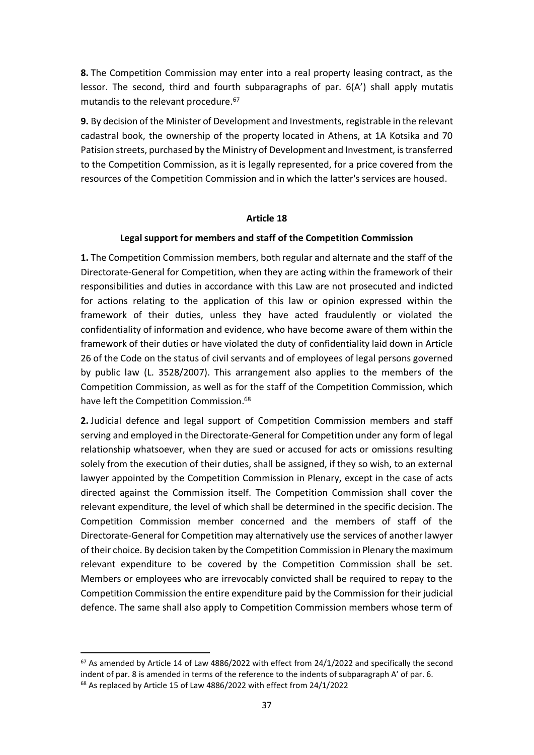**8.** The Competition Commission may enter into a real property leasing contract, as the lessor. The second, third and fourth subparagraphs of par. 6(A') shall apply mutatis mutandis to the relevant procedure.[67]

**9.** By decision of the Minister of Development and Investments, registrable in the relevant cadastral book, the ownership of the property located in Athens, at 1A Kotsika and 70 Patision streets, purchased by the Ministry of Development and Investment, is transferred to the Competition Commission, as it is legally represented, for a price covered from the resources of the Competition Commission and in which the latter's services are housed.

#### Article 18

#### Legal support for members and staff of the Competition Commission

**1.** The Competition Commission members, both regular and alternate and the staff of the Directorate-General for Competition, when they are acting within the framework of their responsibilities and duties in accordance with this Law are not prosecuted and indicted for actions relating to the application of this law or opinion expressed within the framework of their duties, unless they have acted fraudulently or violated the confidentiality of information and evidence, who have become aware of them within the framework of their duties or have violated the duty of confidentiality laid down in Article 26 of the Code on the status of civil servants and of employees of legal persons governed by public law (L. 3528/2007). This arrangement also applies to the members of the Competition Commission, as well as for the staff of the Competition Commission, which have left the Competition Commission.[68]

**2.** Judicial defence and legal support of Competition Commission members and staff serving and employed in the Directorate-General for Competition under any form of legal relationship whatsoever, when they are sued or accused for acts or omissions resulting solely from the execution of their duties, shall be assigned, if they so wish, to an external lawyer appointed by the Competition Commission in Plenary, except in the case of acts directed against the Commission itself. The Competition Commission shall cover the relevant expenditure, the level of which shall be determined in the specific decision. The Competition Commission member concerned and the members of staff of the Directorate-General for Competition may alternatively use the services of another lawyer of their choice. By decision taken by the Competition Commission in Plenary the maximum relevant expenditure to be covered by the Competition Commission shall be set. Members or employees who are irrevocably convicted shall be required to repay to the Competition Commission the entire expenditure paid by the Commission for their judicial defence. The same shall also apply to Competition Commission members whose term of

---

[67] As amended by Article 14 of Law 4886/2022 with effect from 24/1/2022 and specifically the second indent of par. 8 is amended in terms of the reference to the indents of subparagraph A' of par. 6.

[68] As replaced by Article 15 of Law 4886/2022 with effect from 24/1/2022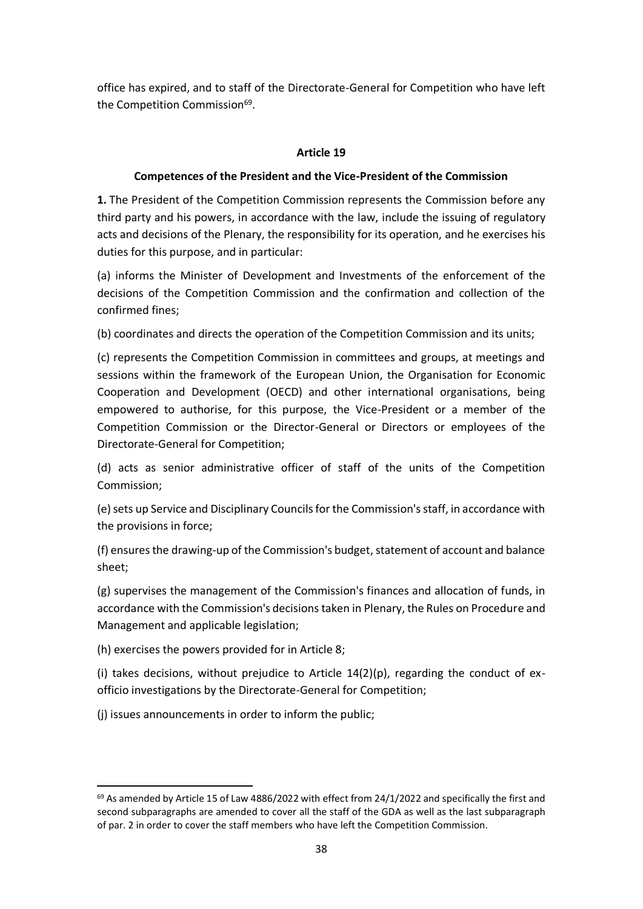office has expired, and to staff of the Directorate-General for Competition who have left the Competition Commission[69].

**Article 19**

**Competences of the President and the Vice-President of the Commission**

**1.** The President of the Competition Commission represents the Commission before any third party and his powers, in accordance with the law, include the issuing of regulatory acts and decisions of the Plenary, the responsibility for its operation, and he exercises his duties for this purpose, and in particular:

(a) informs the Minister of Development and Investments of the enforcement of the decisions of the Competition Commission and the confirmation and collection of the confirmed fines;

(b) coordinates and directs the operation of the Competition Commission and its units;

(c) represents the Competition Commission in committees and groups, at meetings and sessions within the framework of the European Union, the Organisation for Economic Cooperation and Development (OECD) and other international organisations, being empowered to authorise, for this purpose, the Vice-President or a member of the Competition Commission or the Director-General or Directors or employees of the Directorate-General for Competition;

(d) acts as senior administrative officer of staff of the units of the Competition Commission;

(e) sets up Service and Disciplinary Councils for the Commission's staff, in accordance with the provisions in force;

(f) ensures the drawing-up of the Commission's budget, statement of account and balance sheet;

(g) supervises the management of the Commission's finances and allocation of funds, in accordance with the Commission's decisions taken in Plenary, the Rules on Procedure and Management and applicable legislation;

(h) exercises the powers provided for in Article 8;

(i) takes decisions, without prejudice to Article 14(2)(p), regarding the conduct of ex-officio investigations by the Directorate-General for Competition;

(j) issues announcements in order to inform the public;

---

[69] As amended by Article 15 of Law 4886/2022 with effect from 24/1/2022 and specifically the first and second subparagraphs are amended to cover all the staff of the GDA as well as the last subparagraph of par. 2 in order to cover the staff members who have left the Competition Commission.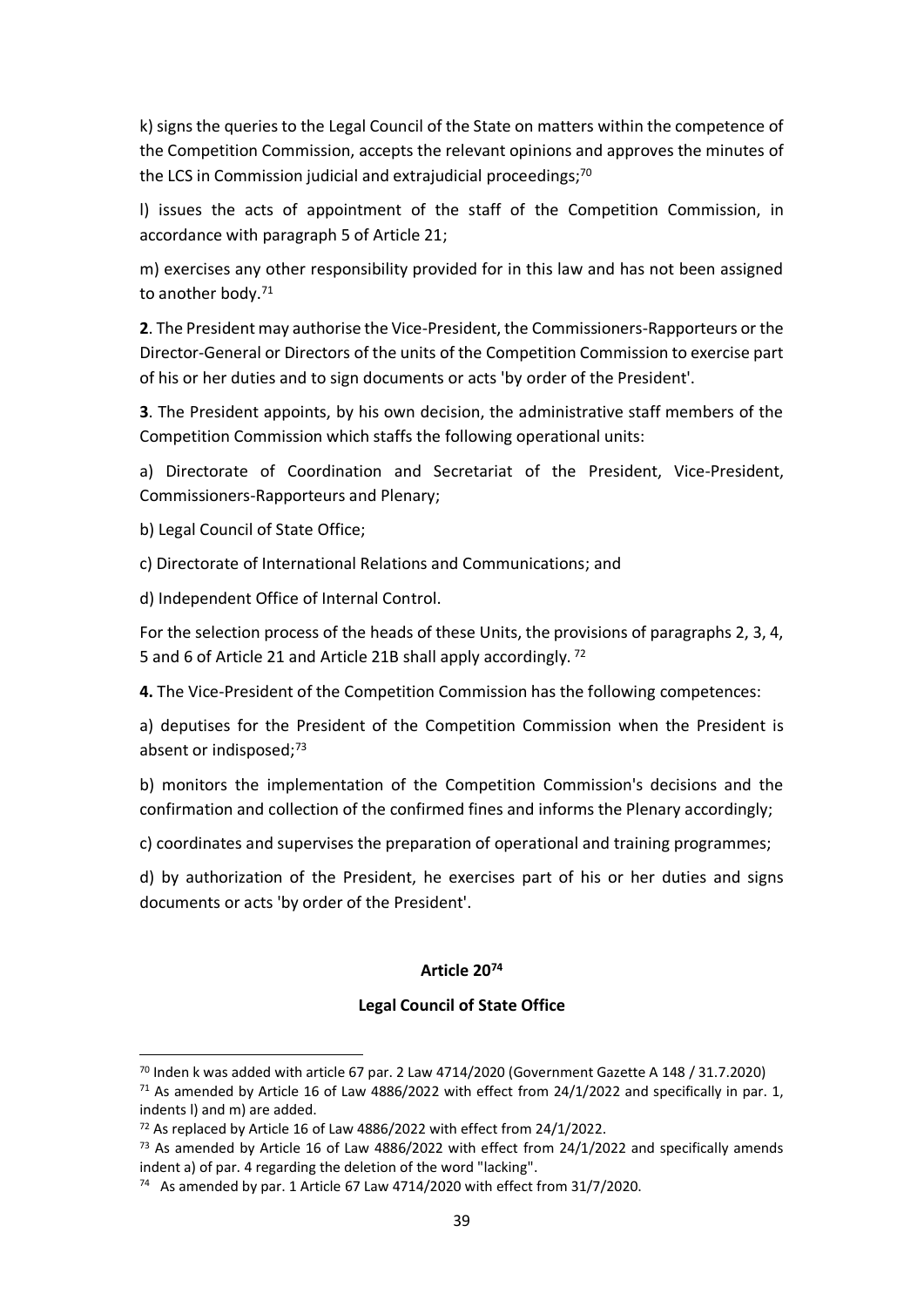k) signs the queries to the Legal Council of the State on matters within the competence of the Competition Commission, accepts the relevant opinions and approves the minutes of the LCS in Commission judicial and extrajudicial proceedings;[70]

l) issues the acts of appointment of the staff of the Competition Commission, in accordance with paragraph 5 of Article 21;

m) exercises any other responsibility provided for in this law and has not been assigned to another body.[71]

**2**. The President may authorise the Vice-President, the Commissioners-Rapporteurs or the Director-General or Directors of the units of the Competition Commission to exercise part of his or her duties and to sign documents or acts 'by order of the President'.

**3**. The President appoints, by his own decision, the administrative staff members of the Competition Commission which staffs the following operational units:

a) Directorate of Coordination and Secretariat of the President, Vice-President, Commissioners-Rapporteurs and Plenary;

b) Legal Council of State Office;

c) Directorate of International Relations and Communications; and

d) Independent Office of Internal Control.

For the selection process of the heads of these Units, the provisions of paragraphs 2, 3, 4, 5 and 6 of Article 21 and Article 21B shall apply accordingly. [72]

**4.** The Vice-President of the Competition Commission has the following competences:

a) deputises for the President of the Competition Commission when the President is absent or indisposed;[73]

b) monitors the implementation of the Competition Commission's decisions and the confirmation and collection of the confirmed fines and informs the Plenary accordingly;

c) coordinates and supervises the preparation of operational and training programmes;

d) by authorization of the President, he exercises part of his or her duties and signs documents or acts 'by order of the President'.

#### Article 20[74]

#### Legal Council of State Office

---

[70] Inden k was added with article 67 par. 2 Law 4714/2020 (Government Gazette A 148 / 31.7.2020)

[71] As amended by Article 16 of Law 4886/2022 with effect from 24/1/2022 and specifically in par. 1, indents l) and m) are added.

[72] As replaced by Article 16 of Law 4886/2022 with effect from 24/1/2022.

[73] As amended by Article 16 of Law 4886/2022 with effect from 24/1/2022 and specifically amends indent a) of par. 4 regarding the deletion of the word "lacking".

[74] As amended by par. 1 Article 67 Law 4714/2020 with effect from 31/7/2020.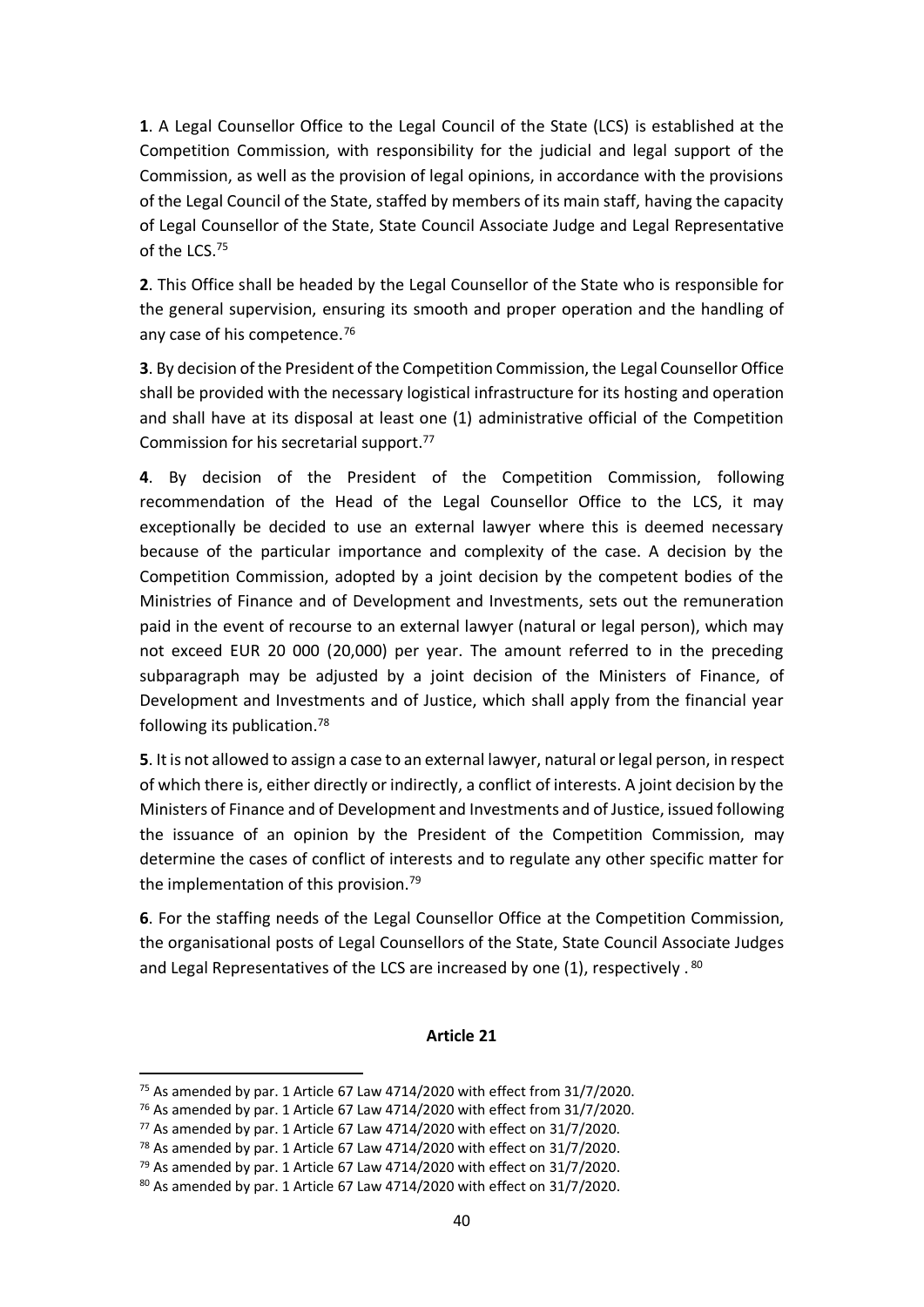**1**. A Legal Counsellor Office to the Legal Council of the State (LCS) is established at the Competition Commission, with responsibility for the judicial and legal support of the Commission, as well as the provision of legal opinions, in accordance with the provisions of the Legal Council of the State, staffed by members of its main staff, having the capacity of Legal Counsellor of the State, State Council Associate Judge and Legal Representative of the LCS.[75]

**2**. This Office shall be headed by the Legal Counsellor of the State who is responsible for the general supervision, ensuring its smooth and proper operation and the handling of any case of his competence.[76]

**3**. By decision of the President of the Competition Commission, the Legal Counsellor Office shall be provided with the necessary logistical infrastructure for its hosting and operation and shall have at its disposal at least one (1) administrative official of the Competition Commission for his secretarial support.[77]

**4**. By decision of the President of the Competition Commission, following recommendation of the Head of the Legal Counsellor Office to the LCS, it may exceptionally be decided to use an external lawyer where this is deemed necessary because of the particular importance and complexity of the case. A decision by the Competition Commission, adopted by a joint decision by the competent bodies of the Ministries of Finance and of Development and Investments, sets out the remuneration paid in the event of recourse to an external lawyer (natural or legal person), which may not exceed EUR 20 000 (20,000) per year. The amount referred to in the preceding subparagraph may be adjusted by a joint decision of the Ministers of Finance, of Development and Investments and of Justice, which shall apply from the financial year following its publication.[78]

**5**. It is not allowed to assign a case to an external lawyer, natural or legal person, in respect of which there is, either directly or indirectly, a conflict of interests. A joint decision by the Ministers of Finance and of Development and Investments and of Justice, issued following the issuance of an opinion by the President of the Competition Commission, may determine the cases of conflict of interests and to regulate any other specific matter for the implementation of this provision.[79]

**6**. For the staffing needs of the Legal Counsellor Office at the Competition Commission, the organisational posts of Legal Counsellors of the State, State Council Associate Judges and Legal Representatives of the LCS are increased by one (1), respectively .[80]

**Article 21**

[75] As amended by par. 1 Article 67 Law 4714/2020 with effect from 31/7/2020.
[76] As amended by par. 1 Article 67 Law 4714/2020 with effect from 31/7/2020.
[77] As amended by par. 1 Article 67 Law 4714/2020 with effect on 31/7/2020.
[78] As amended by par. 1 Article 67 Law 4714/2020 with effect on 31/7/2020.
[79] As amended by par. 1 Article 67 Law 4714/2020 with effect on 31/7/2020.
[80] As amended by par. 1 Article 67 Law 4714/2020 with effect on 31/7/2020.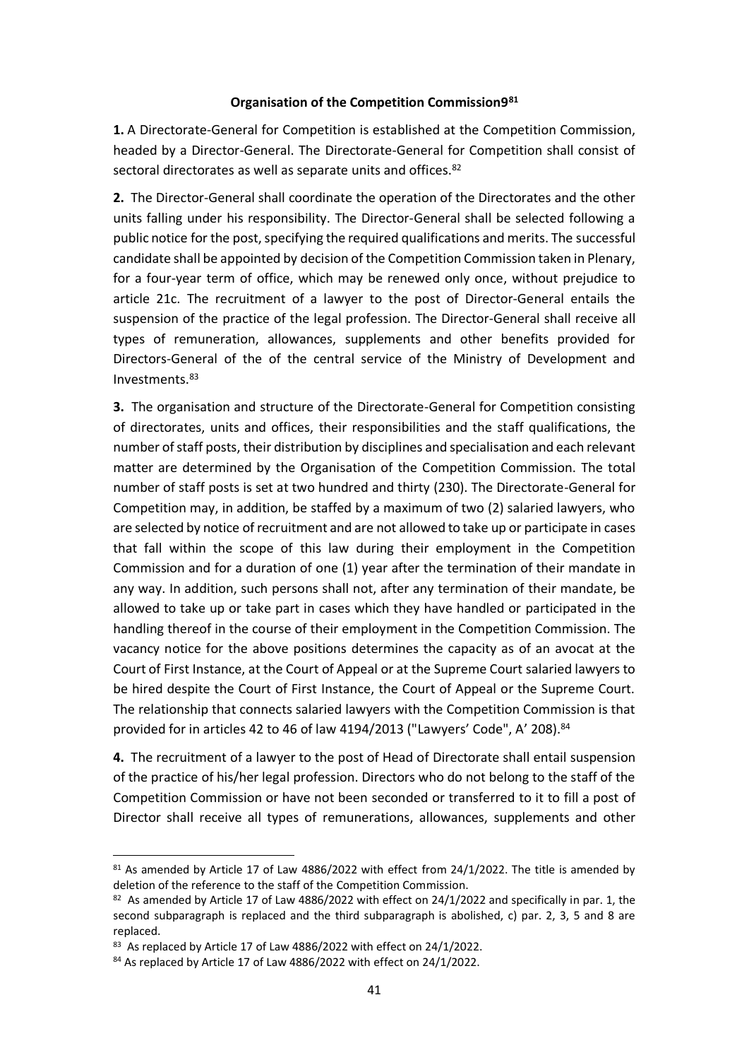**Organisation of the Competition Commission9[81]**

**1.** A Directorate-General for Competition is established at the Competition Commission, headed by a Director-General. The Directorate-General for Competition shall consist of sectoral directorates as well as separate units and offices.[82]

**2.** The Director-General shall coordinate the operation of the Directorates and the other units falling under his responsibility. The Director-General shall be selected following a public notice for the post, specifying the required qualifications and merits. The successful candidate shall be appointed by decision of the Competition Commission taken in Plenary, for a four-year term of office, which may be renewed only once, without prejudice to article 21c. The recruitment of a lawyer to the post of Director-General entails the suspension of the practice of the legal profession. The Director-General shall receive all types of remuneration, allowances, supplements and other benefits provided for Directors-General of the of the central service of the Ministry of Development and Investments.[83]

**3.** The organisation and structure of the Directorate-General for Competition consisting of directorates, units and offices, their responsibilities and the staff qualifications, the number of staff posts, their distribution by disciplines and specialisation and each relevant matter are determined by the Organisation of the Competition Commission. The total number of staff posts is set at two hundred and thirty (230). The Directorate-General for Competition may, in addition, be staffed by a maximum of two (2) salaried lawyers, who are selected by notice of recruitment and are not allowed to take up or participate in cases that fall within the scope of this law during their employment in the Competition Commission and for a duration of one (1) year after the termination of their mandate in any way. In addition, such persons shall not, after any termination of their mandate, be allowed to take up or take part in cases which they have handled or participated in the handling thereof in the course of their employment in the Competition Commission. The vacancy notice for the above positions determines the capacity as of an avocat at the Court of First Instance, at the Court of Appeal or at the Supreme Court salaried lawyers to be hired despite the Court of First Instance, the Court of Appeal or the Supreme Court. The relationship that connects salaried lawyers with the Competition Commission is that provided for in articles 42 to 46 of law 4194/2013 ("Lawyers' Code", A' 208).[84]

**4.** The recruitment of a lawyer to the post of Head of Directorate shall entail suspension of the practice of his/her legal profession. Directors who do not belong to the staff of the Competition Commission or have not been seconded or transferred to it to fill a post of Director shall receive all types of remunerations, allowances, supplements and other

---

[81] As amended by Article 17 of Law 4886/2022 with effect from 24/1/2022. The title is amended by deletion of the reference to the staff of the Competition Commission.

[82] As amended by Article 17 of Law 4886/2022 with effect on 24/1/2022 and specifically in par. 1, the second subparagraph is replaced and the third subparagraph is abolished, c) par. 2, 3, 5 and 8 are replaced.

[83] As replaced by Article 17 of Law 4886/2022 with effect on 24/1/2022.

[84] As replaced by Article 17 of Law 4886/2022 with effect on 24/1/2022.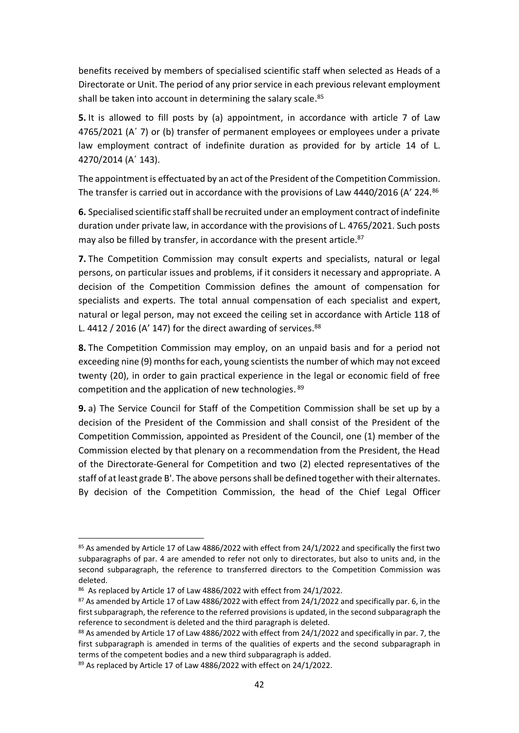benefits received by members of specialised scientific staff when selected as Heads of a Directorate or Unit. The period of any prior service in each previous relevant employment shall be taken into account in determining the salary scale.[85]

**5.** It is allowed to fill posts by (a) appointment, in accordance with article 7 of Law 4765/2021 (A΄ 7) or (b) transfer of permanent employees or employees under a private law employment contract of indefinite duration as provided for by article 14 of L. 4270/2014 (A΄ 143).

The appointment is effectuated by an act of the President of the Competition Commission. The transfer is carried out in accordance with the provisions of Law 4440/2016 (A' 224.[86]

**6.** Specialised scientific staff shall be recruited under an employment contract of indefinite duration under private law, in accordance with the provisions of L. 4765/2021. Such posts may also be filled by transfer, in accordance with the present article.[87]

**7.** The Competition Commission may consult experts and specialists, natural or legal persons, on particular issues and problems, if it considers it necessary and appropriate. A decision of the Competition Commission defines the amount of compensation for specialists and experts. The total annual compensation of each specialist and expert, natural or legal person, may not exceed the ceiling set in accordance with Article 118 of L. 4412 / 2016 (A' 147) for the direct awarding of services.[88]

**8.** The Competition Commission may employ, on an unpaid basis and for a period not exceeding nine (9) months for each, young scientists the number of which may not exceed twenty (20), in order to gain practical experience in the legal or economic field of free competition and the application of new technologies.[89]

**9.** a) The Service Council for Staff of the Competition Commission shall be set up by a decision of the President of the Commission and shall consist of the President of the Competition Commission, appointed as President of the Council, one (1) member of the Commission elected by that plenary on a recommendation from the President, the Head of the Directorate-General for Competition and two (2) elected representatives of the staff of at least grade B'. The above persons shall be defined together with their alternates. By decision of the Competition Commission, the head of the Chief Legal Officer

---

[85] As amended by Article 17 of Law 4886/2022 with effect from 24/1/2022 and specifically the first two subparagraphs of par. 4 are amended to refer not only to directorates, but also to units and, in the second subparagraph, the reference to transferred directors to the Competition Commission was deleted.

[86] As replaced by Article 17 of Law 4886/2022 with effect from 24/1/2022.

[87] As amended by Article 17 of Law 4886/2022 with effect from 24/1/2022 and specifically par. 6, in the first subparagraph, the reference to the referred provisions is updated, in the second subparagraph the reference to secondment is deleted and the third paragraph is deleted.

[88] As amended by Article 17 of Law 4886/2022 with effect from 24/1/2022 and specifically in par. 7, the first subparagraph is amended in terms of the qualities of experts and the second subparagraph in terms of the competent bodies and a new third subparagraph is added.

[89] As replaced by Article 17 of Law 4886/2022 with effect on 24/1/2022.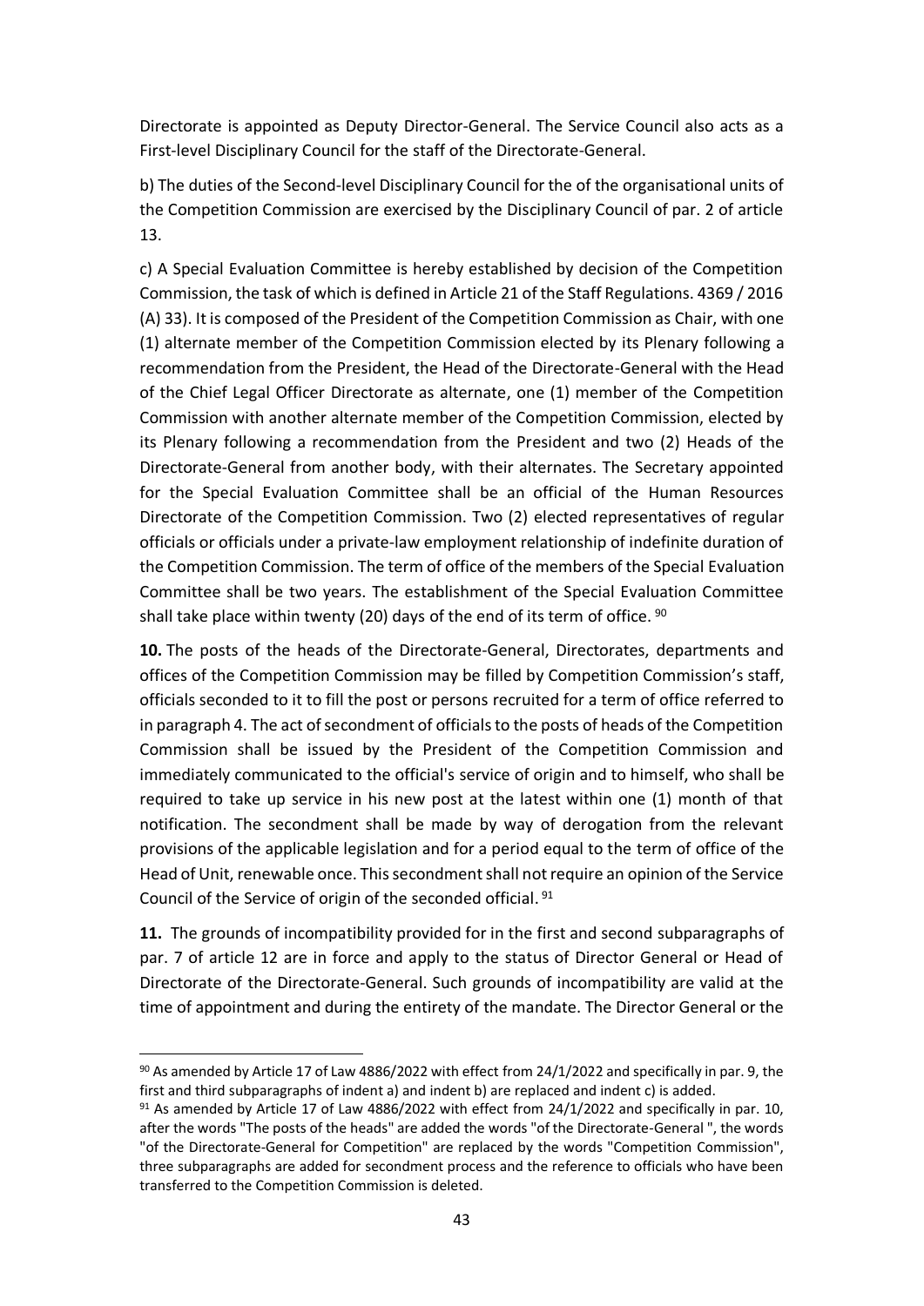Directorate is appointed as Deputy Director-General. The Service Council also acts as a First-level Disciplinary Council for the staff of the Directorate-General.

b) The duties of the Second-level Disciplinary Council for the of the organisational units of the Competition Commission are exercised by the Disciplinary Council of par. 2 of article 13.

c) A Special Evaluation Committee is hereby established by decision of the Competition Commission, the task of which is defined in Article 21 of the Staff Regulations. 4369 / 2016 (A) 33). It is composed of the President of the Competition Commission as Chair, with one (1) alternate member of the Competition Commission elected by its Plenary following a recommendation from the President, the Head of the Directorate-General with the Head of the Chief Legal Officer Directorate as alternate, one (1) member of the Competition Commission with another alternate member of the Competition Commission, elected by its Plenary following a recommendation from the President and two (2) Heads of the Directorate-General from another body, with their alternates. The Secretary appointed for the Special Evaluation Committee shall be an official of the Human Resources Directorate of the Competition Commission. Two (2) elected representatives of regular officials or officials under a private-law employment relationship of indefinite duration of the Competition Commission. The term of office of the members of the Special Evaluation Committee shall be two years. The establishment of the Special Evaluation Committee shall take place within twenty (20) days of the end of its term of office. [90]

**10.** The posts of the heads of the Directorate-General, Directorates, departments and offices of the Competition Commission may be filled by Competition Commission's staff, officials seconded to it to fill the post or persons recruited for a term of office referred to in paragraph 4. The act of secondment of officials to the posts of heads of the Competition Commission shall be issued by the President of the Competition Commission and immediately communicated to the official's service of origin and to himself, who shall be required to take up service in his new post at the latest within one (1) month of that notification. The secondment shall be made by way of derogation from the relevant provisions of the applicable legislation and for a period equal to the term of office of the Head of Unit, renewable once. This secondment shall not require an opinion of the Service Council of the Service of origin of the seconded official. [91]

**11.** The grounds of incompatibility provided for in the first and second subparagraphs of par. 7 of article 12 are in force and apply to the status of Director General or Head of Directorate of the Directorate-General. Such grounds of incompatibility are valid at the time of appointment and during the entirety of the mandate. The Director General or the

---

[90] As amended by Article 17 of Law 4886/2022 with effect from 24/1/2022 and specifically in par. 9, the first and third subparagraphs of indent a) and indent b) are replaced and indent c) is added.

[91] As amended by Article 17 of Law 4886/2022 with effect from 24/1/2022 and specifically in par. 10, after the words "The posts of the heads" are added the words "of the Directorate-General ", the words "of the Directorate-General for Competition" are replaced by the words "Competition Commission", three subparagraphs are added for secondment process and the reference to officials who have been transferred to the Competition Commission is deleted.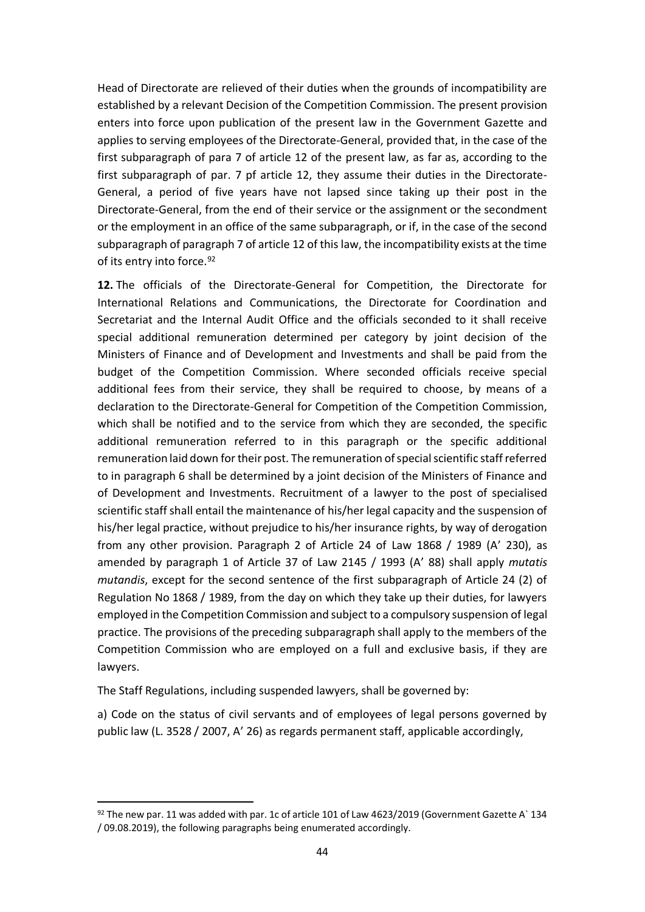Head of Directorate are relieved of their duties when the grounds of incompatibility are established by a relevant Decision of the Competition Commission. The present provision enters into force upon publication of the present law in the Government Gazette and applies to serving employees of the Directorate-General, provided that, in the case of the first subparagraph of para 7 of article 12 of the present law, as far as, according to the first subparagraph of par. 7 pf article 12, they assume their duties in the Directorate-General, a period of five years have not lapsed since taking up their post in the Directorate-General, from the end of their service or the assignment or the secondment or the employment in an office of the same subparagraph, or if, in the case of the second subparagraph of paragraph 7 of article 12 of this law, the incompatibility exists at the time of its entry into force.[92]

**12.** The officials of the Directorate-General for Competition, the Directorate for International Relations and Communications, the Directorate for Coordination and Secretariat and the Internal Audit Office and the officials seconded to it shall receive special additional remuneration determined per category by joint decision of the Ministers of Finance and of Development and Investments and shall be paid from the budget of the Competition Commission. Where seconded officials receive special additional fees from their service, they shall be required to choose, by means of a declaration to the Directorate-General for Competition of the Competition Commission, which shall be notified and to the service from which they are seconded, the specific additional remuneration referred to in this paragraph or the specific additional remuneration laid down for their post. The remuneration of special scientific staff referred to in paragraph 6 shall be determined by a joint decision of the Ministers of Finance and of Development and Investments. Recruitment of a lawyer to the post of specialised scientific staff shall entail the maintenance of his/her legal capacity and the suspension of his/her legal practice, without prejudice to his/her insurance rights, by way of derogation from any other provision. Paragraph 2 of Article 24 of Law 1868 / 1989 (A' 230), as amended by paragraph 1 of Article 37 of Law 2145 / 1993 (A' 88) shall apply *mutatis mutandis*, except for the second sentence of the first subparagraph of Article 24 (2) of Regulation No 1868 / 1989, from the day on which they take up their duties, for lawyers employed in the Competition Commission and subject to a compulsory suspension of legal practice. The provisions of the preceding subparagraph shall apply to the members of the Competition Commission who are employed on a full and exclusive basis, if they are lawyers.

The Staff Regulations, including suspended lawyers, shall be governed by:

a) Code on the status of civil servants and of employees of legal persons governed by public law (L. 3528 / 2007, A' 26) as regards permanent staff, applicable accordingly,

---

[92] The new par. 11 was added with par. 1c of article 101 of Law 4623/2019 (Government Gazette A` 134 / 09.08.2019), the following paragraphs being enumerated accordingly.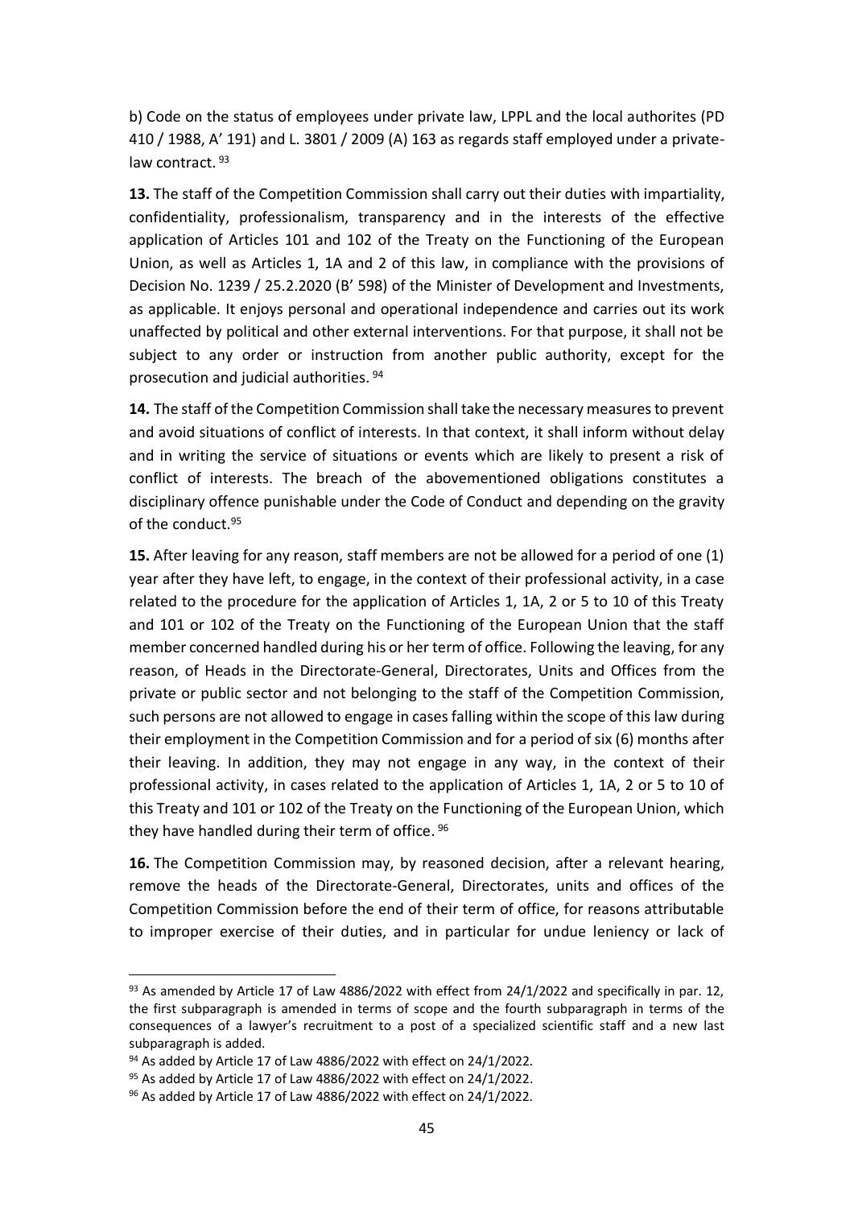b) Code on the status of employees under private law, LPPL and the local authorites (PD 410 / 1988, A' 191) and L. 3801 / 2009 (A) 163 as regards staff employed under a private-law contract. [93]

**13.** The staff of the Competition Commission shall carry out their duties with impartiality, confidentiality, professionalism, transparency and in the interests of the effective application of Articles 101 and 102 of the Treaty on the Functioning of the European Union, as well as Articles 1, 1A and 2 of this law, in compliance with the provisions of Decision No. 1239 / 25.2.2020 (B' 598) of the Minister of Development and Investments, as applicable. It enjoys personal and operational independence and carries out its work unaffected by political and other external interventions. For that purpose, it shall not be subject to any order or instruction from another public authority, except for the prosecution and judicial authorities. [94]

**14.** The staff of the Competition Commission shall take the necessary measures to prevent and avoid situations of conflict of interests. In that context, it shall inform without delay and in writing the service of situations or events which are likely to present a risk of conflict of interests. The breach of the abovementioned obligations constitutes a disciplinary offence punishable under the Code of Conduct and depending on the gravity of the conduct.[95]

**15.** After leaving for any reason, staff members are not be allowed for a period of one (1) year after they have left, to engage, in the context of their professional activity, in a case related to the procedure for the application of Articles 1, 1A, 2 or 5 to 10 of this Treaty and 101 or 102 of the Treaty on the Functioning of the European Union that the staff member concerned handled during his or her term of office. Following the leaving, for any reason, of Heads in the Directorate-General, Directorates, Units and Offices from the private or public sector and not belonging to the staff of the Competition Commission, such persons are not allowed to engage in cases falling within the scope of this law during their employment in the Competition Commission and for a period of six (6) months after their leaving. In addition, they may not engage in any way, in the context of their professional activity, in cases related to the application of Articles 1, 1A, 2 or 5 to 10 of this Treaty and 101 or 102 of the Treaty on the Functioning of the European Union, which they have handled during their term of office. [96]

**16.** The Competition Commission may, by reasoned decision, after a relevant hearing, remove the heads of the Directorate-General, Directorates, units and offices of the Competition Commission before the end of their term of office, for reasons attributable to improper exercise of their duties, and in particular for undue leniency or lack of

---

[93] As amended by Article 17 of Law 4886/2022 with effect from 24/1/2022 and specifically in par. 12, the first subparagraph is amended in terms of scope and the fourth subparagraph in terms of the consequences of a lawyer's recruitment to a post of a specialized scientific staff and a new last subparagraph is added.

[94] As added by Article 17 of Law 4886/2022 with effect on 24/1/2022.

[95] As added by Article 17 of Law 4886/2022 with effect on 24/1/2022.

[96] As added by Article 17 of Law 4886/2022 with effect on 24/1/2022.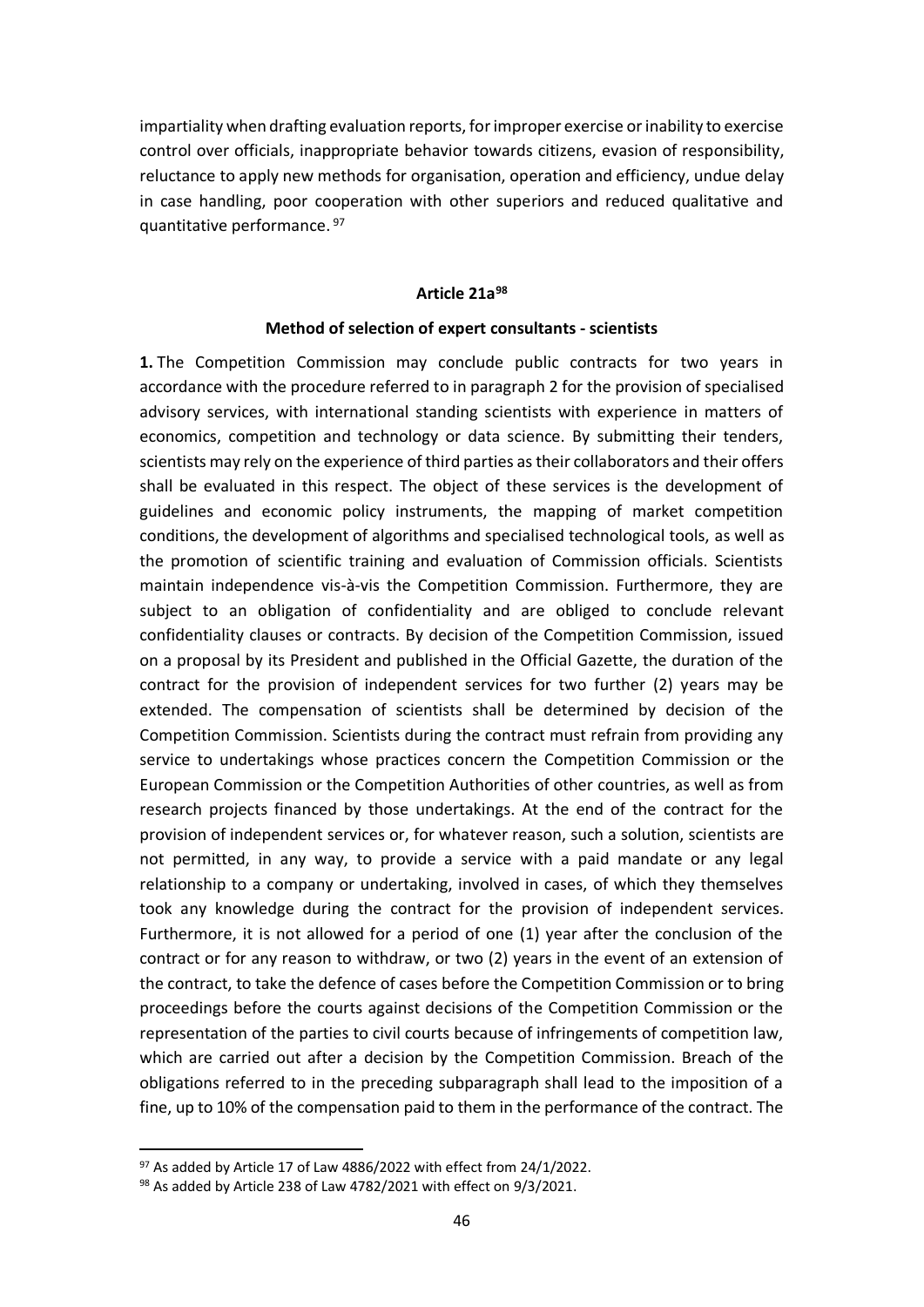impartiality when drafting evaluation reports, for improper exercise or inability to exercise control over officials, inappropriate behavior towards citizens, evasion of responsibility, reluctance to apply new methods for organisation, operation and efficiency, undue delay in case handling, poor cooperation with other superiors and reduced qualitative and quantitative performance. [97]

#### Article 21a[98]

#### Method of selection of expert consultants - scientists

**1.** The Competition Commission may conclude public contracts for two years in accordance with the procedure referred to in paragraph 2 for the provision of specialised advisory services, with international standing scientists with experience in matters of economics, competition and technology or data science. By submitting their tenders, scientists may rely on the experience of third parties as their collaborators and their offers shall be evaluated in this respect. The object of these services is the development of guidelines and economic policy instruments, the mapping of market competition conditions, the development of algorithms and specialised technological tools, as well as the promotion of scientific training and evaluation of Commission officials. Scientists maintain independence vis-à-vis the Competition Commission. Furthermore, they are subject to an obligation of confidentiality and are obliged to conclude relevant confidentiality clauses or contracts. By decision of the Competition Commission, issued on a proposal by its President and published in the Official Gazette, the duration of the contract for the provision of independent services for two further (2) years may be extended. The compensation of scientists shall be determined by decision of the Competition Commission. Scientists during the contract must refrain from providing any service to undertakings whose practices concern the Competition Commission or the European Commission or the Competition Authorities of other countries, as well as from research projects financed by those undertakings. At the end of the contract for the provision of independent services or, for whatever reason, such a solution, scientists are not permitted, in any way, to provide a service with a paid mandate or any legal relationship to a company or undertaking, involved in cases, of which they themselves took any knowledge during the contract for the provision of independent services. Furthermore, it is not allowed for a period of one (1) year after the conclusion of the contract or for any reason to withdraw, or two (2) years in the event of an extension of the contract, to take the defence of cases before the Competition Commission or to bring proceedings before the courts against decisions of the Competition Commission or the representation of the parties to civil courts because of infringements of competition law, which are carried out after a decision by the Competition Commission. Breach of the obligations referred to in the preceding subparagraph shall lead to the imposition of a fine, up to 10% of the compensation paid to them in the performance of the contract. The

---

[97] As added by Article 17 of Law 4886/2022 with effect from 24/1/2022.

[98] As added by Article 238 of Law 4782/2021 with effect on 9/3/2021.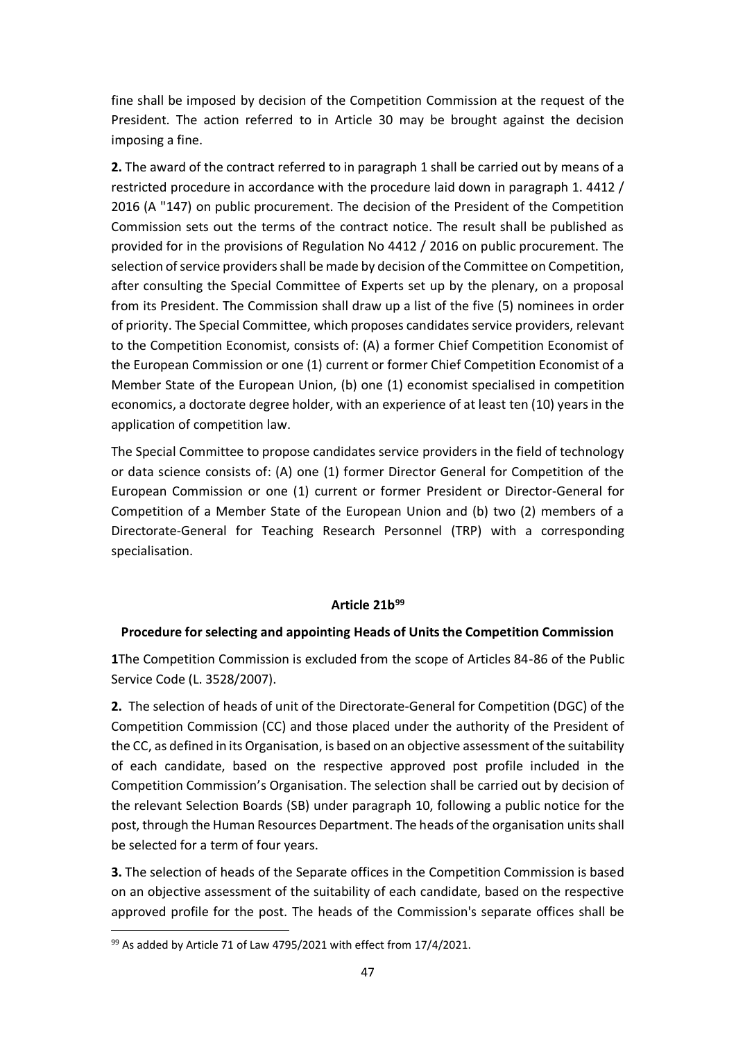fine shall be imposed by decision of the Competition Commission at the request of the President. The action referred to in Article 30 may be brought against the decision imposing a fine.

**2.** The award of the contract referred to in paragraph 1 shall be carried out by means of a restricted procedure in accordance with the procedure laid down in paragraph 1. 4412 / 2016 (A "147) on public procurement. The decision of the President of the Competition Commission sets out the terms of the contract notice. The result shall be published as provided for in the provisions of Regulation No 4412 / 2016 on public procurement. The selection of service providers shall be made by decision of the Committee on Competition, after consulting the Special Committee of Experts set up by the plenary, on a proposal from its President. The Commission shall draw up a list of the five (5) nominees in order of priority. The Special Committee, which proposes candidates service providers, relevant to the Competition Economist, consists of: (A) a former Chief Competition Economist of the European Commission or one (1) current or former Chief Competition Economist of a Member State of the European Union, (b) one (1) economist specialised in competition economics, a doctorate degree holder, with an experience of at least ten (10) years in the application of competition law.

The Special Committee to propose candidates service providers in the field of technology or data science consists of: (A) one (1) former Director General for Competition of the European Commission or one (1) current or former President or Director-General for Competition of a Member State of the European Union and (b) two (2) members of a Directorate-General for Teaching Research Personnel (TRP) with a corresponding specialisation.

### Article 21b[99]

### Procedure for selecting and appointing Heads of Units the Competition Commission

**1**The Competition Commission is excluded from the scope of Articles 84-86 of the Public Service Code (L. 3528/2007).

**2.** The selection of heads of unit of the Directorate-General for Competition (DGC) of the Competition Commission (CC) and those placed under the authority of the President of the CC, as defined in its Organisation, is based on an objective assessment of the suitability of each candidate, based on the respective approved post profile included in the Competition Commission's Organisation. The selection shall be carried out by decision of the relevant Selection Boards (SB) under paragraph 10, following a public notice for the post, through the Human Resources Department. The heads of the organisation units shall be selected for a term of four years.

**3.** The selection of heads of the Separate offices in the Competition Commission is based on an objective assessment of the suitability of each candidate, based on the respective approved profile for the post. The heads of the Commission's separate offices shall be

---

[99] As added by Article 71 of Law 4795/2021 with effect from 17/4/2021.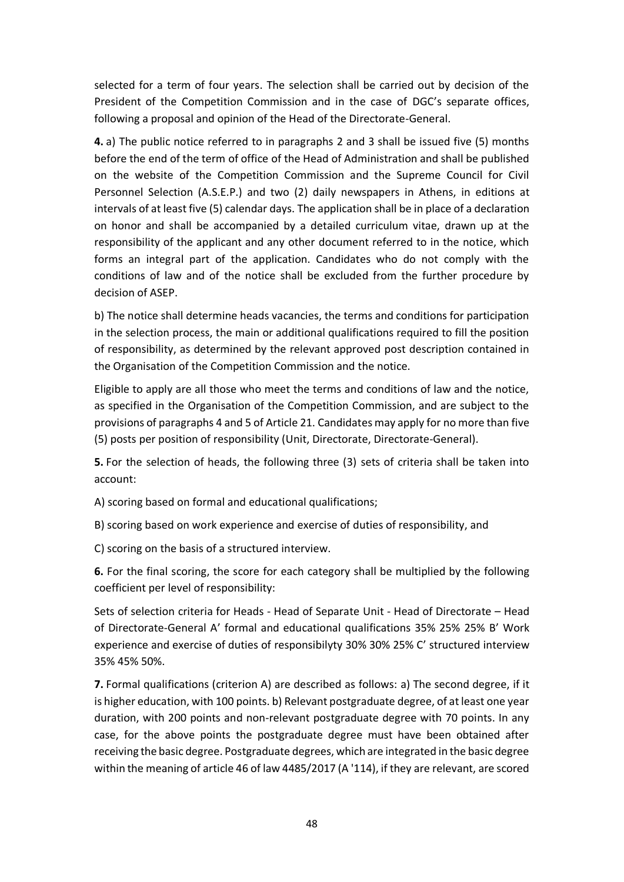selected for a term of four years. The selection shall be carried out by decision of the President of the Competition Commission and in the case of DGC's separate offices, following a proposal and opinion of the Head of the Directorate-General.

**4.** a) The public notice referred to in paragraphs 2 and 3 shall be issued five (5) months before the end of the term of office of the Head of Administration and shall be published on the website of the Competition Commission and the Supreme Council for Civil Personnel Selection (A.S.E.P.) and two (2) daily newspapers in Athens, in editions at intervals of at least five (5) calendar days. The application shall be in place of a declaration on honor and shall be accompanied by a detailed curriculum vitae, drawn up at the responsibility of the applicant and any other document referred to in the notice, which forms an integral part of the application. Candidates who do not comply with the conditions of law and of the notice shall be excluded from the further procedure by decision of ASEP.

b) The notice shall determine heads vacancies, the terms and conditions for participation in the selection process, the main or additional qualifications required to fill the position of responsibility, as determined by the relevant approved post description contained in the Organisation of the Competition Commission and the notice.

Eligible to apply are all those who meet the terms and conditions of law and the notice, as specified in the Organisation of the Competition Commission, and are subject to the provisions of paragraphs 4 and 5 of Article 21. Candidates may apply for no more than five (5) posts per position of responsibility (Unit, Directorate, Directorate-General).

**5.** For the selection of heads, the following three (3) sets of criteria shall be taken into account:

A) scoring based on formal and educational qualifications;

B) scoring based on work experience and exercise of duties of responsibility, and

C) scoring on the basis of a structured interview.

**6.** For the final scoring, the score for each category shall be multiplied by the following coefficient per level of responsibility:

Sets of selection criteria for Heads - Head of Separate Unit - Head of Directorate – Head of Directorate-General A' formal and educational qualifications 35% 25% 25% B' Work experience and exercise of duties of responsibilyty 30% 30% 25% C' structured interview 35% 45% 50%.

**7.** Formal qualifications (criterion A) are described as follows: a) The second degree, if it is higher education, with 100 points. b) Relevant postgraduate degree, of at least one year duration, with 200 points and non-relevant postgraduate degree with 70 points. In any case, for the above points the postgraduate degree must have been obtained after receiving the basic degree. Postgraduate degrees, which are integrated in the basic degree within the meaning of article 46 of law 4485/2017 (A '114), if they are relevant, are scored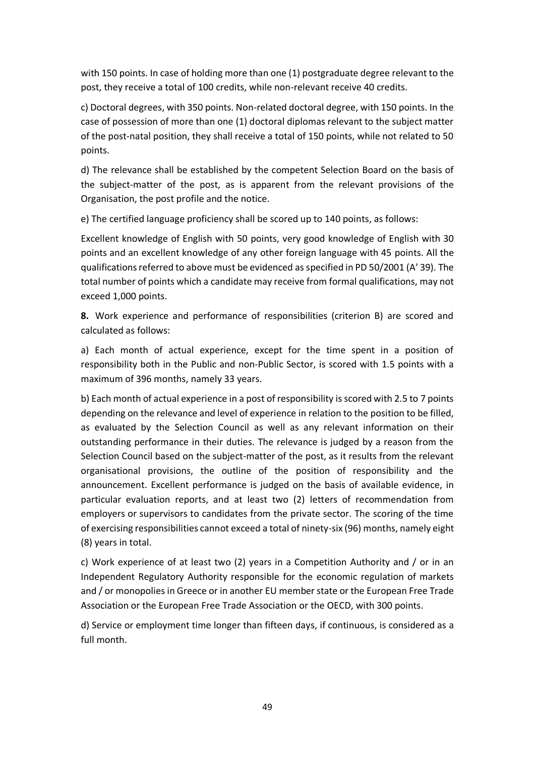with 150 points. In case of holding more than one (1) postgraduate degree relevant to the post, they receive a total of 100 credits, while non-relevant receive 40 credits.

c) Doctoral degrees, with 350 points. Non-related doctoral degree, with 150 points. In the case of possession of more than one (1) doctoral diplomas relevant to the subject matter of the post-natal position, they shall receive a total of 150 points, while not related to 50 points.

d) The relevance shall be established by the competent Selection Board on the basis of the subject-matter of the post, as is apparent from the relevant provisions of the Organisation, the post profile and the notice.

e) The certified language proficiency shall be scored up to 140 points, as follows:

Excellent knowledge of English with 50 points, very good knowledge of English with 30 points and an excellent knowledge of any other foreign language with 45 points. All the qualifications referred to above must be evidenced as specified in PD 50/2001 (A' 39). The total number of points which a candidate may receive from formal qualifications, may not exceed 1,000 points.

**8.** Work experience and performance of responsibilities (criterion B) are scored and calculated as follows:

a) Each month of actual experience, except for the time spent in a position of responsibility both in the Public and non-Public Sector, is scored with 1.5 points with a maximum of 396 months, namely 33 years.

b) Each month of actual experience in a post of responsibility is scored with 2.5 to 7 points depending on the relevance and level of experience in relation to the position to be filled, as evaluated by the Selection Council as well as any relevant information on their outstanding performance in their duties. The relevance is judged by a reason from the Selection Council based on the subject-matter of the post, as it results from the relevant organisational provisions, the outline of the position of responsibility and the announcement. Excellent performance is judged on the basis of available evidence, in particular evaluation reports, and at least two (2) letters of recommendation from employers or supervisors to candidates from the private sector. The scoring of the time of exercising responsibilities cannot exceed a total of ninety-six (96) months, namely eight (8) years in total.

c) Work experience of at least two (2) years in a Competition Authority and / or in an Independent Regulatory Authority responsible for the economic regulation of markets and / or monopolies in Greece or in another EU member state or the European Free Trade Association or the European Free Trade Association or the OECD, with 300 points.

d) Service or employment time longer than fifteen days, if continuous, is considered as a full month.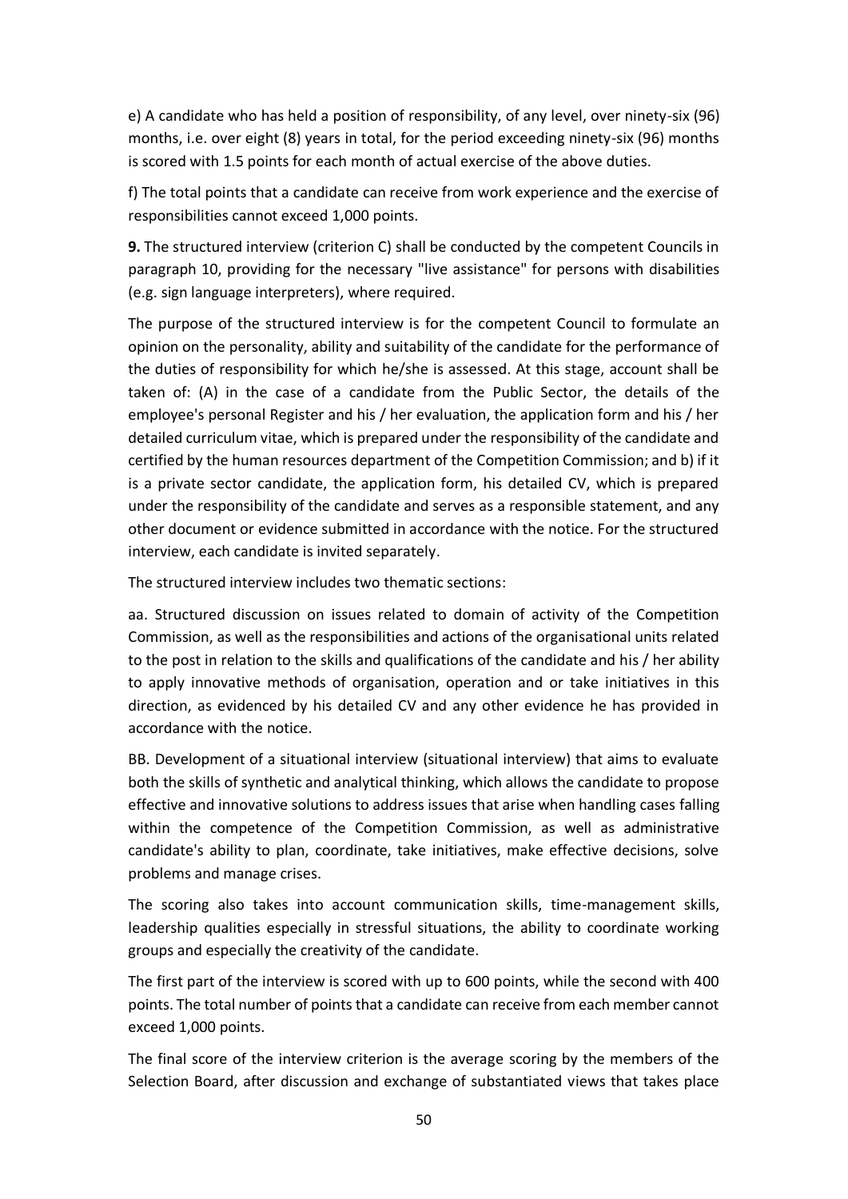e) A candidate who has held a position of responsibility, of any level, over ninety-six (96) months, i.e. over eight (8) years in total, for the period exceeding ninety-six (96) months is scored with 1.5 points for each month of actual exercise of the above duties.

f) The total points that a candidate can receive from work experience and the exercise of responsibilities cannot exceed 1,000 points.

**9.** The structured interview (criterion C) shall be conducted by the competent Councils in paragraph 10, providing for the necessary "live assistance" for persons with disabilities (e.g. sign language interpreters), where required.

The purpose of the structured interview is for the competent Council to formulate an opinion on the personality, ability and suitability of the candidate for the performance of the duties of responsibility for which he/she is assessed. At this stage, account shall be taken of: (A) in the case of a candidate from the Public Sector, the details of the employee's personal Register and his / her evaluation, the application form and his / her detailed curriculum vitae, which is prepared under the responsibility of the candidate and certified by the human resources department of the Competition Commission; and b) if it is a private sector candidate, the application form, his detailed CV, which is prepared under the responsibility of the candidate and serves as a responsible statement, and any other document or evidence submitted in accordance with the notice. For the structured interview, each candidate is invited separately.

The structured interview includes two thematic sections:

aa. Structured discussion on issues related to domain of activity of the Competition Commission, as well as the responsibilities and actions of the organisational units related to the post in relation to the skills and qualifications of the candidate and his / her ability to apply innovative methods of organisation, operation and or take initiatives in this direction, as evidenced by his detailed CV and any other evidence he has provided in accordance with the notice.

BB. Development of a situational interview (situational interview) that aims to evaluate both the skills of synthetic and analytical thinking, which allows the candidate to propose effective and innovative solutions to address issues that arise when handling cases falling within the competence of the Competition Commission, as well as administrative candidate's ability to plan, coordinate, take initiatives, make effective decisions, solve problems and manage crises.

The scoring also takes into account communication skills, time-management skills, leadership qualities especially in stressful situations, the ability to coordinate working groups and especially the creativity of the candidate.

The first part of the interview is scored with up to 600 points, while the second with 400 points. The total number of points that a candidate can receive from each member cannot exceed 1,000 points.

The final score of the interview criterion is the average scoring by the members of the Selection Board, after discussion and exchange of substantiated views that takes place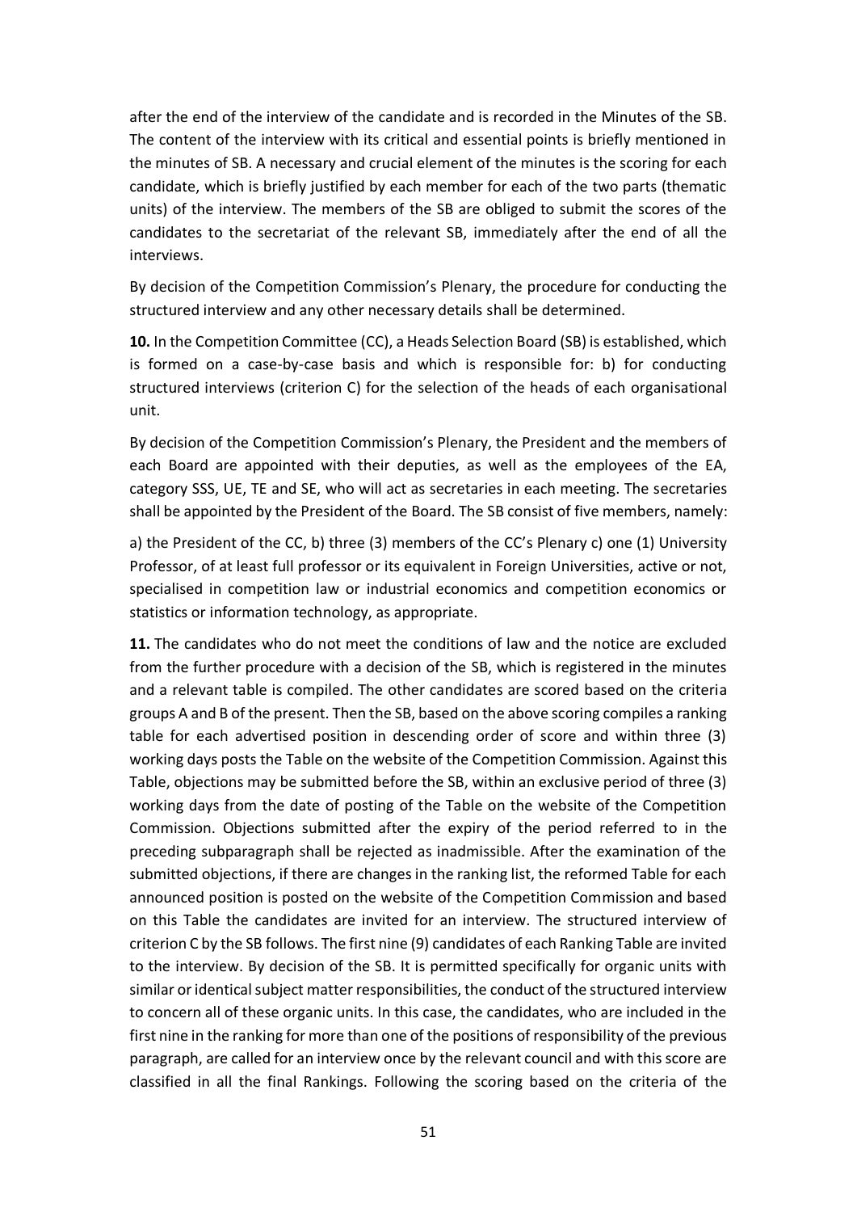after the end of the interview of the candidate and is recorded in the Minutes of the SB. The content of the interview with its critical and essential points is briefly mentioned in the minutes of SB. A necessary and crucial element of the minutes is the scoring for each candidate, which is briefly justified by each member for each of the two parts (thematic units) of the interview. The members of the SB are obliged to submit the scores of the candidates to the secretariat of the relevant SB, immediately after the end of all the interviews.

By decision of the Competition Commission's Plenary, the procedure for conducting the structured interview and any other necessary details shall be determined.

**10.** In the Competition Committee (CC), a Heads Selection Board (SB) is established, which is formed on a case-by-case basis and which is responsible for: b) for conducting structured interviews (criterion C) for the selection of the heads of each organisational unit.

By decision of the Competition Commission's Plenary, the President and the members of each Board are appointed with their deputies, as well as the employees of the EA, category SSS, UE, TE and SE, who will act as secretaries in each meeting. The secretaries shall be appointed by the President of the Board. The SB consist of five members, namely:

a) the President of the CC, b) three (3) members of the CC's Plenary c) one (1) University Professor, of at least full professor or its equivalent in Foreign Universities, active or not, specialised in competition law or industrial economics and competition economics or statistics or information technology, as appropriate.

**11.** The candidates who do not meet the conditions of law and the notice are excluded from the further procedure with a decision of the SB, which is registered in the minutes and a relevant table is compiled. The other candidates are scored based on the criteria groups A and B of the present. Then the SB, based on the above scoring compiles a ranking table for each advertised position in descending order of score and within three (3) working days posts the Table on the website of the Competition Commission. Against this Table, objections may be submitted before the SB, within an exclusive period of three (3) working days from the date of posting of the Table on the website of the Competition Commission. Objections submitted after the expiry of the period referred to in the preceding subparagraph shall be rejected as inadmissible. After the examination of the submitted objections, if there are changes in the ranking list, the reformed Table for each announced position is posted on the website of the Competition Commission and based on this Table the candidates are invited for an interview. The structured interview of criterion C by the SB follows. The first nine (9) candidates of each Ranking Table are invited to the interview. By decision of the SB. It is permitted specifically for organic units with similar or identical subject matter responsibilities, the conduct of the structured interview to concern all of these organic units. In this case, the candidates, who are included in the first nine in the ranking for more than one of the positions of responsibility of the previous paragraph, are called for an interview once by the relevant council and with this score are classified in all the final Rankings. Following the scoring based on the criteria of the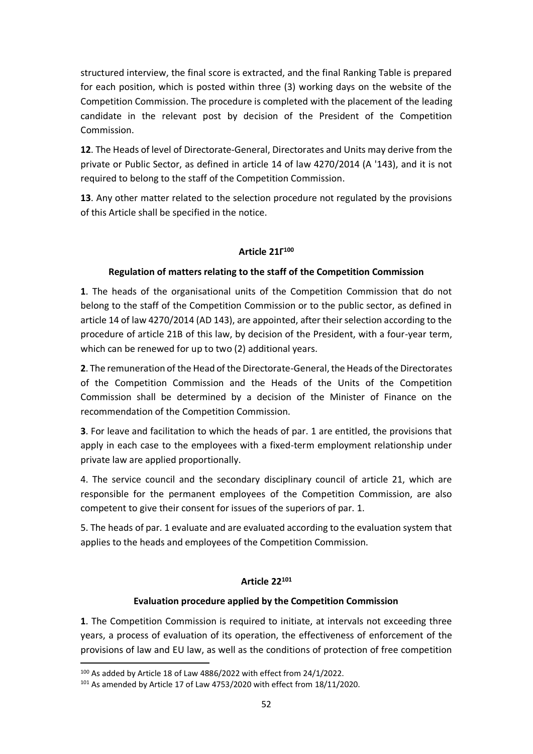structured interview, the final score is extracted, and the final Ranking Table is prepared for each position, which is posted within three (3) working days on the website of the Competition Commission. The procedure is completed with the placement of the leading candidate in the relevant post by decision of the President of the Competition Commission.

**12**. The Heads of level of Directorate-General, Directorates and Units may derive from the private or Public Sector, as defined in article 14 of law 4270/2014 (A '143), and it is not required to belong to the staff of the Competition Commission.

**13**. Any other matter related to the selection procedure not regulated by the provisions of this Article shall be specified in the notice.

#### Article 21Γ[100]

#### Regulation of matters relating to the staff of the Competition Commission

**1**. The heads of the organisational units of the Competition Commission that do not belong to the staff of the Competition Commission or to the public sector, as defined in article 14 of law 4270/2014 (AD 143), are appointed, after their selection according to the procedure of article 21B of this law, by decision of the President, with a four-year term, which can be renewed for up to two (2) additional years.

**2**. The remuneration of the Head of the Directorate-General, the Heads of the Directorates of the Competition Commission and the Heads of the Units of the Competition Commission shall be determined by a decision of the Minister of Finance on the recommendation of the Competition Commission.

**3**. For leave and facilitation to which the heads of par. 1 are entitled, the provisions that apply in each case to the employees with a fixed-term employment relationship under private law are applied proportionally.

4. The service council and the secondary disciplinary council of article 21, which are responsible for the permanent employees of the Competition Commission, are also competent to give their consent for issues of the superiors of par. 1.

5. The heads of par. 1 evaluate and are evaluated according to the evaluation system that applies to the heads and employees of the Competition Commission.

#### Article 22[101]

#### Evaluation procedure applied by the Competition Commission

**1**. The Competition Commission is required to initiate, at intervals not exceeding three years, a process of evaluation of its operation, the effectiveness of enforcement of the provisions of law and EU law, as well as the conditions of protection of free competition

---

[100] As added by Article 18 of Law 4886/2022 with effect from 24/1/2022.

[101] As amended by Article 17 of Law 4753/2020 with effect from 18/11/2020.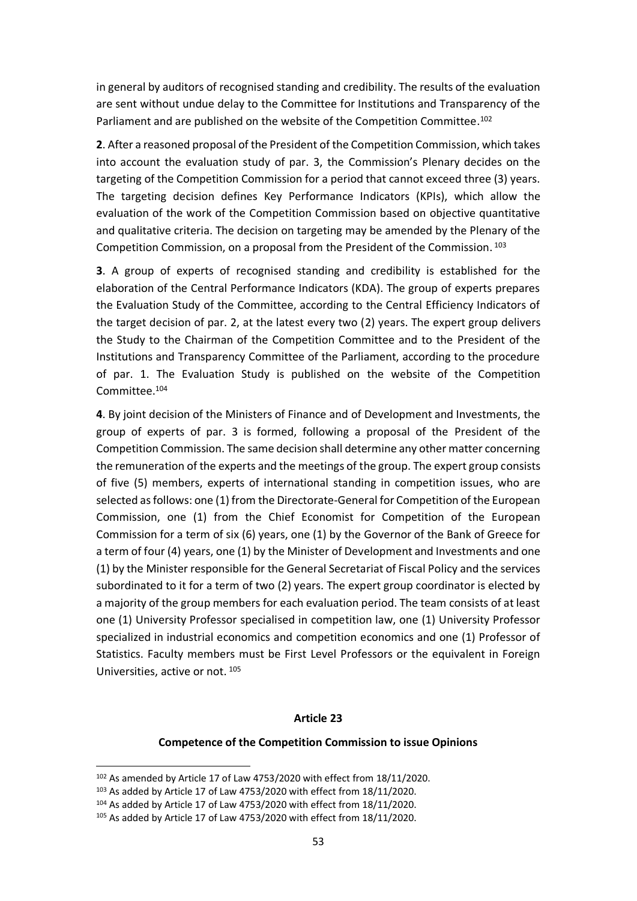in general by auditors of recognised standing and credibility. The results of the evaluation are sent without undue delay to the Committee for Institutions and Transparency of the Parliament and are published on the website of the Competition Committee.[102]

**2**. After a reasoned proposal of the President of the Competition Commission, which takes into account the evaluation study of par. 3, the Commission's Plenary decides on the targeting of the Competition Commission for a period that cannot exceed three (3) years. The targeting decision defines Key Performance Indicators (KPIs), which allow the evaluation of the work of the Competition Commission based on objective quantitative and qualitative criteria. The decision on targeting may be amended by the Plenary of the Competition Commission, on a proposal from the President of the Commission.[103]

**3**. A group of experts of recognised standing and credibility is established for the elaboration of the Central Performance Indicators (KDA). The group of experts prepares the Evaluation Study of the Committee, according to the Central Efficiency Indicators of the target decision of par. 2, at the latest every two (2) years. The expert group delivers the Study to the Chairman of the Competition Committee and to the President of the Institutions and Transparency Committee of the Parliament, according to the procedure of par. 1. The Evaluation Study is published on the website of the Competition Committee.[104]

**4**. By joint decision of the Ministers of Finance and of Development and Investments, the group of experts of par. 3 is formed, following a proposal of the President of the Competition Commission. The same decision shall determine any other matter concerning the remuneration of the experts and the meetings of the group. The expert group consists of five (5) members, experts of international standing in competition issues, who are selected as follows: one (1) from the Directorate-General for Competition of the European Commission, one (1) from the Chief Economist for Competition of the European Commission for a term of six (6) years, one (1) by the Governor of the Bank of Greece for a term of four (4) years, one (1) by the Minister of Development and Investments and one (1) by the Minister responsible for the General Secretariat of Fiscal Policy and the services subordinated to it for a term of two (2) years. The expert group coordinator is elected by a majority of the group members for each evaluation period. The team consists of at least one (1) University Professor specialised in competition law, one (1) University Professor specialized in industrial economics and competition economics and one (1) Professor of Statistics. Faculty members must be First Level Professors or the equivalent in Foreign Universities, active or not.[105]

### Article 23

### Competence of the Competition Commission to issue Opinions

---

[102] As amended by Article 17 of Law 4753/2020 with effect from 18/11/2020.

[103] As added by Article 17 of Law 4753/2020 with effect from 18/11/2020.

[104] As added by Article 17 of Law 4753/2020 with effect from 18/11/2020.

[105] As added by Article 17 of Law 4753/2020 with effect from 18/11/2020.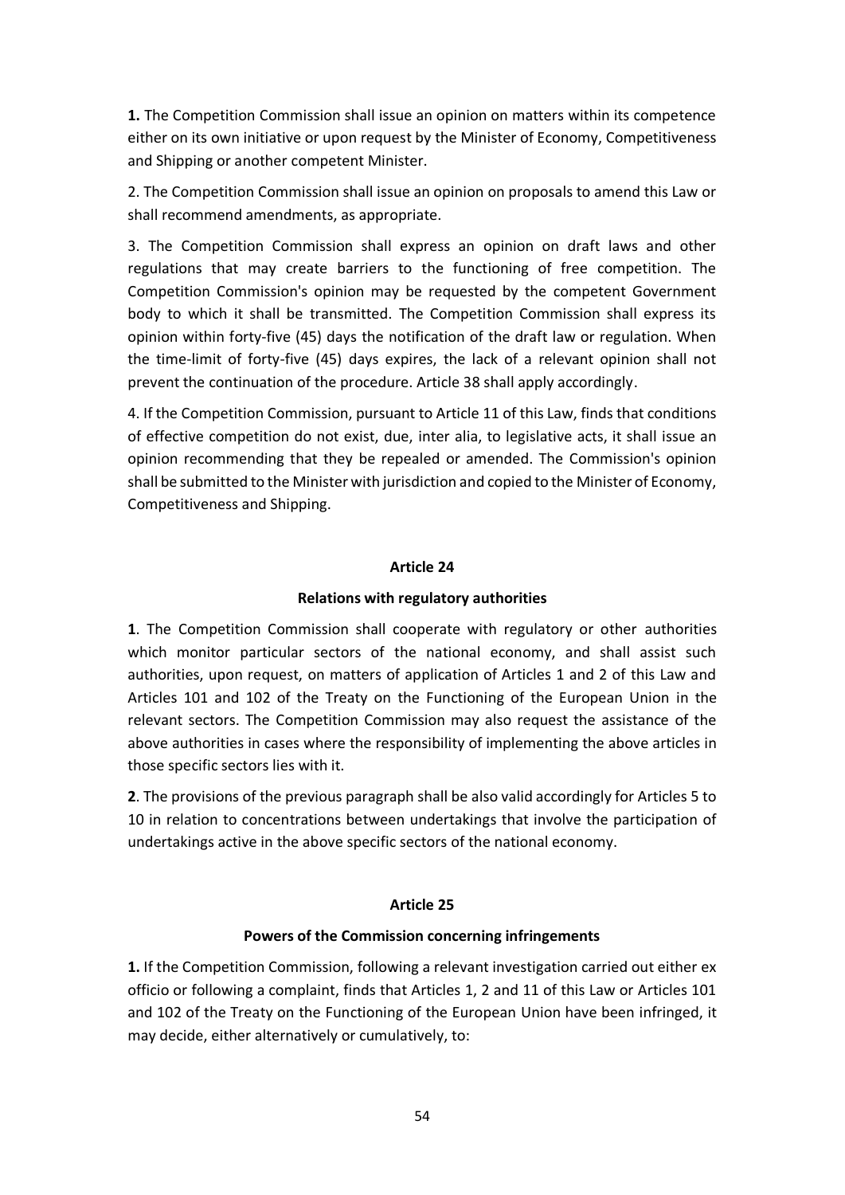**1.** The Competition Commission shall issue an opinion on matters within its competence either on its own initiative or upon request by the Minister of Economy, Competitiveness and Shipping or another competent Minister.

2. The Competition Commission shall issue an opinion on proposals to amend this Law or shall recommend amendments, as appropriate.

3. The Competition Commission shall express an opinion on draft laws and other regulations that may create barriers to the functioning of free competition. The Competition Commission's opinion may be requested by the competent Government body to which it shall be transmitted. The Competition Commission shall express its opinion within forty-five (45) days the notification of the draft law or regulation. When the time-limit of forty-five (45) days expires, the lack of a relevant opinion shall not prevent the continuation of the procedure. Article 38 shall apply accordingly.

4. If the Competition Commission, pursuant to Article 11 of this Law, finds that conditions of effective competition do not exist, due, inter alia, to legislative acts, it shall issue an opinion recommending that they be repealed or amended. The Commission's opinion shall be submitted to the Minister with jurisdiction and copied to the Minister of Economy, Competitiveness and Shipping.

**Article 24**

**Relations with regulatory authorities**

**1**. The Competition Commission shall cooperate with regulatory or other authorities which monitor particular sectors of the national economy, and shall assist such authorities, upon request, on matters of application of Articles 1 and 2 of this Law and Articles 101 and 102 of the Treaty on the Functioning of the European Union in the relevant sectors. The Competition Commission may also request the assistance of the above authorities in cases where the responsibility of implementing the above articles in those specific sectors lies with it.

**2**. The provisions of the previous paragraph shall be also valid accordingly for Articles 5 to 10 in relation to concentrations between undertakings that involve the participation of undertakings active in the above specific sectors of the national economy.

**Article 25**

**Powers of the Commission concerning infringements**

**1.** If the Competition Commission, following a relevant investigation carried out either ex officio or following a complaint, finds that Articles 1, 2 and 11 of this Law or Articles 101 and 102 of the Treaty on the Functioning of the European Union have been infringed, it may decide, either alternatively or cumulatively, to: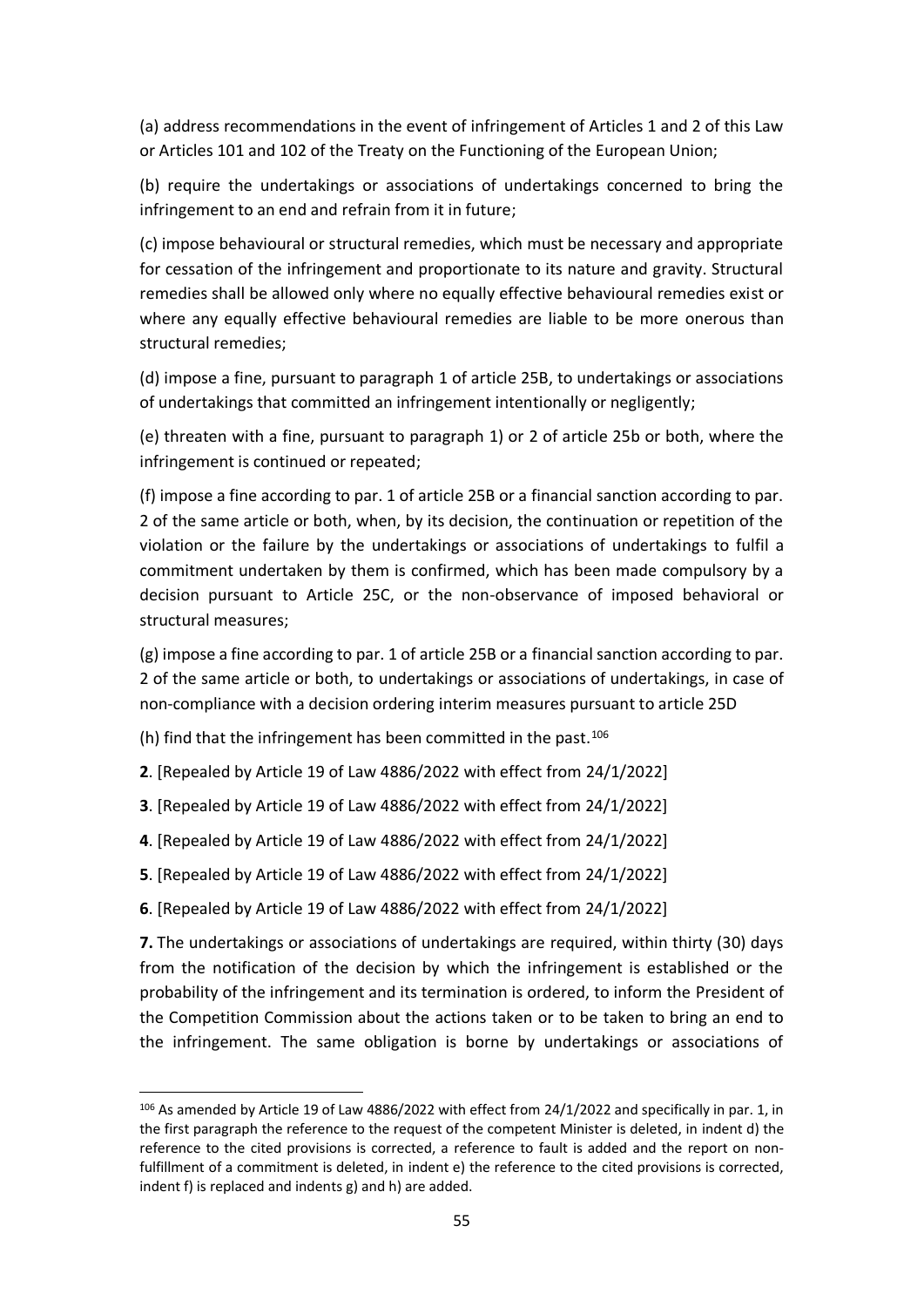(a) address recommendations in the event of infringement of Articles 1 and 2 of this Law or Articles 101 and 102 of the Treaty on the Functioning of the European Union;

(b) require the undertakings or associations of undertakings concerned to bring the infringement to an end and refrain from it in future;

(c) impose behavioural or structural remedies, which must be necessary and appropriate for cessation of the infringement and proportionate to its nature and gravity. Structural remedies shall be allowed only where no equally effective behavioural remedies exist or where any equally effective behavioural remedies are liable to be more onerous than structural remedies;

(d) impose a fine, pursuant to paragraph 1 of article 25B, to undertakings or associations of undertakings that committed an infringement intentionally or negligently;

(e) threaten with a fine, pursuant to paragraph 1) or 2 of article 25b or both, where the infringement is continued or repeated;

(f) impose a fine according to par. 1 of article 25B or a financial sanction according to par. 2 of the same article or both, when, by its decision, the continuation or repetition of the violation or the failure by the undertakings or associations of undertakings to fulfil a commitment undertaken by them is confirmed, which has been made compulsory by a decision pursuant to Article 25C, or the non-observance of imposed behavioral or structural measures;

(g) impose a fine according to par. 1 of article 25B or a financial sanction according to par. 2 of the same article or both, to undertakings or associations of undertakings, in case of non-compliance with a decision ordering interim measures pursuant to article 25D

(h) find that the infringement has been committed in the past.[106]

**2**. [Repealed by Article 19 of Law 4886/2022 with effect from 24/1/2022]

**3**. [Repealed by Article 19 of Law 4886/2022 with effect from 24/1/2022]

**4**. [Repealed by Article 19 of Law 4886/2022 with effect from 24/1/2022]

**5**. [Repealed by Article 19 of Law 4886/2022 with effect from 24/1/2022]

**6**. [Repealed by Article 19 of Law 4886/2022 with effect from 24/1/2022]

**7.** The undertakings or associations of undertakings are required, within thirty (30) days from the notification of the decision by which the infringement is established or the probability of the infringement and its termination is ordered, to inform the President of the Competition Commission about the actions taken or to be taken to bring an end to the infringement. The same obligation is borne by undertakings or associations of

[106] As amended by Article 19 of Law 4886/2022 with effect from 24/1/2022 and specifically in par. 1, in the first paragraph the reference to the request of the competent Minister is deleted, in indent d) the reference to the cited provisions is corrected, a reference to fault is added and the report on non-fulfillment of a commitment is deleted, in indent e) the reference to the cited provisions is corrected, indent f) is replaced and indents g) and h) are added.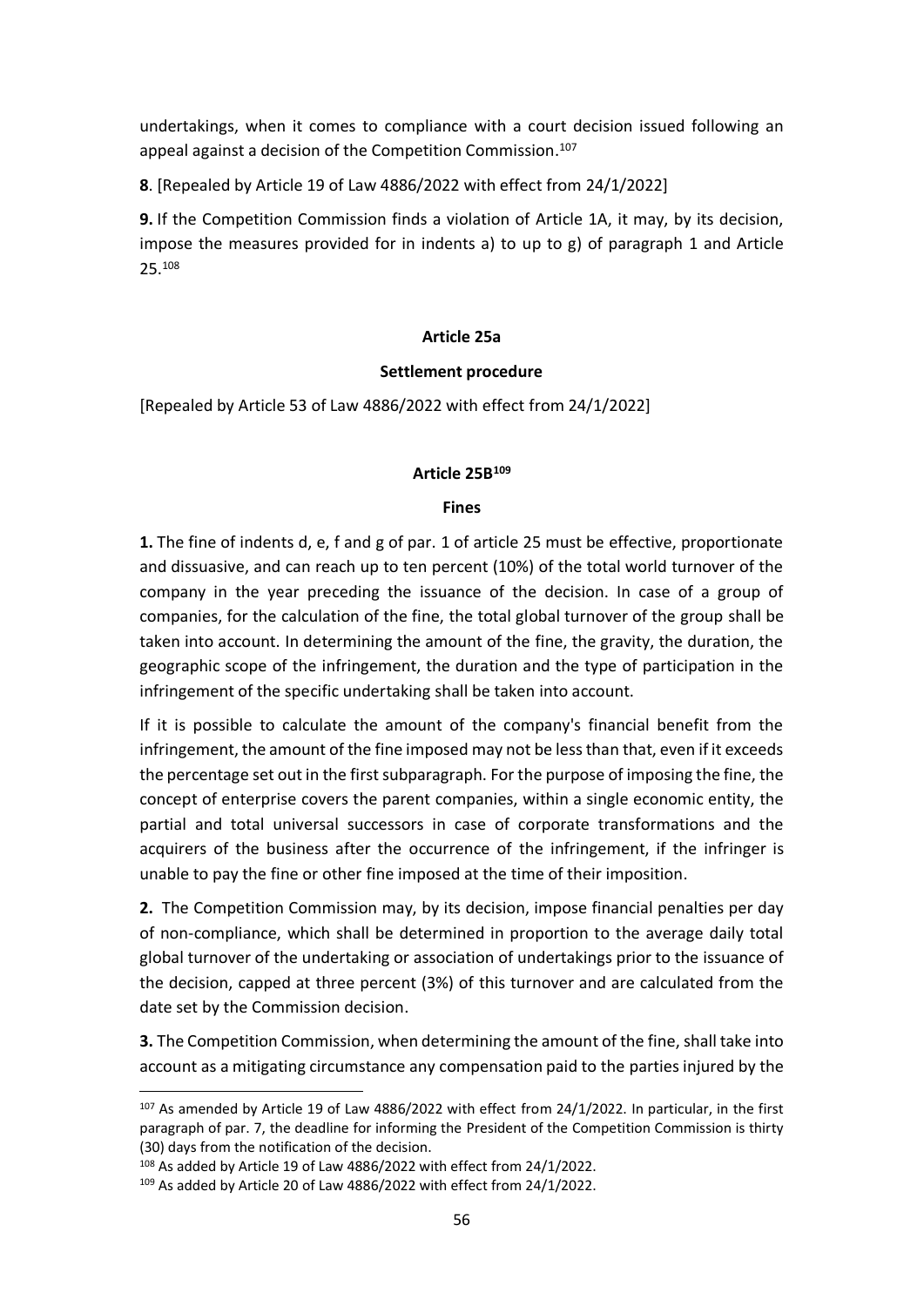undertakings, when it comes to compliance with a court decision issued following an appeal against a decision of the Competition Commission.[107]

**8**. [Repealed by Article 19 of Law 4886/2022 with effect from 24/1/2022]

**9.** If the Competition Commission finds a violation of Article 1A, it may, by its decision, impose the measures provided for in indents a) to up to g) of paragraph 1 and Article 25.[108]

#### Article 25a

#### Settlement procedure

[Repealed by Article 53 of Law 4886/2022 with effect from 24/1/2022]

#### Article 25B[109]

#### Fines

**1.** The fine of indents d, e, f and g of par. 1 of article 25 must be effective, proportionate and dissuasive, and can reach up to ten percent (10%) of the total world turnover of the company in the year preceding the issuance of the decision. In case of a group of companies, for the calculation of the fine, the total global turnover of the group shall be taken into account. In determining the amount of the fine, the gravity, the duration, the geographic scope of the infringement, the duration and the type of participation in the infringement of the specific undertaking shall be taken into account.

If it is possible to calculate the amount of the company's financial benefit from the infringement, the amount of the fine imposed may not be less than that, even if it exceeds the percentage set out in the first subparagraph. For the purpose of imposing the fine, the concept of enterprise covers the parent companies, within a single economic entity, the partial and total universal successors in case of corporate transformations and the acquirers of the business after the occurrence of the infringement, if the infringer is unable to pay the fine or other fine imposed at the time of their imposition.

**2.** The Competition Commission may, by its decision, impose financial penalties per day of non-compliance, which shall be determined in proportion to the average daily total global turnover of the undertaking or association of undertakings prior to the issuance of the decision, capped at three percent (3%) of this turnover and are calculated from the date set by the Commission decision.

**3.** The Competition Commission, when determining the amount of the fine, shall take into account as a mitigating circumstance any compensation paid to the parties injured by the

---

[107] As amended by Article 19 of Law 4886/2022 with effect from 24/1/2022. In particular, in the first paragraph of par. 7, the deadline for informing the President of the Competition Commission is thirty (30) days from the notification of the decision.

[108] As added by Article 19 of Law 4886/2022 with effect from 24/1/2022.

[109] As added by Article 20 of Law 4886/2022 with effect from 24/1/2022.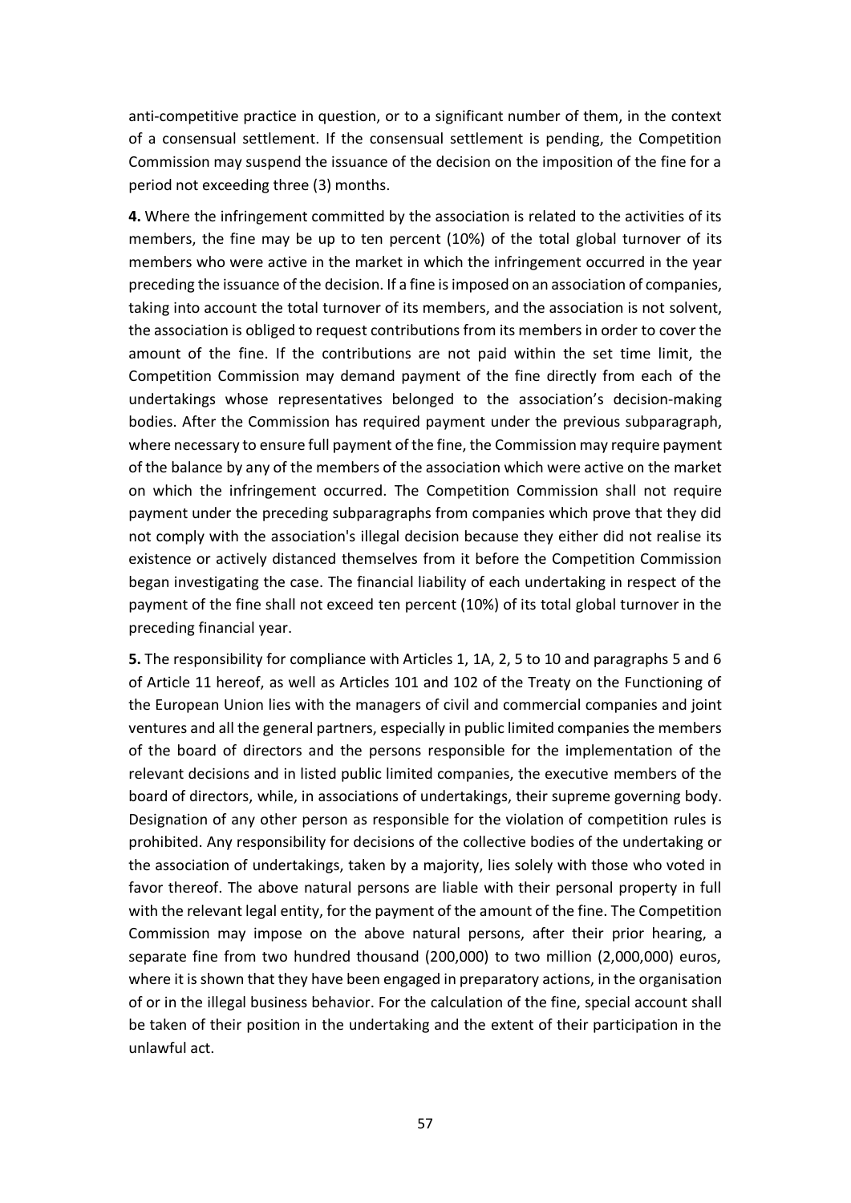anti-competitive practice in question, or to a significant number of them, in the context of a consensual settlement. If the consensual settlement is pending, the Competition Commission may suspend the issuance of the decision on the imposition of the fine for a period not exceeding three (3) months.

**4.** Where the infringement committed by the association is related to the activities of its members, the fine may be up to ten percent (10%) of the total global turnover of its members who were active in the market in which the infringement occurred in the year preceding the issuance of the decision. If a fine is imposed on an association of companies, taking into account the total turnover of its members, and the association is not solvent, the association is obliged to request contributions from its members in order to cover the amount of the fine. If the contributions are not paid within the set time limit, the Competition Commission may demand payment of the fine directly from each of the undertakings whose representatives belonged to the association's decision-making bodies. After the Commission has required payment under the previous subparagraph, where necessary to ensure full payment of the fine, the Commission may require payment of the balance by any of the members of the association which were active on the market on which the infringement occurred. The Competition Commission shall not require payment under the preceding subparagraphs from companies which prove that they did not comply with the association's illegal decision because they either did not realise its existence or actively distanced themselves from it before the Competition Commission began investigating the case. The financial liability of each undertaking in respect of the payment of the fine shall not exceed ten percent (10%) of its total global turnover in the preceding financial year.

**5.** The responsibility for compliance with Articles 1, 1A, 2, 5 to 10 and paragraphs 5 and 6 of Article 11 hereof, as well as Articles 101 and 102 of the Treaty on the Functioning of the European Union lies with the managers of civil and commercial companies and joint ventures and all the general partners, especially in public limited companies the members of the board of directors and the persons responsible for the implementation of the relevant decisions and in listed public limited companies, the executive members of the board of directors, while, in associations of undertakings, their supreme governing body. Designation of any other person as responsible for the violation of competition rules is prohibited. Any responsibility for decisions of the collective bodies of the undertaking or the association of undertakings, taken by a majority, lies solely with those who voted in favor thereof. The above natural persons are liable with their personal property in full with the relevant legal entity, for the payment of the amount of the fine. The Competition Commission may impose on the above natural persons, after their prior hearing, a separate fine from two hundred thousand (200,000) to two million (2,000,000) euros, where it is shown that they have been engaged in preparatory actions, in the organisation of or in the illegal business behavior. For the calculation of the fine, special account shall be taken of their position in the undertaking and the extent of their participation in the unlawful act.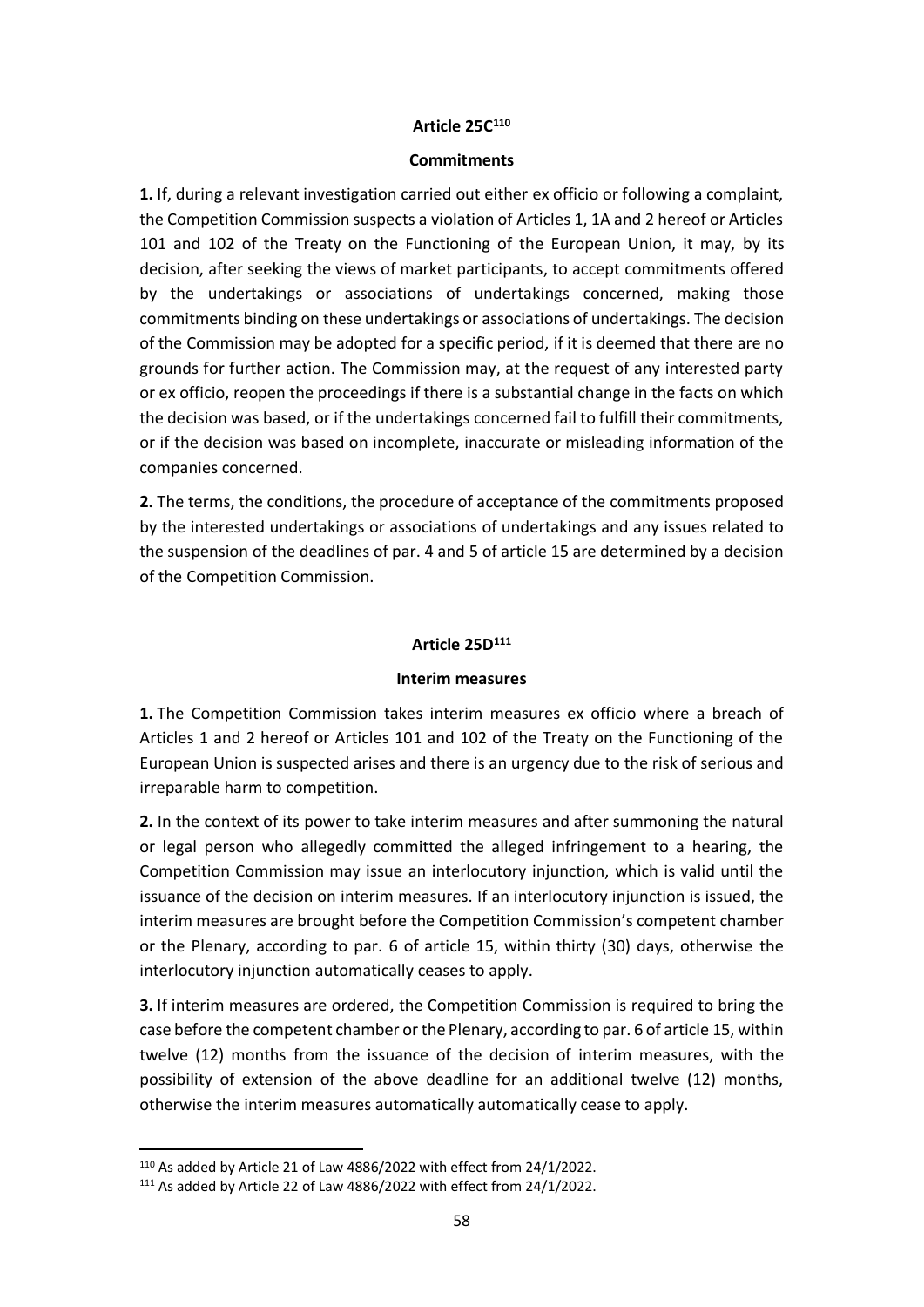**Article 25C[110]**

**Commitments**

**1.** If, during a relevant investigation carried out either ex officio or following a complaint, the Competition Commission suspects a violation of Articles 1, 1A and 2 hereof or Articles 101 and 102 of the Treaty on the Functioning of the European Union, it may, by its decision, after seeking the views of market participants, to accept commitments offered by the undertakings or associations of undertakings concerned, making those commitments binding on these undertakings or associations of undertakings. The decision of the Commission may be adopted for a specific period, if it is deemed that there are no grounds for further action. The Commission may, at the request of any interested party or ex officio, reopen the proceedings if there is a substantial change in the facts on which the decision was based, or if the undertakings concerned fail to fulfill their commitments, or if the decision was based on incomplete, inaccurate or misleading information of the companies concerned.

**2.** The terms, the conditions, the procedure of acceptance of the commitments proposed by the interested undertakings or associations of undertakings and any issues related to the suspension of the deadlines of par. 4 and 5 of article 15 are determined by a decision of the Competition Commission.

**Article 25D[111]**

**Interim measures**

**1.** The Competition Commission takes interim measures ex officio where a breach of Articles 1 and 2 hereof or Articles 101 and 102 of the Treaty on the Functioning of the European Union is suspected arises and there is an urgency due to the risk of serious and irreparable harm to competition.

**2.** In the context of its power to take interim measures and after summoning the natural or legal person who allegedly committed the alleged infringement to a hearing, the Competition Commission may issue an interlocutory injunction, which is valid until the issuance of the decision on interim measures. If an interlocutory injunction is issued, the interim measures are brought before the Competition Commission's competent chamber or the Plenary, according to par. 6 of article 15, within thirty (30) days, otherwise the interlocutory injunction automatically ceases to apply.

**3.** If interim measures are ordered, the Competition Commission is required to bring the case before the competent chamber or the Plenary, according to par. 6 of article 15, within twelve (12) months from the issuance of the decision of interim measures, with the possibility of extension of the above deadline for an additional twelve (12) months, otherwise the interim measures automatically automatically cease to apply.

---

[110] As added by Article 21 of Law 4886/2022 with effect from 24/1/2022.

[111] As added by Article 22 of Law 4886/2022 with effect from 24/1/2022.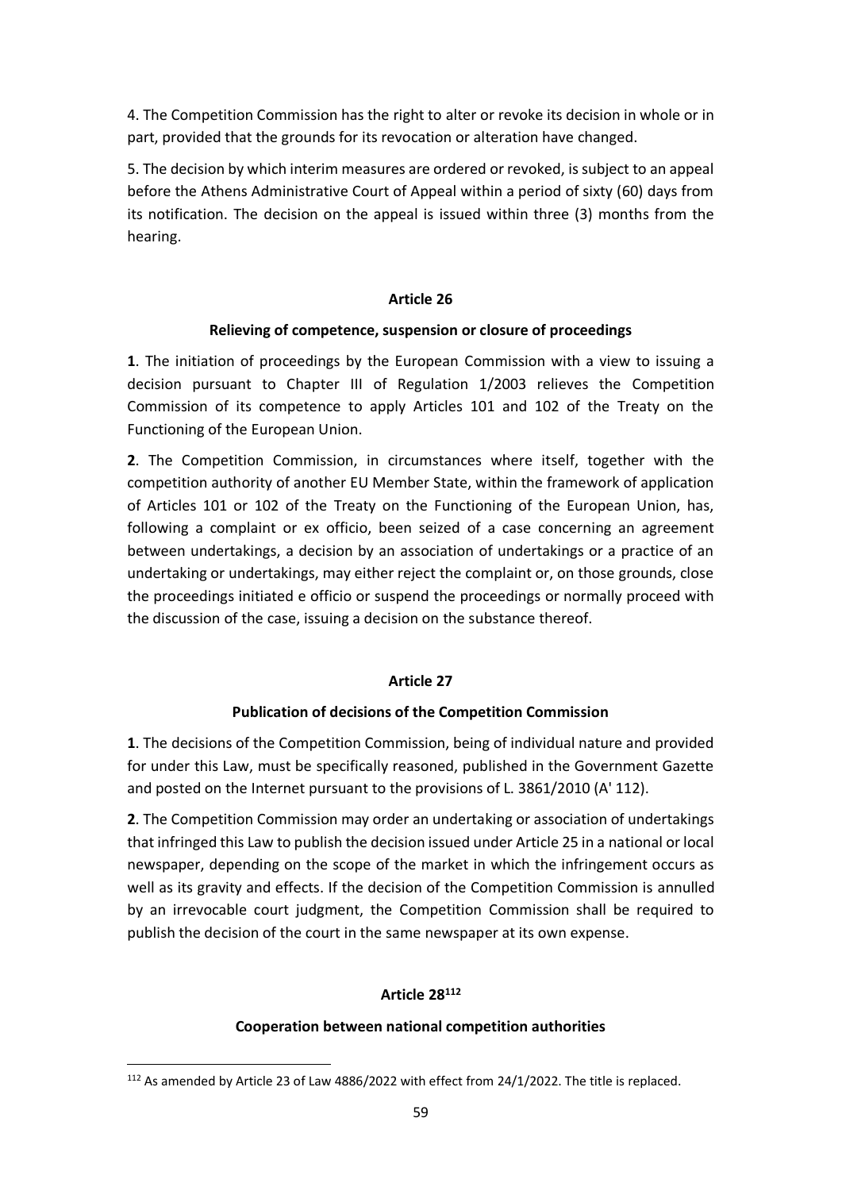4. The Competition Commission has the right to alter or revoke its decision in whole or in part, provided that the grounds for its revocation or alteration have changed.

5. The decision by which interim measures are ordered or revoked, is subject to an appeal before the Athens Administrative Court of Appeal within a period of sixty (60) days from its notification. The decision on the appeal is issued within three (3) months from the hearing.

### Article 26

#### Relieving of competence, suspension or closure of proceedings

**1**. The initiation of proceedings by the European Commission with a view to issuing a decision pursuant to Chapter III of Regulation 1/2003 relieves the Competition Commission of its competence to apply Articles 101 and 102 of the Treaty on the Functioning of the European Union.

**2**. The Competition Commission, in circumstances where itself, together with the competition authority of another EU Member State, within the framework of application of Articles 101 or 102 of the Treaty on the Functioning of the European Union, has, following a complaint or ex officio, been seized of a case concerning an agreement between undertakings, a decision by an association of undertakings or a practice of an undertaking or undertakings, may either reject the complaint or, on those grounds, close the proceedings initiated e officio or suspend the proceedings or normally proceed with the discussion of the case, issuing a decision on the substance thereof.

### Article 27

#### Publication of decisions of the Competition Commission

**1**. The decisions of the Competition Commission, being of individual nature and provided for under this Law, must be specifically reasoned, published in the Government Gazette and posted on the Internet pursuant to the provisions of L. 3861/2010 (A' 112).

**2**. The Competition Commission may order an undertaking or association of undertakings that infringed this Law to publish the decision issued under Article 25 in a national or local newspaper, depending on the scope of the market in which the infringement occurs as well as its gravity and effects. If the decision of the Competition Commission is annulled by an irrevocable court judgment, the Competition Commission shall be required to publish the decision of the court in the same newspaper at its own expense.

### Article 28[112]

#### Cooperation between national competition authorities

[112] As amended by Article 23 of Law 4886/2022 with effect from 24/1/2022. The title is replaced.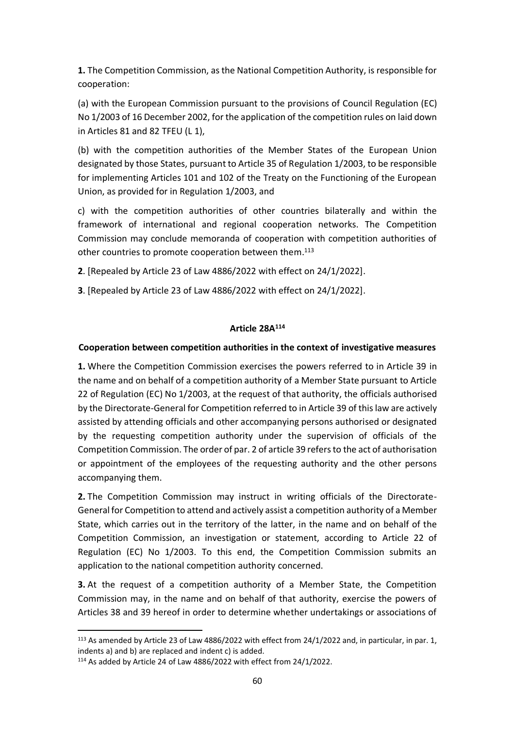**1.** The Competition Commission, as the National Competition Authority, is responsible for cooperation:

(a) with the European Commission pursuant to the provisions of Council Regulation (EC) No 1/2003 of 16 December 2002, for the application of the competition rules on laid down in Articles 81 and 82 TFEU (L 1),

(b) with the competition authorities of the Member States of the European Union designated by those States, pursuant to Article 35 of Regulation 1/2003, to be responsible for implementing Articles 101 and 102 of the Treaty on the Functioning of the European Union, as provided for in Regulation 1/2003, and

c) with the competition authorities of other countries bilaterally and within the framework of international and regional cooperation networks. The Competition Commission may conclude memoranda of cooperation with competition authorities of other countries to promote cooperation between them.[113]

**2**. [Repealed by Article 23 of Law 4886/2022 with effect on 24/1/2022].

**3**. [Repealed by Article 23 of Law 4886/2022 with effect on 24/1/2022].

#### Article 28A[114]

#### Cooperation between competition authorities in the context of investigative measures

**1.** Where the Competition Commission exercises the powers referred to in Article 39 in the name and on behalf of a competition authority of a Member State pursuant to Article 22 of Regulation (EC) No 1/2003, at the request of that authority, the officials authorised by the Directorate-General for Competition referred to in Article 39 of this law are actively assisted by attending officials and other accompanying persons authorised or designated by the requesting competition authority under the supervision of officials of the Competition Commission. The order of par. 2 of article 39 refers to the act of authorisation or appointment of the employees of the requesting authority and the other persons accompanying them.

**2.** The Competition Commission may instruct in writing officials of the Directorate-General for Competition to attend and actively assist a competition authority of a Member State, which carries out in the territory of the latter, in the name and on behalf of the Competition Commission, an investigation or statement, according to Article 22 of Regulation (EC) No 1/2003. To this end, the Competition Commission submits an application to the national competition authority concerned.

**3.** At the request of a competition authority of a Member State, the Competition Commission may, in the name and on behalf of that authority, exercise the powers of Articles 38 and 39 hereof in order to determine whether undertakings or associations of

---

[113] As amended by Article 23 of Law 4886/2022 with effect from 24/1/2022 and, in particular, in par. 1, indents a) and b) are replaced and indent c) is added.

[114] As added by Article 24 of Law 4886/2022 with effect from 24/1/2022.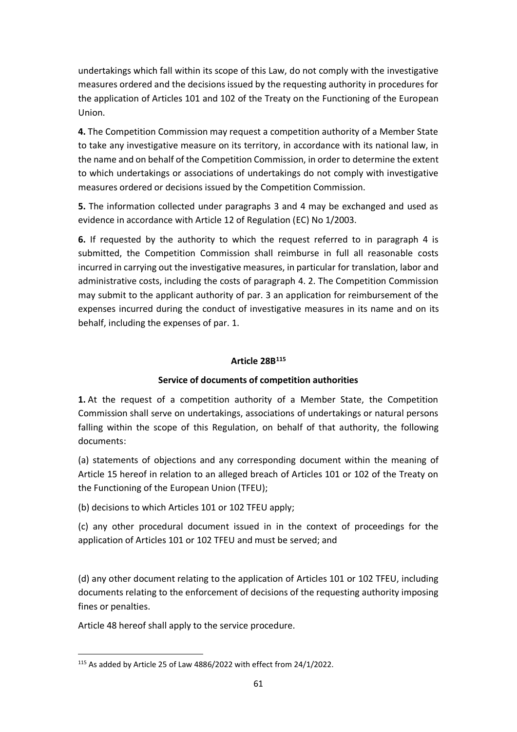undertakings which fall within its scope of this Law, do not comply with the investigative measures ordered and the decisions issued by the requesting authority in procedures for the application of Articles 101 and 102 of the Treaty on the Functioning of the European Union.

**4.** The Competition Commission may request a competition authority of a Member State to take any investigative measure on its territory, in accordance with its national law, in the name and on behalf of the Competition Commission, in order to determine the extent to which undertakings or associations of undertakings do not comply with investigative measures ordered or decisions issued by the Competition Commission.

**5.** The information collected under paragraphs 3 and 4 may be exchanged and used as evidence in accordance with Article 12 of Regulation (EC) No 1/2003.

**6.** If requested by the authority to which the request referred to in paragraph 4 is submitted, the Competition Commission shall reimburse in full all reasonable costs incurred in carrying out the investigative measures, in particular for translation, labor and administrative costs, including the costs of paragraph 4. 2. The Competition Commission may submit to the applicant authority of par. 3 an application for reimbursement of the expenses incurred during the conduct of investigative measures in its name and on its behalf, including the expenses of par. 1.

#### Article 28B[115]

#### Service of documents of competition authorities

**1.** At the request of a competition authority of a Member State, the Competition Commission shall serve on undertakings, associations of undertakings or natural persons falling within the scope of this Regulation, on behalf of that authority, the following documents:

(a) statements of objections and any corresponding document within the meaning of Article 15 hereof in relation to an alleged breach of Articles 101 or 102 of the Treaty on the Functioning of the European Union (TFEU);

(b) decisions to which Articles 101 or 102 TFEU apply;

(c) any other procedural document issued in in the context of proceedings for the application of Articles 101 or 102 TFEU and must be served; and

(d) any other document relating to the application of Articles 101 or 102 TFEU, including documents relating to the enforcement of decisions of the requesting authority imposing fines or penalties.

Article 48 hereof shall apply to the service procedure.

[115] As added by Article 25 of Law 4886/2022 with effect from 24/1/2022.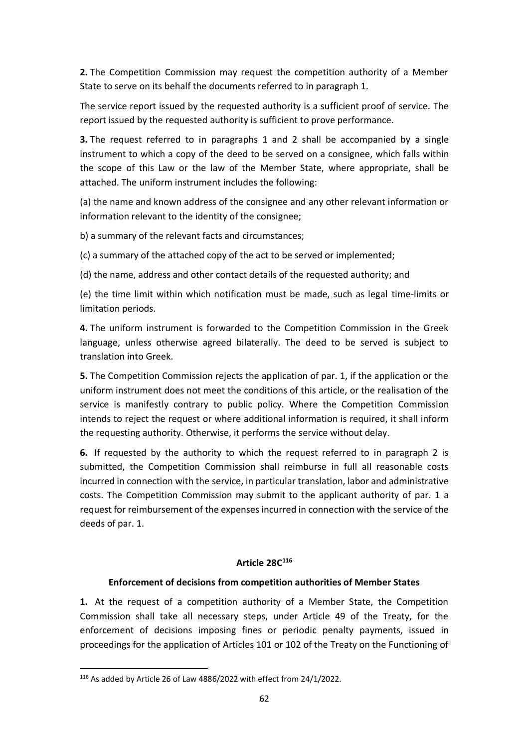**2.** The Competition Commission may request the competition authority of a Member State to serve on its behalf the documents referred to in paragraph 1.

The service report issued by the requested authority is a sufficient proof of service. The report issued by the requested authority is sufficient to prove performance.

**3.** The request referred to in paragraphs 1 and 2 shall be accompanied by a single instrument to which a copy of the deed to be served on a consignee, which falls within the scope of this Law or the law of the Member State, where appropriate, shall be attached. The uniform instrument includes the following:

(a) the name and known address of the consignee and any other relevant information or information relevant to the identity of the consignee;

b) a summary of the relevant facts and circumstances;

(c) a summary of the attached copy of the act to be served or implemented;

(d) the name, address and other contact details of the requested authority; and

(e) the time limit within which notification must be made, such as legal time-limits or limitation periods.

**4.** The uniform instrument is forwarded to the Competition Commission in the Greek language, unless otherwise agreed bilaterally. The deed to be served is subject to translation into Greek.

**5.** The Competition Commission rejects the application of par. 1, if the application or the uniform instrument does not meet the conditions of this article, or the realisation of the service is manifestly contrary to public policy. Where the Competition Commission intends to reject the request or where additional information is required, it shall inform the requesting authority. Otherwise, it performs the service without delay.

**6.** If requested by the authority to which the request referred to in paragraph 2 is submitted, the Competition Commission shall reimburse in full all reasonable costs incurred in connection with the service, in particular translation, labor and administrative costs. The Competition Commission may submit to the applicant authority of par. 1 a request for reimbursement of the expenses incurred in connection with the service of the deeds of par. 1.

### Article 28C[116]

### Enforcement of decisions from competition authorities of Member States

**1.** At the request of a competition authority of a Member State, the Competition Commission shall take all necessary steps, under Article 49 of the Treaty, for the enforcement of decisions imposing fines or periodic penalty payments, issued in proceedings for the application of Articles 101 or 102 of the Treaty on the Functioning of

[116] As added by Article 26 of Law 4886/2022 with effect from 24/1/2022.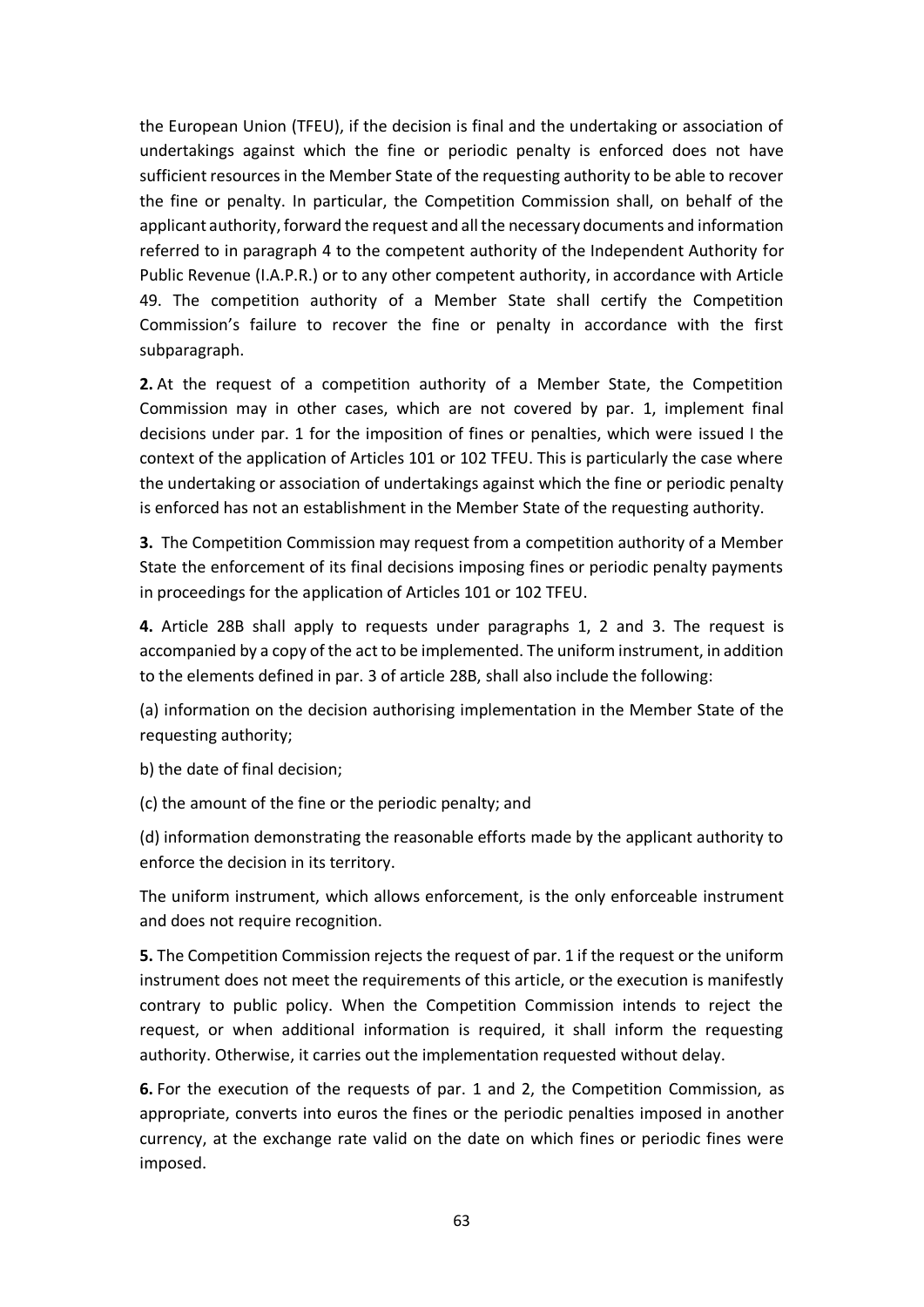the European Union (TFEU), if the decision is final and the undertaking or association of undertakings against which the fine or periodic penalty is enforced does not have sufficient resources in the Member State of the requesting authority to be able to recover the fine or penalty. In particular, the Competition Commission shall, on behalf of the applicant authority, forward the request and all the necessary documents and information referred to in paragraph 4 to the competent authority of the Independent Authority for Public Revenue (I.A.P.R.) or to any other competent authority, in accordance with Article 49. The competition authority of a Member State shall certify the Competition Commission's failure to recover the fine or penalty in accordance with the first subparagraph.

**2.** At the request of a competition authority of a Member State, the Competition Commission may in other cases, which are not covered by par. 1, implement final decisions under par. 1 for the imposition of fines or penalties, which were issued I the context of the application of Articles 101 or 102 TFEU. This is particularly the case where the undertaking or association of undertakings against which the fine or periodic penalty is enforced has not an establishment in the Member State of the requesting authority.

**3.** The Competition Commission may request from a competition authority of a Member State the enforcement of its final decisions imposing fines or periodic penalty payments in proceedings for the application of Articles 101 or 102 TFEU.

**4.** Article 28B shall apply to requests under paragraphs 1, 2 and 3. The request is accompanied by a copy of the act to be implemented. The uniform instrument, in addition to the elements defined in par. 3 of article 28B, shall also include the following:

(a) information on the decision authorising implementation in the Member State of the requesting authority;

b) the date of final decision;

(c) the amount of the fine or the periodic penalty; and

(d) information demonstrating the reasonable efforts made by the applicant authority to enforce the decision in its territory.

The uniform instrument, which allows enforcement, is the only enforceable instrument and does not require recognition.

**5.** The Competition Commission rejects the request of par. 1 if the request or the uniform instrument does not meet the requirements of this article, or the execution is manifestly contrary to public policy. When the Competition Commission intends to reject the request, or when additional information is required, it shall inform the requesting authority. Otherwise, it carries out the implementation requested without delay.

**6.** For the execution of the requests of par. 1 and 2, the Competition Commission, as appropriate, converts into euros the fines or the periodic penalties imposed in another currency, at the exchange rate valid on the date on which fines or periodic fines were imposed.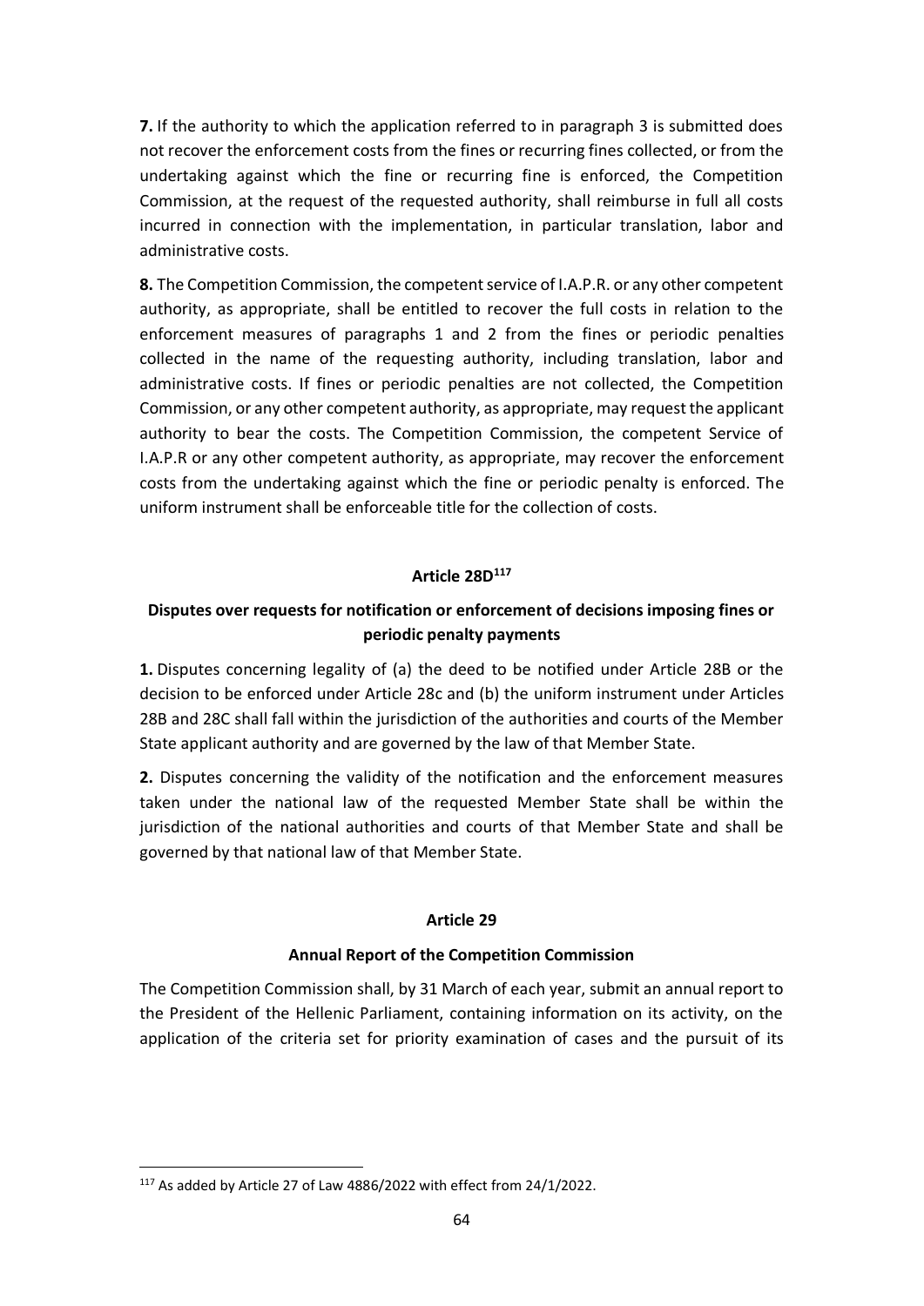**7.** If the authority to which the application referred to in paragraph 3 is submitted does not recover the enforcement costs from the fines or recurring fines collected, or from the undertaking against which the fine or recurring fine is enforced, the Competition Commission, at the request of the requested authority, shall reimburse in full all costs incurred in connection with the implementation, in particular translation, labor and administrative costs.

**8.** The Competition Commission, the competent service of I.A.P.R. or any other competent authority, as appropriate, shall be entitled to recover the full costs in relation to the enforcement measures of paragraphs 1 and 2 from the fines or periodic penalties collected in the name of the requesting authority, including translation, labor and administrative costs. If fines or periodic penalties are not collected, the Competition Commission, or any other competent authority, as appropriate, may request the applicant authority to bear the costs. The Competition Commission, the competent Service of I.A.P.R or any other competent authority, as appropriate, may recover the enforcement costs from the undertaking against which the fine or periodic penalty is enforced. The uniform instrument shall be enforceable title for the collection of costs.

### Article 28D[117]

### Disputes over requests for notification or enforcement of decisions imposing fines or periodic penalty payments

**1.** Disputes concerning legality of (a) the deed to be notified under Article 28B or the decision to be enforced under Article 28c and (b) the uniform instrument under Articles 28B and 28C shall fall within the jurisdiction of the authorities and courts of the Member State applicant authority and are governed by the law of that Member State.

**2.** Disputes concerning the validity of the notification and the enforcement measures taken under the national law of the requested Member State shall be within the jurisdiction of the national authorities and courts of that Member State and shall be governed by that national law of that Member State.

### Article 29

### Annual Report of the Competition Commission

The Competition Commission shall, by 31 March of each year, submit an annual report to the President of the Hellenic Parliament, containing information on its activity, on the application of the criteria set for priority examination of cases and the pursuit of its

---

[117] As added by Article 27 of Law 4886/2022 with effect from 24/1/2022.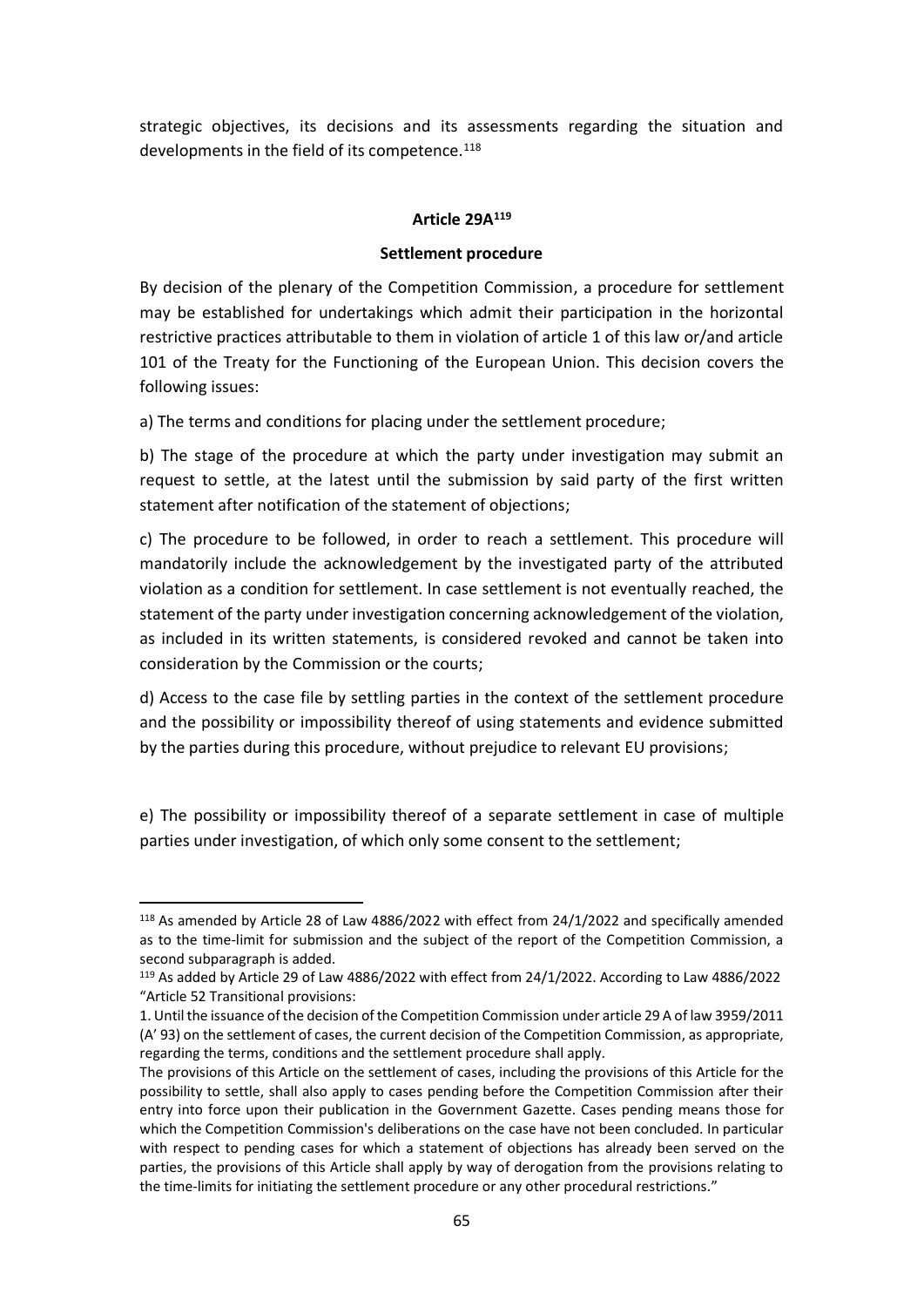strategic objectives, its decisions and its assessments regarding the situation and developments in the field of its competence.[118]

**Article 29A[119]**

**Settlement procedure**

By decision of the plenary of the Competition Commission, a procedure for settlement may be established for undertakings which admit their participation in the horizontal restrictive practices attributable to them in violation of article 1 of this law or/and article 101 of the Treaty for the Functioning of the European Union. This decision covers the following issues:

a) The terms and conditions for placing under the settlement procedure;

b) The stage of the procedure at which the party under investigation may submit an request to settle, at the latest until the submission by said party of the first written statement after notification of the statement of objections;

c) The procedure to be followed, in order to reach a settlement. This procedure will mandatorily include the acknowledgement by the investigated party of the attributed violation as a condition for settlement. In case settlement is not eventually reached, the statement of the party under investigation concerning acknowledgement of the violation, as included in its written statements, is considered revoked and cannot be taken into consideration by the Commission or the courts;

d) Access to the case file by settling parties in the context of the settlement procedure and the possibility or impossibility thereof of using statements and evidence submitted by the parties during this procedure, without prejudice to relevant EU provisions;

e) The possibility or impossibility thereof of a separate settlement in case of multiple parties under investigation, of which only some consent to the settlement;

---

[118] As amended by Article 28 of Law 4886/2022 with effect from 24/1/2022 and specifically amended as to the time-limit for submission and the subject of the report of the Competition Commission, a second subparagraph is added.

[119] As added by Article 29 of Law 4886/2022 with effect from 24/1/2022. According to Law 4886/2022 "Article 52 Transitional provisions:

1. Until the issuance of the decision of the Competition Commission under article 29 A of law 3959/2011 (A' 93) on the settlement of cases, the current decision of the Competition Commission, as appropriate, regarding the terms, conditions and the settlement procedure shall apply.

The provisions of this Article on the settlement of cases, including the provisions of this Article for the possibility to settle, shall also apply to cases pending before the Competition Commission after their entry into force upon their publication in the Government Gazette. Cases pending means those for which the Competition Commission's deliberations on the case have not been concluded. In particular with respect to pending cases for which a statement of objections has already been served on the parties, the provisions of this Article shall apply by way of derogation from the provisions relating to the time-limits for initiating the settlement procedure or any other procedural restrictions."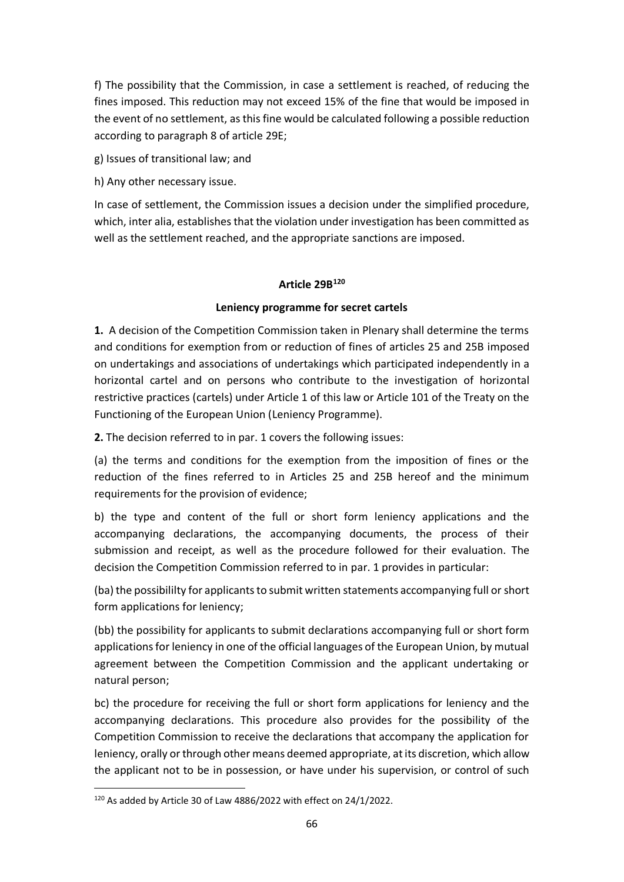f) The possibility that the Commission, in case a settlement is reached, of reducing the fines imposed. This reduction may not exceed 15% of the fine that would be imposed in the event of no settlement, as this fine would be calculated following a possible reduction according to paragraph 8 of article 29E;

g) Issues of transitional law; and

h) Any other necessary issue.

In case of settlement, the Commission issues a decision under the simplified procedure, which, inter alia, establishes that the violation under investigation has been committed as well as the settlement reached, and the appropriate sanctions are imposed.

### Article 29B[120]

### Leniency programme for secret cartels

**1.** A decision of the Competition Commission taken in Plenary shall determine the terms and conditions for exemption from or reduction of fines of articles 25 and 25B imposed on undertakings and associations of undertakings which participated independently in a horizontal cartel and on persons who contribute to the investigation of horizontal restrictive practices (cartels) under Article 1 of this law or Article 101 of the Treaty on the Functioning of the European Union (Leniency Programme).

**2.** The decision referred to in par. 1 covers the following issues:

(a) the terms and conditions for the exemption from the imposition of fines or the reduction of the fines referred to in Articles 25 and 25B hereof and the minimum requirements for the provision of evidence;

b) the type and content of the full or short form leniency applications and the accompanying declarations, the accompanying documents, the process of their submission and receipt, as well as the procedure followed for their evaluation. The decision the Competition Commission referred to in par. 1 provides in particular:

(ba) the possibililty for applicants to submit written statements accompanying full or short form applications for leniency;

(bb) the possibility for applicants to submit declarations accompanying full or short form applications for leniency in one of the official languages of the European Union, by mutual agreement between the Competition Commission and the applicant undertaking or natural person;

bc) the procedure for receiving the full or short form applications for leniency and the accompanying declarations. This procedure also provides for the possibility of the Competition Commission to receive the declarations that accompany the application for leniency, orally or through other means deemed appropriate, at its discretion, which allow the applicant not to be in possession, or have under his supervision, or control of such

---

[120] As added by Article 30 of Law 4886/2022 with effect on 24/1/2022.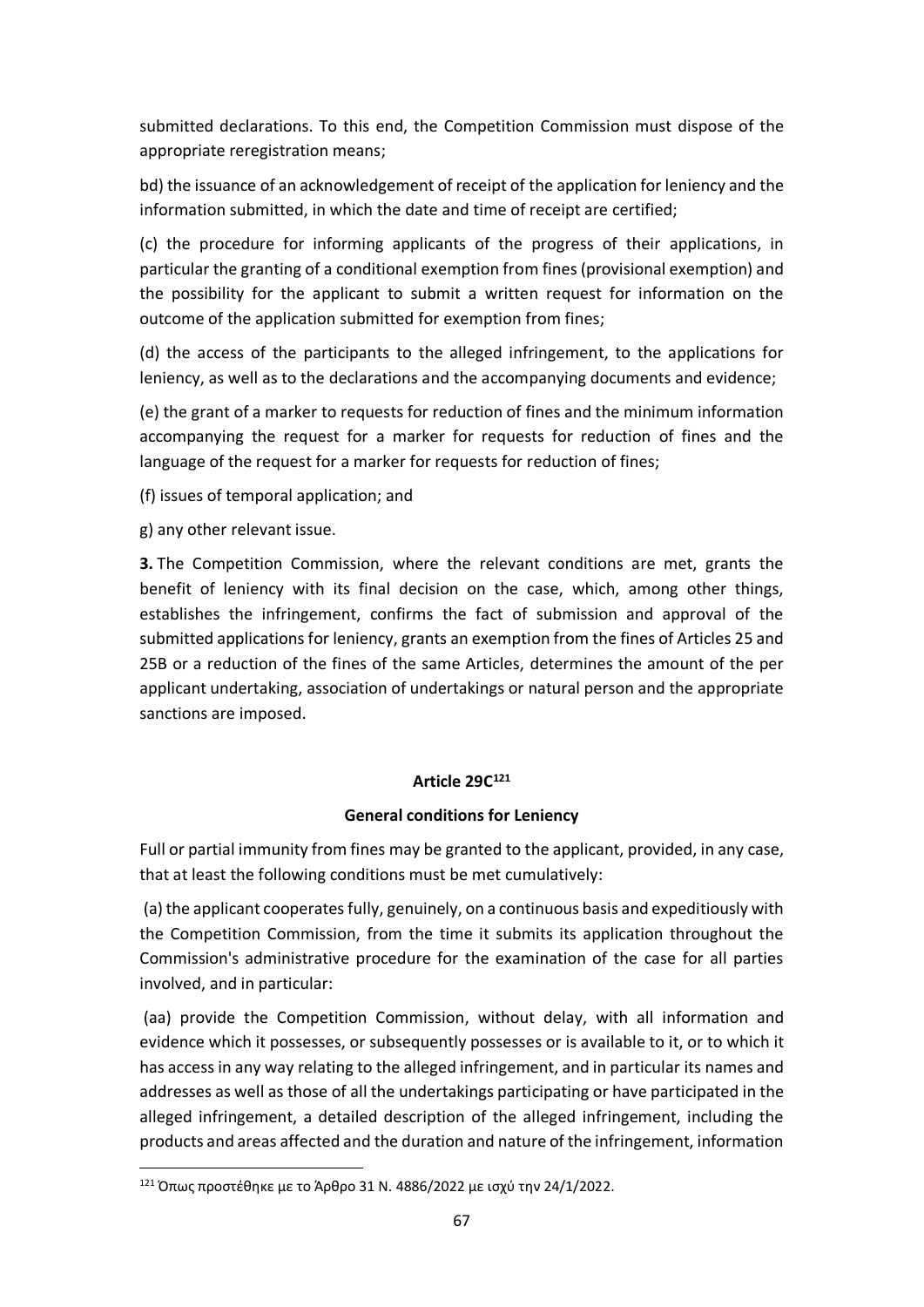submitted declarations. To this end, the Competition Commission must dispose of the appropriate reregistration means;

bd) the issuance of an acknowledgement of receipt of the application for leniency and the information submitted, in which the date and time of receipt are certified;

(c) the procedure for informing applicants of the progress of their applications, in particular the granting of a conditional exemption from fines (provisional exemption) and the possibility for the applicant to submit a written request for information on the outcome of the application submitted for exemption from fines;

(d) the access of the participants to the alleged infringement, to the applications for leniency, as well as to the declarations and the accompanying documents and evidence;

(e) the grant of a marker to requests for reduction of fines and the minimum information accompanying the request for a marker for requests for reduction of fines and the language of the request for a marker for requests for reduction of fines;

(f) issues of temporal application; and

g) any other relevant issue.

**3.** The Competition Commission, where the relevant conditions are met, grants the benefit of leniency with its final decision on the case, which, among other things, establishes the infringement, confirms the fact of submission and approval of the submitted applications for leniency, grants an exemption from the fines of Articles 25 and 25B or a reduction of the fines of the same Articles, determines the amount of the per applicant undertaking, association of undertakings or natural person and the appropriate sanctions are imposed.

### Article 29C[121]

### General conditions for Leniency

Full or partial immunity from fines may be granted to the applicant, provided, in any case, that at least the following conditions must be met cumulatively:

(a) the applicant cooperates fully, genuinely, on a continuous basis and expeditiously with the Competition Commission, from the time it submits its application throughout the Commission's administrative procedure for the examination of the case for all parties involved, and in particular:

(aa) provide the Competition Commission, without delay, with all information and evidence which it possesses, or subsequently possesses or is available to it, or to which it has access in any way relating to the alleged infringement, and in particular its names and addresses as well as those of all the undertakings participating or have participated in the alleged infringement, a detailed description of the alleged infringement, including the products and areas affected and the duration and nature of the infringement, information

---

[121] Όπως προστέθηκε με το Άρθρο 31 Ν. 4886/2022 με ισχύ την 24/1/2022.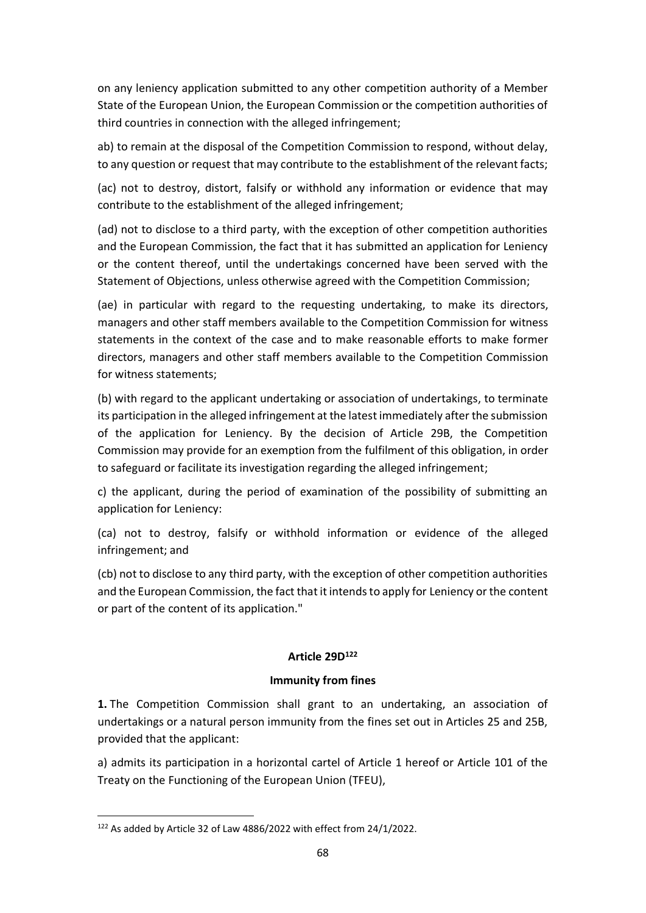on any leniency application submitted to any other competition authority of a Member State of the European Union, the European Commission or the competition authorities of third countries in connection with the alleged infringement;

ab) to remain at the disposal of the Competition Commission to respond, without delay, to any question or request that may contribute to the establishment of the relevant facts;

(ac) not to destroy, distort, falsify or withhold any information or evidence that may contribute to the establishment of the alleged infringement;

(ad) not to disclose to a third party, with the exception of other competition authorities and the European Commission, the fact that it has submitted an application for Leniency or the content thereof, until the undertakings concerned have been served with the Statement of Objections, unless otherwise agreed with the Competition Commission;

(ae) in particular with regard to the requesting undertaking, to make its directors, managers and other staff members available to the Competition Commission for witness statements in the context of the case and to make reasonable efforts to make former directors, managers and other staff members available to the Competition Commission for witness statements;

(b) with regard to the applicant undertaking or association of undertakings, to terminate its participation in the alleged infringement at the latest immediately after the submission of the application for Leniency. By the decision of Article 29B, the Competition Commission may provide for an exemption from the fulfilment of this obligation, in order to safeguard or facilitate its investigation regarding the alleged infringement;

c) the applicant, during the period of examination of the possibility of submitting an application for Leniency:

(ca) not to destroy, falsify or withhold information or evidence of the alleged infringement; and

(cb) not to disclose to any third party, with the exception of other competition authorities and the European Commission, the fact that it intends to apply for Leniency or the content or part of the content of its application."

**Article 29D[122]**

**Immunity from fines**

**1.** The Competition Commission shall grant to an undertaking, an association of undertakings or a natural person immunity from the fines set out in Articles 25 and 25B, provided that the applicant:

a) admits its participation in a horizontal cartel of Article 1 hereof or Article 101 of the Treaty on the Functioning of the European Union (TFEU),

[122] As added by Article 32 of Law 4886/2022 with effect from 24/1/2022.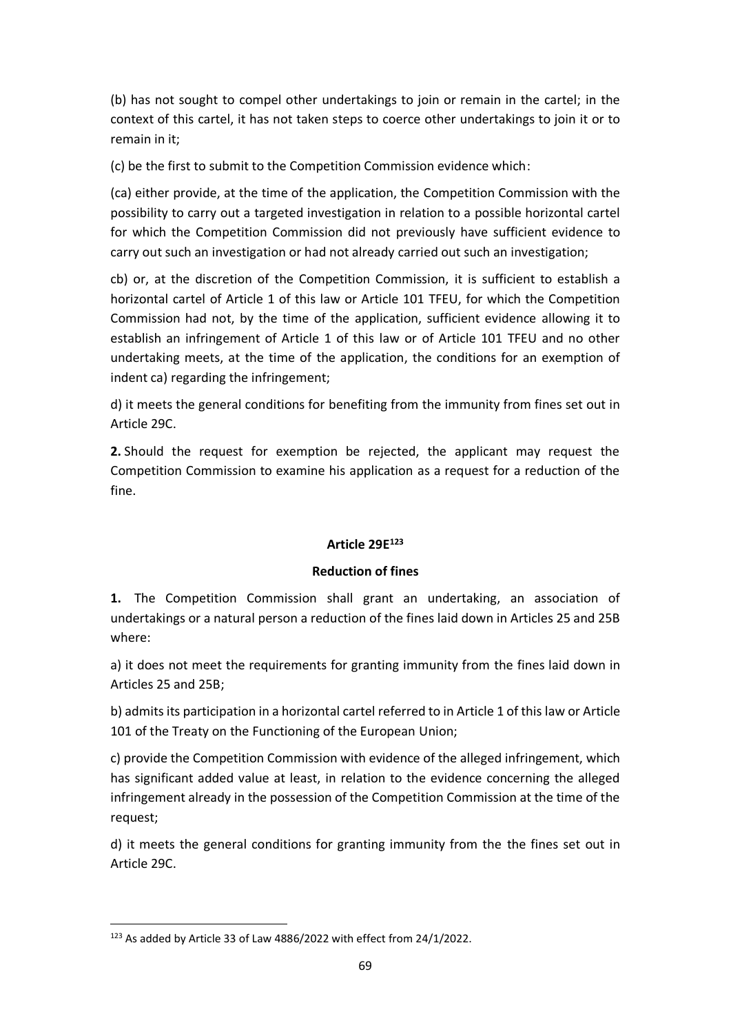(b) has not sought to compel other undertakings to join or remain in the cartel; in the context of this cartel, it has not taken steps to coerce other undertakings to join it or to remain in it;

(c) be the first to submit to the Competition Commission evidence which:

(ca) either provide, at the time of the application, the Competition Commission with the possibility to carry out a targeted investigation in relation to a possible horizontal cartel for which the Competition Commission did not previously have sufficient evidence to carry out such an investigation or had not already carried out such an investigation;

cb) or, at the discretion of the Competition Commission, it is sufficient to establish a horizontal cartel of Article 1 of this law or Article 101 TFEU, for which the Competition Commission had not, by the time of the application, sufficient evidence allowing it to establish an infringement of Article 1 of this law or of Article 101 TFEU and no other undertaking meets, at the time of the application, the conditions for an exemption of indent ca) regarding the infringement;

d) it meets the general conditions for benefiting from the immunity from fines set out in Article 29C.

**2.** Should the request for exemption be rejected, the applicant may request the Competition Commission to examine his application as a request for a reduction of the fine.

#### Article 29E[123]

#### Reduction of fines

**1.** The Competition Commission shall grant an undertaking, an association of undertakings or a natural person a reduction of the fines laid down in Articles 25 and 25B where:

a) it does not meet the requirements for granting immunity from the fines laid down in Articles 25 and 25B;

b) admits its participation in a horizontal cartel referred to in Article 1 of this law or Article 101 of the Treaty on the Functioning of the European Union;

c) provide the Competition Commission with evidence of the alleged infringement, which has significant added value at least, in relation to the evidence concerning the alleged infringement already in the possession of the Competition Commission at the time of the request;

d) it meets the general conditions for granting immunity from the the fines set out in Article 29C.

---

[123] As added by Article 33 of Law 4886/2022 with effect from 24/1/2022.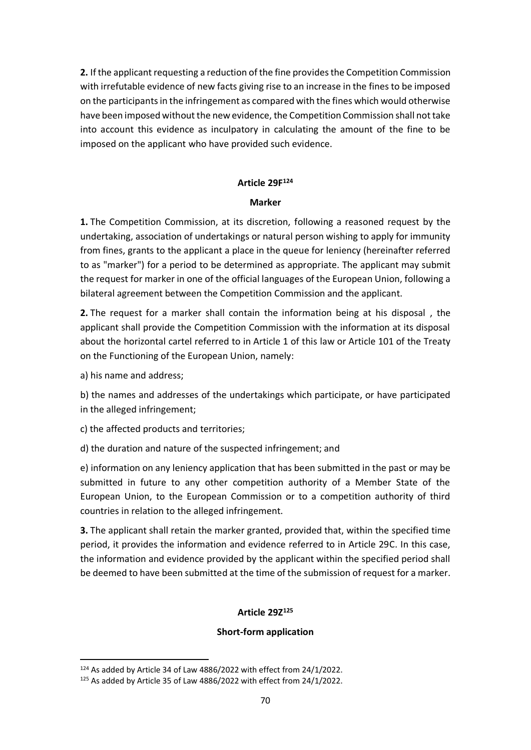**2.** If the applicant requesting a reduction of the fine provides the Competition Commission with irrefutable evidence of new facts giving rise to an increase in the fines to be imposed on the participants in the infringement as compared with the fines which would otherwise have been imposed without the new evidence, the Competition Commission shall not take into account this evidence as inculpatory in calculating the amount of the fine to be imposed on the applicant who have provided such evidence.

#### Article 29F[124]

#### Marker

**1.** The Competition Commission, at its discretion, following a reasoned request by the undertaking, association of undertakings or natural person wishing to apply for immunity from fines, grants to the applicant a place in the queue for leniency (hereinafter referred to as "marker") for a period to be determined as appropriate. The applicant may submit the request for marker in one of the official languages of the European Union, following a bilateral agreement between the Competition Commission and the applicant.

**2.** The request for a marker shall contain the information being at his disposal , the applicant shall provide the Competition Commission with the information at its disposal about the horizontal cartel referred to in Article 1 of this law or Article 101 of the Treaty on the Functioning of the European Union, namely:

a) his name and address;

b) the names and addresses of the undertakings which participate, or have participated in the alleged infringement;

c) the affected products and territories;

d) the duration and nature of the suspected infringement; and

e) information on any leniency application that has been submitted in the past or may be submitted in future to any other competition authority of a Member State of the European Union, to the European Commission or to a competition authority of third countries in relation to the alleged infringement.

**3.** The applicant shall retain the marker granted, provided that, within the specified time period, it provides the information and evidence referred to in Article 29C. In this case, the information and evidence provided by the applicant within the specified period shall be deemed to have been submitted at the time of the submission of request for a marker.

#### Article 29Z[125]

#### Short-form application

---

[124] As added by Article 34 of Law 4886/2022 with effect from 24/1/2022.

[125] As added by Article 35 of Law 4886/2022 with effect from 24/1/2022.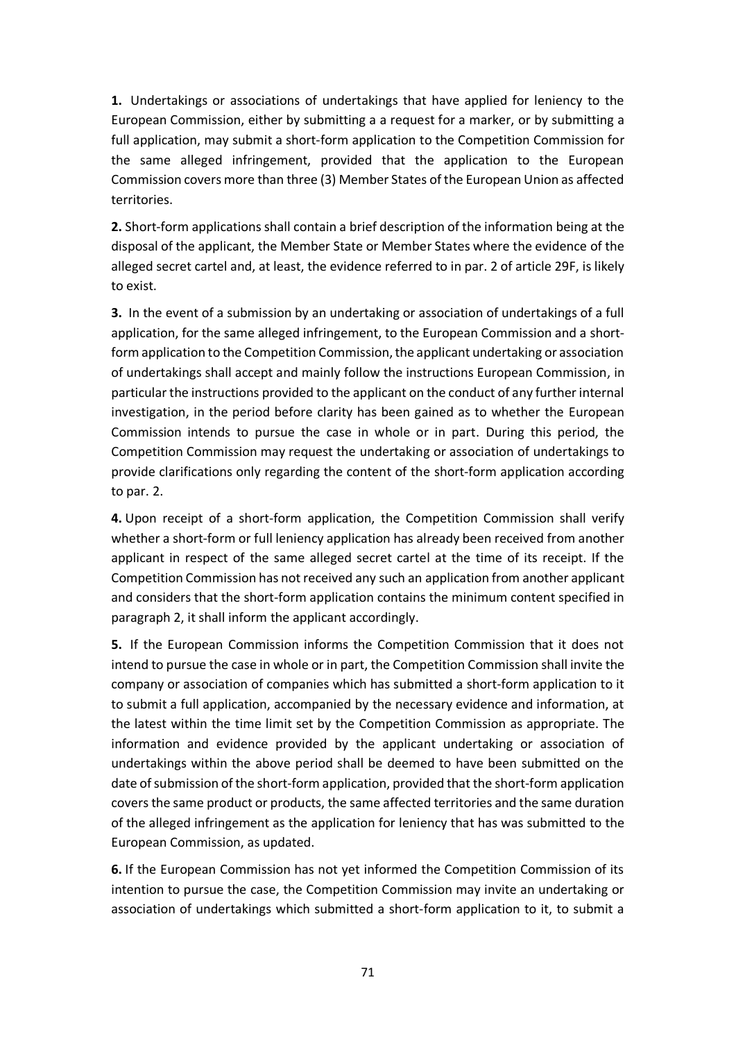**1.** Undertakings or associations of undertakings that have applied for leniency to the European Commission, either by submitting a a request for a marker, or by submitting a full application, may submit a short-form application to the Competition Commission for the same alleged infringement, provided that the application to the European Commission covers more than three (3) Member States of the European Union as affected territories.

**2.** Short-form applications shall contain a brief description of the information being at the disposal of the applicant, the Member State or Member States where the evidence of the alleged secret cartel and, at least, the evidence referred to in par. 2 of article 29F, is likely to exist.

**3.** In the event of a submission by an undertaking or association of undertakings of a full application, for the same alleged infringement, to the European Commission and a short-form application to the Competition Commission, the applicant undertaking or association of undertakings shall accept and mainly follow the instructions European Commission, in particular the instructions provided to the applicant on the conduct of any further internal investigation, in the period before clarity has been gained as to whether the European Commission intends to pursue the case in whole or in part. During this period, the Competition Commission may request the undertaking or association of undertakings to provide clarifications only regarding the content of the short-form application according to par. 2.

**4.** Upon receipt of a short-form application, the Competition Commission shall verify whether a short-form or full leniency application has already been received from another applicant in respect of the same alleged secret cartel at the time of its receipt. If the Competition Commission has not received any such an application from another applicant and considers that the short-form application contains the minimum content specified in paragraph 2, it shall inform the applicant accordingly.

**5.** If the European Commission informs the Competition Commission that it does not intend to pursue the case in whole or in part, the Competition Commission shall invite the company or association of companies which has submitted a short-form application to it to submit a full application, accompanied by the necessary evidence and information, at the latest within the time limit set by the Competition Commission as appropriate. The information and evidence provided by the applicant undertaking or association of undertakings within the above period shall be deemed to have been submitted on the date of submission of the short-form application, provided that the short-form application covers the same product or products, the same affected territories and the same duration of the alleged infringement as the application for leniency that has was submitted to the European Commission, as updated.

**6.** If the European Commission has not yet informed the Competition Commission of its intention to pursue the case, the Competition Commission may invite an undertaking or association of undertakings which submitted a short-form application to it, to submit a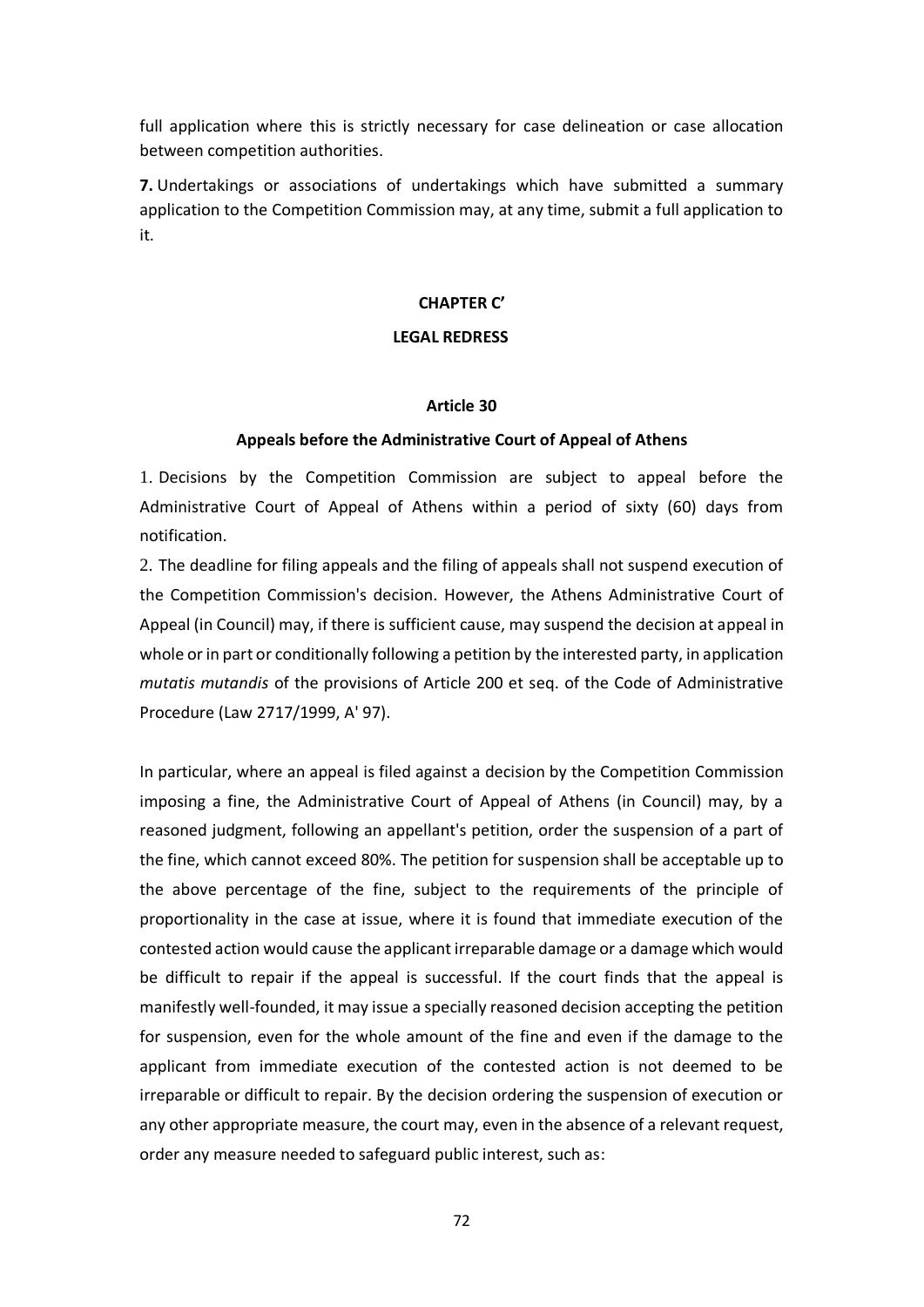full application where this is strictly necessary for case delineation or case allocation between competition authorities.

**7.** Undertakings or associations of undertakings which have submitted a summary application to the Competition Commission may, at any time, submit a full application to it.

## CHAPTER C'

## LEGAL REDRESS

### Article 30

### Appeals before the Administrative Court of Appeal of Athens

1. Decisions by the Competition Commission are subject to appeal before the Administrative Court of Appeal of Athens within a period of sixty (60) days from notification.

2. The deadline for filing appeals and the filing of appeals shall not suspend execution of the Competition Commission's decision. However, the Athens Administrative Court of Appeal (in Council) may, if there is sufficient cause, may suspend the decision at appeal in whole or in part or conditionally following a petition by the interested party, in application *mutatis mutandis* of the provisions of Article 200 et seq. of the Code of Administrative Procedure (Law 2717/1999, A' 97).

In particular, where an appeal is filed against a decision by the Competition Commission imposing a fine, the Administrative Court of Appeal of Athens (in Council) may, by a reasoned judgment, following an appellant's petition, order the suspension of a part of the fine, which cannot exceed 80%. The petition for suspension shall be acceptable up to the above percentage of the fine, subject to the requirements of the principle of proportionality in the case at issue, where it is found that immediate execution of the contested action would cause the applicant irreparable damage or a damage which would be difficult to repair if the appeal is successful. If the court finds that the appeal is manifestly well-founded, it may issue a specially reasoned decision accepting the petition for suspension, even for the whole amount of the fine and even if the damage to the applicant from immediate execution of the contested action is not deemed to be irreparable or difficult to repair. By the decision ordering the suspension of execution or any other appropriate measure, the court may, even in the absence of a relevant request, order any measure needed to safeguard public interest, such as: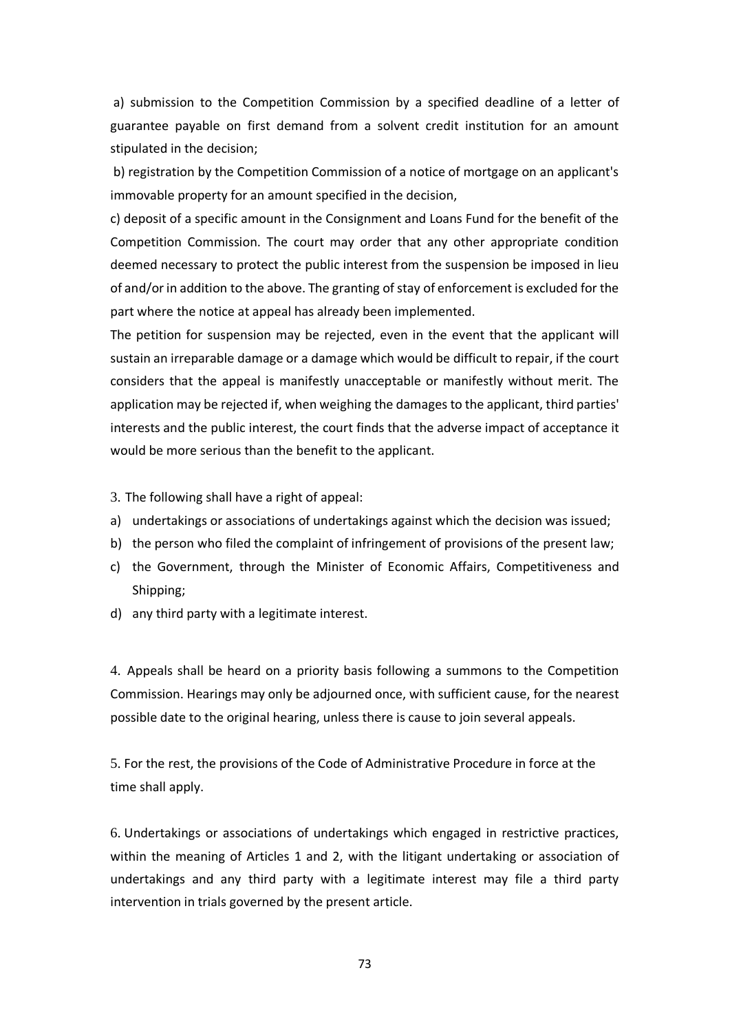a) submission to the Competition Commission by a specified deadline of a letter of guarantee payable on first demand from a solvent credit institution for an amount stipulated in the decision;

b) registration by the Competition Commission of a notice of mortgage on an applicant's immovable property for an amount specified in the decision,

c) deposit of a specific amount in the Consignment and Loans Fund for the benefit of the Competition Commission. The court may order that any other appropriate condition deemed necessary to protect the public interest from the suspension be imposed in lieu of and/or in addition to the above. The granting of stay of enforcement is excluded for the part where the notice at appeal has already been implemented.

The petition for suspension may be rejected, even in the event that the applicant will sustain an irreparable damage or a damage which would be difficult to repair, if the court considers that the appeal is manifestly unacceptable or manifestly without merit. The application may be rejected if, when weighing the damages to the applicant, third parties' interests and the public interest, the court finds that the adverse impact of acceptance it would be more serious than the benefit to the applicant.

3. The following shall have a right of appeal:

a) undertakings or associations of undertakings against which the decision was issued;
b) the person who filed the complaint of infringement of provisions of the present law;
c) the Government, through the Minister of Economic Affairs, Competitiveness and Shipping;
d) any third party with a legitimate interest.

4. Appeals shall be heard on a priority basis following a summons to the Competition Commission. Hearings may only be adjourned once, with sufficient cause, for the nearest possible date to the original hearing, unless there is cause to join several appeals.

5. For the rest, the provisions of the Code of Administrative Procedure in force at the time shall apply.

6. Undertakings or associations of undertakings which engaged in restrictive practices, within the meaning of Articles 1 and 2, with the litigant undertaking or association of undertakings and any third party with a legitimate interest may file a third party intervention in trials governed by the present article.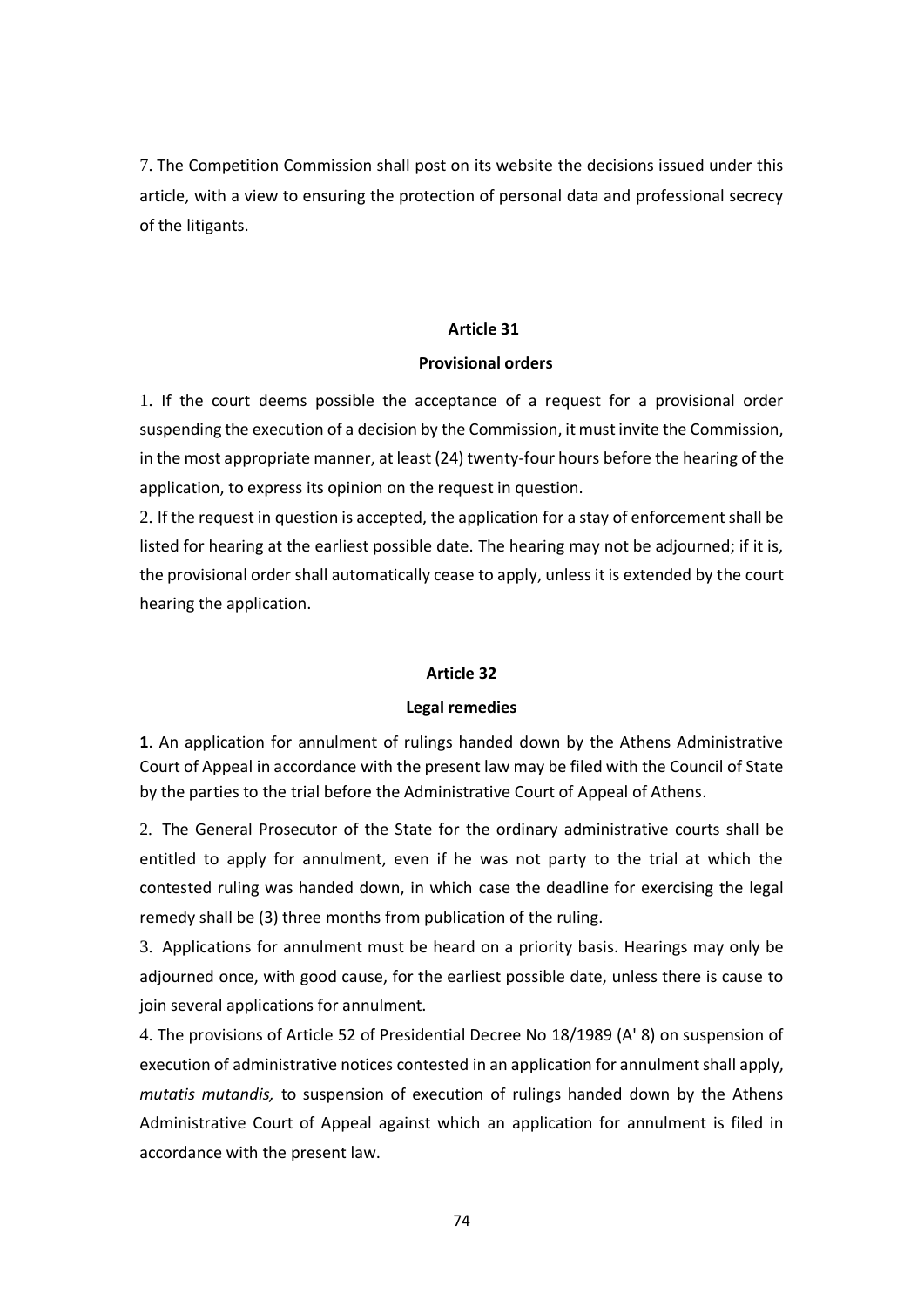7. The Competition Commission shall post on its website the decisions issued under this article, with a view to ensuring the protection of personal data and professional secrecy of the litigants.

## Article 31

### Provisional orders

1. If the court deems possible the acceptance of a request for a provisional order suspending the execution of a decision by the Commission, it must invite the Commission, in the most appropriate manner, at least (24) twenty-four hours before the hearing of the application, to express its opinion on the request in question.

2. If the request in question is accepted, the application for a stay of enforcement shall be listed for hearing at the earliest possible date. The hearing may not be adjourned; if it is, the provisional order shall automatically cease to apply, unless it is extended by the court hearing the application.

## Article 32

### Legal remedies

**1**. An application for annulment of rulings handed down by the Athens Administrative Court of Appeal in accordance with the present law may be filed with the Council of State by the parties to the trial before the Administrative Court of Appeal of Athens.

2. The General Prosecutor of the State for the ordinary administrative courts shall be entitled to apply for annulment, even if he was not party to the trial at which the contested ruling was handed down, in which case the deadline for exercising the legal remedy shall be (3) three months from publication of the ruling.

3. Applications for annulment must be heard on a priority basis. Hearings may only be adjourned once, with good cause, for the earliest possible date, unless there is cause to join several applications for annulment.

4. The provisions of Article 52 of Presidential Decree No 18/1989 (A' 8) on suspension of execution of administrative notices contested in an application for annulment shall apply, *mutatis mutandis,* to suspension of execution of rulings handed down by the Athens Administrative Court of Appeal against which an application for annulment is filed in accordance with the present law.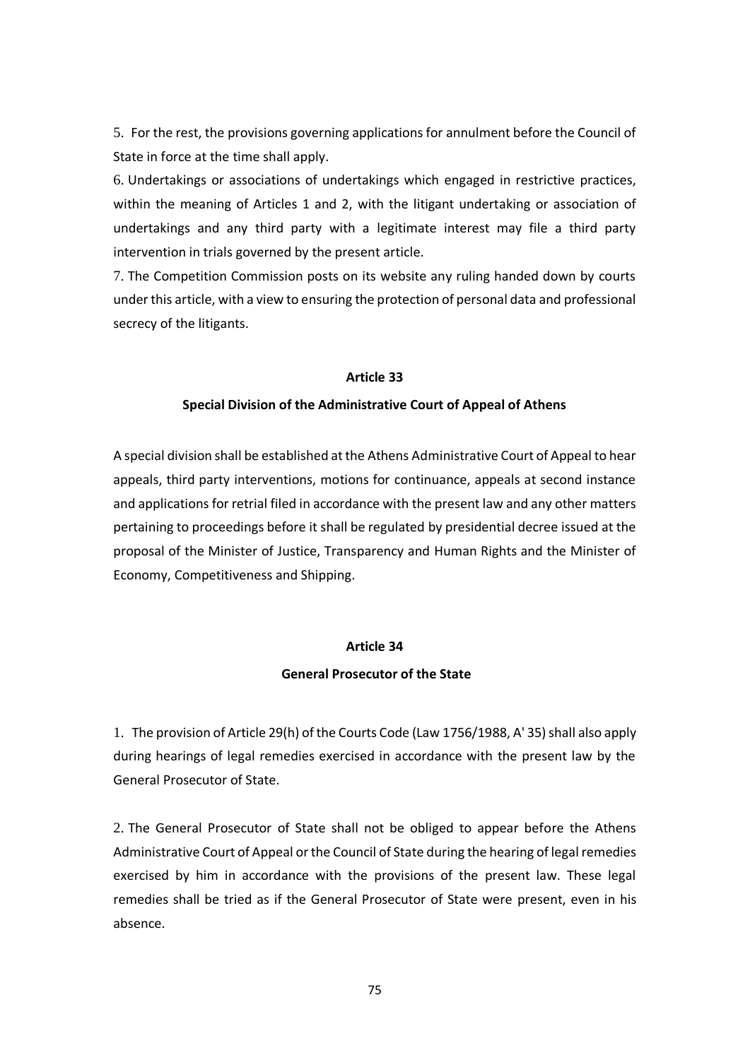5. For the rest, the provisions governing applications for annulment before the Council of State in force at the time shall apply.

6. Undertakings or associations of undertakings which engaged in restrictive practices, within the meaning of Articles 1 and 2, with the litigant undertaking or association of undertakings and any third party with a legitimate interest may file a third party intervention in trials governed by the present article.

7. The Competition Commission posts on its website any ruling handed down by courts under this article, with a view to ensuring the protection of personal data and professional secrecy of the litigants.

**Article 33**

**Special Division of the Administrative Court of Appeal of Athens**

A special division shall be established at the Athens Administrative Court of Appeal to hear appeals, third party interventions, motions for continuance, appeals at second instance and applications for retrial filed in accordance with the present law and any other matters pertaining to proceedings before it shall be regulated by presidential decree issued at the proposal of the Minister of Justice, Transparency and Human Rights and the Minister of Economy, Competitiveness and Shipping.

**Article 34**

**General Prosecutor of the State**

1. The provision of Article 29(h) of the Courts Code (Law 1756/1988, A' 35) shall also apply during hearings of legal remedies exercised in accordance with the present law by the General Prosecutor of State.

2. The General Prosecutor of State shall not be obliged to appear before the Athens Administrative Court of Appeal or the Council of State during the hearing of legal remedies exercised by him in accordance with the provisions of the present law. These legal remedies shall be tried as if the General Prosecutor of State were present, even in his absence.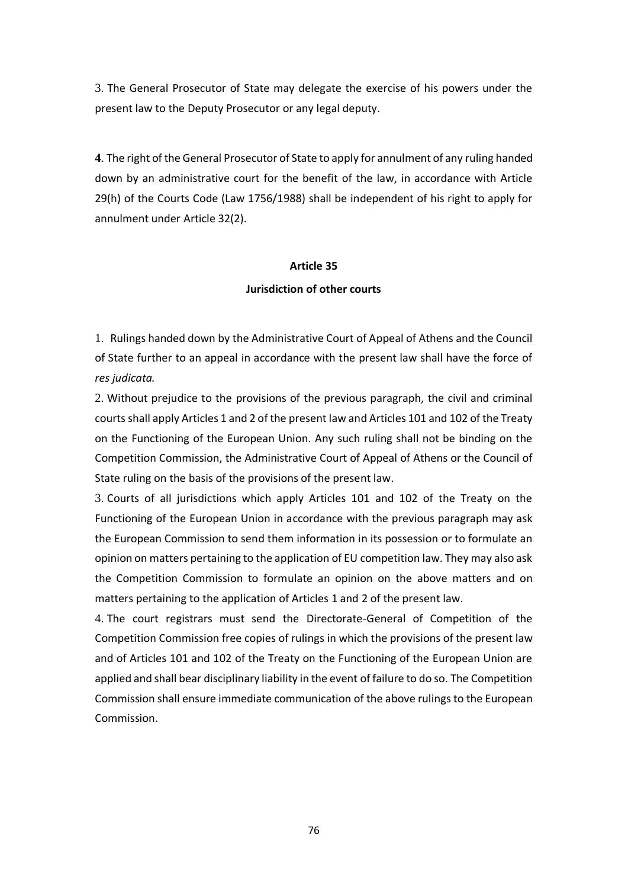3. The General Prosecutor of State may delegate the exercise of his powers under the present law to the Deputy Prosecutor or any legal deputy.

**4**. The right of the General Prosecutor of State to apply for annulment of any ruling handed down by an administrative court for the benefit of the law, in accordance with Article 29(h) of the Courts Code (Law 1756/1988) shall be independent of his right to apply for annulment under Article 32(2).

**Article 35**

**Jurisdiction of other courts**

1. Rulings handed down by the Administrative Court of Appeal of Athens and the Council of State further to an appeal in accordance with the present law shall have the force of *res judicata.*

2. Without prejudice to the provisions of the previous paragraph, the civil and criminal courts shall apply Articles 1 and 2 of the present law and Articles 101 and 102 of the Treaty on the Functioning of the European Union. Any such ruling shall not be binding on the Competition Commission, the Administrative Court of Appeal of Athens or the Council of State ruling on the basis of the provisions of the present law.

3. Courts of all jurisdictions which apply Articles 101 and 102 of the Treaty on the Functioning of the European Union in accordance with the previous paragraph may ask the European Commission to send them information in its possession or to formulate an opinion on matters pertaining to the application of EU competition law. They may also ask the Competition Commission to formulate an opinion on the above matters and on matters pertaining to the application of Articles 1 and 2 of the present law.

4. The court registrars must send the Directorate-General of Competition of the Competition Commission free copies of rulings in which the provisions of the present law and of Articles 101 and 102 of the Treaty on the Functioning of the European Union are applied and shall bear disciplinary liability in the event of failure to do so. The Competition Commission shall ensure immediate communication of the above rulings to the European Commission.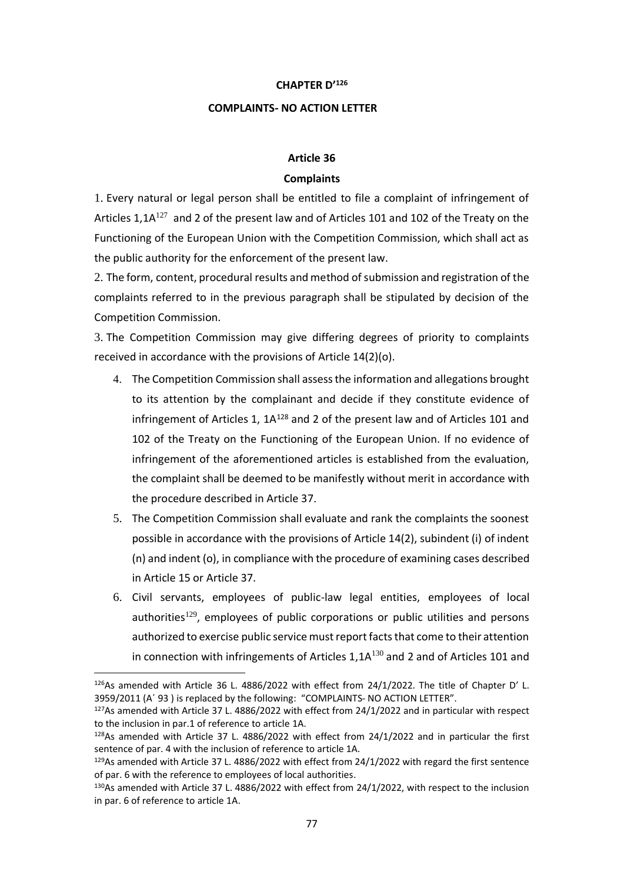## CHAPTER D’[126]

## COMPLAINTS- NO ACTION LETTER

### Article 36

### Complaints

1. Every natural or legal person shall be entitled to file a complaint of infringement of Articles 1,1A[127] and 2 of the present law and of Articles 101 and 102 of the Treaty on the Functioning of the European Union with the Competition Commission, which shall act as the public authority for the enforcement of the present law.

2. The form, content, procedural results and method of submission and registration of the complaints referred to in the previous paragraph shall be stipulated by decision of the Competition Commission.

3. The Competition Commission may give differing degrees of priority to complaints received in accordance with the provisions of Article 14(2)(o).

4. The Competition Commission shall assess the information and allegations brought to its attention by the complainant and decide if they constitute evidence of infringement of Articles 1, 1A[128] and 2 of the present law and of Articles 101 and 102 of the Treaty on the Functioning of the European Union. If no evidence of infringement of the aforementioned articles is established from the evaluation, the complaint shall be deemed to be manifestly without merit in accordance with the procedure described in Article 37.

5. The Competition Commission shall evaluate and rank the complaints the soonest possible in accordance with the provisions of Article 14(2), subindent (i) of indent (n) and indent (o), in compliance with the procedure of examining cases described in Article 15 or Article 37.

6. Civil servants, employees of public-law legal entities, employees of local authorities[129], employees of public corporations or public utilities and persons authorized to exercise public service must report facts that come to their attention in connection with infringements of Articles 1,1A[130] and 2 and of Articles 101 and

---

[126] As amended with Article 36 L. 4886/2022 with effect from 24/1/2022. The title of Chapter D’ L. 3959/2011 (A΄ 93 ) is replaced by the following: “COMPLAINTS- NO ACTION LETTER”.

[127] As amended with Article 37 L. 4886/2022 with effect from 24/1/2022 and in particular with respect to the inclusion in par.1 of reference to article 1A.

[128] As amended with Article 37 L. 4886/2022 with effect from 24/1/2022 and in particular the first sentence of par. 4 with the inclusion of reference to article 1A.

[129] As amended with Article 37 L. 4886/2022 with effect from 24/1/2022 with regard the first sentence of par. 6 with the reference to employees of local authorities.

[130] As amended with Article 37 L. 4886/2022 with effect from 24/1/2022, with respect to the inclusion in par. 6 of reference to article 1A.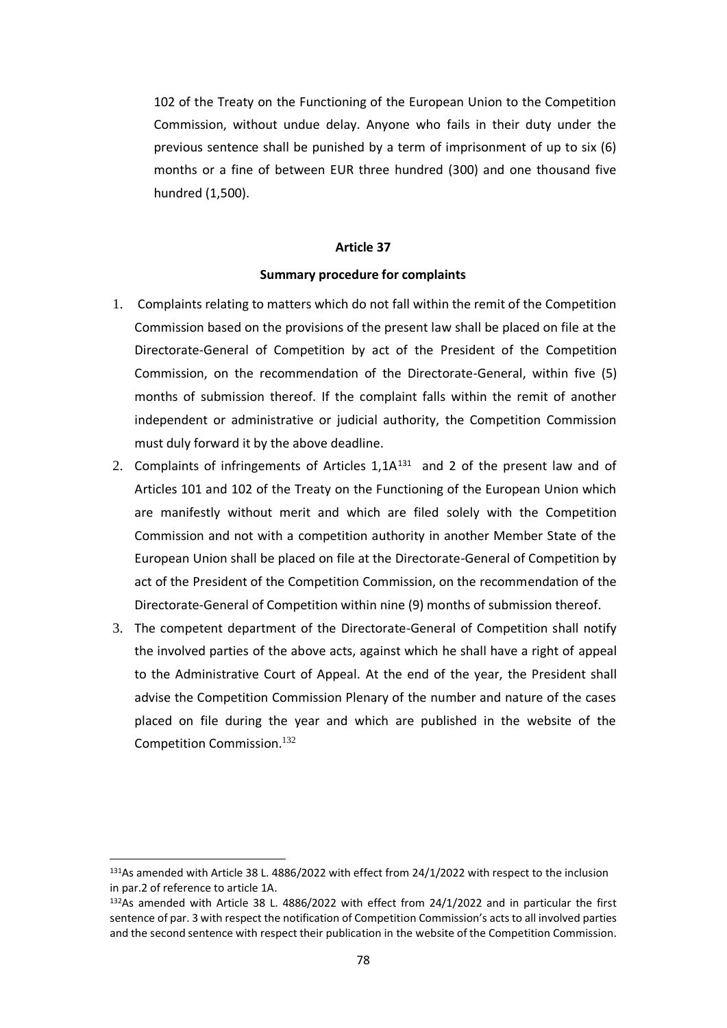102 of the Treaty on the Functioning of the European Union to the Competition Commission, without undue delay. Anyone who fails in their duty under the previous sentence shall be punished by a term of imprisonment of up to six (6) months or a fine of between EUR three hundred (300) and one thousand five hundred (1,500).

**Article 37**

**Summary procedure for complaints**

1. Complaints relating to matters which do not fall within the remit of the Competition Commission based on the provisions of the present law shall be placed on file at the Directorate-General of Competition by act of the President of the Competition Commission, on the recommendation of the Directorate-General, within five (5) months of submission thereof. If the complaint falls within the remit of another independent or administrative or judicial authority, the Competition Commission must duly forward it by the above deadline.
2. Complaints of infringements of Articles 1,1A[131] and 2 of the present law and of Articles 101 and 102 of the Treaty on the Functioning of the European Union which are manifestly without merit and which are filed solely with the Competition Commission and not with a competition authority in another Member State of the European Union shall be placed on file at the Directorate-General of Competition by act of the President of the Competition Commission, on the recommendation of the Directorate-General of Competition within nine (9) months of submission thereof.
3. The competent department of the Directorate-General of Competition shall notify the involved parties of the above acts, against which he shall have a right of appeal to the Administrative Court of Appeal. At the end of the year, the President shall advise the Competition Commission Plenary of the number and nature of the cases placed on file during the year and which are published in the website of the Competition Commission.[132]

---

[131]As amended with Article 38 L. 4886/2022 with effect from 24/1/2022 with respect to the inclusion in par.2 of reference to article 1A.

[132]As amended with Article 38 L. 4886/2022 with effect from 24/1/2022 and in particular the first sentence of par. 3 with respect the notification of Competition Commission's acts to all involved parties and the second sentence with respect their publication in the website of the Competition Commission.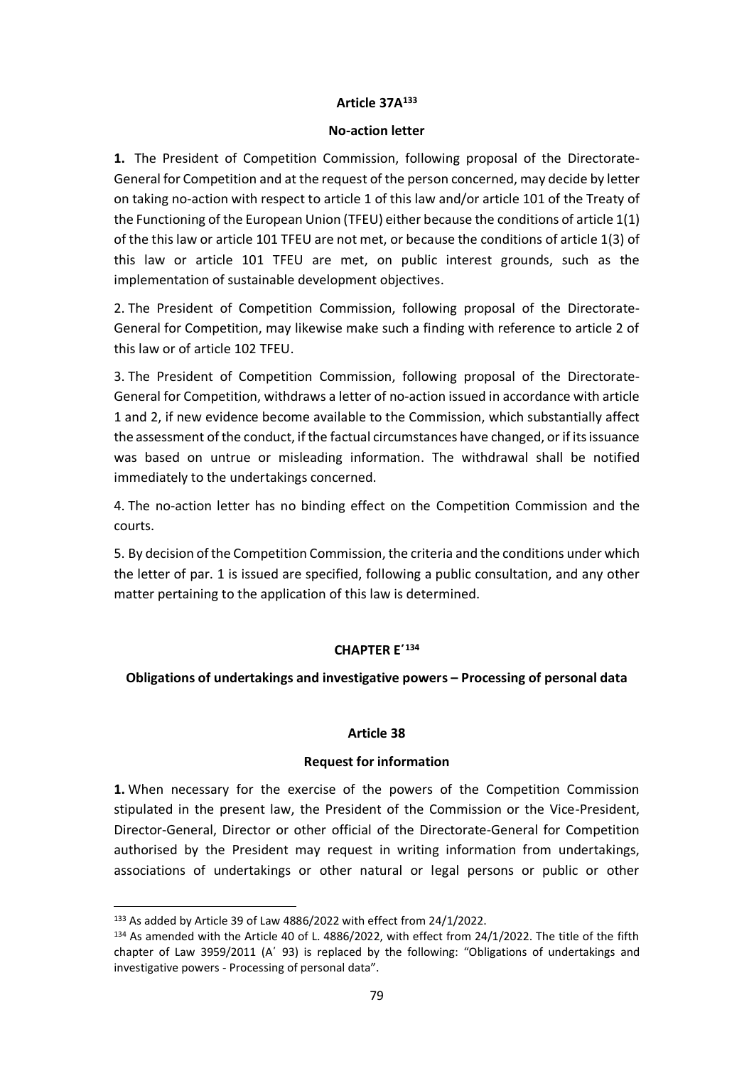## Article 37A[133]

### No-action letter

**1.** The President of Competition Commission, following proposal of the Directorate-General for Competition and at the request of the person concerned, may decide by letter on taking no-action with respect to article 1 of this law and/or article 101 of the Treaty of the Functioning of the European Union (TFEU) either because the conditions of article 1(1) of the this law or article 101 TFEU are not met, or because the conditions of article 1(3) of this law or article 101 TFEU are met, on public interest grounds, such as the implementation of sustainable development objectives.

2. The President of Competition Commission, following proposal of the Directorate-General for Competition, may likewise make such a finding with reference to article 2 of this law or of article 102 TFEU.

3. The President of Competition Commission, following proposal of the Directorate-General for Competition, withdraws a letter of no-action issued in accordance with article 1 and 2, if new evidence become available to the Commission, which substantially affect the assessment of the conduct, if the factual circumstances have changed, or if its issuance was based on untrue or misleading information. The withdrawal shall be notified immediately to the undertakings concerned.

4. The no-action letter has no binding effect on the Competition Commission and the courts.

5. By decision of the Competition Commission, the criteria and the conditions under which the letter of par. 1 is issued are specified, following a public consultation, and any other matter pertaining to the application of this law is determined.

## CHAPTER E΄[134]

### Obligations of undertakings and investigative powers – Processing of personal data

## Article 38

### Request for information

**1.** When necessary for the exercise of the powers of the Competition Commission stipulated in the present law, the President of the Commission or the Vice-President, Director-General, Director or other official of the Directorate-General for Competition authorised by the President may request in writing information from undertakings, associations of undertakings or other natural or legal persons or public or other

---

[133] As added by Article 39 of Law 4886/2022 with effect from 24/1/2022.

[134] As amended with the Article 40 of L. 4886/2022, with effect from 24/1/2022. The title of the fifth chapter of Law 3959/2011 (A΄ 93) is replaced by the following: "Obligations of undertakings and investigative powers - Processing of personal data".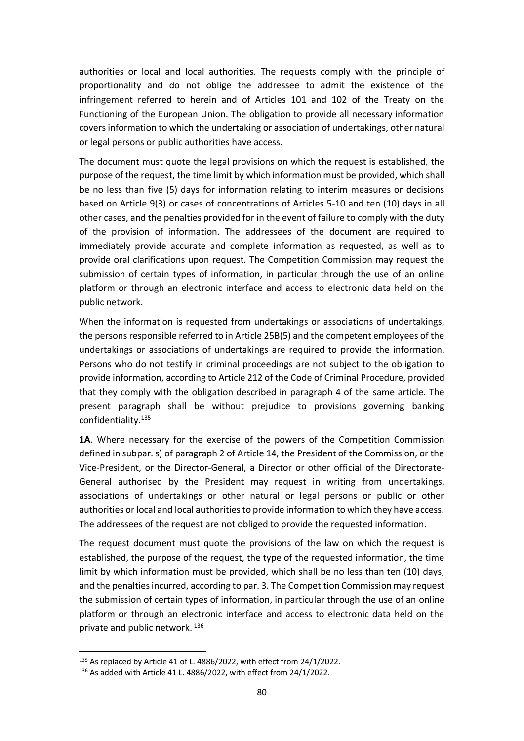authorities or local and local authorities. The requests comply with the principle of proportionality and do not oblige the addressee to admit the existence of the infringement referred to herein and of Articles 101 and 102 of the Treaty on the Functioning of the European Union. The obligation to provide all necessary information covers information to which the undertaking or association of undertakings, other natural or legal persons or public authorities have access.

The document must quote the legal provisions on which the request is established, the purpose of the request, the time limit by which information must be provided, which shall be no less than five (5) days for information relating to interim measures or decisions based on Article 9(3) or cases of concentrations of Articles 5-10 and ten (10) days in all other cases, and the penalties provided for in the event of failure to comply with the duty of the provision of information. The addressees of the document are required to immediately provide accurate and complete information as requested, as well as to provide oral clarifications upon request. The Competition Commission may request the submission of certain types of information, in particular through the use of an online platform or through an electronic interface and access to electronic data held on the public network.

When the information is requested from undertakings or associations of undertakings, the persons responsible referred to in Article 25B(5) and the competent employees of the undertakings or associations of undertakings are required to provide the information. Persons who do not testify in criminal proceedings are not subject to the obligation to provide information, according to Article 212 of the Code of Criminal Procedure, provided that they comply with the obligation described in paragraph 4 of the same article. The present paragraph shall be without prejudice to provisions governing banking confidentiality.[135]

**1A**. Where necessary for the exercise of the powers of the Competition Commission defined in subpar. s) of paragraph 2 of Article 14, the President of the Commission, or the Vice-President, or the Director-General, a Director or other official of the Directorate-General authorised by the President may request in writing from undertakings, associations of undertakings or other natural or legal persons or public or other authorities or local and local authorities to provide information to which they have access. The addressees of the request are not obliged to provide the requested information.

The request document must quote the provisions of the law on which the request is established, the purpose of the request, the type of the requested information, the time limit by which information must be provided, which shall be no less than ten (10) days, and the penalties incurred, according to par. 3. The Competition Commission may request the submission of certain types of information, in particular through the use of an online platform or through an electronic interface and access to electronic data held on the private and public network. [136]

[135] As replaced by Article 41 of L. 4886/2022, with effect from 24/1/2022.

[136] As added with Article 41 L. 4886/2022, with effect from 24/1/2022.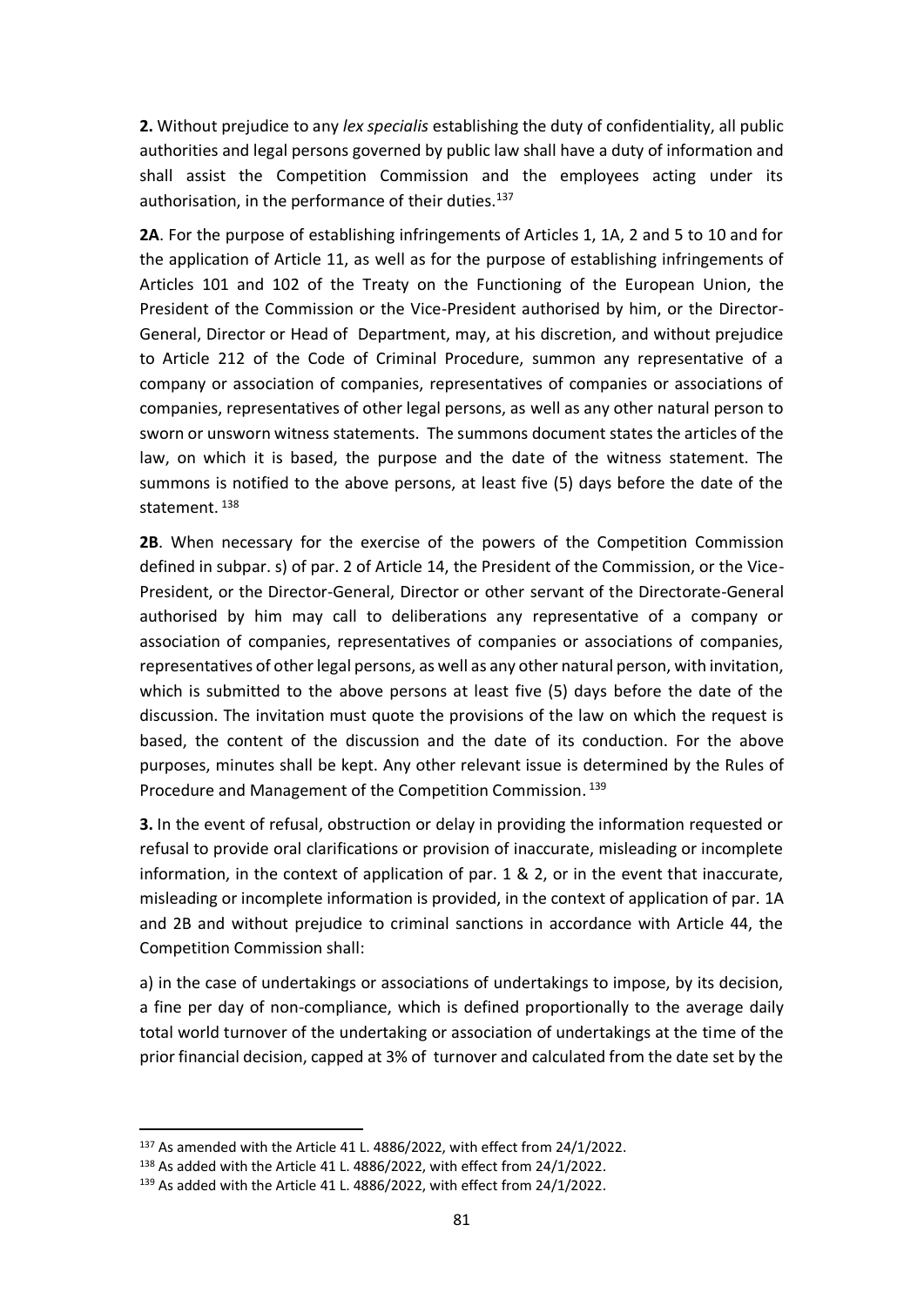**2.** Without prejudice to any *lex specialis* establishing the duty of confidentiality, all public authorities and legal persons governed by public law shall have a duty of information and shall assist the Competition Commission and the employees acting under its authorisation, in the performance of their duties.[137]

**2A**. For the purpose of establishing infringements of Articles 1, 1A, 2 and 5 to 10 and for the application of Article 11, as well as for the purpose of establishing infringements of Articles 101 and 102 of the Treaty on the Functioning of the European Union, the President of the Commission or the Vice-President authorised by him, or the Director-General, Director or Head of Department, may, at his discretion, and without prejudice to Article 212 of the Code of Criminal Procedure, summon any representative of a company or association of companies, representatives of companies or associations of companies, representatives of other legal persons, as well as any other natural person to sworn or unsworn witness statements. The summons document states the articles of the law, on which it is based, the purpose and the date of the witness statement. The summons is notified to the above persons, at least five (5) days before the date of the statement. [138]

**2B**. When necessary for the exercise of the powers of the Competition Commission defined in subpar. s) of par. 2 of Article 14, the President of the Commission, or the Vice-President, or the Director-General, Director or other servant of the Directorate-General authorised by him may call to deliberations any representative of a company or association of companies, representatives of companies or associations of companies, representatives of other legal persons, as well as any other natural person, with invitation, which is submitted to the above persons at least five (5) days before the date of the discussion. The invitation must quote the provisions of the law on which the request is based, the content of the discussion and the date of its conduction. For the above purposes, minutes shall be kept. Any other relevant issue is determined by the Rules of Procedure and Management of the Competition Commission. [139]

**3.** In the event of refusal, obstruction or delay in providing the information requested or refusal to provide oral clarifications or provision of inaccurate, misleading or incomplete information, in the context of application of par. 1 & 2, or in the event that inaccurate, misleading or incomplete information is provided, in the context of application of par. 1A and 2B and without prejudice to criminal sanctions in accordance with Article 44, the Competition Commission shall:

a) in the case of undertakings or associations of undertakings to impose, by its decision, a fine per day of non-compliance, which is defined proportionally to the average daily total world turnover of the undertaking or association of undertakings at the time of the prior financial decision, capped at 3% of turnover and calculated from the date set by the

---

[137] As amended with the Article 41 L. 4886/2022, with effect from 24/1/2022.

[138] As added with the Article 41 L. 4886/2022, with effect from 24/1/2022.

[139] As added with the Article 41 L. 4886/2022, with effect from 24/1/2022.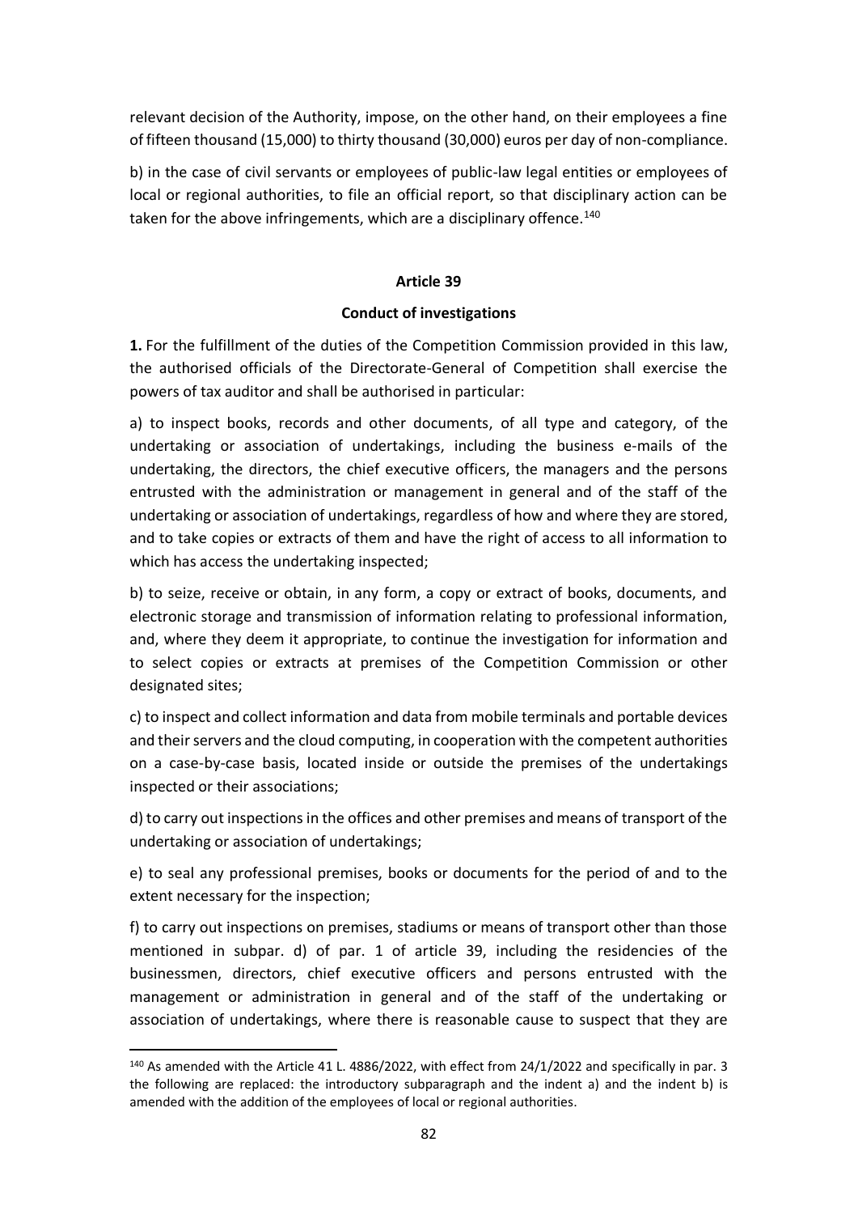relevant decision of the Authority, impose, on the other hand, on their employees a fine of fifteen thousand (15,000) to thirty thousand (30,000) euros per day of non-compliance.

b) in the case of civil servants or employees of public-law legal entities or employees of local or regional authorities, to file an official report, so that disciplinary action can be taken for the above infringements, which are a disciplinary offence.[140]

**Article 39**

**Conduct of investigations**

**1.** For the fulfillment of the duties of the Competition Commission provided in this law, the authorised officials of the Directorate-General of Competition shall exercise the powers of tax auditor and shall be authorised in particular:

a) to inspect books, records and other documents, of all type and category, of the undertaking or association of undertakings, including the business e-mails of the undertaking, the directors, the chief executive officers, the managers and the persons entrusted with the administration or management in general and of the staff of the undertaking or association of undertakings, regardless of how and where they are stored, and to take copies or extracts of them and have the right of access to all information to which has access the undertaking inspected;

b) to seize, receive or obtain, in any form, a copy or extract of books, documents, and electronic storage and transmission of information relating to professional information, and, where they deem it appropriate, to continue the investigation for information and to select copies or extracts at premises of the Competition Commission or other designated sites;

c) to inspect and collect information and data from mobile terminals and portable devices and their servers and the cloud computing, in cooperation with the competent authorities on a case-by-case basis, located inside or outside the premises of the undertakings inspected or their associations;

d) to carry out inspections in the offices and other premises and means of transport of the undertaking or association of undertakings;

e) to seal any professional premises, books or documents for the period of and to the extent necessary for the inspection;

f) to carry out inspections on premises, stadiums or means of transport other than those mentioned in subpar. d) of par. 1 of article 39, including the residencies of the businessmen, directors, chief executive officers and persons entrusted with the management or administration in general and of the staff of the undertaking or association of undertakings, where there is reasonable cause to suspect that they are

---

[140] As amended with the Article 41 L. 4886/2022, with effect from 24/1/2022 and specifically in par. 3 the following are replaced: the introductory subparagraph and the indent a) and the indent b) is amended with the addition of the employees of local or regional authorities.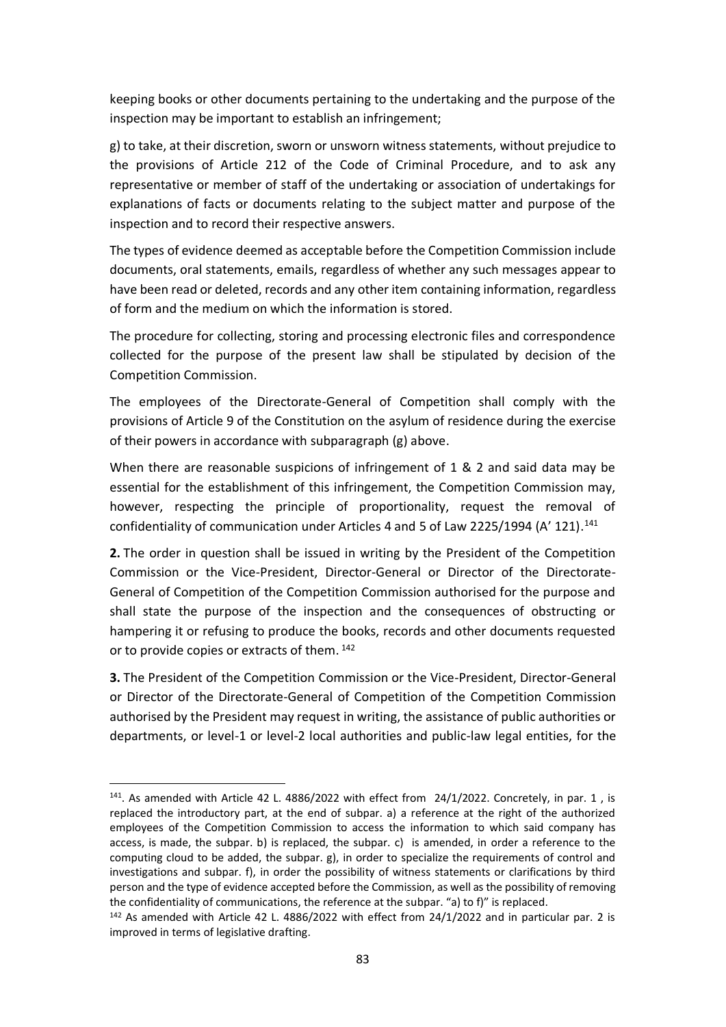keeping books or other documents pertaining to the undertaking and the purpose of the inspection may be important to establish an infringement;

g) to take, at their discretion, sworn or unsworn witness statements, without prejudice to the provisions of Article 212 of the Code of Criminal Procedure, and to ask any representative or member of staff of the undertaking or association of undertakings for explanations of facts or documents relating to the subject matter and purpose of the inspection and to record their respective answers.

The types of evidence deemed as acceptable before the Competition Commission include documents, oral statements, emails, regardless of whether any such messages appear to have been read or deleted, records and any other item containing information, regardless of form and the medium on which the information is stored.

The procedure for collecting, storing and processing electronic files and correspondence collected for the purpose of the present law shall be stipulated by decision of the Competition Commission.

The employees of the Directorate-General of Competition shall comply with the provisions of Article 9 of the Constitution on the asylum of residence during the exercise of their powers in accordance with subparagraph (g) above.

When there are reasonable suspicions of infringement of 1 & 2 and said data may be essential for the establishment of this infringement, the Competition Commission may, however, respecting the principle of proportionality, request the removal of confidentiality of communication under Articles 4 and 5 of Law 2225/1994 (A' 121).[141]

**2.** The order in question shall be issued in writing by the President of the Competition Commission or the Vice-President, Director-General or Director of the Directorate-General of Competition of the Competition Commission authorised for the purpose and shall state the purpose of the inspection and the consequences of obstructing or hampering it or refusing to produce the books, records and other documents requested or to provide copies or extracts of them.[142]

**3.** The President of the Competition Commission or the Vice-President, Director-General or Director of the Directorate-General of Competition of the Competition Commission authorised by the President may request in writing, the assistance of public authorities or departments, or level-1 or level-2 local authorities and public-law legal entities, for the

---

[141]. As amended with Article 42 L. 4886/2022 with effect from 24/1/2022. Concretely, in par. 1 , is replaced the introductory part, at the end of subpar. a) a reference at the right of the authorized employees of the Competition Commission to access the information to which said company has access, is made, the subpar. b) is replaced, the subpar. c) is amended, in order a reference to the computing cloud to be added, the subpar. g), in order to specialize the requirements of control and investigations and subpar. f), in order the possibility of witness statements or clarifications by third person and the type of evidence accepted before the Commission, as well as the possibility of removing the confidentiality of communications, the reference at the subpar. "a) to f)" is replaced.

[142] As amended with Article 42 L. 4886/2022 with effect from 24/1/2022 and in particular par. 2 is improved in terms of legislative drafting.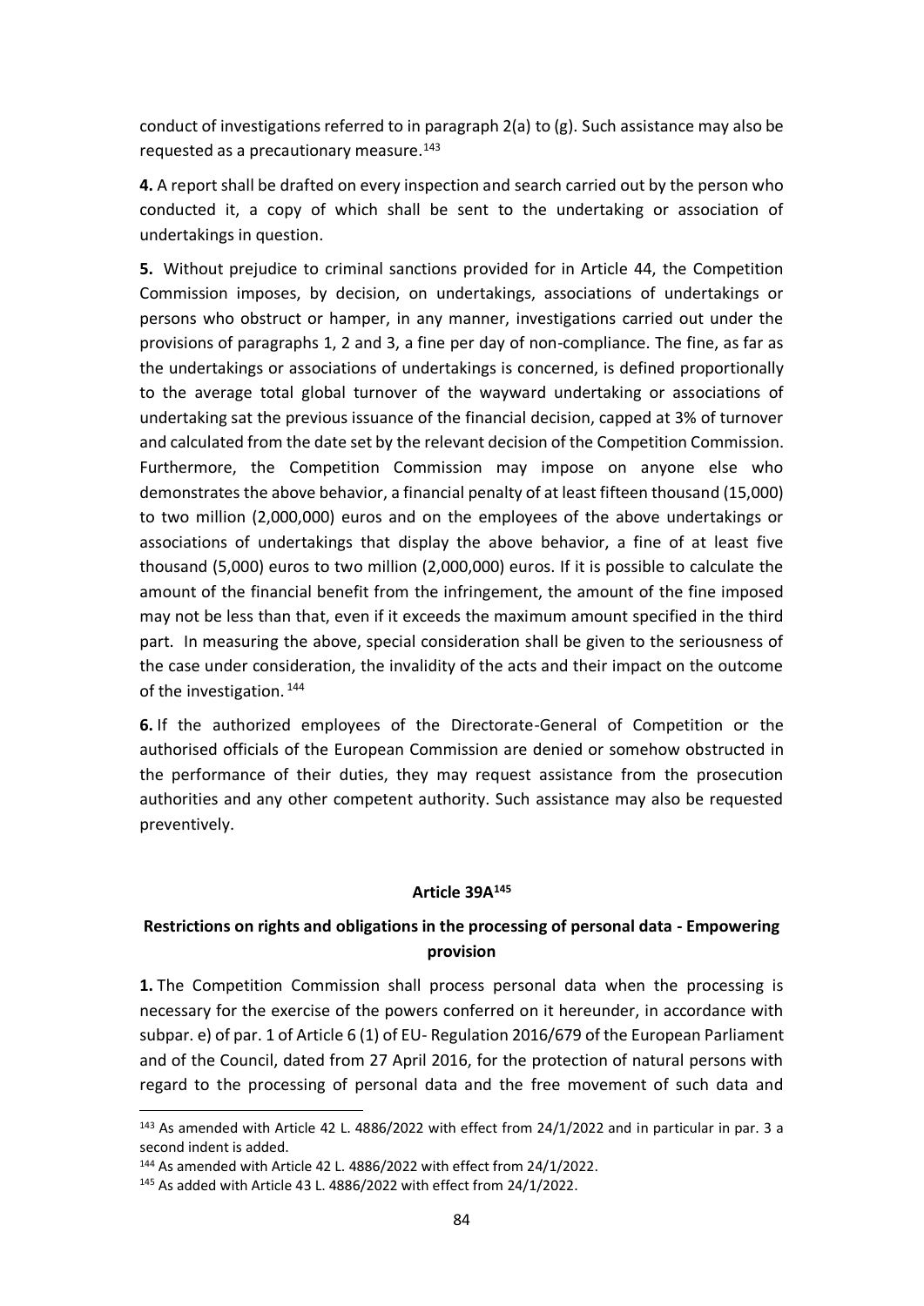conduct of investigations referred to in paragraph 2(a) to (g). Such assistance may also be requested as a precautionary measure.[143]

**4.** A report shall be drafted on every inspection and search carried out by the person who conducted it, a copy of which shall be sent to the undertaking or association of undertakings in question.

**5.** Without prejudice to criminal sanctions provided for in Article 44, the Competition Commission imposes, by decision, on undertakings, associations of undertakings or persons who obstruct or hamper, in any manner, investigations carried out under the provisions of paragraphs 1, 2 and 3, a fine per day of non-compliance. The fine, as far as the undertakings or associations of undertakings is concerned, is defined proportionally to the average total global turnover of the wayward undertaking or associations of undertaking sat the previous issuance of the financial decision, capped at 3% of turnover and calculated from the date set by the relevant decision of the Competition Commission. Furthermore, the Competition Commission may impose on anyone else who demonstrates the above behavior, a financial penalty of at least fifteen thousand (15,000) to two million (2,000,000) euros and on the employees of the above undertakings or associations of undertakings that display the above behavior, a fine of at least five thousand (5,000) euros to two million (2,000,000) euros. If it is possible to calculate the amount of the financial benefit from the infringement, the amount of the fine imposed may not be less than that, even if it exceeds the maximum amount specified in the third part. In measuring the above, special consideration shall be given to the seriousness of the case under consideration, the invalidity of the acts and their impact on the outcome of the investigation.[144]

**6.** If the authorized employees of the Directorate-General of Competition or the authorised officials of the European Commission are denied or somehow obstructed in the performance of their duties, they may request assistance from the prosecution authorities and any other competent authority. Such assistance may also be requested preventively.

#### Article 39A[145]

#### Restrictions on rights and obligations in the processing of personal data - Empowering provision

**1.** The Competition Commission shall process personal data when the processing is necessary for the exercise of the powers conferred on it hereunder, in accordance with subpar. e) of par. 1 of Article 6 (1) of EU- Regulation 2016/679 of the European Parliament and of the Council, dated from 27 April 2016, for the protection of natural persons with regard to the processing of personal data and the free movement of such data and

---

[143] As amended with Article 42 L. 4886/2022 with effect from 24/1/2022 and in particular in par. 3 a second indent is added.

[144] As amended with Article 42 L. 4886/2022 with effect from 24/1/2022.

[145] As added with Article 43 L. 4886/2022 with effect from 24/1/2022.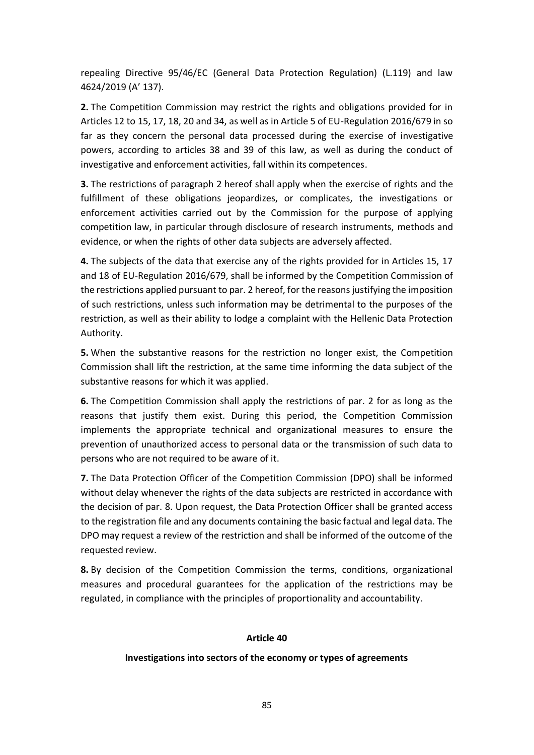repealing Directive 95/46/EC (General Data Protection Regulation) (L.119) and law 4624/2019 (A' 137).

**2.** The Competition Commission may restrict the rights and obligations provided for in Articles 12 to 15, 17, 18, 20 and 34, as well as in Article 5 of EU-Regulation 2016/679 in so far as they concern the personal data processed during the exercise of investigative powers, according to articles 38 and 39 of this law, as well as during the conduct of investigative and enforcement activities, fall within its competences.

**3.** The restrictions of paragraph 2 hereof shall apply when the exercise of rights and the fulfillment of these obligations jeopardizes, or complicates, the investigations or enforcement activities carried out by the Commission for the purpose of applying competition law, in particular through disclosure of research instruments, methods and evidence, or when the rights of other data subjects are adversely affected.

**4.** The subjects of the data that exercise any of the rights provided for in Articles 15, 17 and 18 of EU-Regulation 2016/679, shall be informed by the Competition Commission of the restrictions applied pursuant to par. 2 hereof, for the reasons justifying the imposition of such restrictions, unless such information may be detrimental to the purposes of the restriction, as well as their ability to lodge a complaint with the Hellenic Data Protection Authority.

**5.** When the substantive reasons for the restriction no longer exist, the Competition Commission shall lift the restriction, at the same time informing the data subject of the substantive reasons for which it was applied.

**6.** The Competition Commission shall apply the restrictions of par. 2 for as long as the reasons that justify them exist. During this period, the Competition Commission implements the appropriate technical and organizational measures to ensure the prevention of unauthorized access to personal data or the transmission of such data to persons who are not required to be aware of it.

**7.** The Data Protection Officer of the Competition Commission (DPO) shall be informed without delay whenever the rights of the data subjects are restricted in accordance with the decision of par. 8. Upon request, the Data Protection Officer shall be granted access to the registration file and any documents containing the basic factual and legal data. The DPO may request a review of the restriction and shall be informed of the outcome of the requested review.

**8.** By decision of the Competition Commission the terms, conditions, organizational measures and procedural guarantees for the application of the restrictions may be regulated, in compliance with the principles of proportionality and accountability.

## Article 40

### Investigations into sectors of the economy or types of agreements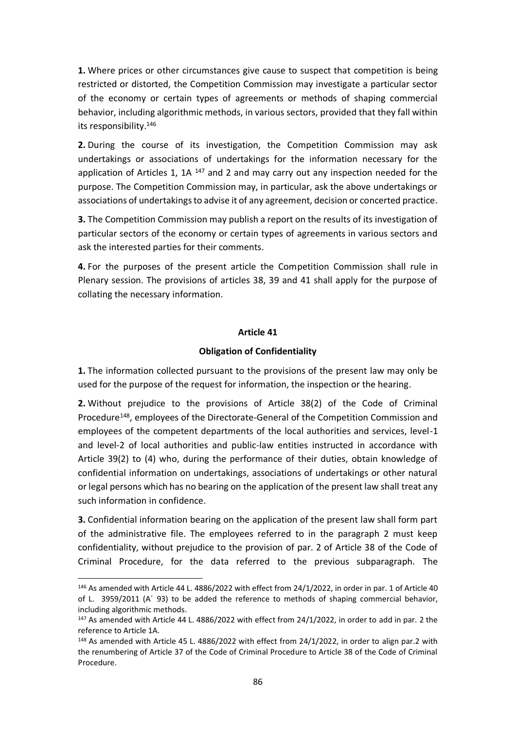**1.** Where prices or other circumstances give cause to suspect that competition is being restricted or distorted, the Competition Commission may investigate a particular sector of the economy or certain types of agreements or methods of shaping commercial behavior, including algorithmic methods, in various sectors, provided that they fall within its responsibility.[146]

**2.** During the course of its investigation, the Competition Commission may ask undertakings or associations of undertakings for the information necessary for the application of Articles 1, 1A [147] and 2 and may carry out any inspection needed for the purpose. The Competition Commission may, in particular, ask the above undertakings or associations of undertakings to advise it of any agreement, decision or concerted practice.

**3.** The Competition Commission may publish a report on the results of its investigation of particular sectors of the economy or certain types of agreements in various sectors and ask the interested parties for their comments.

**4.** For the purposes of the present article the Competition Commission shall rule in Plenary session. The provisions of articles 38, 39 and 41 shall apply for the purpose of collating the necessary information.

#### Article 41

#### Obligation of Confidentiality

**1.** The information collected pursuant to the provisions of the present law may only be used for the purpose of the request for information, the inspection or the hearing.

**2.** Without prejudice to the provisions of Article 38(2) of the Code of Criminal Procedure[148], employees of the Directorate-General of the Competition Commission and employees of the competent departments of the local authorities and services, level-1 and level-2 of local authorities and public-law entities instructed in accordance with Article 39(2) to (4) who, during the performance of their duties, obtain knowledge of confidential information on undertakings, associations of undertakings or other natural or legal persons which has no bearing on the application of the present law shall treat any such information in confidence.

**3.** Confidential information bearing on the application of the present law shall form part of the administrative file. The employees referred to in the paragraph 2 must keep confidentiality, without prejudice to the provision of par. 2 of Article 38 of the Code of Criminal Procedure, for the data referred to the previous subparagraph. The

---

[146] As amended with Article 44 L. 4886/2022 with effect from 24/1/2022, in order in par. 1 of Article 40 of L. 3959/2011 (A΄ 93) to be added the reference to methods of shaping commercial behavior, including algorithmic methods.

[147] As amended with Article 44 L. 4886/2022 with effect from 24/1/2022, in order to add in par. 2 the reference to Article 1A.

[148] As amended with Article 45 L. 4886/2022 with effect from 24/1/2022, in order to align par.2 with the renumbering of Article 37 of the Code of Criminal Procedure to Article 38 of the Code of Criminal Procedure.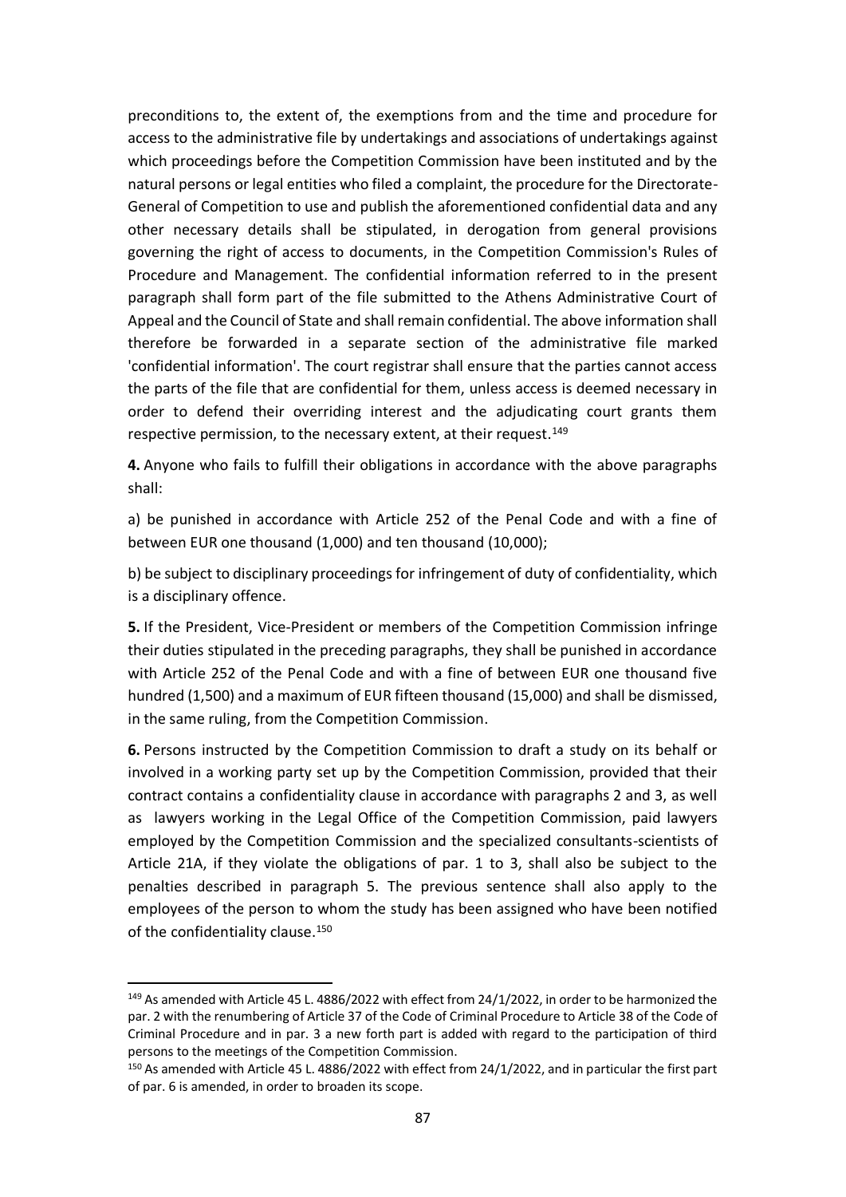preconditions to, the extent of, the exemptions from and the time and procedure for access to the administrative file by undertakings and associations of undertakings against which proceedings before the Competition Commission have been instituted and by the natural persons or legal entities who filed a complaint, the procedure for the Directorate-General of Competition to use and publish the aforementioned confidential data and any other necessary details shall be stipulated, in derogation from general provisions governing the right of access to documents, in the Competition Commission's Rules of Procedure and Management. The confidential information referred to in the present paragraph shall form part of the file submitted to the Athens Administrative Court of Appeal and the Council of State and shall remain confidential. The above information shall therefore be forwarded in a separate section of the administrative file marked 'confidential information'. The court registrar shall ensure that the parties cannot access the parts of the file that are confidential for them, unless access is deemed necessary in order to defend their overriding interest and the adjudicating court grants them respective permission, to the necessary extent, at their request.[149]

**4.** Anyone who fails to fulfill their obligations in accordance with the above paragraphs shall:

a) be punished in accordance with Article 252 of the Penal Code and with a fine of between EUR one thousand (1,000) and ten thousand (10,000);

b) be subject to disciplinary proceedings for infringement of duty of confidentiality, which is a disciplinary offence.

**5.** If the President, Vice-President or members of the Competition Commission infringe their duties stipulated in the preceding paragraphs, they shall be punished in accordance with Article 252 of the Penal Code and with a fine of between EUR one thousand five hundred (1,500) and a maximum of EUR fifteen thousand (15,000) and shall be dismissed, in the same ruling, from the Competition Commission.

**6.** Persons instructed by the Competition Commission to draft a study on its behalf or involved in a working party set up by the Competition Commission, provided that their contract contains a confidentiality clause in accordance with paragraphs 2 and 3, as well as lawyers working in the Legal Office of the Competition Commission, paid lawyers employed by the Competition Commission and the specialized consultants-scientists of Article 21A, if they violate the obligations of par. 1 to 3, shall also be subject to the penalties described in paragraph 5. The previous sentence shall also apply to the employees of the person to whom the study has been assigned who have been notified of the confidentiality clause.[150]

---

[149] As amended with Article 45 L. 4886/2022 with effect from 24/1/2022, in order to be harmonized the par. 2 with the renumbering of Article 37 of the Code of Criminal Procedure to Article 38 of the Code of Criminal Procedure and in par. 3 a new forth part is added with regard to the participation of third persons to the meetings of the Competition Commission.

[150] As amended with Article 45 L. 4886/2022 with effect from 24/1/2022, and in particular the first part of par. 6 is amended, in order to broaden its scope.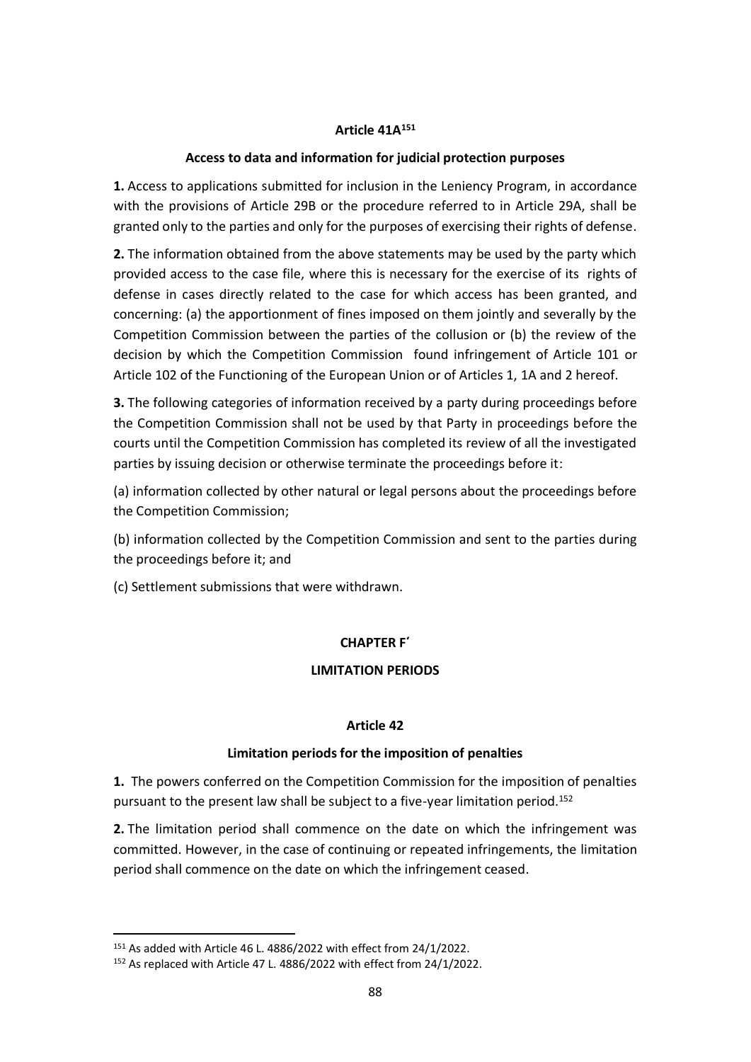### Article 41A[151]

### Access to data and information for judicial protection purposes

**1.** Access to applications submitted for inclusion in the Leniency Program, in accordance with the provisions of Article 29B or the procedure referred to in Article 29A, shall be granted only to the parties and only for the purposes of exercising their rights of defense.

**2.** The information obtained from the above statements may be used by the party which provided access to the case file, where this is necessary for the exercise of its rights of defense in cases directly related to the case for which access has been granted, and concerning: (a) the apportionment of fines imposed on them jointly and severally by the Competition Commission between the parties of the collusion or (b) the review of the decision by which the Competition Commission found infringement of Article 101 or Article 102 of the Functioning of the European Union or of Articles 1, 1A and 2 hereof.

**3.** The following categories of information received by a party during proceedings before the Competition Commission shall not be used by that Party in proceedings before the courts until the Competition Commission has completed its review of all the investigated parties by issuing decision or otherwise terminate the proceedings before it:

(a) information collected by other natural or legal persons about the proceedings before the Competition Commission;

(b) information collected by the Competition Commission and sent to the parties during the proceedings before it; and

(c) Settlement submissions that were withdrawn.

## CHAPTER F΄

## LIMITATION PERIODS

### Article 42

### Limitation periods for the imposition of penalties

**1.** The powers conferred on the Competition Commission for the imposition of penalties pursuant to the present law shall be subject to a five-year limitation period.[152]

**2.** The limitation period shall commence on the date on which the infringement was committed. However, in the case of continuing or repeated infringements, the limitation period shall commence on the date on which the infringement ceased.

---

[151] As added with Article 46 L. 4886/2022 with effect from 24/1/2022.

[152] As replaced with Article 47 L. 4886/2022 with effect from 24/1/2022.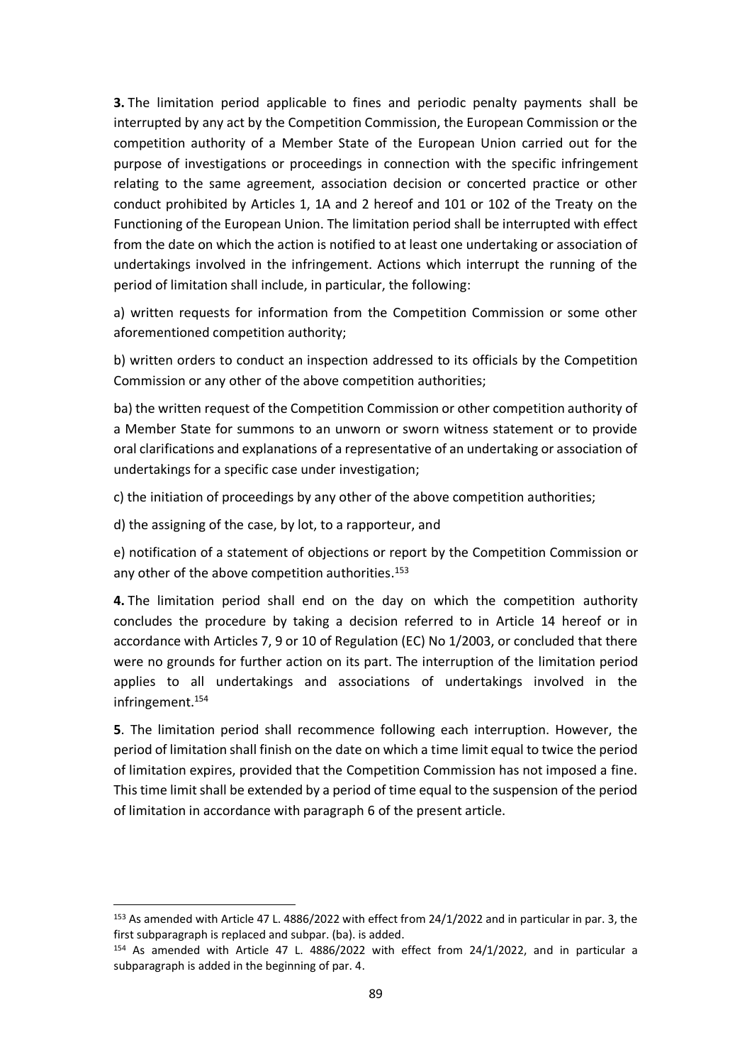**3.** The limitation period applicable to fines and periodic penalty payments shall be interrupted by any act by the Competition Commission, the European Commission or the competition authority of a Member State of the European Union carried out for the purpose of investigations or proceedings in connection with the specific infringement relating to the same agreement, association decision or concerted practice or other conduct prohibited by Articles 1, 1A and 2 hereof and 101 or 102 of the Treaty on the Functioning of the European Union. The limitation period shall be interrupted with effect from the date on which the action is notified to at least one undertaking or association of undertakings involved in the infringement. Actions which interrupt the running of the period of limitation shall include, in particular, the following:

a) written requests for information from the Competition Commission or some other aforementioned competition authority;

b) written orders to conduct an inspection addressed to its officials by the Competition Commission or any other of the above competition authorities;

ba) the written request of the Competition Commission or other competition authority of a Member State for summons to an unworn or sworn witness statement or to provide oral clarifications and explanations of a representative of an undertaking or association of undertakings for a specific case under investigation;

c) the initiation of proceedings by any other of the above competition authorities;

d) the assigning of the case, by lot, to a rapporteur, and

e) notification of a statement of objections or report by the Competition Commission or any other of the above competition authorities.[153]

**4.** The limitation period shall end on the day on which the competition authority concludes the procedure by taking a decision referred to in Article 14 hereof or in accordance with Articles 7, 9 or 10 of Regulation (EC) No 1/2003, or concluded that there were no grounds for further action on its part. The interruption of the limitation period applies to all undertakings and associations of undertakings involved in the infringement.[154]

**5**. The limitation period shall recommence following each interruption. However, the period of limitation shall finish on the date on which a time limit equal to twice the period of limitation expires, provided that the Competition Commission has not imposed a fine. This time limit shall be extended by a period of time equal to the suspension of the period of limitation in accordance with paragraph 6 of the present article.

---

[153] As amended with Article 47 L. 4886/2022 with effect from 24/1/2022 and in particular in par. 3, the first subparagraph is replaced and subpar. (ba). is added.

[154] As amended with Article 47 L. 4886/2022 with effect from 24/1/2022, and in particular a subparagraph is added in the beginning of par. 4.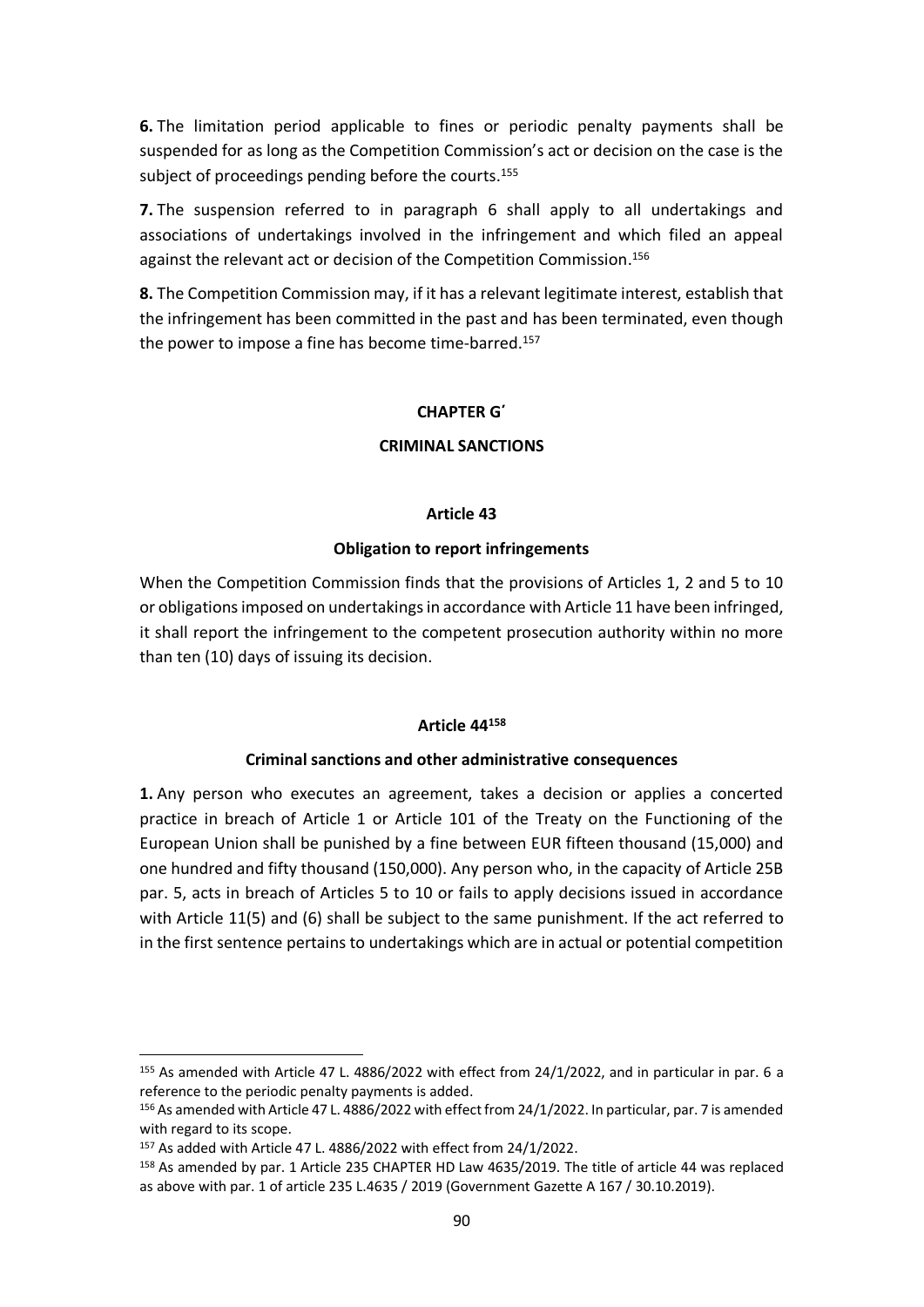**6.** The limitation period applicable to fines or periodic penalty payments shall be suspended for as long as the Competition Commission's act or decision on the case is the subject of proceedings pending before the courts.[155]

**7.** The suspension referred to in paragraph 6 shall apply to all undertakings and associations of undertakings involved in the infringement and which filed an appeal against the relevant act or decision of the Competition Commission.[156]

**8.** The Competition Commission may, if it has a relevant legitimate interest, establish that the infringement has been committed in the past and has been terminated, even though the power to impose a fine has become time-barred.[157]

## CHAPTER G΄

## CRIMINAL SANCTIONS

### Article 43

### Obligation to report infringements

When the Competition Commission finds that the provisions of Articles 1, 2 and 5 to 10 or obligations imposed on undertakings in accordance with Article 11 have been infringed, it shall report the infringement to the competent prosecution authority within no more than ten (10) days of issuing its decision.

### Article 44[158]

### Criminal sanctions and other administrative consequences

**1.** Any person who executes an agreement, takes a decision or applies a concerted practice in breach of Article 1 or Article 101 of the Treaty on the Functioning of the European Union shall be punished by a fine between EUR fifteen thousand (15,000) and one hundred and fifty thousand (150,000). Any person who, in the capacity of Article 25B par. 5, acts in breach of Articles 5 to 10 or fails to apply decisions issued in accordance with Article 11(5) and (6) shall be subject to the same punishment. If the act referred to in the first sentence pertains to undertakings which are in actual or potential competition

---

[155] As amended with Article 47 L. 4886/2022 with effect from 24/1/2022, and in particular in par. 6 a reference to the periodic penalty payments is added.

[156] As amended with Article 47 L. 4886/2022 with effect from 24/1/2022. In particular, par. 7 is amended with regard to its scope.

[157] As added with Article 47 L. 4886/2022 with effect from 24/1/2022.

[158] As amended by par. 1 Article 235 CHAPTER HD Law 4635/2019. The title of article 44 was replaced as above with par. 1 of article 235 L.4635 / 2019 (Government Gazette A 167 / 30.10.2019).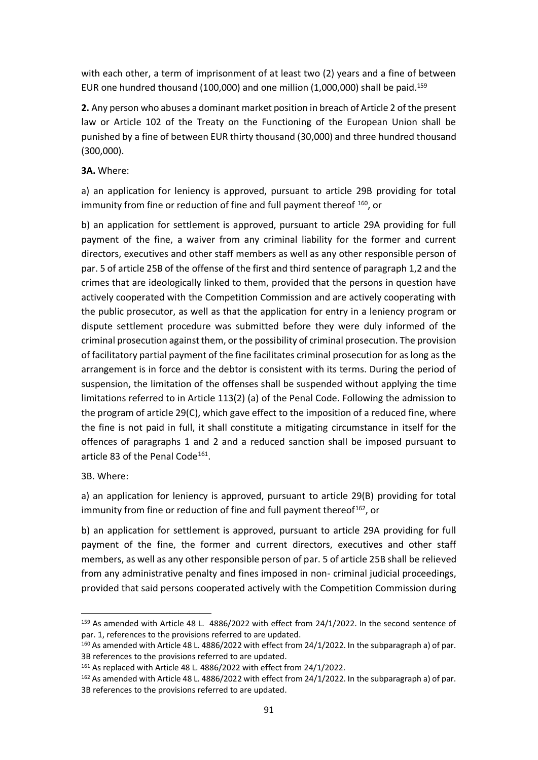with each other, a term of imprisonment of at least two (2) years and a fine of between EUR one hundred thousand (100,000) and one million (1,000,000) shall be paid.[159]

**2.** Any person who abuses a dominant market position in breach of Article 2 of the present law or Article 102 of the Treaty on the Functioning of the European Union shall be punished by a fine of between EUR thirty thousand (30,000) and three hundred thousand (300,000).

**3A.** Where:

a) an application for leniency is approved, pursuant to article 29B providing for total immunity from fine or reduction of fine and full payment thereof [160], or

b) an application for settlement is approved, pursuant to article 29A providing for full payment of the fine, a waiver from any criminal liability for the former and current directors, executives and other staff members as well as any other responsible person of par. 5 of article 25B of the offense of the first and third sentence of paragraph 1,2 and the crimes that are ideologically linked to them, provided that the persons in question have actively cooperated with the Competition Commission and are actively cooperating with the public prosecutor, as well as that the application for entry in a leniency program or dispute settlement procedure was submitted before they were duly informed of the criminal prosecution against them, or the possibility of criminal prosecution. The provision of facilitatory partial payment of the fine facilitates criminal prosecution for as long as the arrangement is in force and the debtor is consistent with its terms. During the period of suspension, the limitation of the offenses shall be suspended without applying the time limitations referred to in Article 113(2) (a) of the Penal Code. Following the admission to the program of article 29(C), which gave effect to the imposition of a reduced fine, where the fine is not paid in full, it shall constitute a mitigating circumstance in itself for the offences of paragraphs 1 and 2 and a reduced sanction shall be imposed pursuant to article 83 of the Penal Code[161].

3B. Where:

a) an application for leniency is approved, pursuant to article 29(B) providing for total immunity from fine or reduction of fine and full payment thereof[162], or

b) an application for settlement is approved, pursuant to article 29A providing for full payment of the fine, the former and current directors, executives and other staff members, as well as any other responsible person of par. 5 of article 25B shall be relieved from any administrative penalty and fines imposed in non- criminal judicial proceedings, provided that said persons cooperated actively with the Competition Commission during

---

[159] As amended with Article 48 L. 4886/2022 with effect from 24/1/2022. In the second sentence of par. 1, references to the provisions referred to are updated.

[160] As amended with Article 48 L. 4886/2022 with effect from 24/1/2022. In the subparagraph a) of par. 3B references to the provisions referred to are updated.

[161] As replaced with Article 48 L. 4886/2022 with effect from 24/1/2022.

[162] As amended with Article 48 L. 4886/2022 with effect from 24/1/2022. In the subparagraph a) of par. 3B references to the provisions referred to are updated.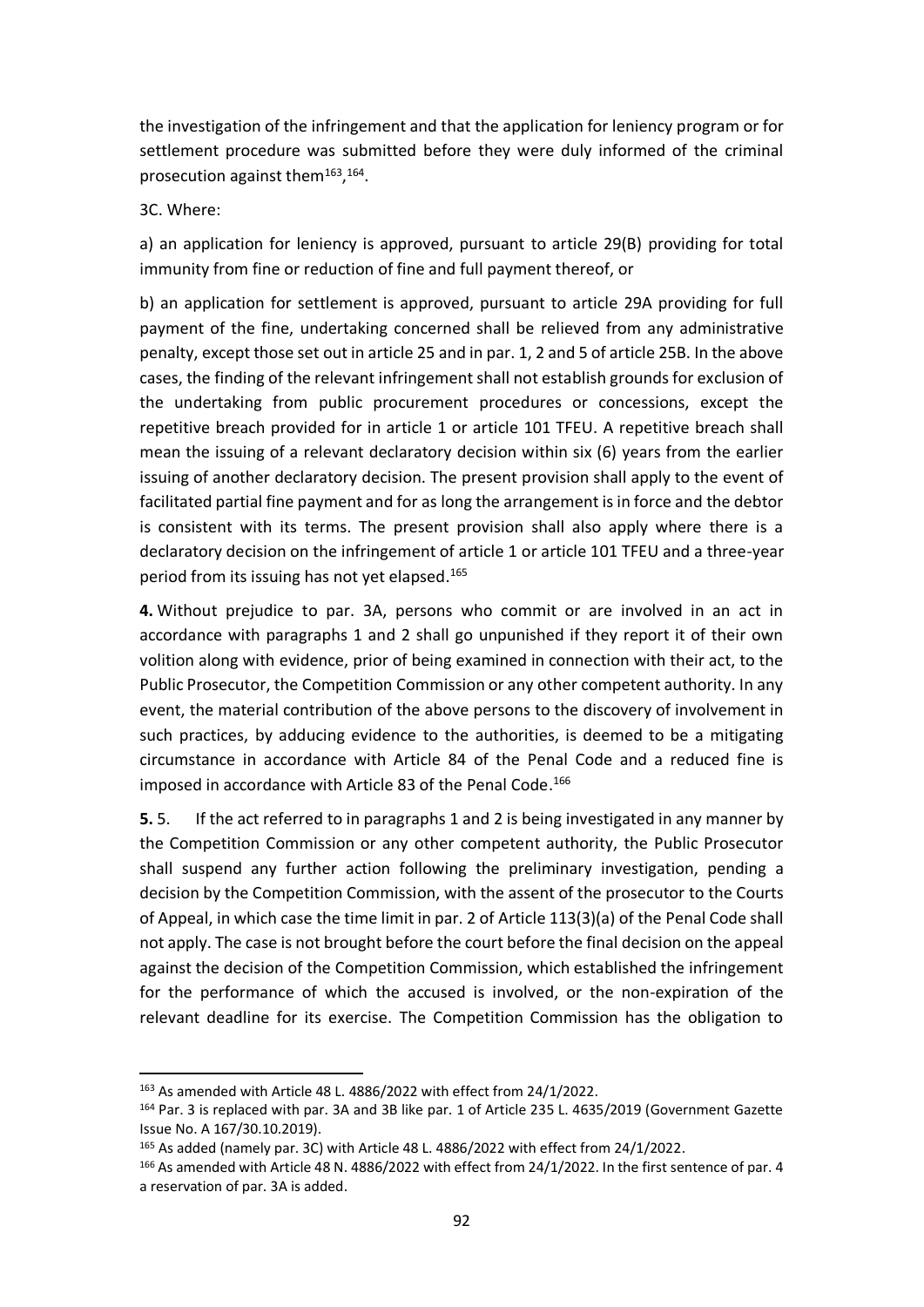the investigation of the infringement and that the application for leniency program or for settlement procedure was submitted before they were duly informed of the criminal prosecution against them[163],[164].

3C. Where:

a) an application for leniency is approved, pursuant to article 29(B) providing for total immunity from fine or reduction of fine and full payment thereof, or

b) an application for settlement is approved, pursuant to article 29A providing for full payment of the fine, undertaking concerned shall be relieved from any administrative penalty, except those set out in article 25 and in par. 1, 2 and 5 of article 25B. In the above cases, the finding of the relevant infringement shall not establish grounds for exclusion of the undertaking from public procurement procedures or concessions, except the repetitive breach provided for in article 1 or article 101 TFEU. A repetitive breach shall mean the issuing of a relevant declaratory decision within six (6) years from the earlier issuing of another declaratory decision. The present provision shall apply to the event of facilitated partial fine payment and for as long the arrangement is in force and the debtor is consistent with its terms. The present provision shall also apply where there is a declaratory decision on the infringement of article 1 or article 101 TFEU and a three-year period from its issuing has not yet elapsed.[165]

**4.** Without prejudice to par. 3A, persons who commit or are involved in an act in accordance with paragraphs 1 and 2 shall go unpunished if they report it of their own volition along with evidence, prior of being examined in connection with their act, to the Public Prosecutor, the Competition Commission or any other competent authority. In any event, the material contribution of the above persons to the discovery of involvement in such practices, by adducing evidence to the authorities, is deemed to be a mitigating circumstance in accordance with Article 84 of the Penal Code and a reduced fine is imposed in accordance with Article 83 of the Penal Code.[166]

**5.** 5. If the act referred to in paragraphs 1 and 2 is being investigated in any manner by the Competition Commission or any other competent authority, the Public Prosecutor shall suspend any further action following the preliminary investigation, pending a decision by the Competition Commission, with the assent of the prosecutor to the Courts of Appeal, in which case the time limit in par. 2 of Article 113(3)(a) of the Penal Code shall not apply. The case is not brought before the court before the final decision on the appeal against the decision of the Competition Commission, which established the infringement for the performance of which the accused is involved, or the non-expiration of the relevant deadline for its exercise. The Competition Commission has the obligation to

---

[163] As amended with Article 48 L. 4886/2022 with effect from 24/1/2022.

[164] Par. 3 is replaced with par. 3A and 3B like par. 1 of Article 235 L. 4635/2019 (Government Gazette Issue No. A 167/30.10.2019).

[165] As added (namely par. 3C) with Article 48 L. 4886/2022 with effect from 24/1/2022.

[166] As amended with Article 48 N. 4886/2022 with effect from 24/1/2022. In the first sentence of par. 4 a reservation of par. 3A is added.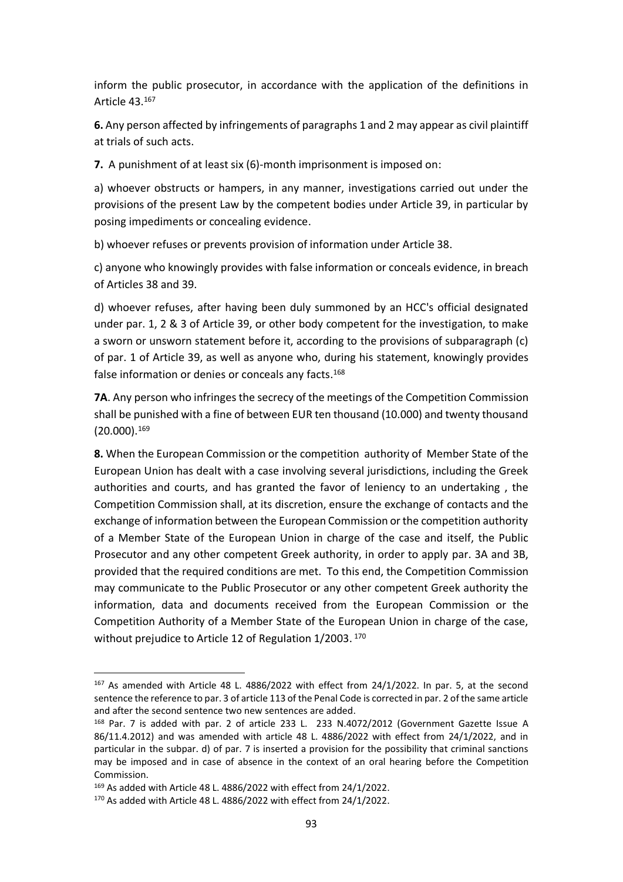inform the public prosecutor, in accordance with the application of the definitions in Article 43.[167]

**6.** Any person affected by infringements of paragraphs 1 and 2 may appear as civil plaintiff at trials of such acts.

**7.** A punishment of at least six (6)-month imprisonment is imposed on:

a) whoever obstructs or hampers, in any manner, investigations carried out under the provisions of the present Law by the competent bodies under Article 39, in particular by posing impediments or concealing evidence.

b) whoever refuses or prevents provision of information under Article 38.

c) anyone who knowingly provides with false information or conceals evidence, in breach of Articles 38 and 39.

d) whoever refuses, after having been duly summoned by an HCC's official designated under par. 1, 2 & 3 of Article 39, or other body competent for the investigation, to make a sworn or unsworn statement before it, according to the provisions of subparagraph (c) of par. 1 of Article 39, as well as anyone who, during his statement, knowingly provides false information or denies or conceals any facts.[168]

**7A**. Any person who infringes the secrecy of the meetings of the Competition Commission shall be punished with a fine of between EUR ten thousand (10.000) and twenty thousand (20.000).[169]

**8.** When the European Commission or the competition authority of Member State of the European Union has dealt with a case involving several jurisdictions, including the Greek authorities and courts, and has granted the favor of leniency to an undertaking , the Competition Commission shall, at its discretion, ensure the exchange of contacts and the exchange of information between the European Commission or the competition authority of a Member State of the European Union in charge of the case and itself, the Public Prosecutor and any other competent Greek authority, in order to apply par. 3A and 3B, provided that the required conditions are met. To this end, the Competition Commission may communicate to the Public Prosecutor or any other competent Greek authority the information, data and documents received from the European Commission or the Competition Authority of a Member State of the European Union in charge of the case, without prejudice to Article 12 of Regulation 1/2003. [170]

---

[167] As amended with Article 48 L. 4886/2022 with effect from 24/1/2022. In par. 5, at the second sentence the reference to par. 3 of article 113 of the Penal Code is corrected in par. 2 of the same article and after the second sentence two new sentences are added.

[168] Par. 7 is added with par. 2 of article 233 L. 233 N.4072/2012 (Government Gazette Issue A 86/11.4.2012) and was amended with article 48 L. 4886/2022 with effect from 24/1/2022, and in particular in the subpar. d) of par. 7 is inserted a provision for the possibility that criminal sanctions may be imposed and in case of absence in the context of an oral hearing before the Competition Commission.

[169] As added with Article 48 L. 4886/2022 with effect from 24/1/2022.

[170] As added with Article 48 L. 4886/2022 with effect from 24/1/2022.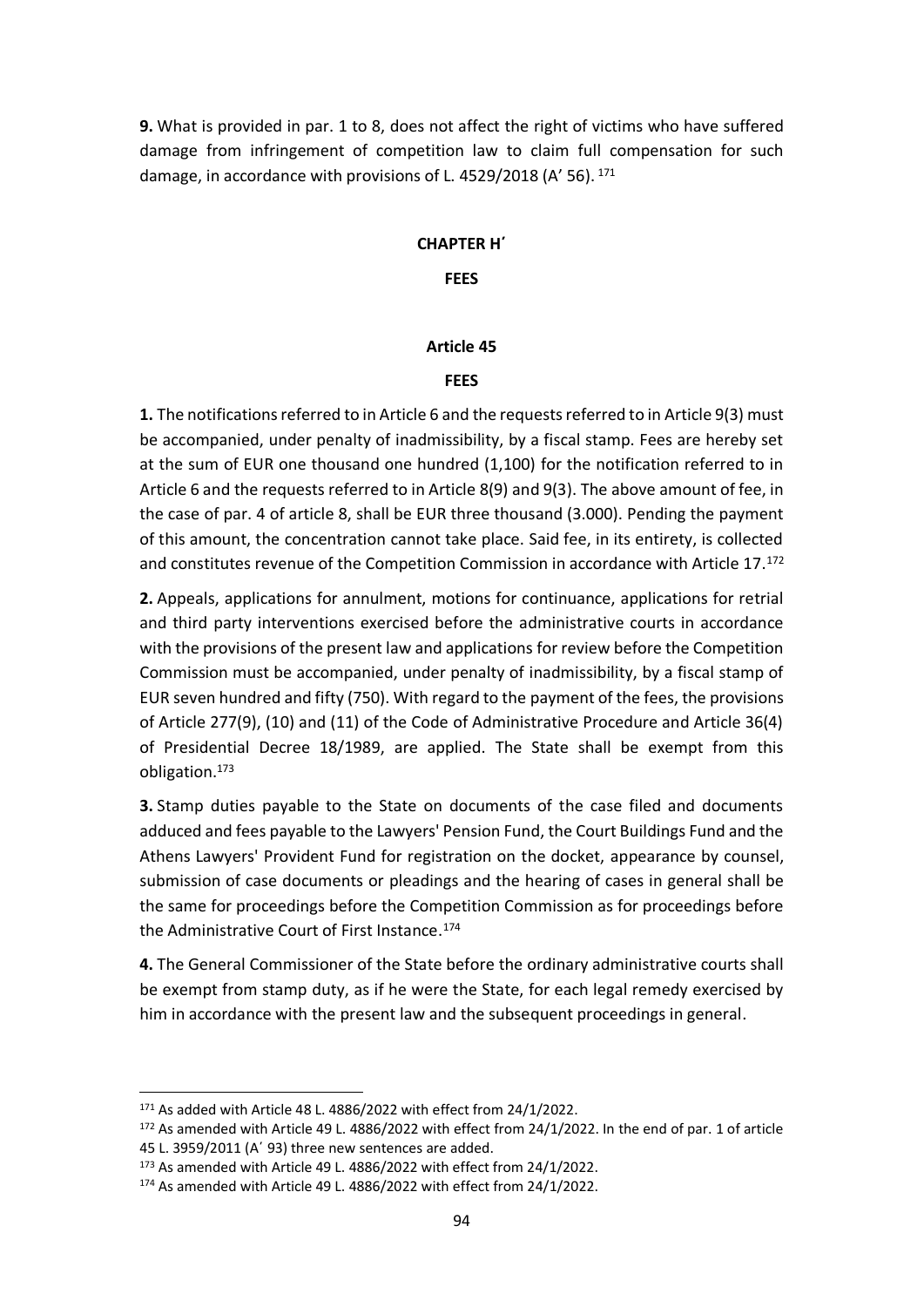**9.** What is provided in par. 1 to 8, does not affect the right of victims who have suffered damage from infringement of competition law to claim full compensation for such damage, in accordance with provisions of L. 4529/2018 (A' 56). [171]

## CHAPTER H΄

## FEES

### Article 45

### FEES

**1.** The notifications referred to in Article 6 and the requests referred to in Article 9(3) must be accompanied, under penalty of inadmissibility, by a fiscal stamp. Fees are hereby set at the sum of EUR one thousand one hundred (1,100) for the notification referred to in Article 6 and the requests referred to in Article 8(9) and 9(3). The above amount of fee, in the case of par. 4 of article 8, shall be EUR three thousand (3.000). Pending the payment of this amount, the concentration cannot take place. Said fee, in its entirety, is collected and constitutes revenue of the Competition Commission in accordance with Article 17.[172]

**2.** Appeals, applications for annulment, motions for continuance, applications for retrial and third party interventions exercised before the administrative courts in accordance with the provisions of the present law and applications for review before the Competition Commission must be accompanied, under penalty of inadmissibility, by a fiscal stamp of EUR seven hundred and fifty (750). With regard to the payment of the fees, the provisions of Article 277(9), (10) and (11) of the Code of Administrative Procedure and Article 36(4) of Presidential Decree 18/1989, are applied. The State shall be exempt from this obligation.[173]

**3.** Stamp duties payable to the State on documents of the case filed and documents adduced and fees payable to the Lawyers' Pension Fund, the Court Buildings Fund and the Athens Lawyers' Provident Fund for registration on the docket, appearance by counsel, submission of case documents or pleadings and the hearing of cases in general shall be the same for proceedings before the Competition Commission as for proceedings before the Administrative Court of First Instance.[174]

**4.** The General Commissioner of the State before the ordinary administrative courts shall be exempt from stamp duty, as if he were the State, for each legal remedy exercised by him in accordance with the present law and the subsequent proceedings in general.

---

[171] As added with Article 48 L. 4886/2022 with effect from 24/1/2022.

[172] As amended with Article 49 L. 4886/2022 with effect from 24/1/2022. In the end of par. 1 of article 45 L. 3959/2011 (A΄ 93) three new sentences are added.

[173] As amended with Article 49 L. 4886/2022 with effect from 24/1/2022.

[174] As amended with Article 49 L. 4886/2022 with effect from 24/1/2022.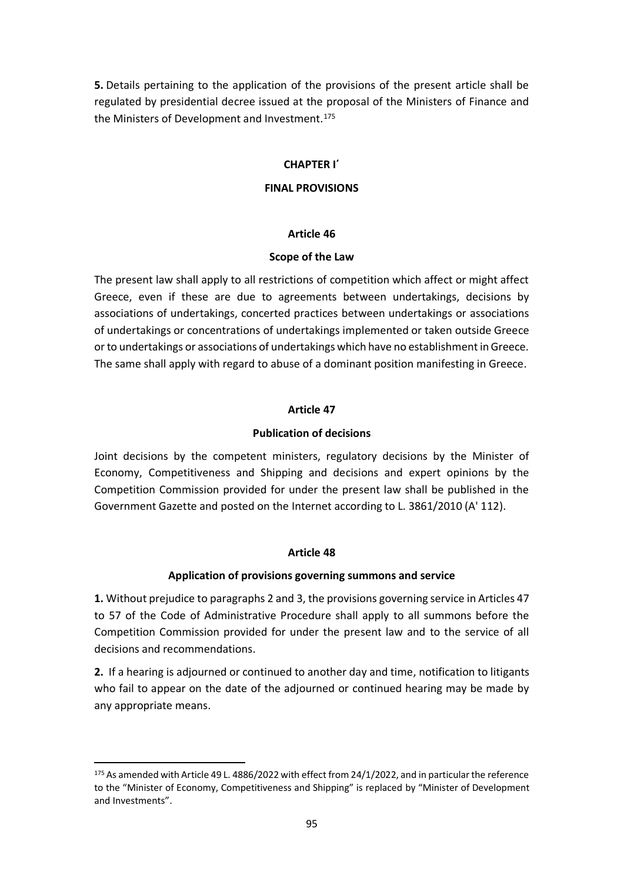**5.** Details pertaining to the application of the provisions of the present article shall be regulated by presidential decree issued at the proposal of the Ministers of Finance and the Ministers of Development and Investment.[175]

**CHAPTER I΄**

**FINAL PROVISIONS**

**Article 46**

**Scope of the Law**

The present law shall apply to all restrictions of competition which affect or might affect Greece, even if these are due to agreements between undertakings, decisions by associations of undertakings, concerted practices between undertakings or associations of undertakings or concentrations of undertakings implemented or taken outside Greece or to undertakings or associations of undertakings which have no establishment in Greece. The same shall apply with regard to abuse of a dominant position manifesting in Greece.

**Article 47**

**Publication of decisions**

Joint decisions by the competent ministers, regulatory decisions by the Minister of Economy, Competitiveness and Shipping and decisions and expert opinions by the Competition Commission provided for under the present law shall be published in the Government Gazette and posted on the Internet according to L. 3861/2010 (A' 112).

**Article 48**

**Application of provisions governing summons and service**

**1.** Without prejudice to paragraphs 2 and 3, the provisions governing service in Articles 47 to 57 of the Code of Administrative Procedure shall apply to all summons before the Competition Commission provided for under the present law and to the service of all decisions and recommendations.

**2.** If a hearing is adjourned or continued to another day and time, notification to litigants who fail to appear on the date of the adjourned or continued hearing may be made by any appropriate means.

---

[175] As amended with Article 49 L. 4886/2022 with effect from 24/1/2022, and in particular the reference to the "Minister of Economy, Competitiveness and Shipping" is replaced by "Minister of Development and Investments".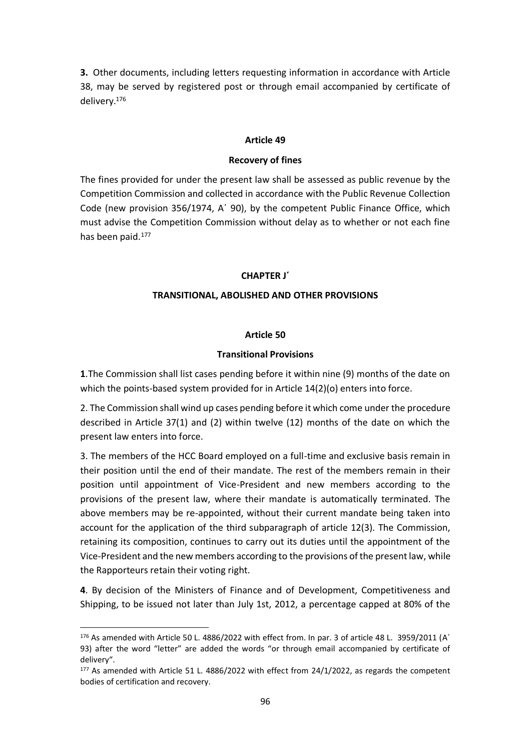**3.** Other documents, including letters requesting information in accordance with Article 38, may be served by registered post or through email accompanied by certificate of delivery.[176]

### Article 49

### Recovery of fines

The fines provided for under the present law shall be assessed as public revenue by the Competition Commission and collected in accordance with the Public Revenue Collection Code (new provision 356/1974, A΄ 90), by the competent Public Finance Office, which must advise the Competition Commission without delay as to whether or not each fine has been paid.[177]

## CHAPTER J΄

## TRANSITIONAL, ABOLISHED AND OTHER PROVISIONS

### Article 50

### Transitional Provisions

**1**.The Commission shall list cases pending before it within nine (9) months of the date on which the points-based system provided for in Article 14(2)(o) enters into force.

2. The Commission shall wind up cases pending before it which come under the procedure described in Article 37(1) and (2) within twelve (12) months of the date on which the present law enters into force.

3. The members of the HCC Board employed on a full-time and exclusive basis remain in their position until the end of their mandate. The rest of the members remain in their position until appointment of Vice-President and new members according to the provisions of the present law, where their mandate is automatically terminated. The above members may be re-appointed, without their current mandate being taken into account for the application of the third subparagraph of article 12(3). The Commission, retaining its composition, continues to carry out its duties until the appointment of the Vice-President and the new members according to the provisions of the present law, while the Rapporteurs retain their voting right.

**4**. By decision of the Ministers of Finance and of Development, Competitiveness and Shipping, to be issued not later than July 1st, 2012, a percentage capped at 80% of the

---

[176] As amended with Article 50 L. 4886/2022 with effect from. In par. 3 of article 48 L. 3959/2011 (A΄ 93) after the word "letter" are added the words "or through email accompanied by certificate of delivery".

[177] As amended with Article 51 L. 4886/2022 with effect from 24/1/2022, as regards the competent bodies of certification and recovery.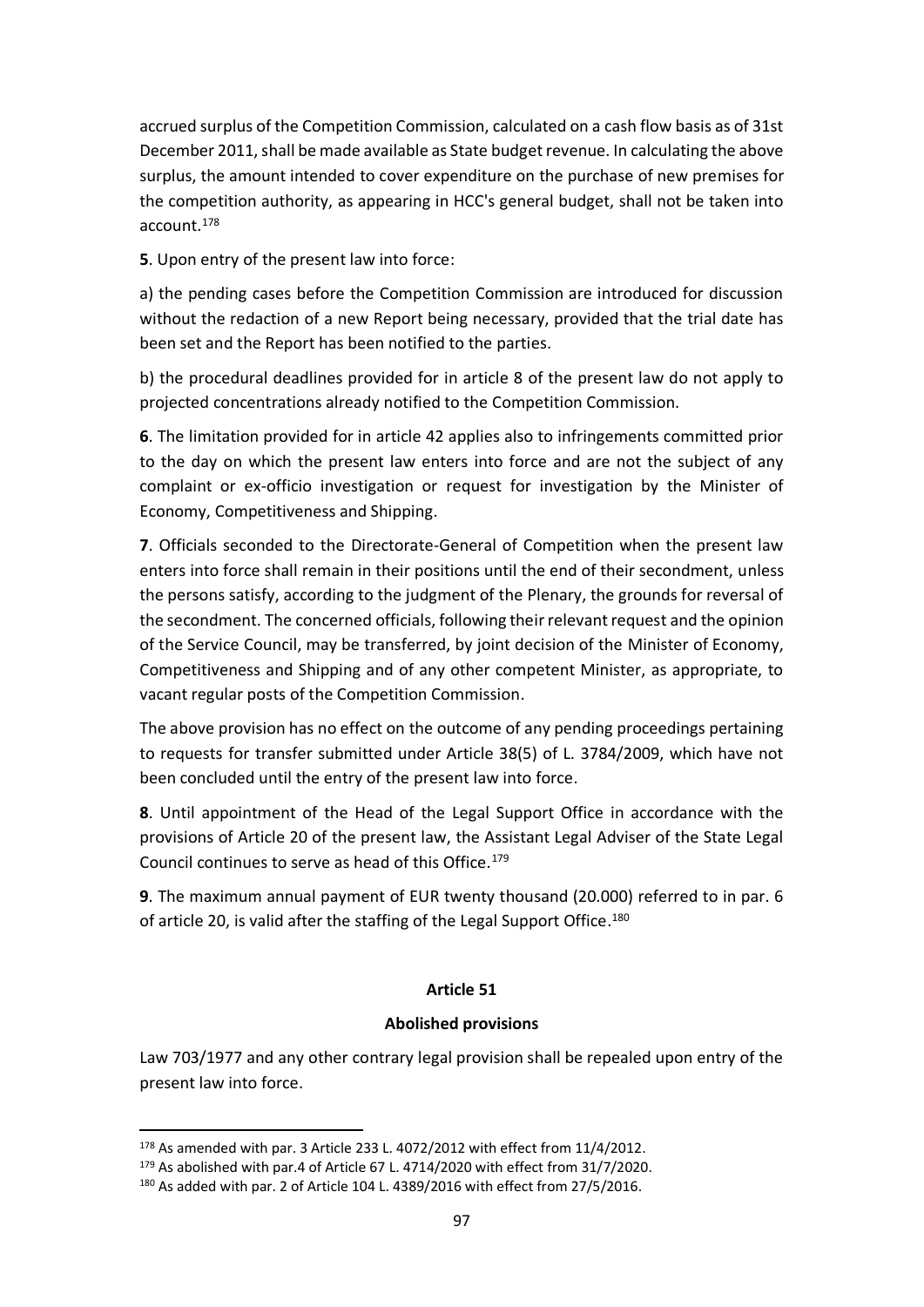accrued surplus of the Competition Commission, calculated on a cash flow basis as of 31st December 2011, shall be made available as State budget revenue. In calculating the above surplus, the amount intended to cover expenditure on the purchase of new premises for the competition authority, as appearing in HCC's general budget, shall not be taken into account.[178]

**5**. Upon entry of the present law into force:

a) the pending cases before the Competition Commission are introduced for discussion without the redaction of a new Report being necessary, provided that the trial date has been set and the Report has been notified to the parties.

b) the procedural deadlines provided for in article 8 of the present law do not apply to projected concentrations already notified to the Competition Commission.

**6**. The limitation provided for in article 42 applies also to infringements committed prior to the day on which the present law enters into force and are not the subject of any complaint or ex-officio investigation or request for investigation by the Minister of Economy, Competitiveness and Shipping.

**7**. Officials seconded to the Directorate-General of Competition when the present law enters into force shall remain in their positions until the end of their secondment, unless the persons satisfy, according to the judgment of the Plenary, the grounds for reversal of the secondment. The concerned officials, following their relevant request and the opinion of the Service Council, may be transferred, by joint decision of the Minister of Economy, Competitiveness and Shipping and of any other competent Minister, as appropriate, to vacant regular posts of the Competition Commission.

The above provision has no effect on the outcome of any pending proceedings pertaining to requests for transfer submitted under Article 38(5) of L. 3784/2009, which have not been concluded until the entry of the present law into force.

**8**. Until appointment of the Head of the Legal Support Office in accordance with the provisions of Article 20 of the present law, the Assistant Legal Adviser of the State Legal Council continues to serve as head of this Office.[179]

**9**. The maximum annual payment of EUR twenty thousand (20.000) referred to in par. 6 of article 20, is valid after the staffing of the Legal Support Office.[180]

**Article 51**

**Abolished provisions**

Law 703/1977 and any other contrary legal provision shall be repealed upon entry of the present law into force.

---

[178] As amended with par. 3 Article 233 L. 4072/2012 with effect from 11/4/2012.

[179] As abolished with par.4 of Article 67 L. 4714/2020 with effect from 31/7/2020.

[180] As added with par. 2 of Article 104 L. 4389/2016 with effect from 27/5/2016.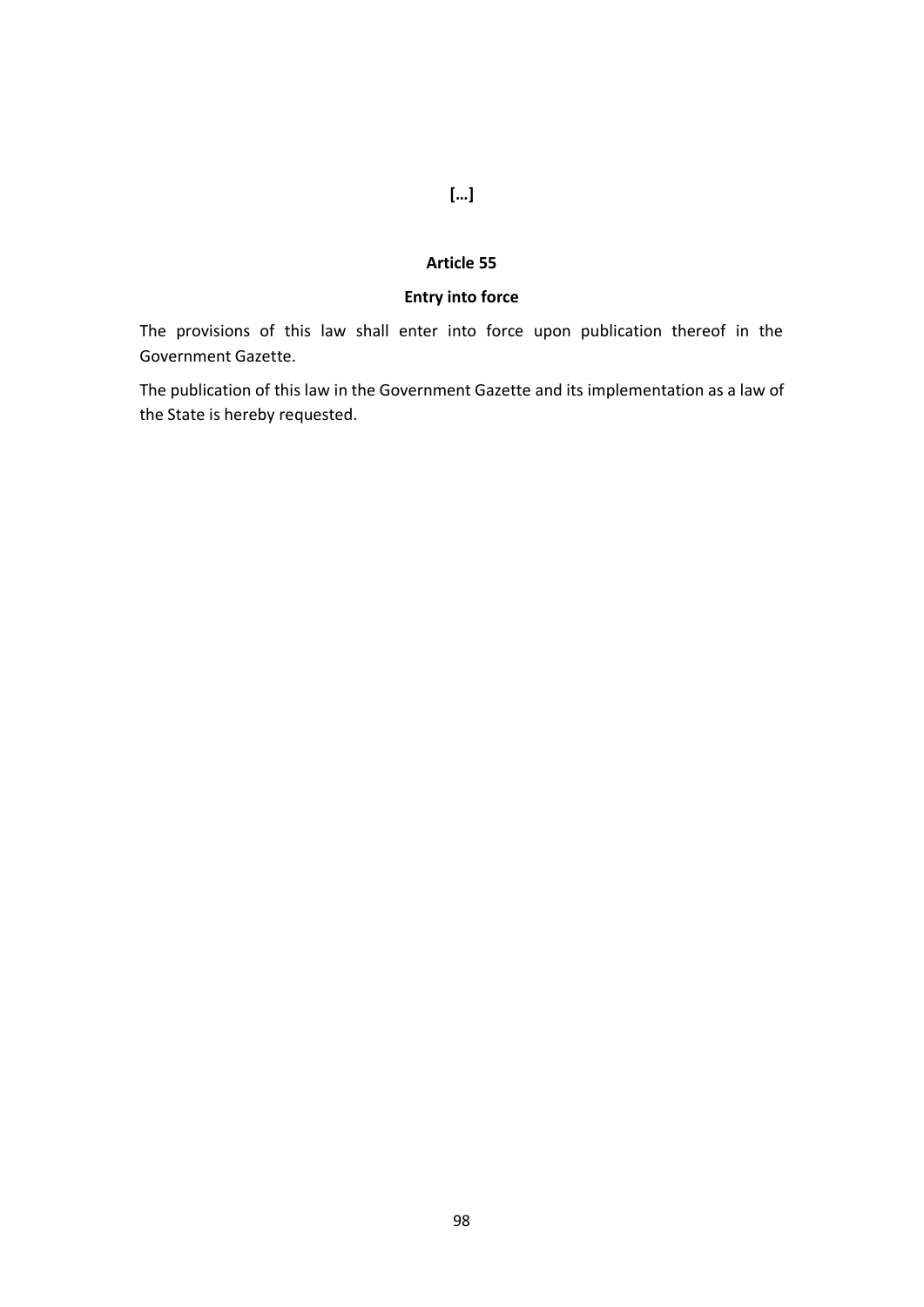**[…]**

### Article 55

### Entry into force

The provisions of this law shall enter into force upon publication thereof in the Government Gazette.

The publication of this law in the Government Gazette and its implementation as a law of the State is hereby requested.